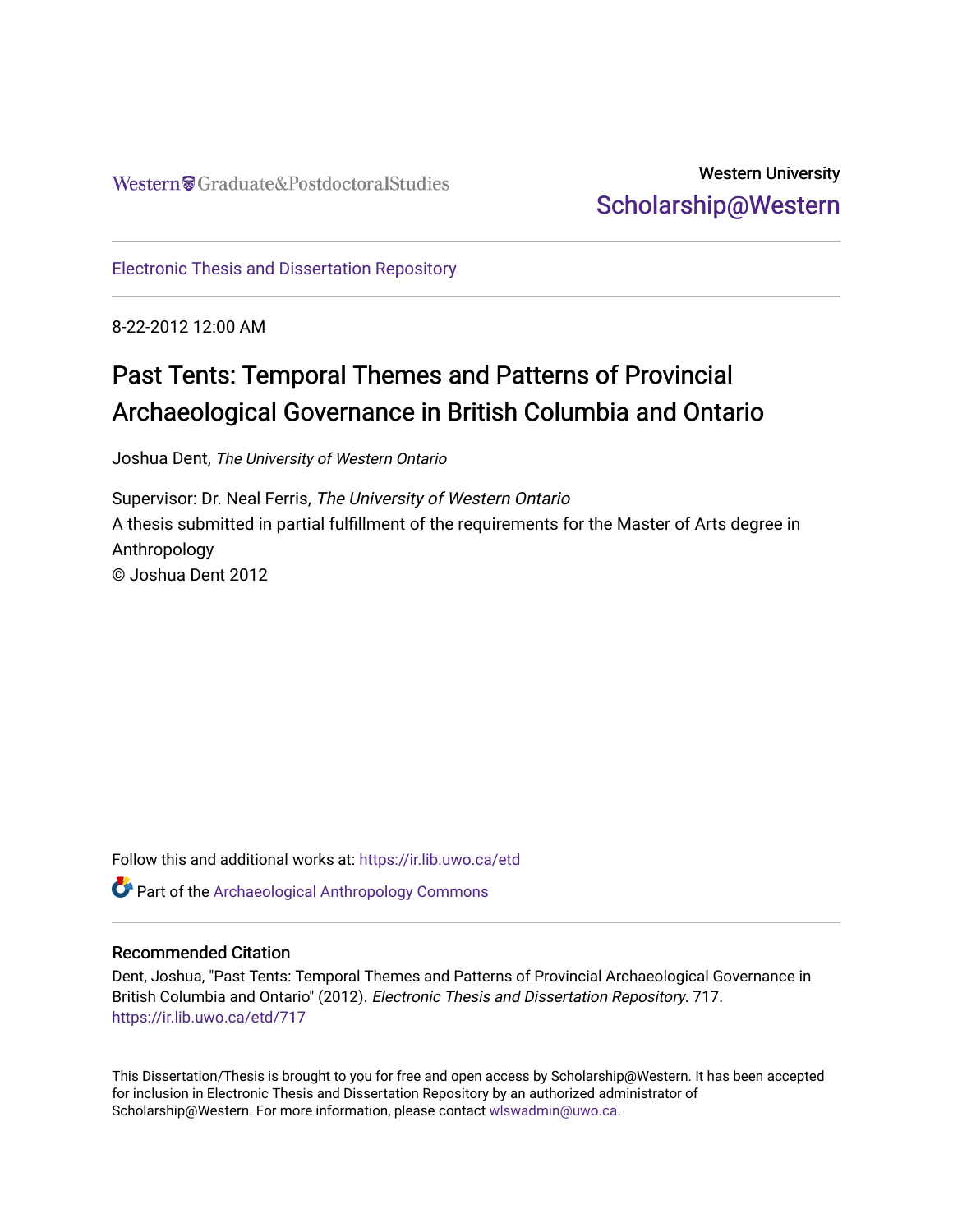Western Graduate&PostdoctoralStudies

Western University
Scholarship@Western

Electronic Thesis and Dissertation Repository

8-22-2012 12:00 AM

# Past Tents: Temporal Themes and Patterns of Provincial Archaeological Governance in British Columbia and Ontario

Joshua Dent, *The University of Western Ontario*

Supervisor: Dr. Neal Ferris, *The University of Western Ontario*
A thesis submitted in partial fulfillment of the requirements for the Master of Arts degree in Anthropology
© Joshua Dent 2012

Follow this and additional works at: https://ir.lib.uwo.ca/etd

Part of the Archaeological Anthropology Commons

## Recommended Citation

Dent, Joshua, "Past Tents: Temporal Themes and Patterns of Provincial Archaeological Governance in British Columbia and Ontario" (2012). *Electronic Thesis and Dissertation Repository*. 717.
https://ir.lib.uwo.ca/etd/717

This Dissertation/Thesis is brought to you for free and open access by Scholarship@Western. It has been accepted for inclusion in Electronic Thesis and Dissertation Repository by an authorized administrator of Scholarship@Western. For more information, please contact wlswadmin@uwo.ca.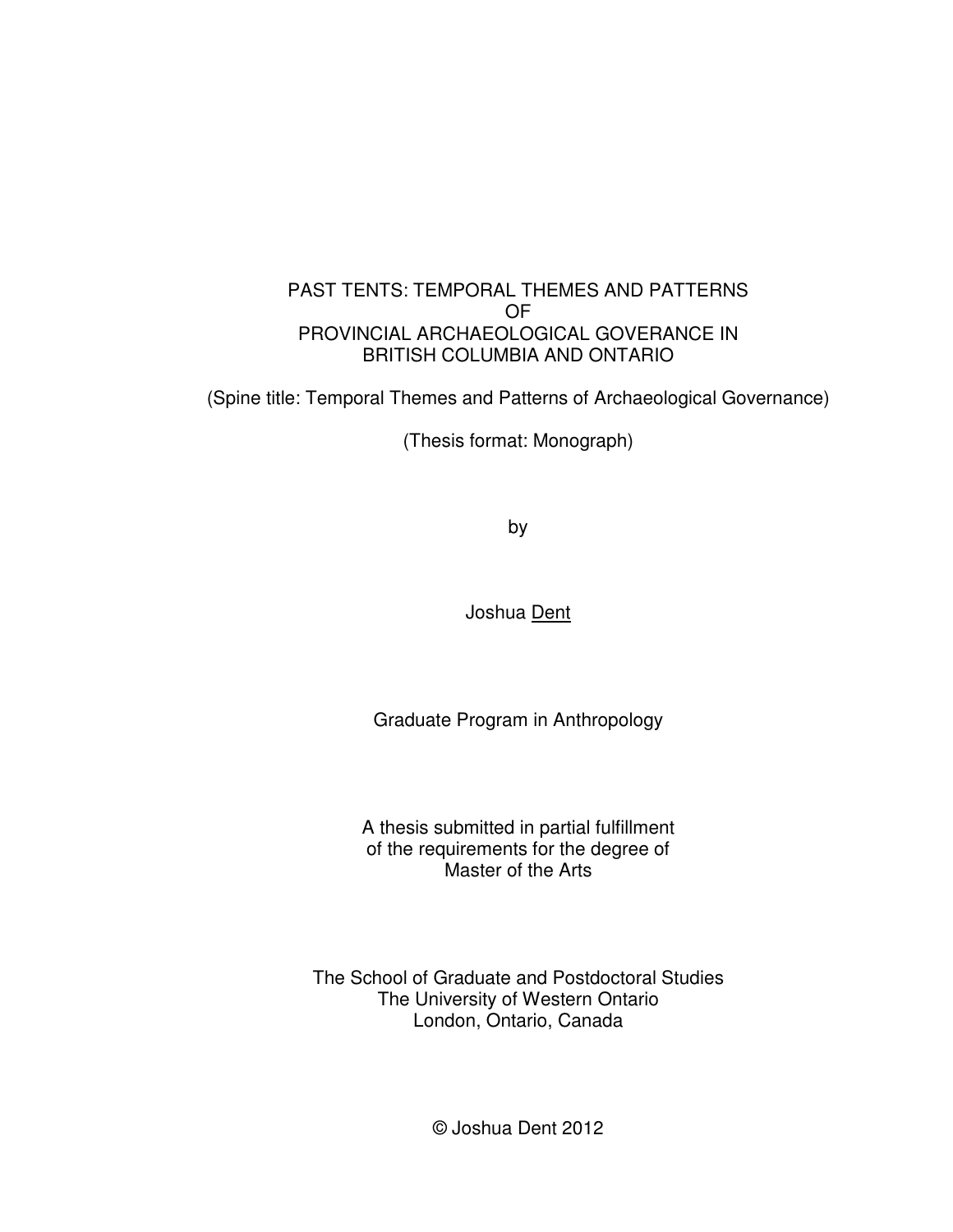PAST TENTS: TEMPORAL THEMES AND PATTERNS
OF
PROVINCIAL ARCHAEOLOGICAL GOVERANCE IN
BRITISH COLUMBIA AND ONTARIO

(Spine title: Temporal Themes and Patterns of Archaeological Governance)

(Thesis format: Monograph)

by

Joshua Dent

Graduate Program in Anthropology

A thesis submitted in partial fulfillment
of the requirements for the degree of
Master of the Arts

The School of Graduate and Postdoctoral Studies
The University of Western Ontario
London, Ontario, Canada

© Joshua Dent 2012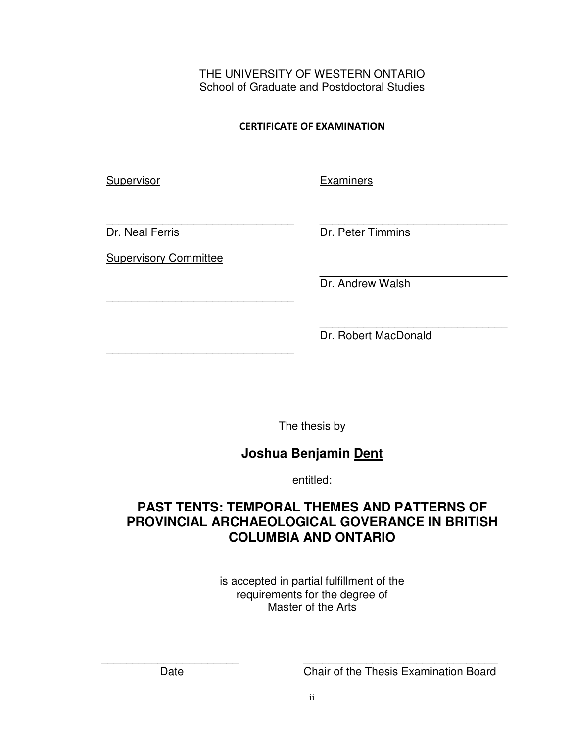THE UNIVERSITY OF WESTERN ONTARIO
School of Graduate and Postdoctoral Studies

**CERTIFICATE OF EXAMINATION**

| Supervisor | Examiners |
|---|---|
| ______________________________ | ______________________________ |
| Dr. Neal Ferris | Dr. Peter Timmins |
| Supervisory Committee | |
| | ______________________________ |
| | Dr. Andrew Walsh |
| ______________________________ | |
| | ______________________________ |
| | Dr. Robert MacDonald |
| ______________________________ | |

The thesis by

**Joshua Benjamin Dent**

entitled:

**PAST TENTS: TEMPORAL THEMES AND PATTERNS OF PROVINCIAL ARCHAEOLOGICAL GOVERANCE IN BRITISH COLUMBIA AND ONTARIO**

is accepted in partial fulfillment of the
requirements for the degree of
Master of the Arts

| ______________________ | ______________________________ |
|---|---|
| Date | Chair of the Thesis Examination Board |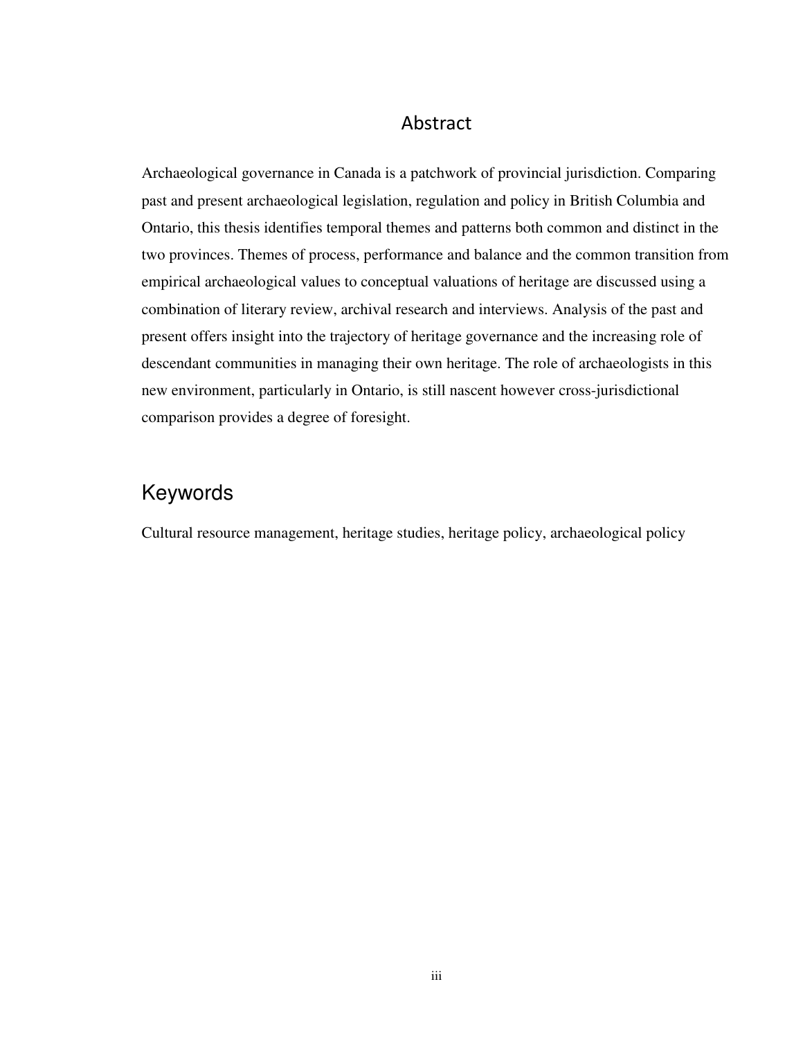# Abstract

Archaeological governance in Canada is a patchwork of provincial jurisdiction. Comparing past and present archaeological legislation, regulation and policy in British Columbia and Ontario, this thesis identifies temporal themes and patterns both common and distinct in the two provinces. Themes of process, performance and balance and the common transition from empirical archaeological values to conceptual valuations of heritage are discussed using a combination of literary review, archival research and interviews. Analysis of the past and present offers insight into the trajectory of heritage governance and the increasing role of descendant communities in managing their own heritage. The role of archaeologists in this new environment, particularly in Ontario, is still nascent however cross-jurisdictional comparison provides a degree of foresight.

# Keywords

Cultural resource management, heritage studies, heritage policy, archaeological policy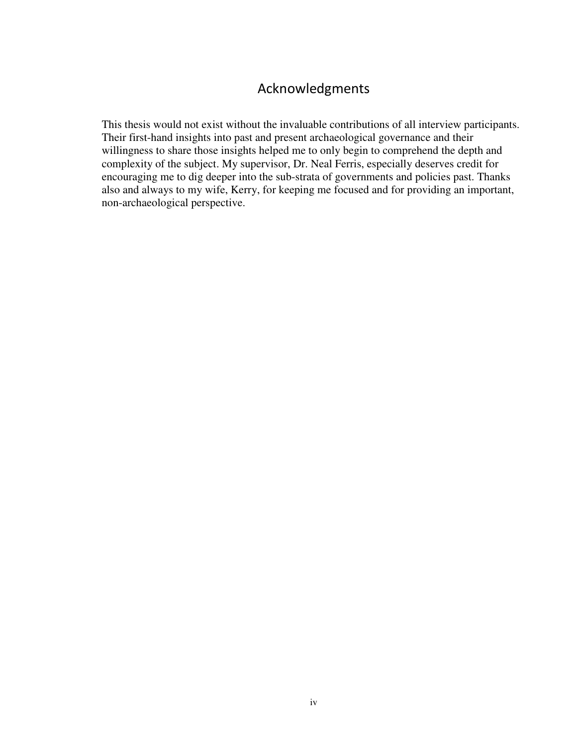# Acknowledgments

This thesis would not exist without the invaluable contributions of all interview participants. Their first-hand insights into past and present archaeological governance and their willingness to share those insights helped me to only begin to comprehend the depth and complexity of the subject. My supervisor, Dr. Neal Ferris, especially deserves credit for encouraging me to dig deeper into the sub-strata of governments and policies past. Thanks also and always to my wife, Kerry, for keeping me focused and for providing an important, non-archaeological perspective.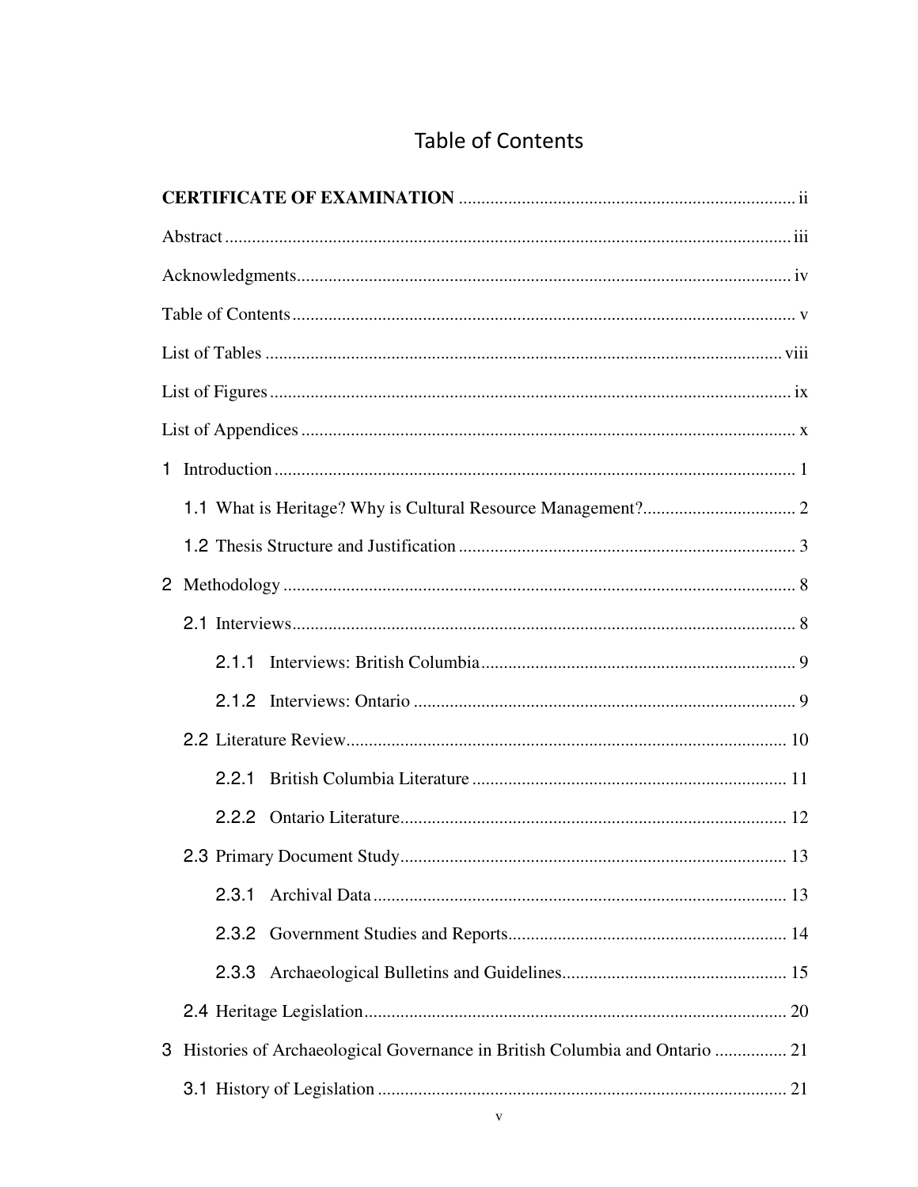# Table of Contents

**CERTIFICATE OF EXAMINATION** ........................................................................... ii

Abstract ............................................................................................................................ iii

Acknowledgments ............................................................................................................ iv

Table of Contents .............................................................................................................. v

List of Tables .................................................................................................................. viii

List of Figures .................................................................................................................. ix

List of Appendices ............................................................................................................ x

1 Introduction ................................................................................................................... 1

1.1 What is Heritage? Why is Cultural Resource Management? .................................. 2

1.2 Thesis Structure and Justification ........................................................................... 3

2 Methodology ................................................................................................................. 8

2.1 Interviews ............................................................................................................... 8

2.1.1 Interviews: British Columbia ...................................................................... 9

2.1.2 Interviews: Ontario ..................................................................................... 9

2.2 Literature Review .................................................................................................. 10

2.2.1 British Columbia Literature ...................................................................... 11

2.2.2 Ontario Literature ...................................................................................... 12

2.3 Primary Document Study ...................................................................................... 13

2.3.1 Archival Data ............................................................................................ 13

2.3.2 Government Studies and Reports .............................................................. 14

2.3.3 Archaeological Bulletins and Guidelines .................................................. 15

2.4 Heritage Legislation .............................................................................................. 20

3 Histories of Archaeological Governance in British Columbia and Ontario ................ 21

3.1 History of Legislation ............................................................................................ 21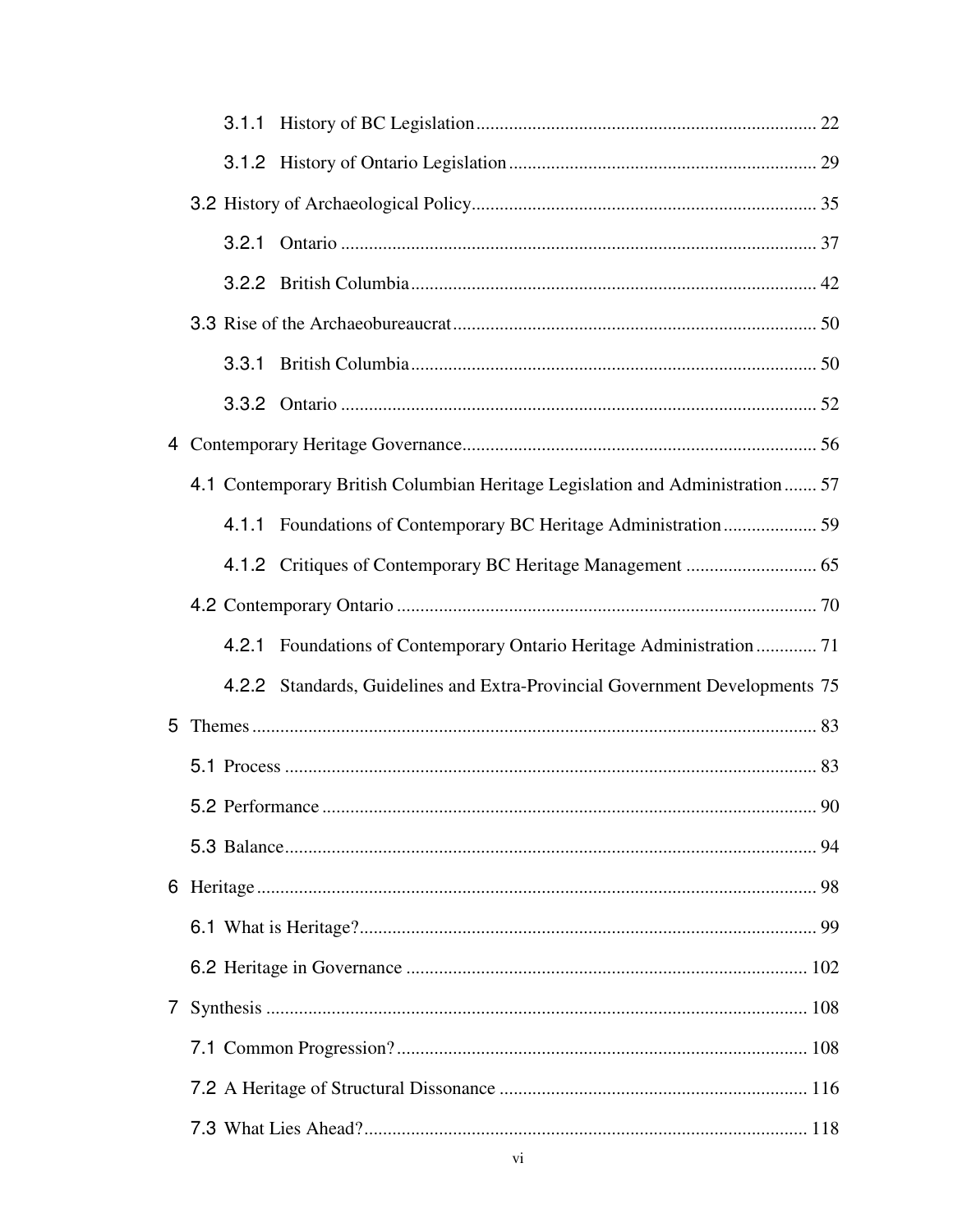3.1.1 History of BC Legislation ........................................................................ 22

3.1.2 History of Ontario Legislation ................................................................. 29

3.2 History of Archaeological Policy ........................................................................ 35

3.2.1 Ontario ..................................................................................................... 37

3.2.2 British Columbia ...................................................................................... 42

3.3 Rise of the Archaeobureaucrat ............................................................................ 50

3.3.1 British Columbia ...................................................................................... 50

3.3.2 Ontario ..................................................................................................... 52

4 Contemporary Heritage Governance ........................................................................... 56

4.1 Contemporary British Columbian Heritage Legislation and Administration ....... 57

4.1.1 Foundations of Contemporary BC Heritage Administration .................... 59

4.1.2 Critiques of Contemporary BC Heritage Management ............................ 65

4.2 Contemporary Ontario ......................................................................................... 70

4.2.1 Foundations of Contemporary Ontario Heritage Administration ............. 71

4.2.2 Standards, Guidelines and Extra-Provincial Government Developments 75

5 Themes ........................................................................................................................ 83

5.1 Process ................................................................................................................. 83

5.2 Performance ......................................................................................................... 90

5.3 Balance ................................................................................................................. 94

6 Heritage ....................................................................................................................... 98

6.1 What is Heritage? ................................................................................................. 99

6.2 Heritage in Governance ...................................................................................... 102

7 Synthesis .................................................................................................................... 108

7.1 Common Progression? ........................................................................................ 108

7.2 A Heritage of Structural Dissonance .................................................................. 116

7.3 What Lies Ahead? ............................................................................................... 118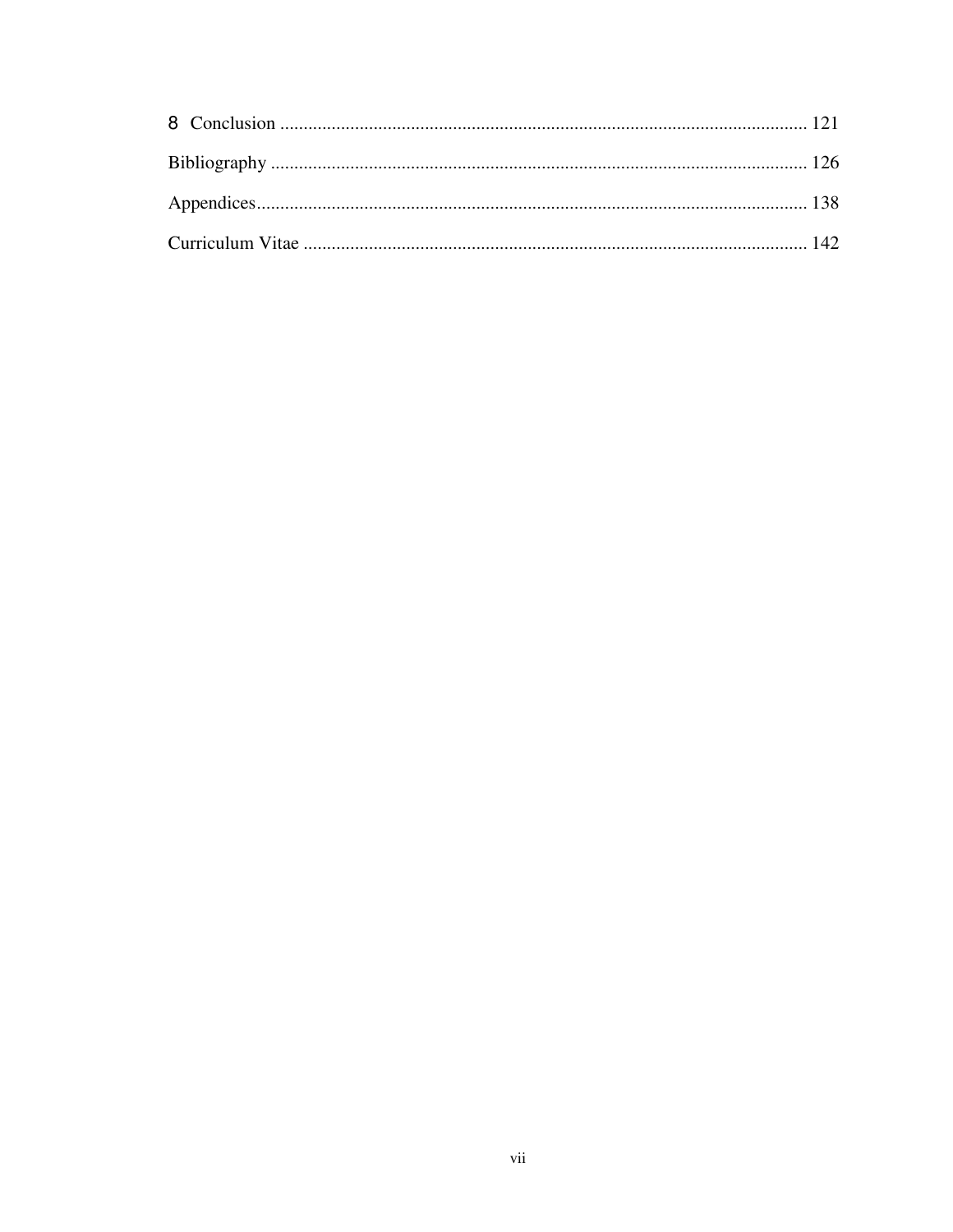8 Conclusion ................................................................................................................ 121

Bibliography .................................................................................................................. 126

Appendices...................................................................................................................... 138

Curriculum Vitae ........................................................................................................... 142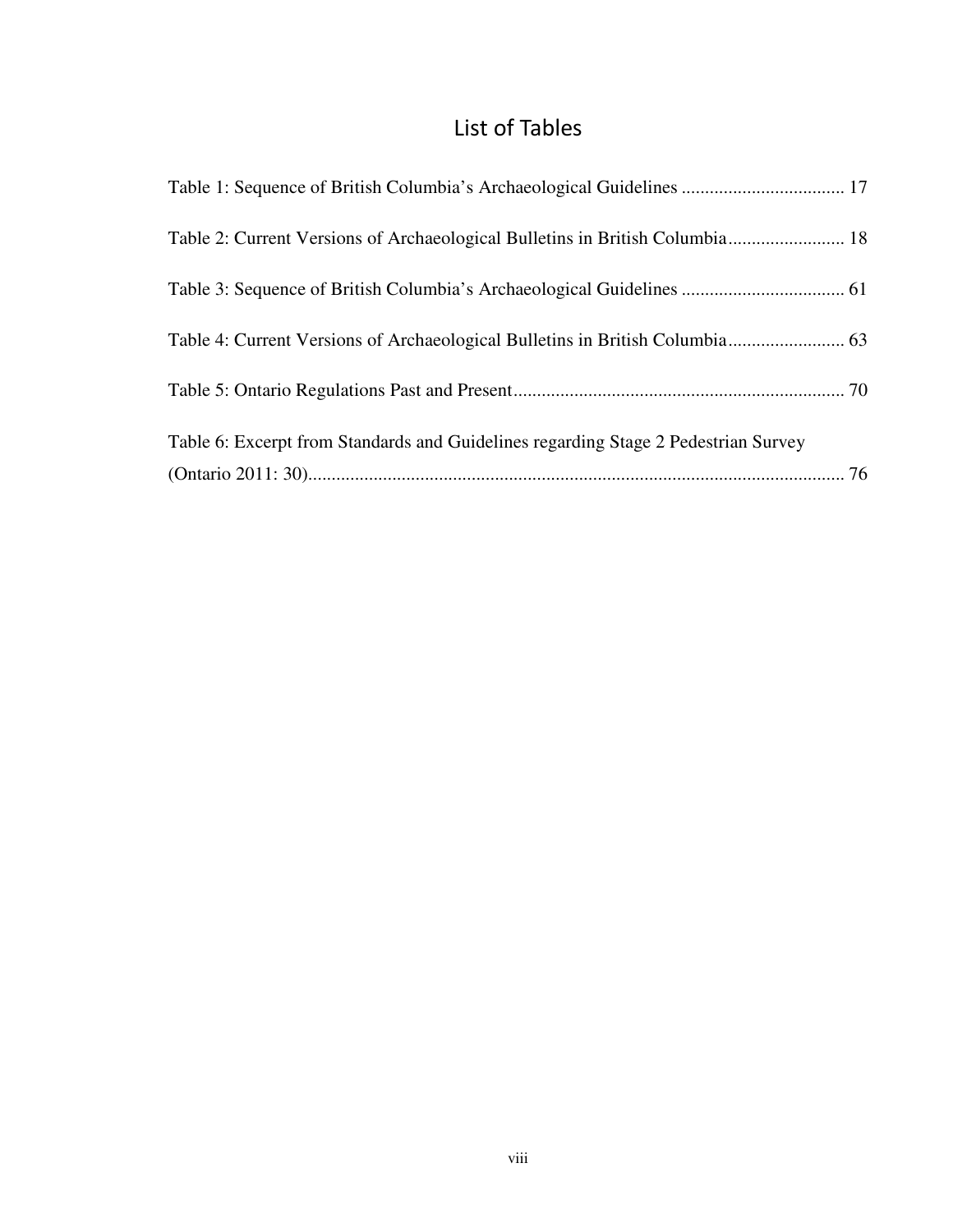# List of Tables

Table 1: Sequence of British Columbia's Archaeological Guidelines .................................. 17

Table 2: Current Versions of Archaeological Bulletins in British Columbia......................... 18

Table 3: Sequence of British Columbia's Archaeological Guidelines .................................. 61

Table 4: Current Versions of Archaeological Bulletins in British Columbia......................... 63

Table 5: Ontario Regulations Past and Present...................................................................... 70

Table 6: Excerpt from Standards and Guidelines regarding Stage 2 Pedestrian Survey (Ontario 2011: 30)................................................................................................................ 76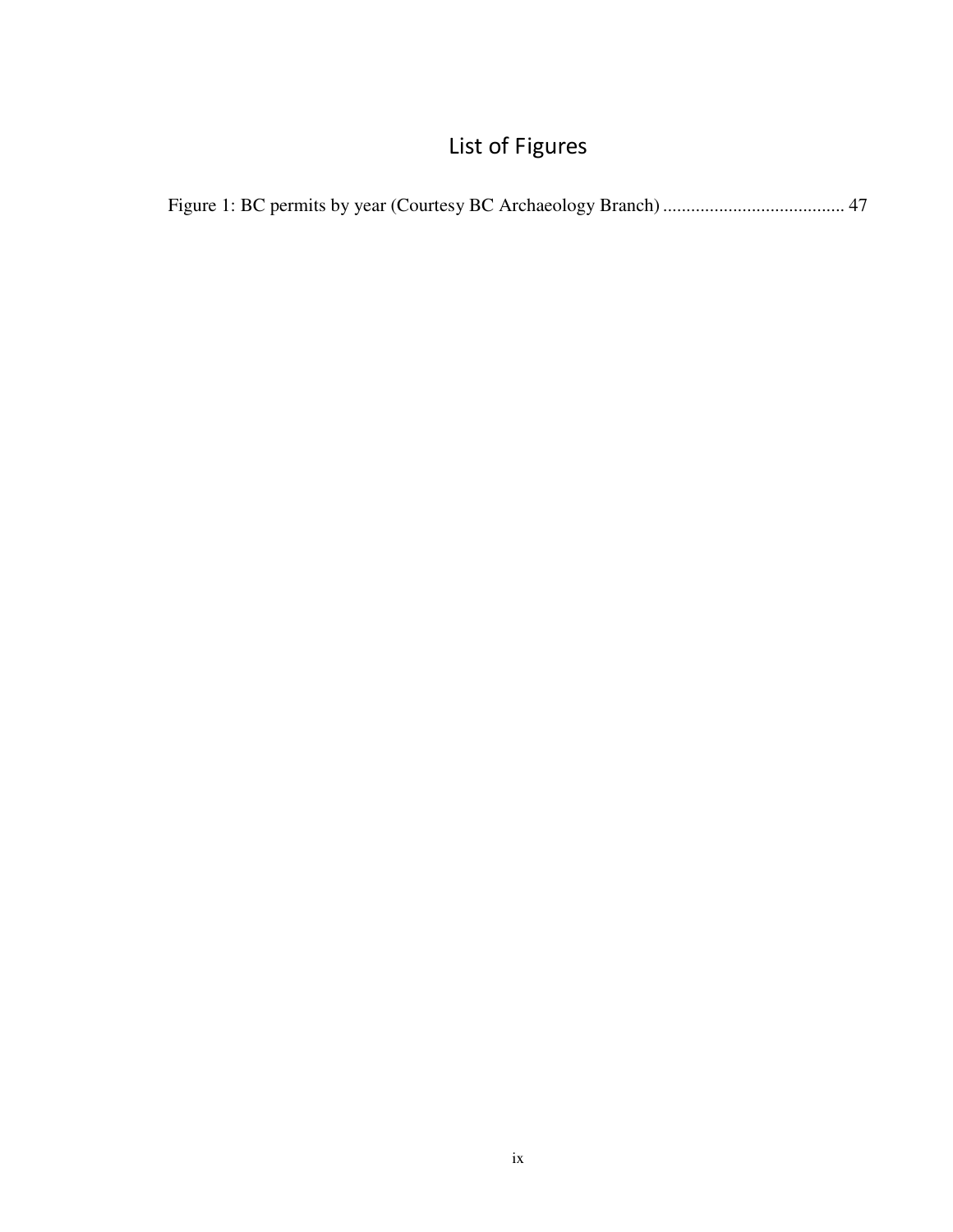# List of Figures

Figure 1: BC permits by year (Courtesy BC Archaeology Branch) ....................................... 47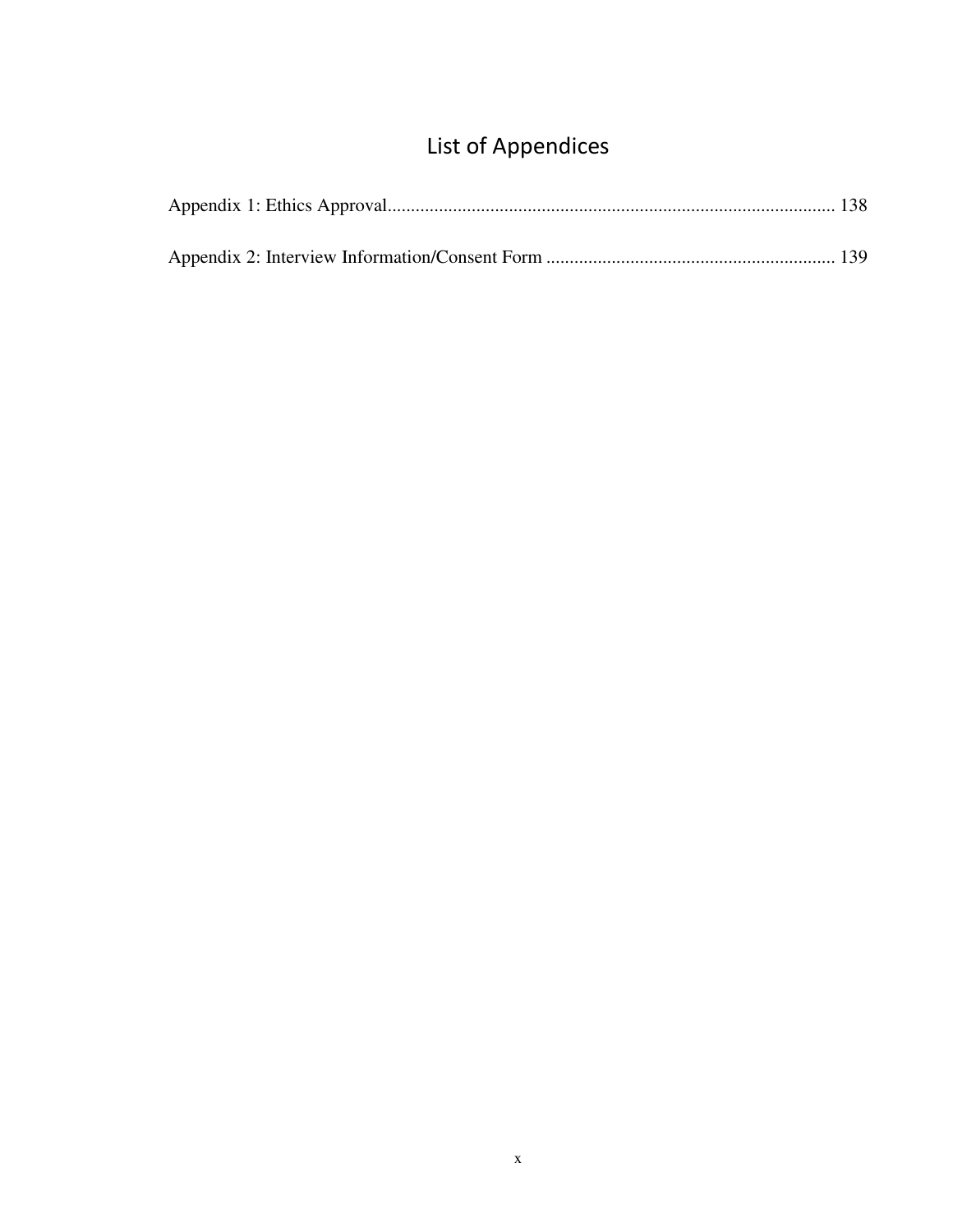# List of Appendices

Appendix 1: Ethics Approval ................................................................................................ 138

Appendix 2: Interview Information/Consent Form ............................................................. 139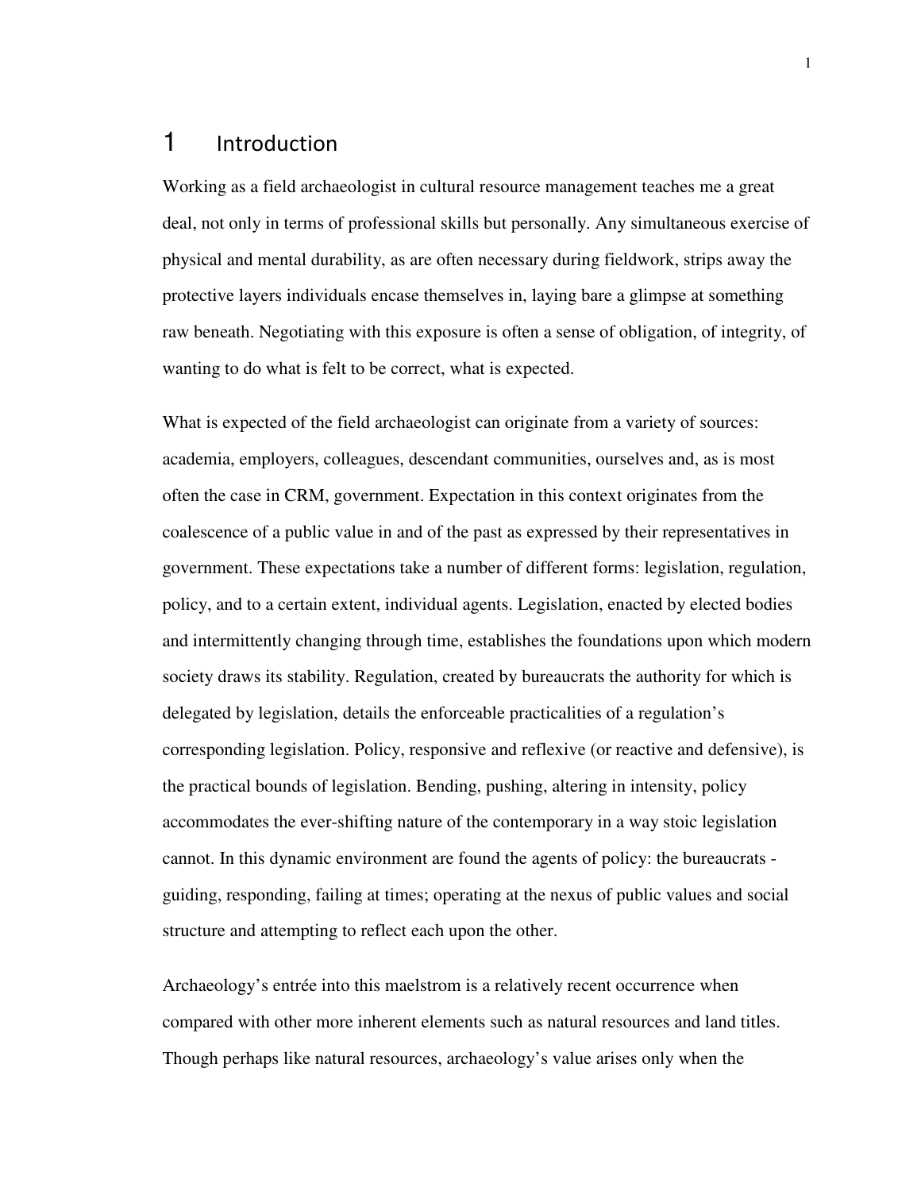# 1 Introduction

Working as a field archaeologist in cultural resource management teaches me a great deal, not only in terms of professional skills but personally. Any simultaneous exercise of physical and mental durability, as are often necessary during fieldwork, strips away the protective layers individuals encase themselves in, laying bare a glimpse at something raw beneath. Negotiating with this exposure is often a sense of obligation, of integrity, of wanting to do what is felt to be correct, what is expected.

What is expected of the field archaeologist can originate from a variety of sources: academia, employers, colleagues, descendant communities, ourselves and, as is most often the case in CRM, government. Expectation in this context originates from the coalescence of a public value in and of the past as expressed by their representatives in government. These expectations take a number of different forms: legislation, regulation, policy, and to a certain extent, individual agents. Legislation, enacted by elected bodies and intermittently changing through time, establishes the foundations upon which modern society draws its stability. Regulation, created by bureaucrats the authority for which is delegated by legislation, details the enforceable practicalities of a regulation's corresponding legislation. Policy, responsive and reflexive (or reactive and defensive), is the practical bounds of legislation. Bending, pushing, altering in intensity, policy accommodates the ever-shifting nature of the contemporary in a way stoic legislation cannot. In this dynamic environment are found the agents of policy: the bureaucrats - guiding, responding, failing at times; operating at the nexus of public values and social structure and attempting to reflect each upon the other.

Archaeology's entrée into this maelstrom is a relatively recent occurrence when compared with other more inherent elements such as natural resources and land titles. Though perhaps like natural resources, archaeology's value arises only when the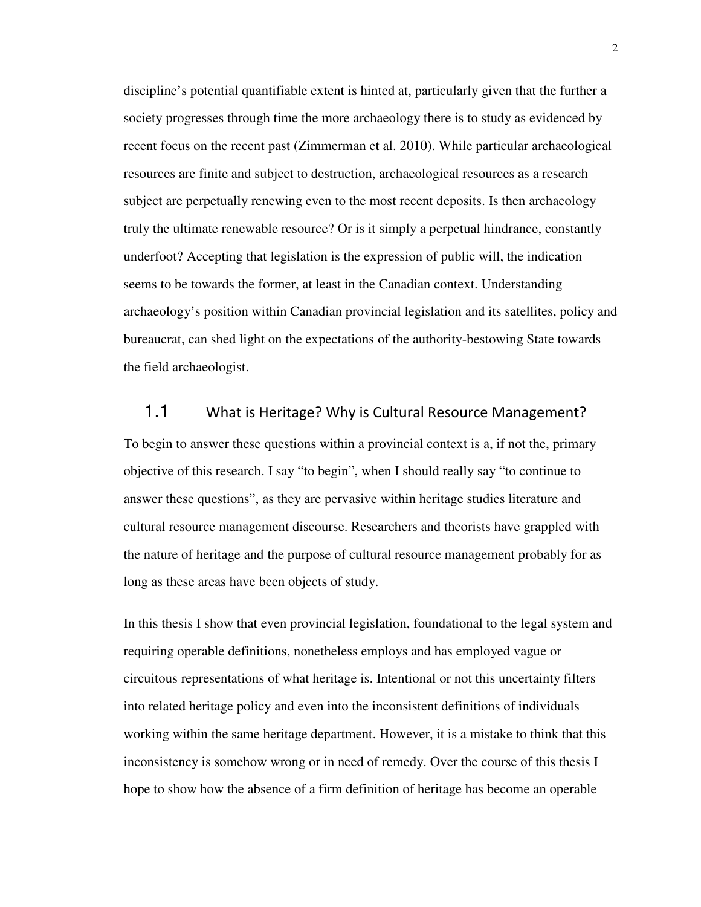discipline's potential quantifiable extent is hinted at, particularly given that the further a society progresses through time the more archaeology there is to study as evidenced by recent focus on the recent past (Zimmerman et al. 2010). While particular archaeological resources are finite and subject to destruction, archaeological resources as a research subject are perpetually renewing even to the most recent deposits. Is then archaeology truly the ultimate renewable resource? Or is it simply a perpetual hindrance, constantly underfoot? Accepting that legislation is the expression of public will, the indication seems to be towards the former, at least in the Canadian context. Understanding archaeology's position within Canadian provincial legislation and its satellites, policy and bureaucrat, can shed light on the expectations of the authority-bestowing State towards the field archaeologist.

## 1.1 What is Heritage? Why is Cultural Resource Management?

To begin to answer these questions within a provincial context is a, if not the, primary objective of this research. I say "to begin", when I should really say "to continue to answer these questions", as they are pervasive within heritage studies literature and cultural resource management discourse. Researchers and theorists have grappled with the nature of heritage and the purpose of cultural resource management probably for as long as these areas have been objects of study.

In this thesis I show that even provincial legislation, foundational to the legal system and requiring operable definitions, nonetheless employs and has employed vague or circuitous representations of what heritage is. Intentional or not this uncertainty filters into related heritage policy and even into the inconsistent definitions of individuals working within the same heritage department. However, it is a mistake to think that this inconsistency is somehow wrong or in need of remedy. Over the course of this thesis I hope to show how the absence of a firm definition of heritage has become an operable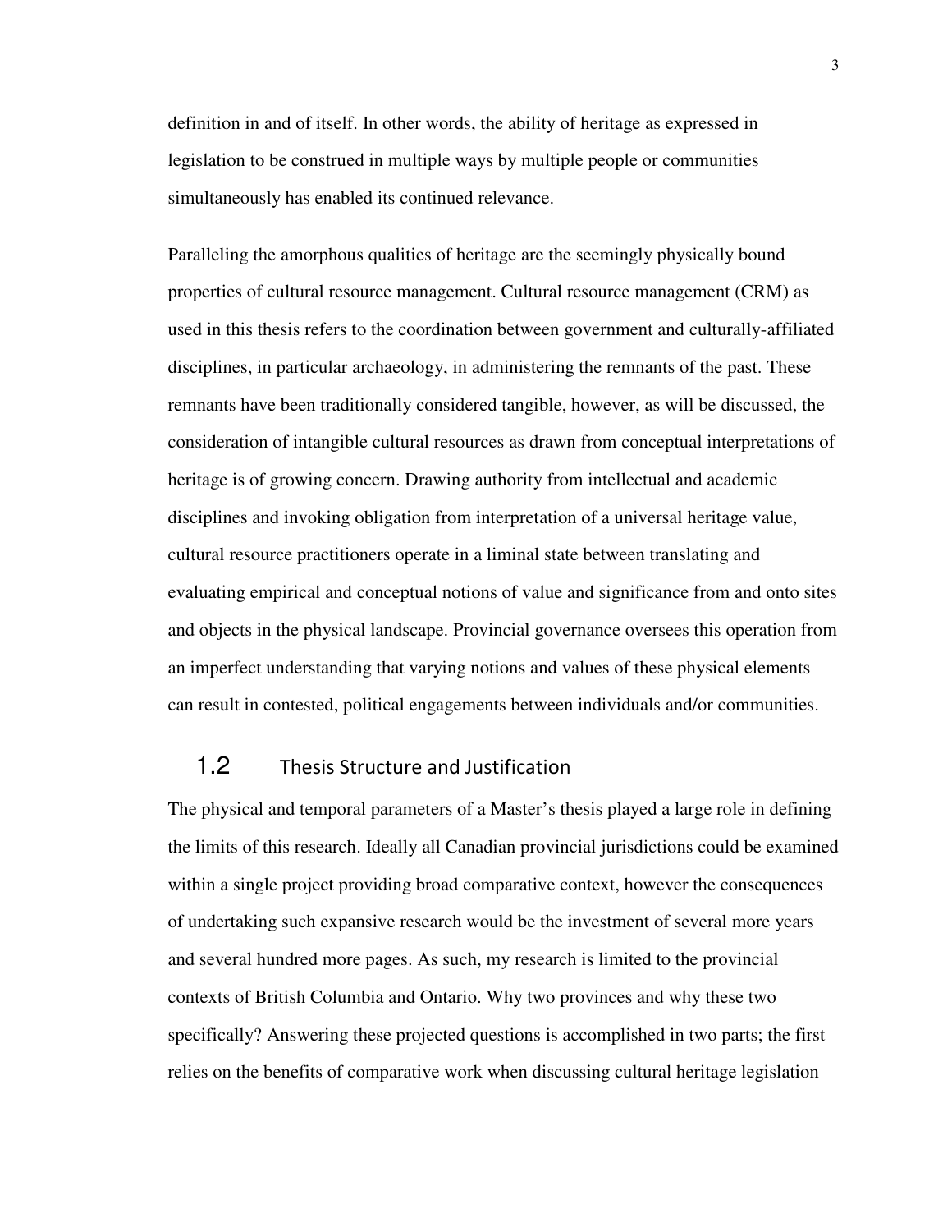definition in and of itself. In other words, the ability of heritage as expressed in legislation to be construed in multiple ways by multiple people or communities simultaneously has enabled its continued relevance.

Paralleling the amorphous qualities of heritage are the seemingly physically bound properties of cultural resource management. Cultural resource management (CRM) as used in this thesis refers to the coordination between government and culturally-affiliated disciplines, in particular archaeology, in administering the remnants of the past. These remnants have been traditionally considered tangible, however, as will be discussed, the consideration of intangible cultural resources as drawn from conceptual interpretations of heritage is of growing concern. Drawing authority from intellectual and academic disciplines and invoking obligation from interpretation of a universal heritage value, cultural resource practitioners operate in a liminal state between translating and evaluating empirical and conceptual notions of value and significance from and onto sites and objects in the physical landscape. Provincial governance oversees this operation from an imperfect understanding that varying notions and values of these physical elements can result in contested, political engagements between individuals and/or communities.

## 1.2 Thesis Structure and Justification

The physical and temporal parameters of a Master's thesis played a large role in defining the limits of this research. Ideally all Canadian provincial jurisdictions could be examined within a single project providing broad comparative context, however the consequences of undertaking such expansive research would be the investment of several more years and several hundred more pages. As such, my research is limited to the provincial contexts of British Columbia and Ontario. Why two provinces and why these two specifically? Answering these projected questions is accomplished in two parts; the first relies on the benefits of comparative work when discussing cultural heritage legislation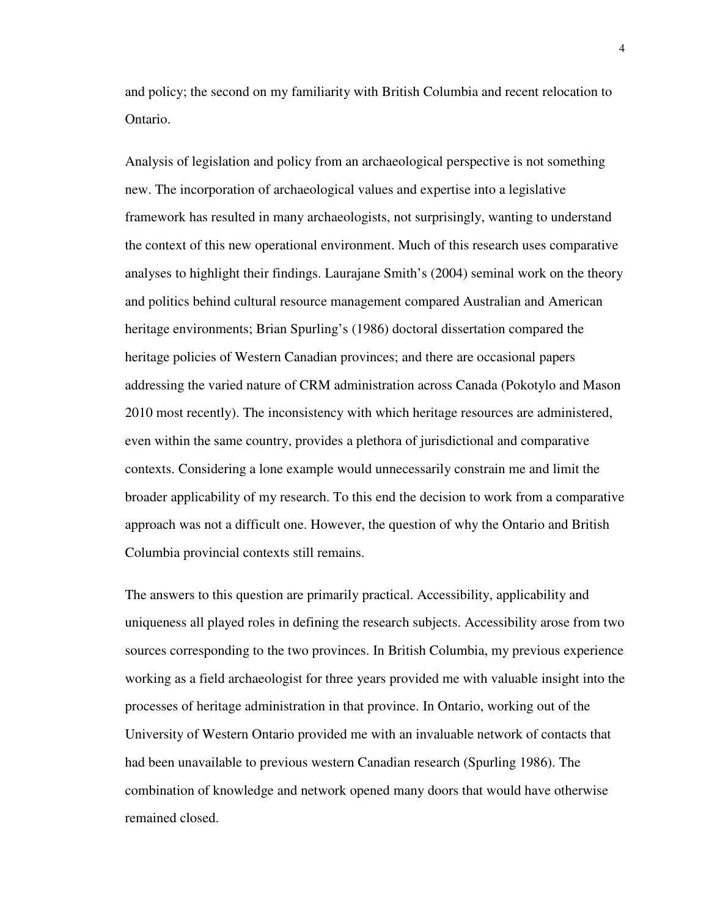and policy; the second on my familiarity with British Columbia and recent relocation to Ontario.

Analysis of legislation and policy from an archaeological perspective is not something new. The incorporation of archaeological values and expertise into a legislative framework has resulted in many archaeologists, not surprisingly, wanting to understand the context of this new operational environment. Much of this research uses comparative analyses to highlight their findings. Laurajane Smith's (2004) seminal work on the theory and politics behind cultural resource management compared Australian and American heritage environments; Brian Spurling's (1986) doctoral dissertation compared the heritage policies of Western Canadian provinces; and there are occasional papers addressing the varied nature of CRM administration across Canada (Pokotylo and Mason 2010 most recently). The inconsistency with which heritage resources are administered, even within the same country, provides a plethora of jurisdictional and comparative contexts. Considering a lone example would unnecessarily constrain me and limit the broader applicability of my research. To this end the decision to work from a comparative approach was not a difficult one. However, the question of why the Ontario and British Columbia provincial contexts still remains.

The answers to this question are primarily practical. Accessibility, applicability and uniqueness all played roles in defining the research subjects. Accessibility arose from two sources corresponding to the two provinces. In British Columbia, my previous experience working as a field archaeologist for three years provided me with valuable insight into the processes of heritage administration in that province. In Ontario, working out of the University of Western Ontario provided me with an invaluable network of contacts that had been unavailable to previous western Canadian research (Spurling 1986). The combination of knowledge and network opened many doors that would have otherwise remained closed.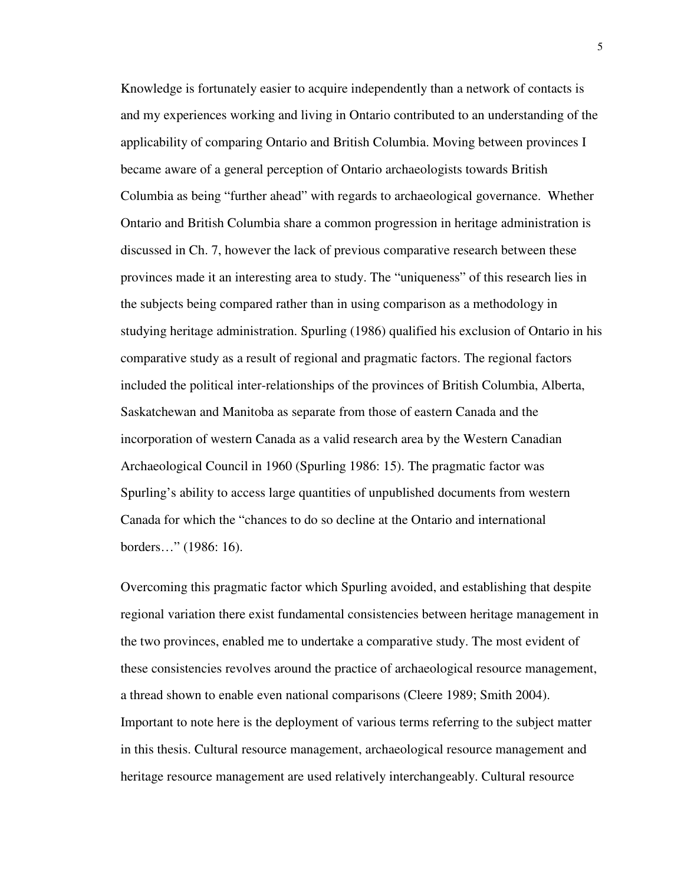Knowledge is fortunately easier to acquire independently than a network of contacts is and my experiences working and living in Ontario contributed to an understanding of the applicability of comparing Ontario and British Columbia. Moving between provinces I became aware of a general perception of Ontario archaeologists towards British Columbia as being "further ahead" with regards to archaeological governance. Whether Ontario and British Columbia share a common progression in heritage administration is discussed in Ch. 7, however the lack of previous comparative research between these provinces made it an interesting area to study. The "uniqueness" of this research lies in the subjects being compared rather than in using comparison as a methodology in studying heritage administration. Spurling (1986) qualified his exclusion of Ontario in his comparative study as a result of regional and pragmatic factors. The regional factors included the political inter-relationships of the provinces of British Columbia, Alberta, Saskatchewan and Manitoba as separate from those of eastern Canada and the incorporation of western Canada as a valid research area by the Western Canadian Archaeological Council in 1960 (Spurling 1986: 15). The pragmatic factor was Spurling's ability to access large quantities of unpublished documents from western Canada for which the "chances to do so decline at the Ontario and international borders…" (1986: 16).

Overcoming this pragmatic factor which Spurling avoided, and establishing that despite regional variation there exist fundamental consistencies between heritage management in the two provinces, enabled me to undertake a comparative study. The most evident of these consistencies revolves around the practice of archaeological resource management, a thread shown to enable even national comparisons (Cleere 1989; Smith 2004). Important to note here is the deployment of various terms referring to the subject matter in this thesis. Cultural resource management, archaeological resource management and heritage resource management are used relatively interchangeably. Cultural resource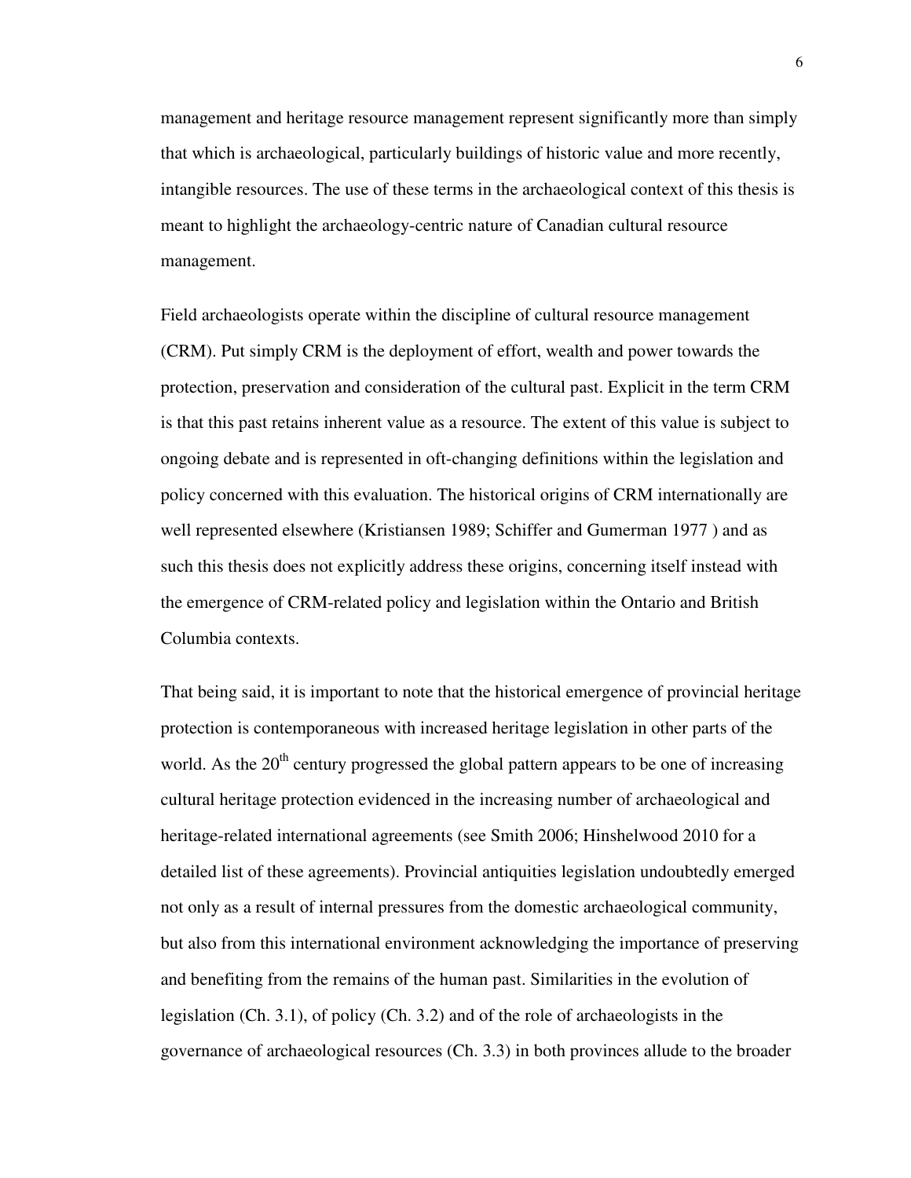management and heritage resource management represent significantly more than simply that which is archaeological, particularly buildings of historic value and more recently, intangible resources. The use of these terms in the archaeological context of this thesis is meant to highlight the archaeology-centric nature of Canadian cultural resource management.

Field archaeologists operate within the discipline of cultural resource management (CRM). Put simply CRM is the deployment of effort, wealth and power towards the protection, preservation and consideration of the cultural past. Explicit in the term CRM is that this past retains inherent value as a resource. The extent of this value is subject to ongoing debate and is represented in oft-changing definitions within the legislation and policy concerned with this evaluation. The historical origins of CRM internationally are well represented elsewhere (Kristiansen 1989; Schiffer and Gumerman 1977 ) and as such this thesis does not explicitly address these origins, concerning itself instead with the emergence of CRM-related policy and legislation within the Ontario and British Columbia contexts.

That being said, it is important to note that the historical emergence of provincial heritage protection is contemporaneous with increased heritage legislation in other parts of the world. As the 20th century progressed the global pattern appears to be one of increasing cultural heritage protection evidenced in the increasing number of archaeological and heritage-related international agreements (see Smith 2006; Hinshelwood 2010 for a detailed list of these agreements). Provincial antiquities legislation undoubtedly emerged not only as a result of internal pressures from the domestic archaeological community, but also from this international environment acknowledging the importance of preserving and benefiting from the remains of the human past. Similarities in the evolution of legislation (Ch. 3.1), of policy (Ch. 3.2) and of the role of archaeologists in the governance of archaeological resources (Ch. 3.3) in both provinces allude to the broader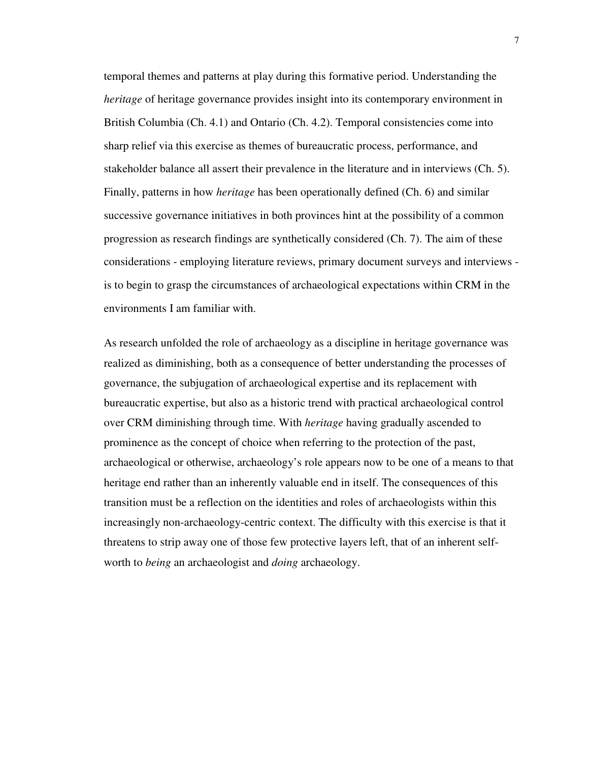temporal themes and patterns at play during this formative period. Understanding the *heritage* of heritage governance provides insight into its contemporary environment in British Columbia (Ch. 4.1) and Ontario (Ch. 4.2). Temporal consistencies come into sharp relief via this exercise as themes of bureaucratic process, performance, and stakeholder balance all assert their prevalence in the literature and in interviews (Ch. 5). Finally, patterns in how *heritage* has been operationally defined (Ch. 6) and similar successive governance initiatives in both provinces hint at the possibility of a common progression as research findings are synthetically considered (Ch. 7). The aim of these considerations - employing literature reviews, primary document surveys and interviews - is to begin to grasp the circumstances of archaeological expectations within CRM in the environments I am familiar with.

As research unfolded the role of archaeology as a discipline in heritage governance was realized as diminishing, both as a consequence of better understanding the processes of governance, the subjugation of archaeological expertise and its replacement with bureaucratic expertise, but also as a historic trend with practical archaeological control over CRM diminishing through time. With *heritage* having gradually ascended to prominence as the concept of choice when referring to the protection of the past, archaeological or otherwise, archaeology's role appears now to be one of a means to that heritage end rather than an inherently valuable end in itself. The consequences of this transition must be a reflection on the identities and roles of archaeologists within this increasingly non-archaeology-centric context. The difficulty with this exercise is that it threatens to strip away one of those few protective layers left, that of an inherent self-worth to *being* an archaeologist and *doing* archaeology.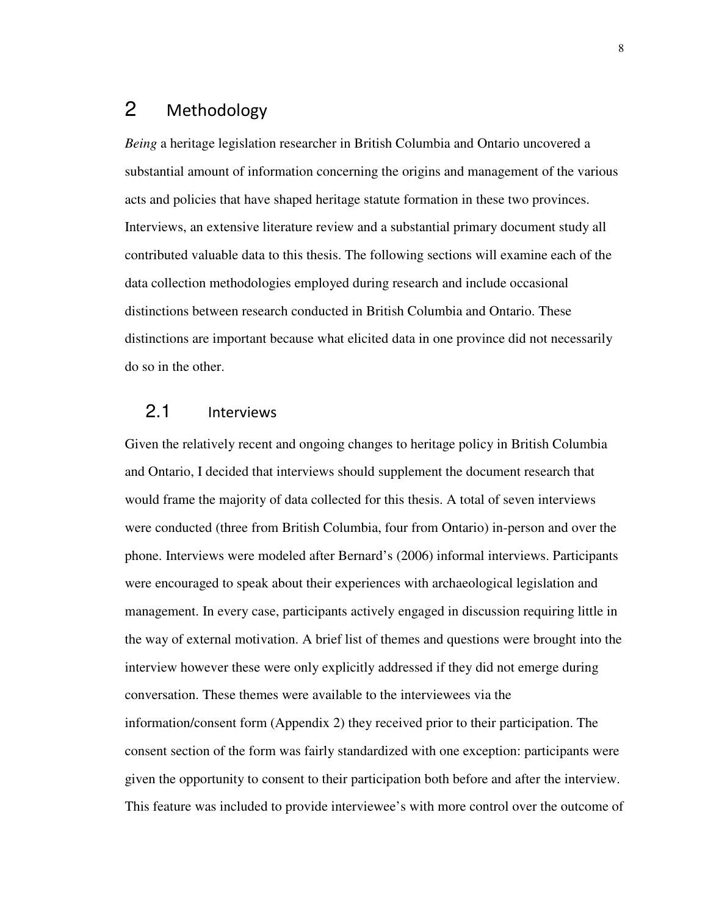# 2 Methodology

*Being* a heritage legislation researcher in British Columbia and Ontario uncovered a substantial amount of information concerning the origins and management of the various acts and policies that have shaped heritage statute formation in these two provinces. Interviews, an extensive literature review and a substantial primary document study all contributed valuable data to this thesis. The following sections will examine each of the data collection methodologies employed during research and include occasional distinctions between research conducted in British Columbia and Ontario. These distinctions are important because what elicited data in one province did not necessarily do so in the other.

## 2.1 Interviews

Given the relatively recent and ongoing changes to heritage policy in British Columbia and Ontario, I decided that interviews should supplement the document research that would frame the majority of data collected for this thesis. A total of seven interviews were conducted (three from British Columbia, four from Ontario) in-person and over the phone. Interviews were modeled after Bernard's (2006) informal interviews. Participants were encouraged to speak about their experiences with archaeological legislation and management. In every case, participants actively engaged in discussion requiring little in the way of external motivation. A brief list of themes and questions were brought into the interview however these were only explicitly addressed if they did not emerge during conversation. These themes were available to the interviewees via the information/consent form (Appendix 2) they received prior to their participation. The consent section of the form was fairly standardized with one exception: participants were given the opportunity to consent to their participation both before and after the interview. This feature was included to provide interviewee's with more control over the outcome of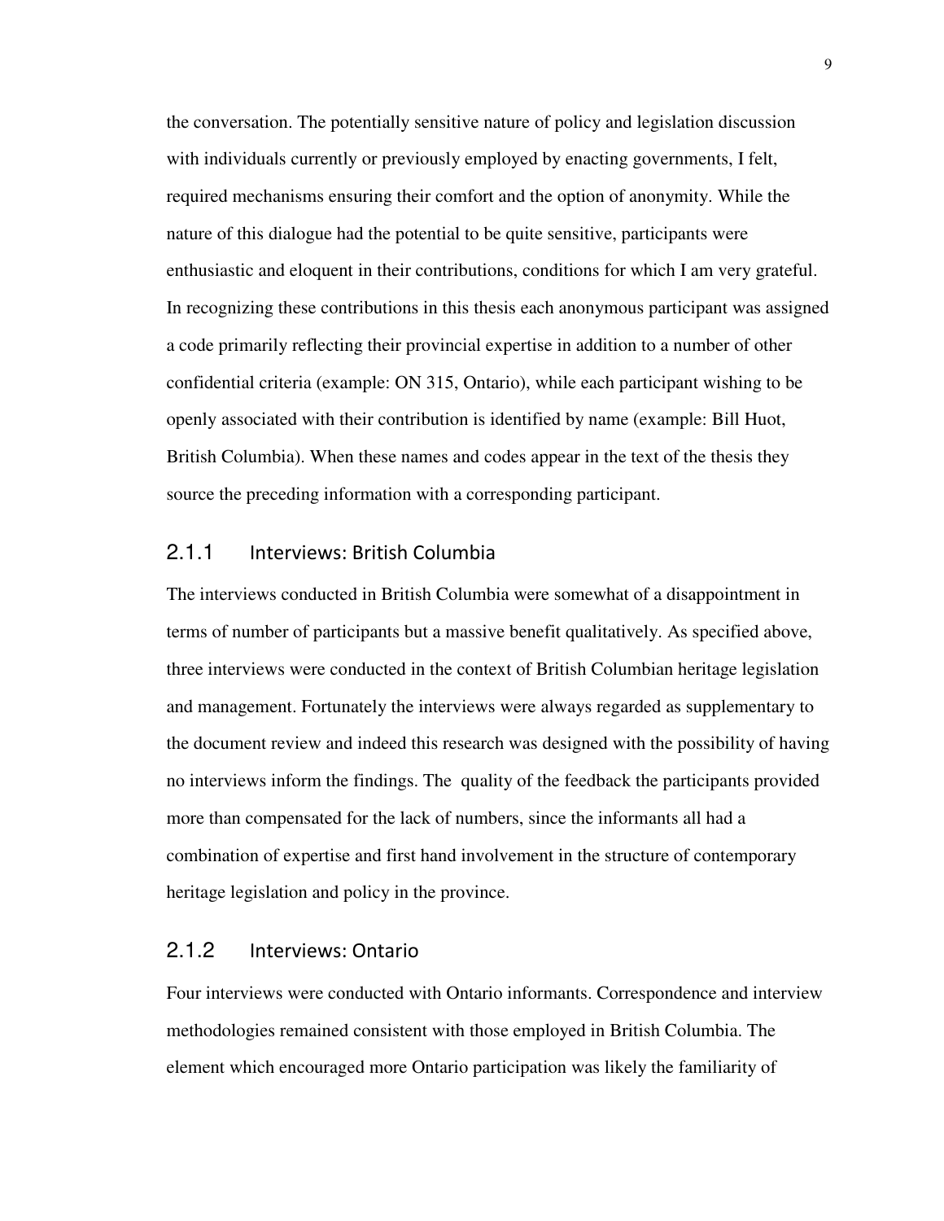the conversation. The potentially sensitive nature of policy and legislation discussion with individuals currently or previously employed by enacting governments, I felt, required mechanisms ensuring their comfort and the option of anonymity. While the nature of this dialogue had the potential to be quite sensitive, participants were enthusiastic and eloquent in their contributions, conditions for which I am very grateful. In recognizing these contributions in this thesis each anonymous participant was assigned a code primarily reflecting their provincial expertise in addition to a number of other confidential criteria (example: ON 315, Ontario), while each participant wishing to be openly associated with their contribution is identified by name (example: Bill Huot, British Columbia). When these names and codes appear in the text of the thesis they source the preceding information with a corresponding participant.

### 2.1.1 Interviews: British Columbia

The interviews conducted in British Columbia were somewhat of a disappointment in terms of number of participants but a massive benefit qualitatively. As specified above, three interviews were conducted in the context of British Columbian heritage legislation and management. Fortunately the interviews were always regarded as supplementary to the document review and indeed this research was designed with the possibility of having no interviews inform the findings. The quality of the feedback the participants provided more than compensated for the lack of numbers, since the informants all had a combination of expertise and first hand involvement in the structure of contemporary heritage legislation and policy in the province.

### 2.1.2 Interviews: Ontario

Four interviews were conducted with Ontario informants. Correspondence and interview methodologies remained consistent with those employed in British Columbia. The element which encouraged more Ontario participation was likely the familiarity of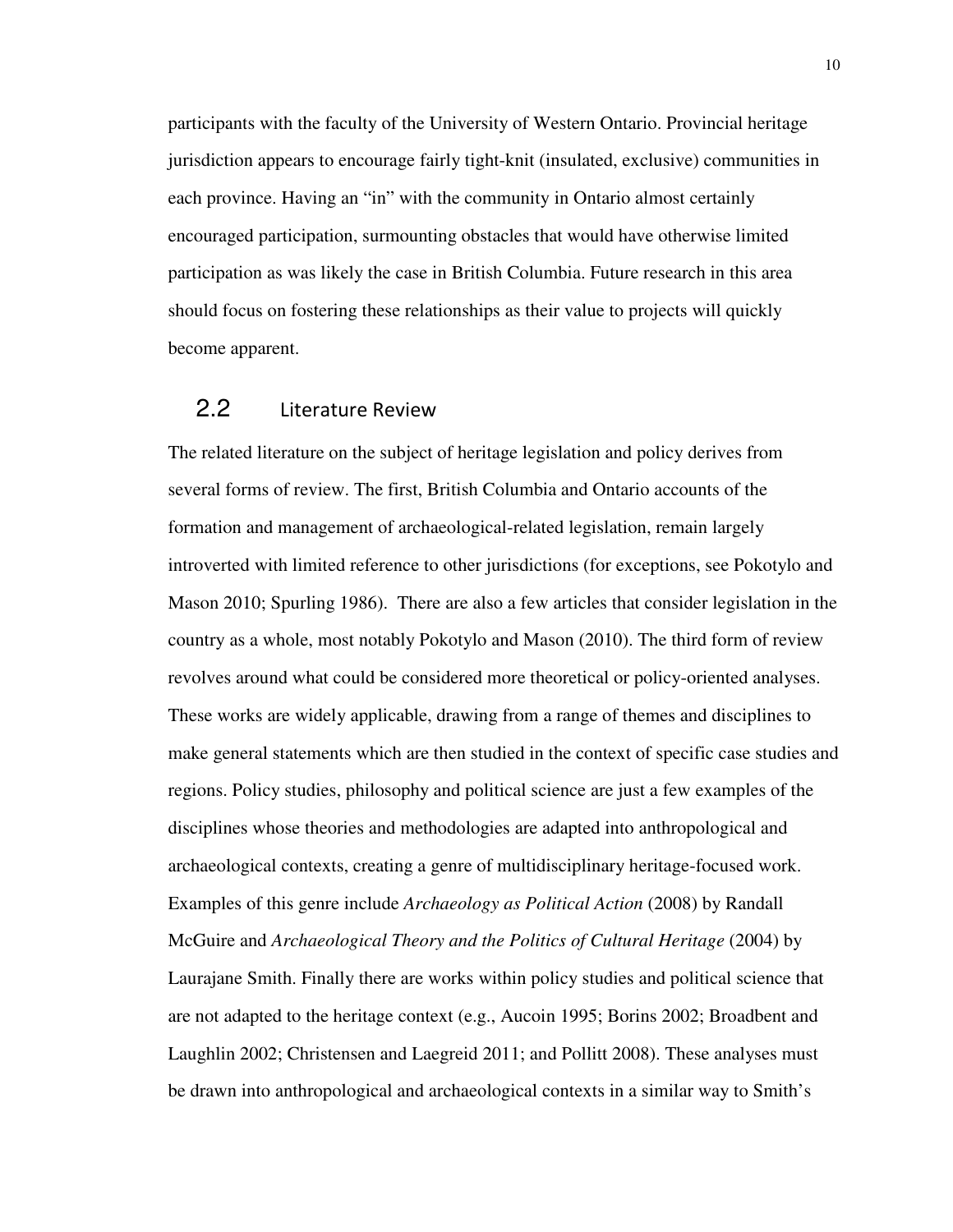participants with the faculty of the University of Western Ontario. Provincial heritage jurisdiction appears to encourage fairly tight-knit (insulated, exclusive) communities in each province. Having an "in" with the community in Ontario almost certainly encouraged participation, surmounting obstacles that would have otherwise limited participation as was likely the case in British Columbia. Future research in this area should focus on fostering these relationships as their value to projects will quickly become apparent.

## 2.2 Literature Review

The related literature on the subject of heritage legislation and policy derives from several forms of review. The first, British Columbia and Ontario accounts of the formation and management of archaeological-related legislation, remain largely introverted with limited reference to other jurisdictions (for exceptions, see Pokotylo and Mason 2010; Spurling 1986). There are also a few articles that consider legislation in the country as a whole, most notably Pokotylo and Mason (2010). The third form of review revolves around what could be considered more theoretical or policy-oriented analyses. These works are widely applicable, drawing from a range of themes and disciplines to make general statements which are then studied in the context of specific case studies and regions. Policy studies, philosophy and political science are just a few examples of the disciplines whose theories and methodologies are adapted into anthropological and archaeological contexts, creating a genre of multidisciplinary heritage-focused work. Examples of this genre include *Archaeology as Political Action* (2008) by Randall McGuire and *Archaeological Theory and the Politics of Cultural Heritage* (2004) by Laurajane Smith. Finally there are works within policy studies and political science that are not adapted to the heritage context (e.g., Aucoin 1995; Borins 2002; Broadbent and Laughlin 2002; Christensen and Laegreid 2011; and Pollitt 2008). These analyses must be drawn into anthropological and archaeological contexts in a similar way to Smith's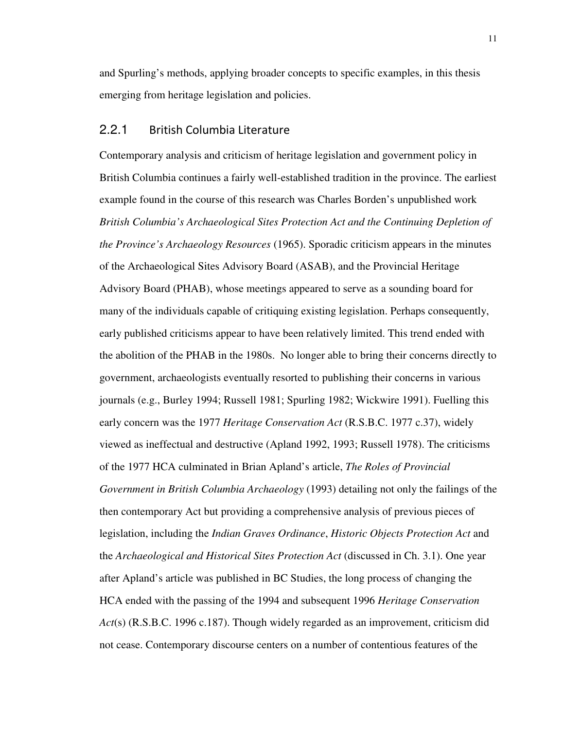and Spurling's methods, applying broader concepts to specific examples, in this thesis emerging from heritage legislation and policies.

### 2.2.1 British Columbia Literature

Contemporary analysis and criticism of heritage legislation and government policy in British Columbia continues a fairly well-established tradition in the province. The earliest example found in the course of this research was Charles Borden's unpublished work *British Columbia's Archaeological Sites Protection Act and the Continuing Depletion of the Province's Archaeology Resources* (1965). Sporadic criticism appears in the minutes of the Archaeological Sites Advisory Board (ASAB), and the Provincial Heritage Advisory Board (PHAB), whose meetings appeared to serve as a sounding board for many of the individuals capable of critiquing existing legislation. Perhaps consequently, early published criticisms appear to have been relatively limited. This trend ended with the abolition of the PHAB in the 1980s. No longer able to bring their concerns directly to government, archaeologists eventually resorted to publishing their concerns in various journals (e.g., Burley 1994; Russell 1981; Spurling 1982; Wickwire 1991). Fuelling this early concern was the 1977 *Heritage Conservation Act* (R.S.B.C. 1977 c.37), widely viewed as ineffectual and destructive (Apland 1992, 1993; Russell 1978). The criticisms of the 1977 HCA culminated in Brian Apland's article, *The Roles of Provincial Government in British Columbia Archaeology* (1993) detailing not only the failings of the then contemporary Act but providing a comprehensive analysis of previous pieces of legislation, including the *Indian Graves Ordinance*, *Historic Objects Protection Act* and the *Archaeological and Historical Sites Protection Act* (discussed in Ch. 3.1). One year after Apland's article was published in BC Studies, the long process of changing the HCA ended with the passing of the 1994 and subsequent 1996 *Heritage Conservation Act*(s) (R.S.B.C. 1996 c.187). Though widely regarded as an improvement, criticism did not cease. Contemporary discourse centers on a number of contentious features of the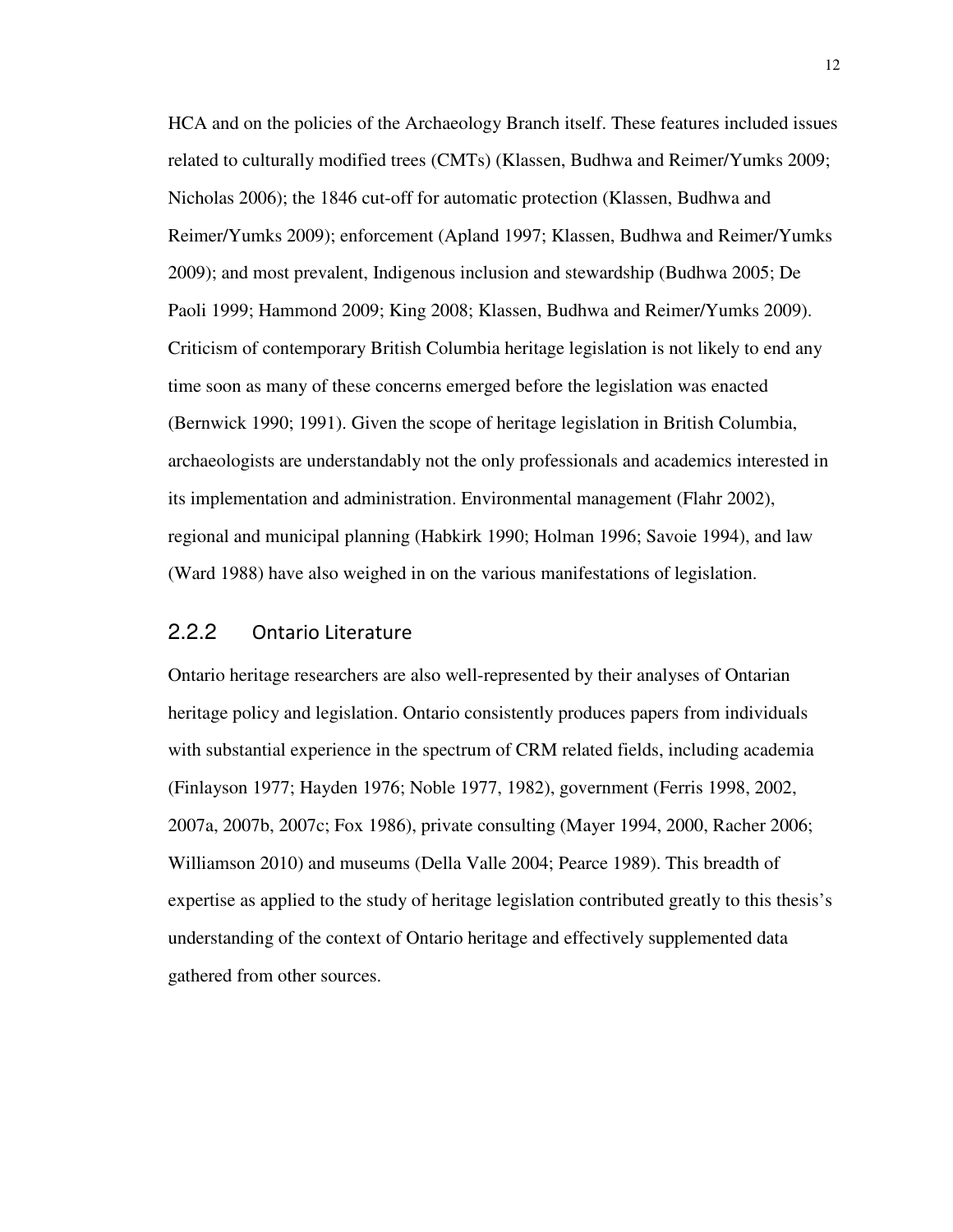HCA and on the policies of the Archaeology Branch itself. These features included issues related to culturally modified trees (CMTs) (Klassen, Budhwa and Reimer/Yumks 2009; Nicholas 2006); the 1846 cut-off for automatic protection (Klassen, Budhwa and Reimer/Yumks 2009); enforcement (Apland 1997; Klassen, Budhwa and Reimer/Yumks 2009); and most prevalent, Indigenous inclusion and stewardship (Budhwa 2005; De Paoli 1999; Hammond 2009; King 2008; Klassen, Budhwa and Reimer/Yumks 2009). Criticism of contemporary British Columbia heritage legislation is not likely to end any time soon as many of these concerns emerged before the legislation was enacted (Bernwick 1990; 1991). Given the scope of heritage legislation in British Columbia, archaeologists are understandably not the only professionals and academics interested in its implementation and administration. Environmental management (Flahr 2002), regional and municipal planning (Habkirk 1990; Holman 1996; Savoie 1994), and law (Ward 1988) have also weighed in on the various manifestations of legislation.

### 2.2.2 Ontario Literature

Ontario heritage researchers are also well-represented by their analyses of Ontarian heritage policy and legislation. Ontario consistently produces papers from individuals with substantial experience in the spectrum of CRM related fields, including academia (Finlayson 1977; Hayden 1976; Noble 1977, 1982), government (Ferris 1998, 2002, 2007a, 2007b, 2007c; Fox 1986), private consulting (Mayer 1994, 2000, Racher 2006; Williamson 2010) and museums (Della Valle 2004; Pearce 1989). This breadth of expertise as applied to the study of heritage legislation contributed greatly to this thesis's understanding of the context of Ontario heritage and effectively supplemented data gathered from other sources.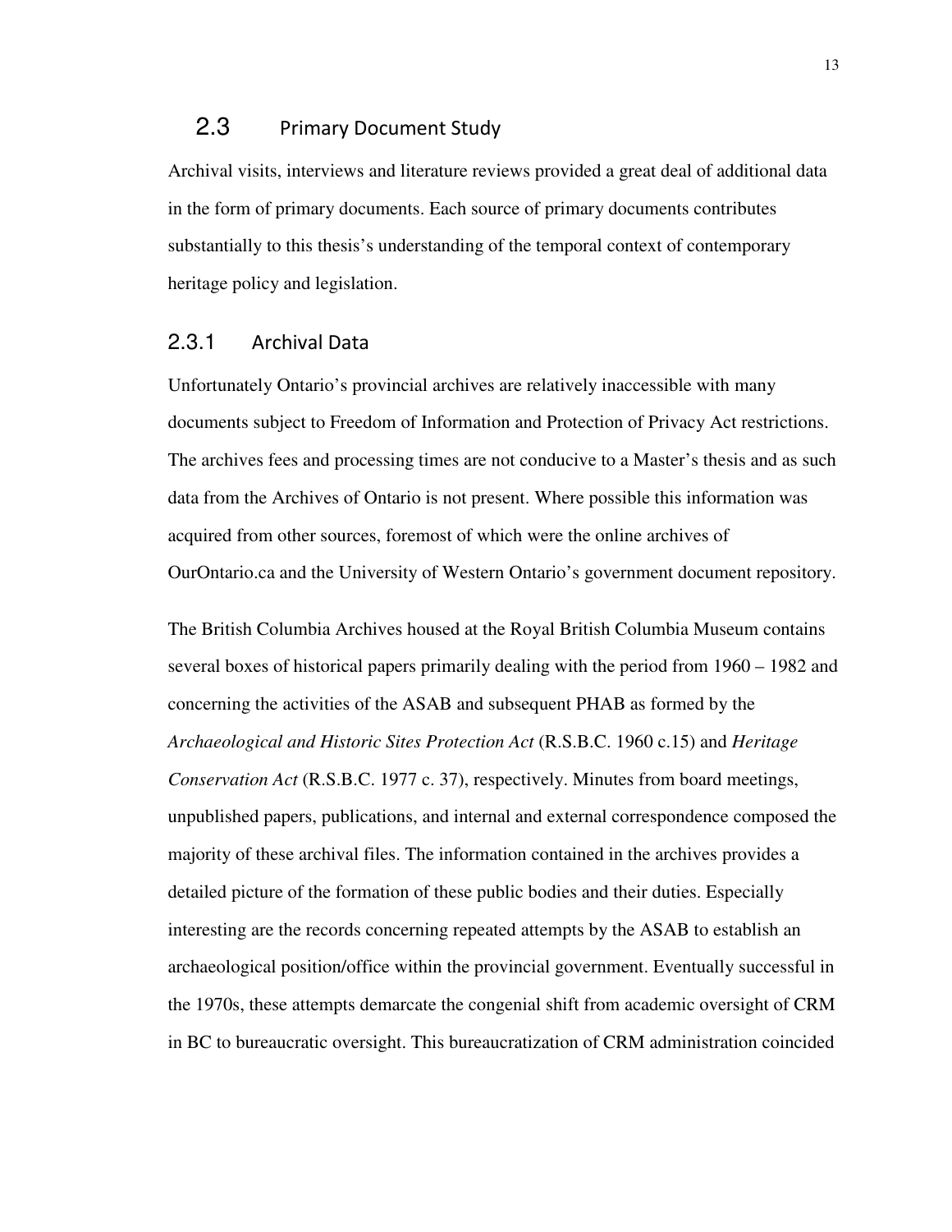## 2.3 Primary Document Study

Archival visits, interviews and literature reviews provided a great deal of additional data in the form of primary documents. Each source of primary documents contributes substantially to this thesis's understanding of the temporal context of contemporary heritage policy and legislation.

### 2.3.1 Archival Data

Unfortunately Ontario's provincial archives are relatively inaccessible with many documents subject to Freedom of Information and Protection of Privacy Act restrictions. The archives fees and processing times are not conducive to a Master's thesis and as such data from the Archives of Ontario is not present. Where possible this information was acquired from other sources, foremost of which were the online archives of OurOntario.ca and the University of Western Ontario's government document repository.

The British Columbia Archives housed at the Royal British Columbia Museum contains several boxes of historical papers primarily dealing with the period from 1960 – 1982 and concerning the activities of the ASAB and subsequent PHAB as formed by the *Archaeological and Historic Sites Protection Act* (R.S.B.C. 1960 c.15) and *Heritage Conservation Act* (R.S.B.C. 1977 c. 37), respectively. Minutes from board meetings, unpublished papers, publications, and internal and external correspondence composed the majority of these archival files. The information contained in the archives provides a detailed picture of the formation of these public bodies and their duties. Especially interesting are the records concerning repeated attempts by the ASAB to establish an archaeological position/office within the provincial government. Eventually successful in the 1970s, these attempts demarcate the congenial shift from academic oversight of CRM in BC to bureaucratic oversight. This bureaucratization of CRM administration coincided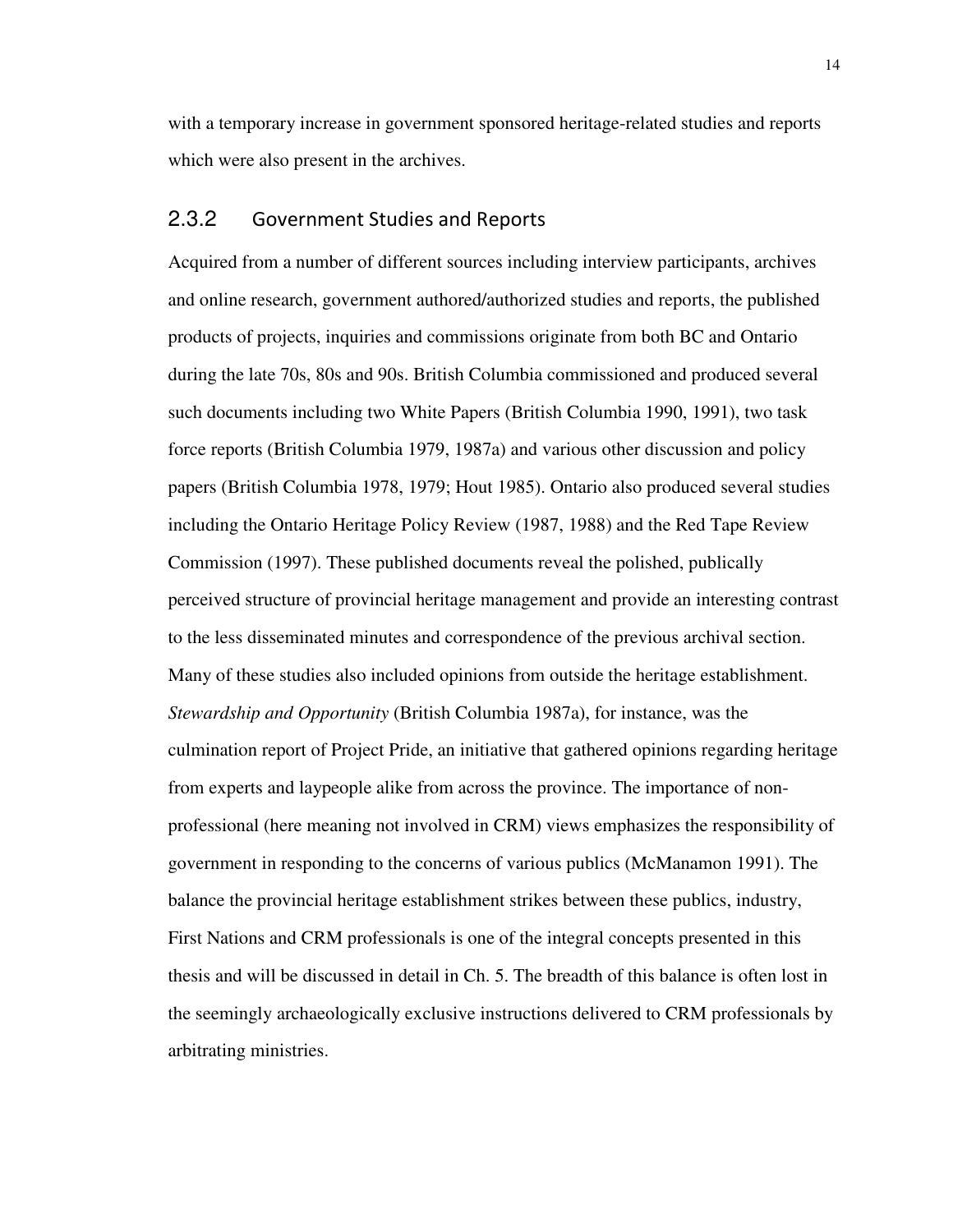with a temporary increase in government sponsored heritage-related studies and reports which were also present in the archives.

### 2.3.2 Government Studies and Reports

Acquired from a number of different sources including interview participants, archives and online research, government authored/authorized studies and reports, the published products of projects, inquiries and commissions originate from both BC and Ontario during the late 70s, 80s and 90s. British Columbia commissioned and produced several such documents including two White Papers (British Columbia 1990, 1991), two task force reports (British Columbia 1979, 1987a) and various other discussion and policy papers (British Columbia 1978, 1979; Hout 1985). Ontario also produced several studies including the Ontario Heritage Policy Review (1987, 1988) and the Red Tape Review Commission (1997). These published documents reveal the polished, publically perceived structure of provincial heritage management and provide an interesting contrast to the less disseminated minutes and correspondence of the previous archival section. Many of these studies also included opinions from outside the heritage establishment. *Stewardship and Opportunity* (British Columbia 1987a), for instance, was the culmination report of Project Pride, an initiative that gathered opinions regarding heritage from experts and laypeople alike from across the province. The importance of non-professional (here meaning not involved in CRM) views emphasizes the responsibility of government in responding to the concerns of various publics (McManamon 1991). The balance the provincial heritage establishment strikes between these publics, industry, First Nations and CRM professionals is one of the integral concepts presented in this thesis and will be discussed in detail in Ch. 5. The breadth of this balance is often lost in the seemingly archaeologically exclusive instructions delivered to CRM professionals by arbitrating ministries.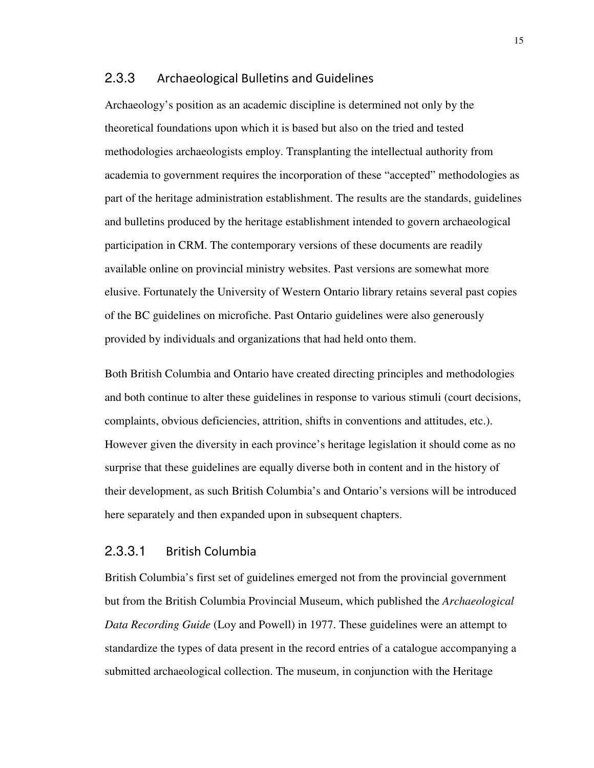### 2.3.3 Archaeological Bulletins and Guidelines

Archaeology's position as an academic discipline is determined not only by the theoretical foundations upon which it is based but also on the tried and tested methodologies archaeologists employ. Transplanting the intellectual authority from academia to government requires the incorporation of these "accepted" methodologies as part of the heritage administration establishment. The results are the standards, guidelines and bulletins produced by the heritage establishment intended to govern archaeological participation in CRM. The contemporary versions of these documents are readily available online on provincial ministry websites. Past versions are somewhat more elusive. Fortunately the University of Western Ontario library retains several past copies of the BC guidelines on microfiche. Past Ontario guidelines were also generously provided by individuals and organizations that had held onto them.

Both British Columbia and Ontario have created directing principles and methodologies and both continue to alter these guidelines in response to various stimuli (court decisions, complaints, obvious deficiencies, attrition, shifts in conventions and attitudes, etc.). However given the diversity in each province's heritage legislation it should come as no surprise that these guidelines are equally diverse both in content and in the history of their development, as such British Columbia's and Ontario's versions will be introduced here separately and then expanded upon in subsequent chapters.

#### 2.3.3.1 British Columbia

British Columbia's first set of guidelines emerged not from the provincial government but from the British Columbia Provincial Museum, which published the *Archaeological Data Recording Guide* (Loy and Powell) in 1977. These guidelines were an attempt to standardize the types of data present in the record entries of a catalogue accompanying a submitted archaeological collection. The museum, in conjunction with the Heritage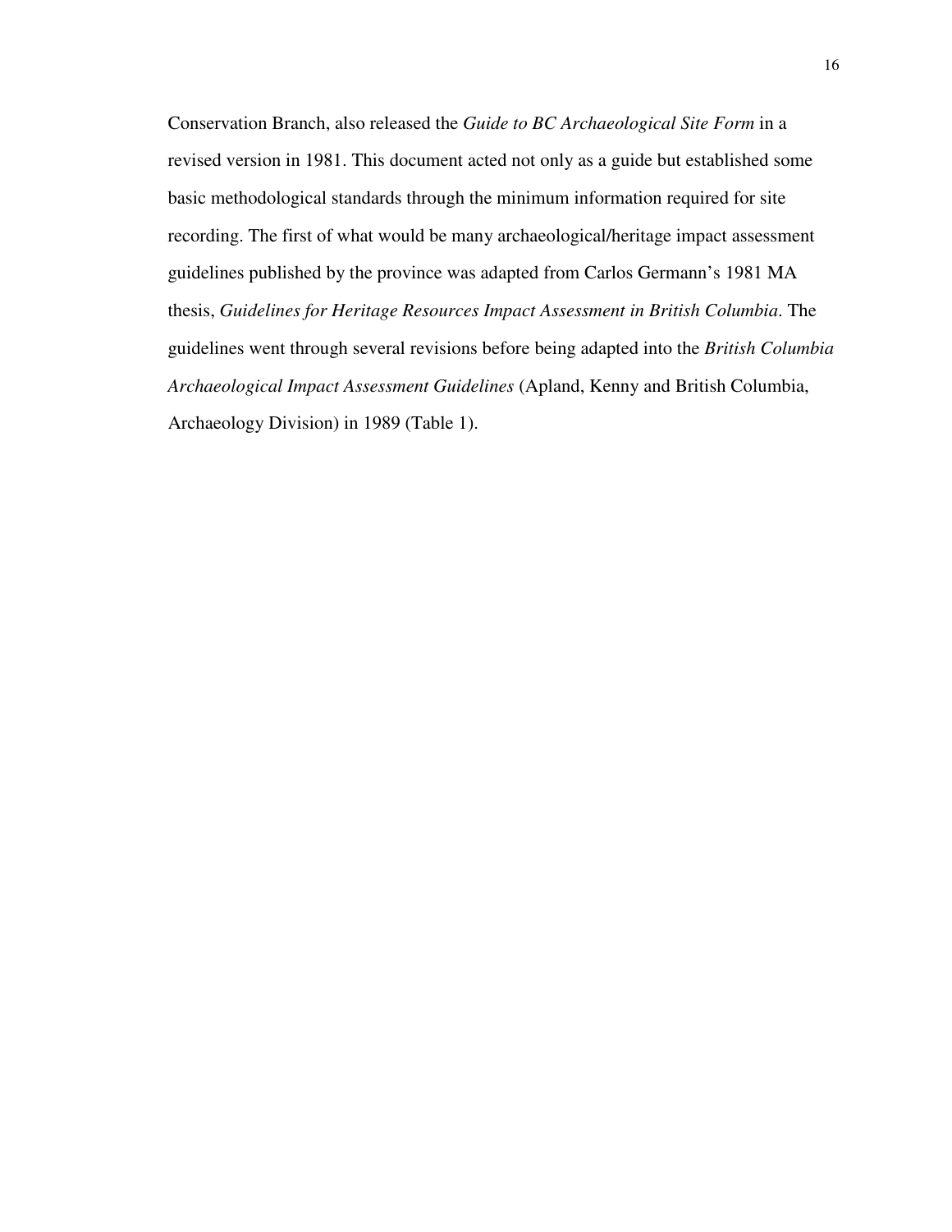Conservation Branch, also released the *Guide to BC Archaeological Site Form* in a revised version in 1981. This document acted not only as a guide but established some basic methodological standards through the minimum information required for site recording. The first of what would be many archaeological/heritage impact assessment guidelines published by the province was adapted from Carlos Germann's 1981 MA thesis, *Guidelines for Heritage Resources Impact Assessment in British Columbia*. The guidelines went through several revisions before being adapted into the *British Columbia Archaeological Impact Assessment Guidelines* (Apland, Kenny and British Columbia, Archaeology Division) in 1989 (Table 1).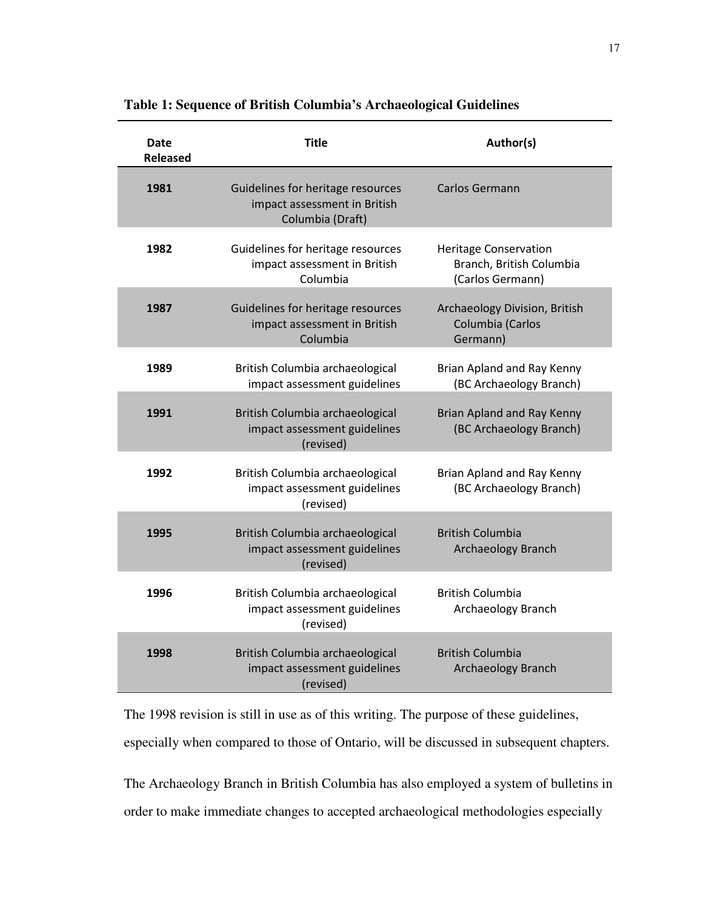**Table 1: Sequence of British Columbia's Archaeological Guidelines**

| Date Released | Title | Author(s) |
|---|---|---|
| 1981 | Guidelines for heritage resources impact assessment in British Columbia (Draft) | Carlos Germann |
| 1982 | Guidelines for heritage resources impact assessment in British Columbia | Heritage Conservation Branch, British Columbia (Carlos Germann) |
| 1987 | Guidelines for heritage resources impact assessment in British Columbia | Archaeology Division, British Columbia (Carlos Germann) |
| 1989 | British Columbia archaeological impact assessment guidelines | Brian Apland and Ray Kenny (BC Archaeology Branch) |
| 1991 | British Columbia archaeological impact assessment guidelines (revised) | Brian Apland and Ray Kenny (BC Archaeology Branch) |
| 1992 | British Columbia archaeological impact assessment guidelines (revised) | Brian Apland and Ray Kenny (BC Archaeology Branch) |
| 1995 | British Columbia archaeological impact assessment guidelines (revised) | British Columbia Archaeology Branch |
| 1996 | British Columbia archaeological impact assessment guidelines (revised) | British Columbia Archaeology Branch |
| 1998 | British Columbia archaeological impact assessment guidelines (revised) | British Columbia Archaeology Branch |

The 1998 revision is still in use as of this writing. The purpose of these guidelines, especially when compared to those of Ontario, will be discussed in subsequent chapters.

The Archaeology Branch in British Columbia has also employed a system of bulletins in order to make immediate changes to accepted archaeological methodologies especially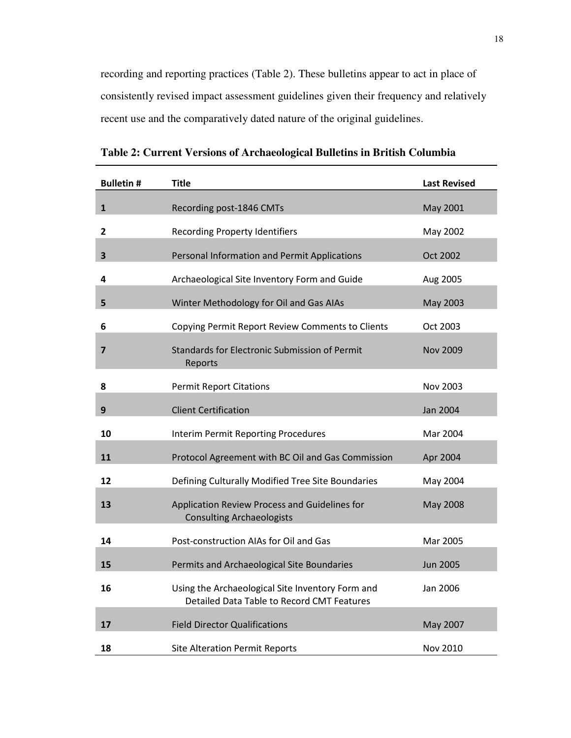recording and reporting practices (Table 2). These bulletins appear to act in place of consistently revised impact assessment guidelines given their frequency and relatively recent use and the comparatively dated nature of the original guidelines.

**Table 2: Current Versions of Archaeological Bulletins in British Columbia**

| Bulletin # | Title | Last Revised |
|---|---|---|
| 1 | Recording post-1846 CMTs | May 2001 |
| 2 | Recording Property Identifiers | May 2002 |
| 3 | Personal Information and Permit Applications | Oct 2002 |
| 4 | Archaeological Site Inventory Form and Guide | Aug 2005 |
| 5 | Winter Methodology for Oil and Gas AIAs | May 2003 |
| 6 | Copying Permit Report Review Comments to Clients | Oct 2003 |
| 7 | Standards for Electronic Submission of Permit Reports | Nov 2009 |
| 8 | Permit Report Citations | Nov 2003 |
| 9 | Client Certification | Jan 2004 |
| 10 | Interim Permit Reporting Procedures | Mar 2004 |
| 11 | Protocol Agreement with BC Oil and Gas Commission | Apr 2004 |
| 12 | Defining Culturally Modified Tree Site Boundaries | May 2004 |
| 13 | Application Review Process and Guidelines for Consulting Archaeologists | May 2008 |
| 14 | Post-construction AIAs for Oil and Gas | Mar 2005 |
| 15 | Permits and Archaeological Site Boundaries | Jun 2005 |
| 16 | Using the Archaeological Site Inventory Form and Detailed Data Table to Record CMT Features | Jan 2006 |
| 17 | Field Director Qualifications | May 2007 |
| 18 | Site Alteration Permit Reports | Nov 2010 |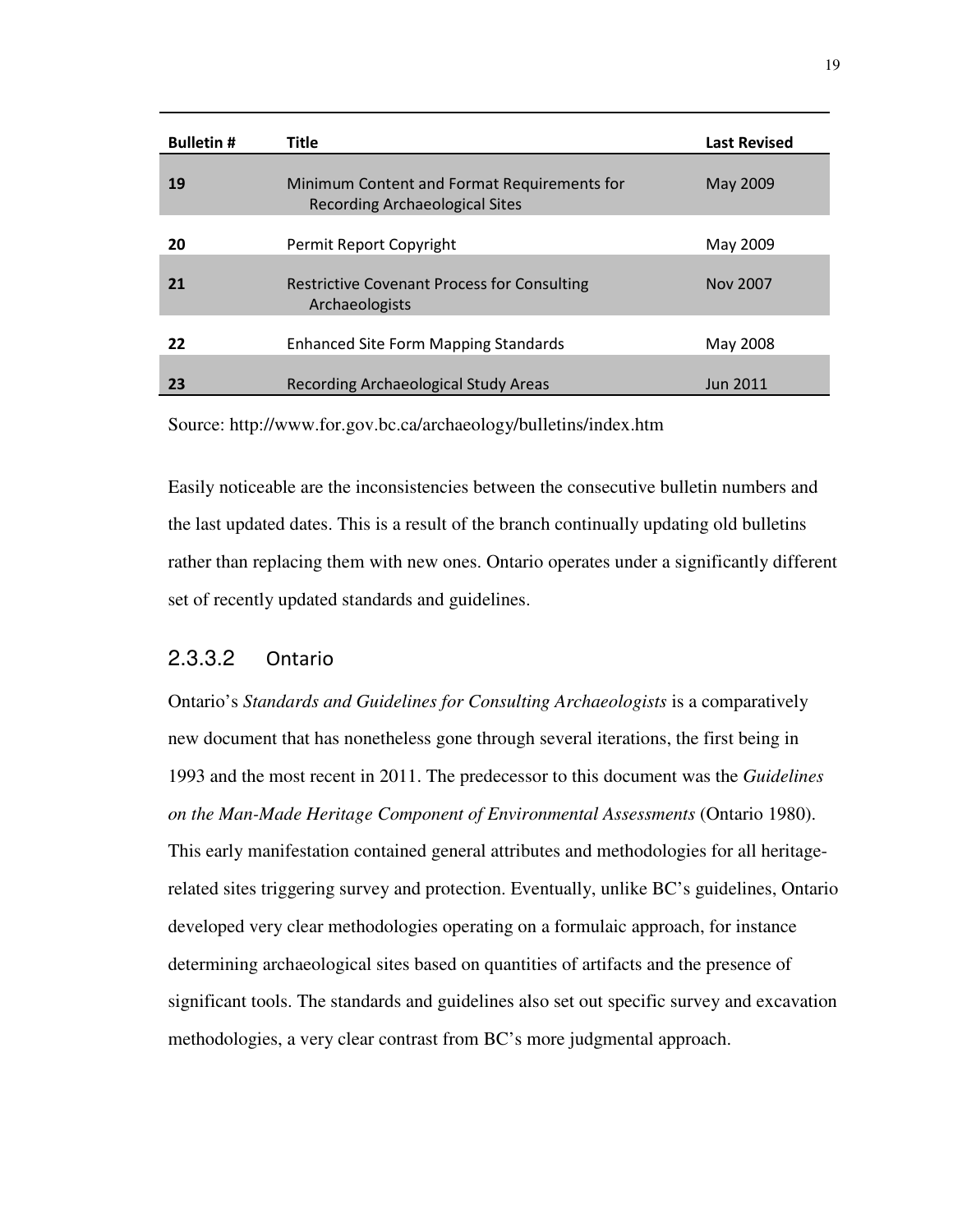| Bulletin # | Title | Last Revised |
|---|---|---|
| 19 | Minimum Content and Format Requirements for Recording Archaeological Sites | May 2009 |
| 20 | Permit Report Copyright | May 2009 |
| 21 | Restrictive Covenant Process for Consulting Archaeologists | Nov 2007 |
| 22 | Enhanced Site Form Mapping Standards | May 2008 |
| 23 | Recording Archaeological Study Areas | Jun 2011 |

Source: http://www.for.gov.bc.ca/archaeology/bulletins/index.htm

Easily noticeable are the inconsistencies between the consecutive bulletin numbers and the last updated dates. This is a result of the branch continually updating old bulletins rather than replacing them with new ones. Ontario operates under a significantly different set of recently updated standards and guidelines.

#### 2.3.3.2 Ontario

Ontario's *Standards and Guidelines for Consulting Archaeologists* is a comparatively new document that has nonetheless gone through several iterations, the first being in 1993 and the most recent in 2011. The predecessor to this document was the *Guidelines on the Man-Made Heritage Component of Environmental Assessments* (Ontario 1980). This early manifestation contained general attributes and methodologies for all heritage-related sites triggering survey and protection. Eventually, unlike BC's guidelines, Ontario developed very clear methodologies operating on a formulaic approach, for instance determining archaeological sites based on quantities of artifacts and the presence of significant tools. The standards and guidelines also set out specific survey and excavation methodologies, a very clear contrast from BC's more judgmental approach.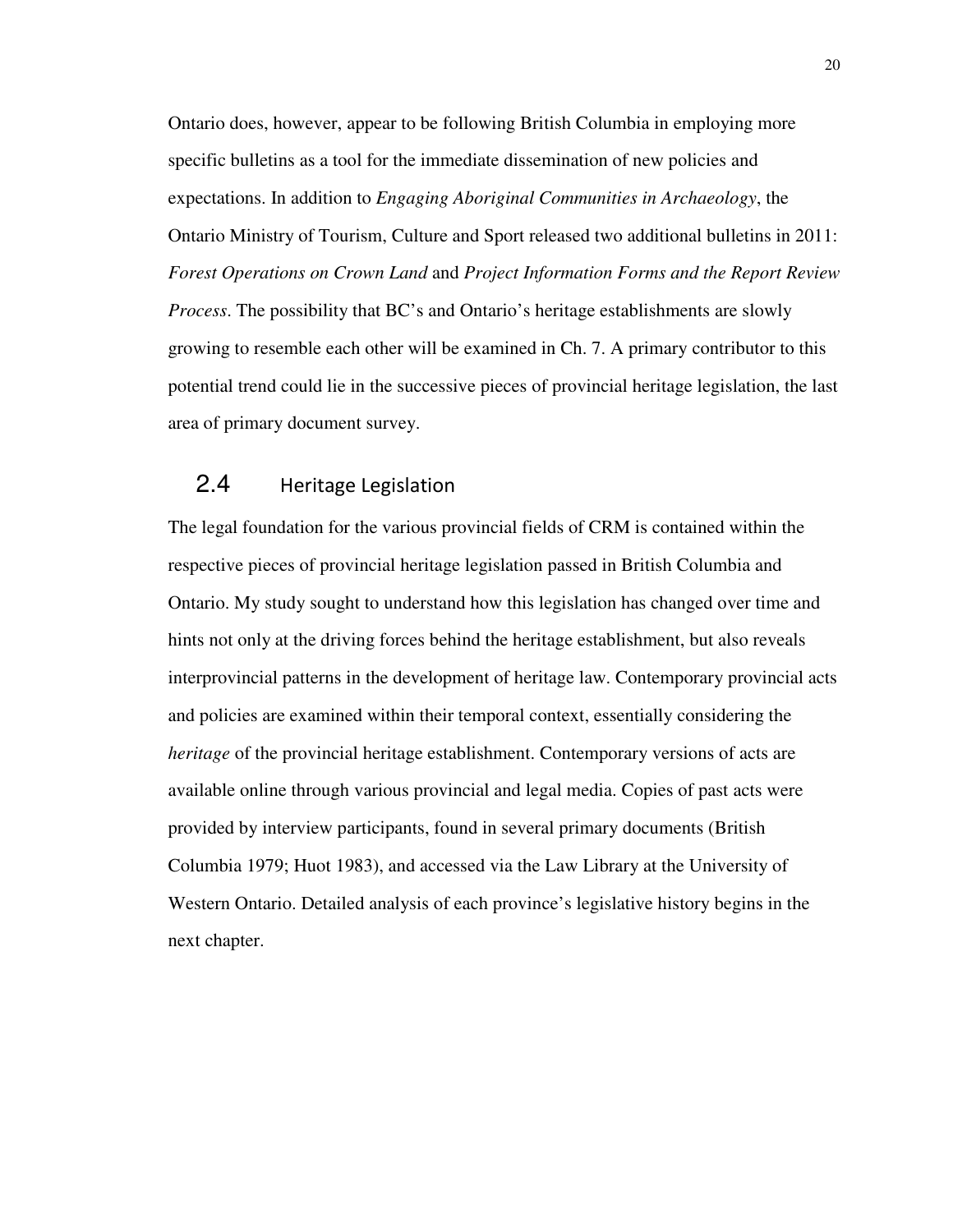Ontario does, however, appear to be following British Columbia in employing more specific bulletins as a tool for the immediate dissemination of new policies and expectations. In addition to *Engaging Aboriginal Communities in Archaeology*, the Ontario Ministry of Tourism, Culture and Sport released two additional bulletins in 2011: *Forest Operations on Crown Land* and *Project Information Forms and the Report Review Process*. The possibility that BC's and Ontario's heritage establishments are slowly growing to resemble each other will be examined in Ch. 7. A primary contributor to this potential trend could lie in the successive pieces of provincial heritage legislation, the last area of primary document survey.

## 2.4 Heritage Legislation

The legal foundation for the various provincial fields of CRM is contained within the respective pieces of provincial heritage legislation passed in British Columbia and Ontario. My study sought to understand how this legislation has changed over time and hints not only at the driving forces behind the heritage establishment, but also reveals interprovincial patterns in the development of heritage law. Contemporary provincial acts and policies are examined within their temporal context, essentially considering the *heritage* of the provincial heritage establishment. Contemporary versions of acts are available online through various provincial and legal media. Copies of past acts were provided by interview participants, found in several primary documents (British Columbia 1979; Huot 1983), and accessed via the Law Library at the University of Western Ontario. Detailed analysis of each province's legislative history begins in the next chapter.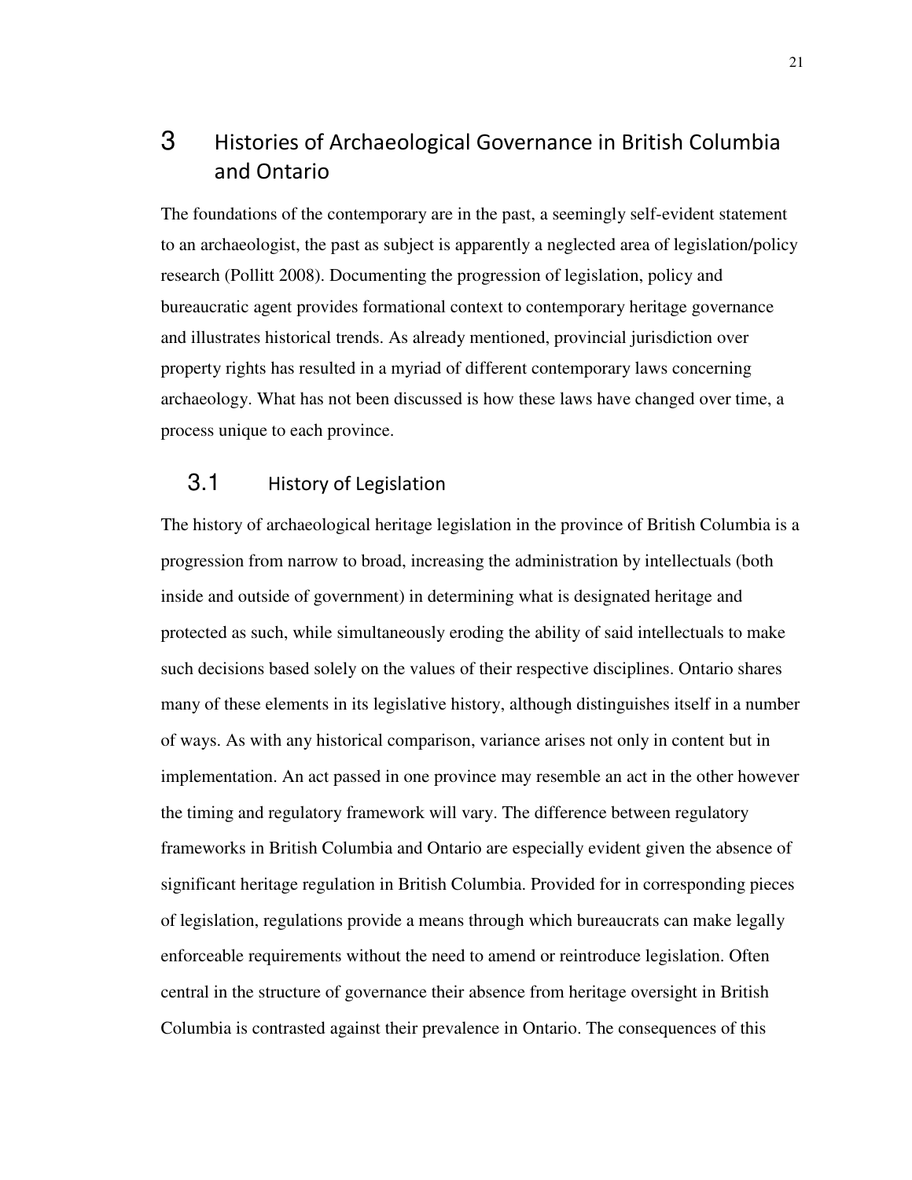# 3 Histories of Archaeological Governance in British Columbia and Ontario

The foundations of the contemporary are in the past, a seemingly self-evident statement to an archaeologist, the past as subject is apparently a neglected area of legislation/policy research (Pollitt 2008). Documenting the progression of legislation, policy and bureaucratic agent provides formational context to contemporary heritage governance and illustrates historical trends. As already mentioned, provincial jurisdiction over property rights has resulted in a myriad of different contemporary laws concerning archaeology. What has not been discussed is how these laws have changed over time, a process unique to each province.

## 3.1 History of Legislation

The history of archaeological heritage legislation in the province of British Columbia is a progression from narrow to broad, increasing the administration by intellectuals (both inside and outside of government) in determining what is designated heritage and protected as such, while simultaneously eroding the ability of said intellectuals to make such decisions based solely on the values of their respective disciplines. Ontario shares many of these elements in its legislative history, although distinguishes itself in a number of ways. As with any historical comparison, variance arises not only in content but in implementation. An act passed in one province may resemble an act in the other however the timing and regulatory framework will vary. The difference between regulatory frameworks in British Columbia and Ontario are especially evident given the absence of significant heritage regulation in British Columbia. Provided for in corresponding pieces of legislation, regulations provide a means through which bureaucrats can make legally enforceable requirements without the need to amend or reintroduce legislation. Often central in the structure of governance their absence from heritage oversight in British Columbia is contrasted against their prevalence in Ontario. The consequences of this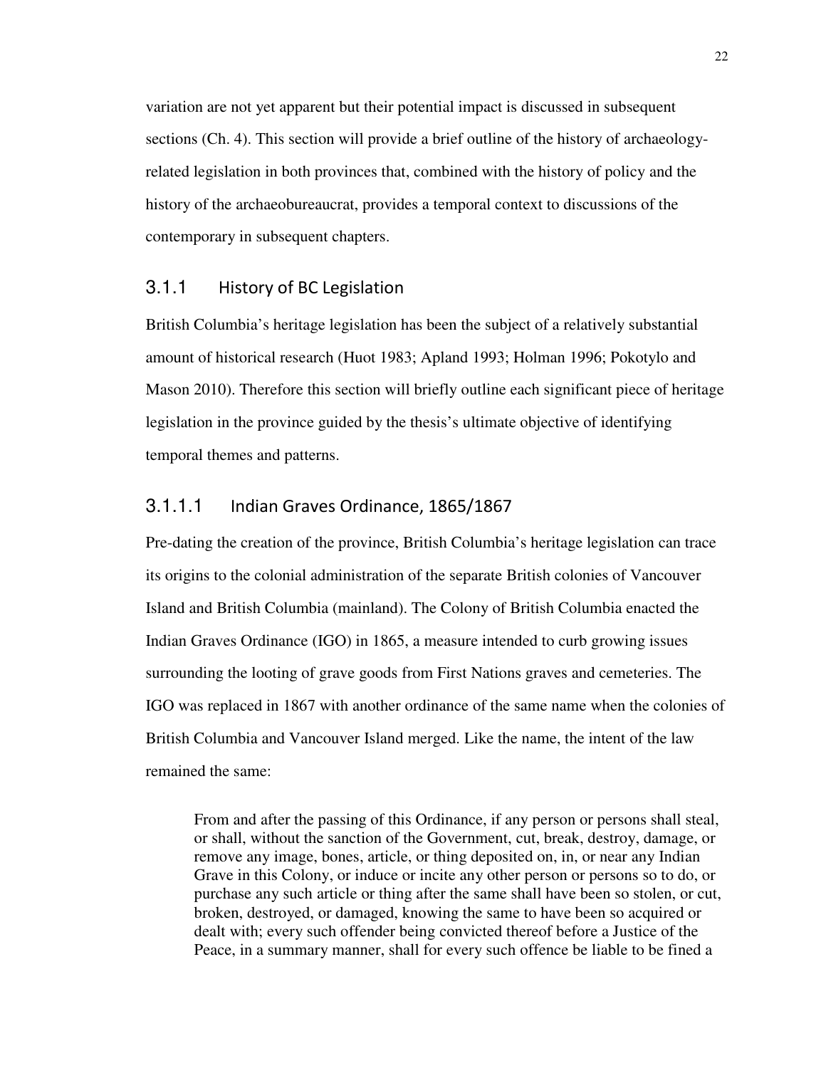variation are not yet apparent but their potential impact is discussed in subsequent sections (Ch. 4). This section will provide a brief outline of the history of archaeology-related legislation in both provinces that, combined with the history of policy and the history of the archaeobureaucrat, provides a temporal context to discussions of the contemporary in subsequent chapters.

### 3.1.1 History of BC Legislation

British Columbia's heritage legislation has been the subject of a relatively substantial amount of historical research (Huot 1983; Apland 1993; Holman 1996; Pokotylo and Mason 2010). Therefore this section will briefly outline each significant piece of heritage legislation in the province guided by the thesis's ultimate objective of identifying temporal themes and patterns.

#### 3.1.1.1 Indian Graves Ordinance, 1865/1867

Pre-dating the creation of the province, British Columbia's heritage legislation can trace its origins to the colonial administration of the separate British colonies of Vancouver Island and British Columbia (mainland). The Colony of British Columbia enacted the Indian Graves Ordinance (IGO) in 1865, a measure intended to curb growing issues surrounding the looting of grave goods from First Nations graves and cemeteries. The IGO was replaced in 1867 with another ordinance of the same name when the colonies of British Columbia and Vancouver Island merged. Like the name, the intent of the law remained the same:

> From and after the passing of this Ordinance, if any person or persons shall steal, or shall, without the sanction of the Government, cut, break, destroy, damage, or remove any image, bones, article, or thing deposited on, in, or near any Indian Grave in this Colony, or induce or incite any other person or persons so to do, or purchase any such article or thing after the same shall have been so stolen, or cut, broken, destroyed, or damaged, knowing the same to have been so acquired or dealt with; every such offender being convicted thereof before a Justice of the Peace, in a summary manner, shall for every such offence be liable to be fined a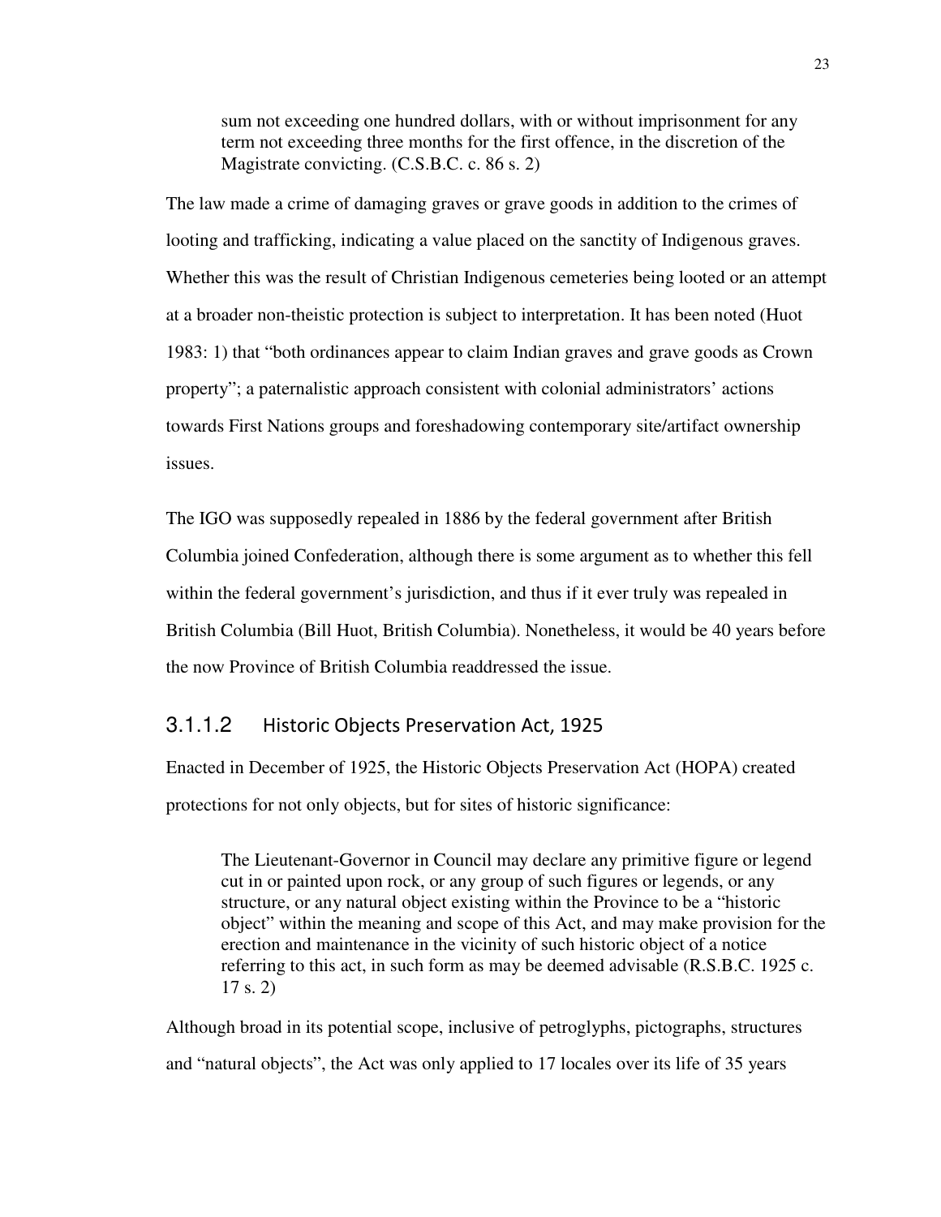> sum not exceeding one hundred dollars, with or without imprisonment for any term not exceeding three months for the first offence, in the discretion of the Magistrate convicting. (C.S.B.C. c. 86 s. 2)

The law made a crime of damaging graves or grave goods in addition to the crimes of looting and trafficking, indicating a value placed on the sanctity of Indigenous graves. Whether this was the result of Christian Indigenous cemeteries being looted or an attempt at a broader non-theistic protection is subject to interpretation. It has been noted (Huot 1983: 1) that "both ordinances appear to claim Indian graves and grave goods as Crown property"; a paternalistic approach consistent with colonial administrators' actions towards First Nations groups and foreshadowing contemporary site/artifact ownership issues.

The IGO was supposedly repealed in 1886 by the federal government after British Columbia joined Confederation, although there is some argument as to whether this fell within the federal government's jurisdiction, and thus if it ever truly was repealed in British Columbia (Bill Huot, British Columbia). Nonetheless, it would be 40 years before the now Province of British Columbia readdressed the issue.

#### 3.1.1.2 Historic Objects Preservation Act, 1925

Enacted in December of 1925, the Historic Objects Preservation Act (HOPA) created protections for not only objects, but for sites of historic significance:

> The Lieutenant-Governor in Council may declare any primitive figure or legend cut in or painted upon rock, or any group of such figures or legends, or any structure, or any natural object existing within the Province to be a "historic object" within the meaning and scope of this Act, and may make provision for the erection and maintenance in the vicinity of such historic object of a notice referring to this act, in such form as may be deemed advisable (R.S.B.C. 1925 c. 17 s. 2)

Although broad in its potential scope, inclusive of petroglyphs, pictographs, structures and "natural objects", the Act was only applied to 17 locales over its life of 35 years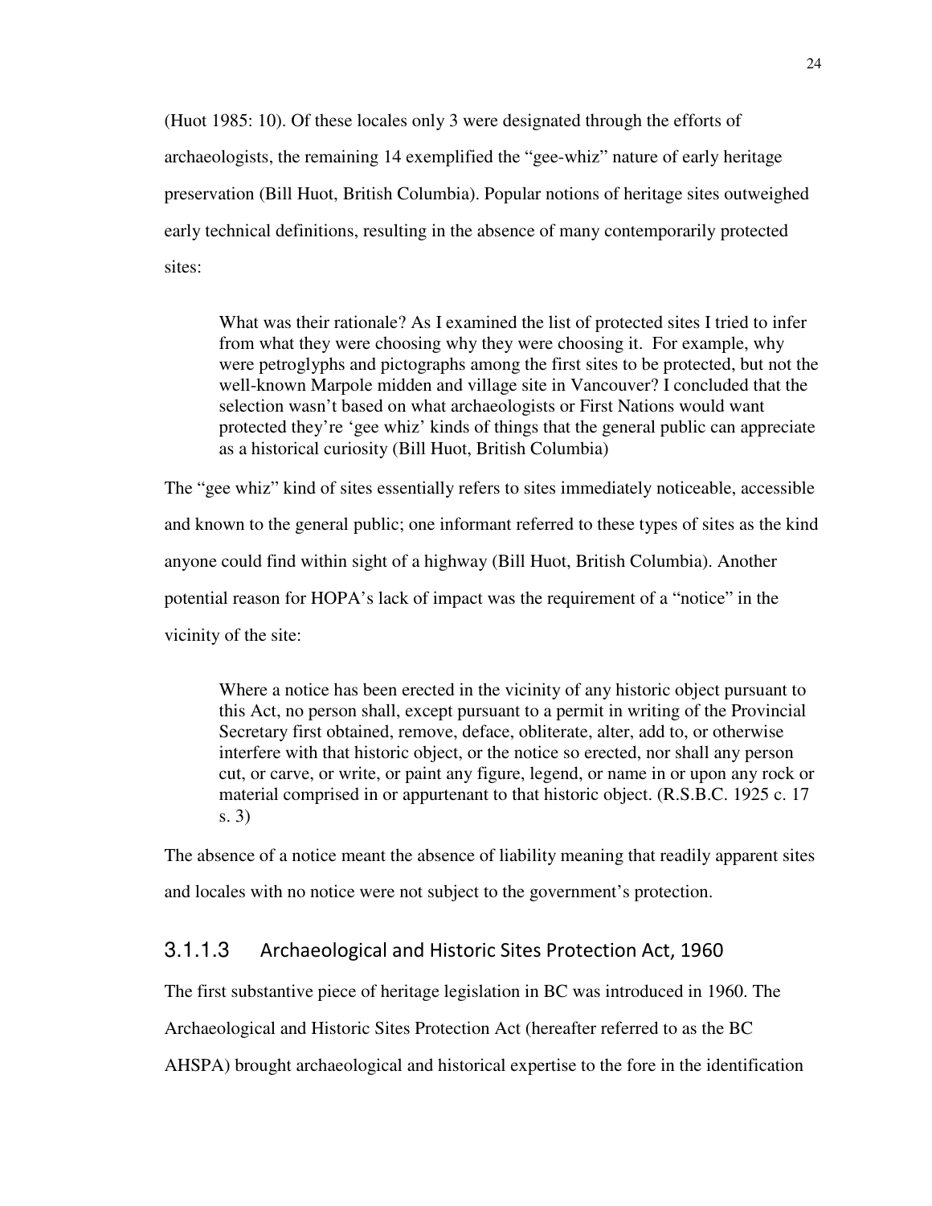(Huot 1985: 10). Of these locales only 3 were designated through the efforts of archaeologists, the remaining 14 exemplified the "gee-whiz" nature of early heritage preservation (Bill Huot, British Columbia). Popular notions of heritage sites outweighed early technical definitions, resulting in the absence of many contemporarily protected sites:

> What was their rationale? As I examined the list of protected sites I tried to infer from what they were choosing why they were choosing it. For example, why were petroglyphs and pictographs among the first sites to be protected, but not the well-known Marpole midden and village site in Vancouver? I concluded that the selection wasn't based on what archaeologists or First Nations would want protected they're 'gee whiz' kinds of things that the general public can appreciate as a historical curiosity (Bill Huot, British Columbia)

The "gee whiz" kind of sites essentially refers to sites immediately noticeable, accessible and known to the general public; one informant referred to these types of sites as the kind anyone could find within sight of a highway (Bill Huot, British Columbia). Another potential reason for HOPA's lack of impact was the requirement of a "notice" in the vicinity of the site:

> Where a notice has been erected in the vicinity of any historic object pursuant to this Act, no person shall, except pursuant to a permit in writing of the Provincial Secretary first obtained, remove, deface, obliterate, alter, add to, or otherwise interfere with that historic object, or the notice so erected, nor shall any person cut, or carve, or write, or paint any figure, legend, or name in or upon any rock or material comprised in or appurtenant to that historic object. (R.S.B.C. 1925 c. 17 s. 3)

The absence of a notice meant the absence of liability meaning that readily apparent sites and locales with no notice were not subject to the government's protection.

#### 3.1.1.3 Archaeological and Historic Sites Protection Act, 1960

The first substantive piece of heritage legislation in BC was introduced in 1960. The Archaeological and Historic Sites Protection Act (hereafter referred to as the BC AHSPA) brought archaeological and historical expertise to the fore in the identification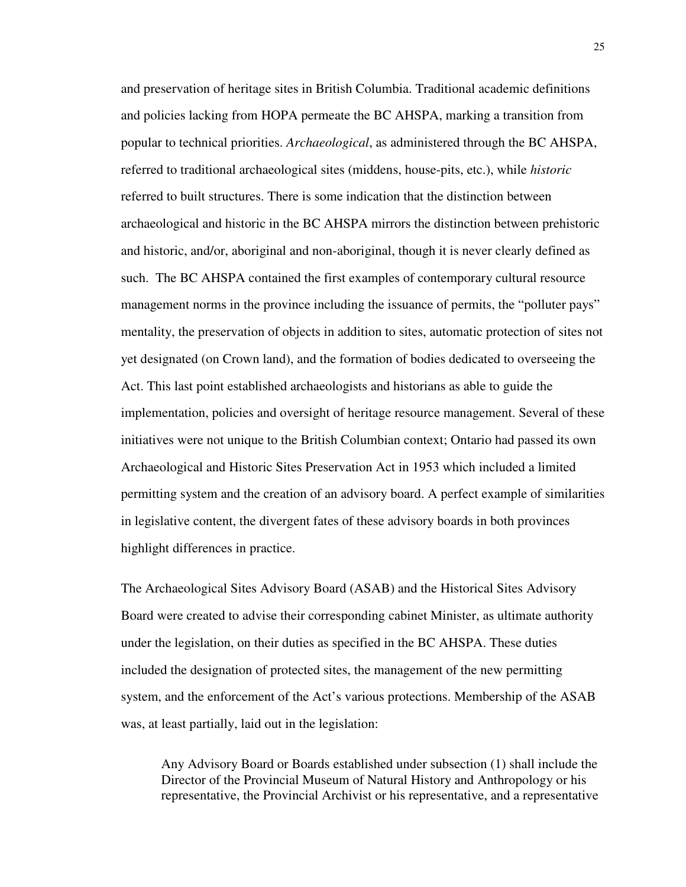and preservation of heritage sites in British Columbia. Traditional academic definitions and policies lacking from HOPA permeate the BC AHSPA, marking a transition from popular to technical priorities. *Archaeological*, as administered through the BC AHSPA, referred to traditional archaeological sites (middens, house-pits, etc.), while *historic* referred to built structures. There is some indication that the distinction between archaeological and historic in the BC AHSPA mirrors the distinction between prehistoric and historic, and/or, aboriginal and non-aboriginal, though it is never clearly defined as such. The BC AHSPA contained the first examples of contemporary cultural resource management norms in the province including the issuance of permits, the "polluter pays" mentality, the preservation of objects in addition to sites, automatic protection of sites not yet designated (on Crown land), and the formation of bodies dedicated to overseeing the Act. This last point established archaeologists and historians as able to guide the implementation, policies and oversight of heritage resource management. Several of these initiatives were not unique to the British Columbian context; Ontario had passed its own Archaeological and Historic Sites Preservation Act in 1953 which included a limited permitting system and the creation of an advisory board. A perfect example of similarities in legislative content, the divergent fates of these advisory boards in both provinces highlight differences in practice.

The Archaeological Sites Advisory Board (ASAB) and the Historical Sites Advisory Board were created to advise their corresponding cabinet Minister, as ultimate authority under the legislation, on their duties as specified in the BC AHSPA. These duties included the designation of protected sites, the management of the new permitting system, and the enforcement of the Act's various protections. Membership of the ASAB was, at least partially, laid out in the legislation:

> Any Advisory Board or Boards established under subsection (1) shall include the Director of the Provincial Museum of Natural History and Anthropology or his representative, the Provincial Archivist or his representative, and a representative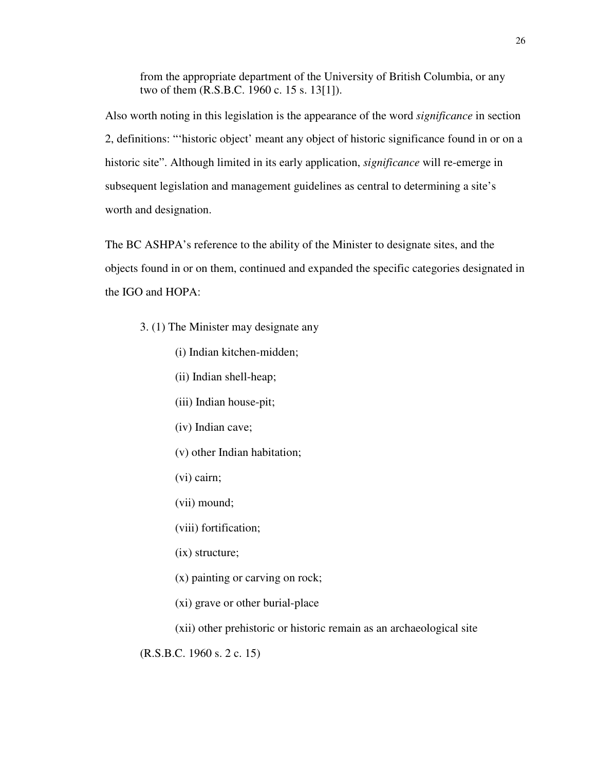> from the appropriate department of the University of British Columbia, or any two of them (R.S.B.C. 1960 c. 15 s. 13[1]).

Also worth noting in this legislation is the appearance of the word *significance* in section 2, definitions: "'historic object' meant any object of historic significance found in or on a historic site". Although limited in its early application, *significance* will re-emerge in subsequent legislation and management guidelines as central to determining a site's worth and designation.

The BC ASHPA's reference to the ability of the Minister to designate sites, and the objects found in or on them, continued and expanded the specific categories designated in the IGO and HOPA:

> 3. (1) The Minister may designate any
>
> (i) Indian kitchen-midden;
>
> (ii) Indian shell-heap;
>
> (iii) Indian house-pit;
>
> (iv) Indian cave;
>
> (v) other Indian habitation;
>
> (vi) cairn;
>
> (vii) mound;
>
> (viii) fortification;
>
> (ix) structure;
>
> (x) painting or carving on rock;
>
> (xi) grave or other burial-place
>
> (xii) other prehistoric or historic remain as an archaeological site
>
> (R.S.B.C. 1960 s. 2 c. 15)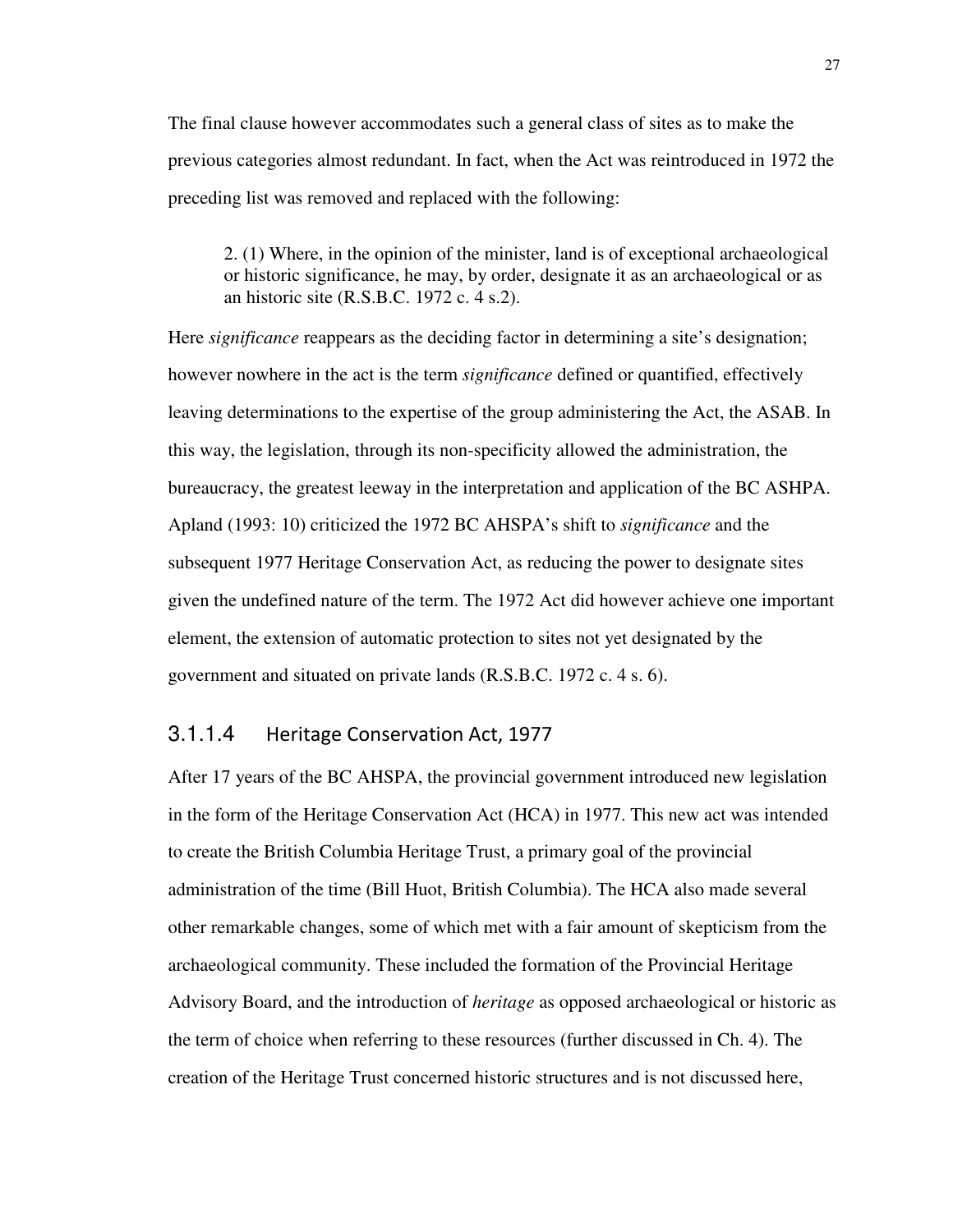The final clause however accommodates such a general class of sites as to make the previous categories almost redundant. In fact, when the Act was reintroduced in 1972 the preceding list was removed and replaced with the following:

> 2. (1) Where, in the opinion of the minister, land is of exceptional archaeological or historic significance, he may, by order, designate it as an archaeological or as an historic site (R.S.B.C. 1972 c. 4 s.2).

Here *significance* reappears as the deciding factor in determining a site's designation; however nowhere in the act is the term *significance* defined or quantified, effectively leaving determinations to the expertise of the group administering the Act, the ASAB. In this way, the legislation, through its non-specificity allowed the administration, the bureaucracy, the greatest leeway in the interpretation and application of the BC ASHPA. Apland (1993: 10) criticized the 1972 BC AHSPA's shift to *significance* and the subsequent 1977 Heritage Conservation Act, as reducing the power to designate sites given the undefined nature of the term. The 1972 Act did however achieve one important element, the extension of automatic protection to sites not yet designated by the government and situated on private lands (R.S.B.C. 1972 c. 4 s. 6).

#### 3.1.1.4 Heritage Conservation Act, 1977

After 17 years of the BC AHSPA, the provincial government introduced new legislation in the form of the Heritage Conservation Act (HCA) in 1977. This new act was intended to create the British Columbia Heritage Trust, a primary goal of the provincial administration of the time (Bill Huot, British Columbia). The HCA also made several other remarkable changes, some of which met with a fair amount of skepticism from the archaeological community. These included the formation of the Provincial Heritage Advisory Board, and the introduction of *heritage* as opposed archaeological or historic as the term of choice when referring to these resources (further discussed in Ch. 4). The creation of the Heritage Trust concerned historic structures and is not discussed here,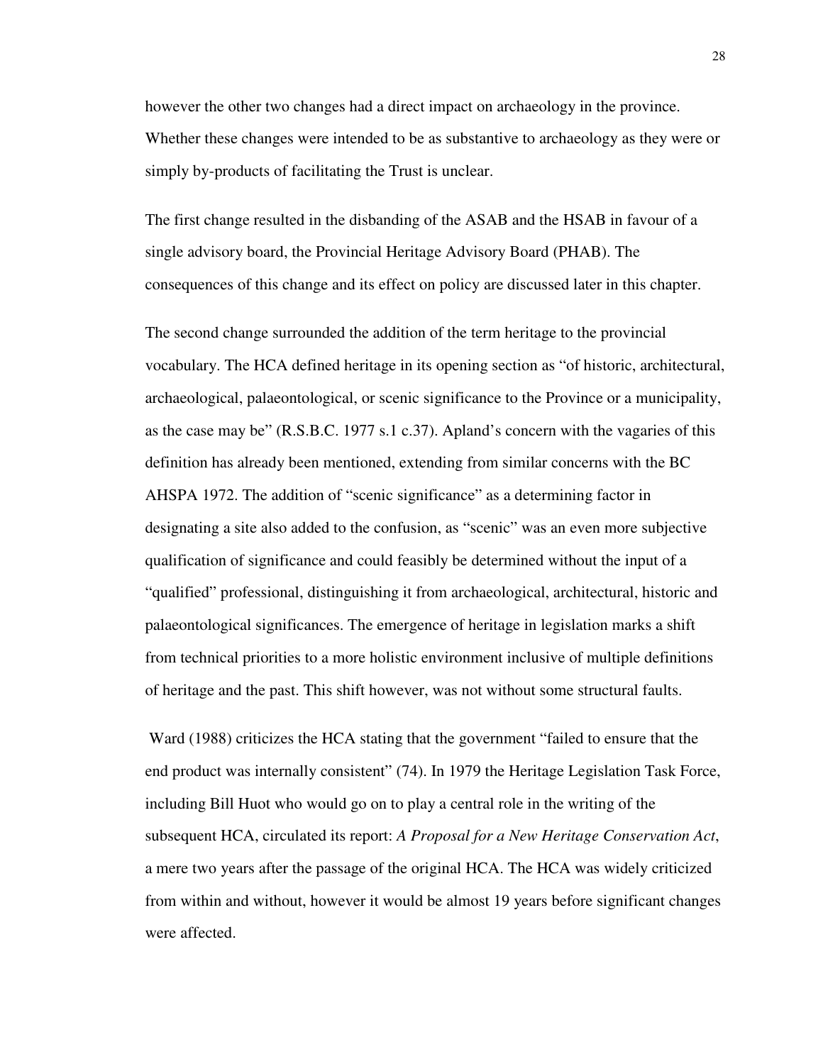however the other two changes had a direct impact on archaeology in the province. Whether these changes were intended to be as substantive to archaeology as they were or simply by-products of facilitating the Trust is unclear.

The first change resulted in the disbanding of the ASAB and the HSAB in favour of a single advisory board, the Provincial Heritage Advisory Board (PHAB). The consequences of this change and its effect on policy are discussed later in this chapter.

The second change surrounded the addition of the term heritage to the provincial vocabulary. The HCA defined heritage in its opening section as "of historic, architectural, archaeological, palaeontological, or scenic significance to the Province or a municipality, as the case may be" (R.S.B.C. 1977 s.1 c.37). Apland's concern with the vagaries of this definition has already been mentioned, extending from similar concerns with the BC AHSPA 1972. The addition of "scenic significance" as a determining factor in designating a site also added to the confusion, as "scenic" was an even more subjective qualification of significance and could feasibly be determined without the input of a "qualified" professional, distinguishing it from archaeological, architectural, historic and palaeontological significances. The emergence of heritage in legislation marks a shift from technical priorities to a more holistic environment inclusive of multiple definitions of heritage and the past. This shift however, was not without some structural faults.

Ward (1988) criticizes the HCA stating that the government "failed to ensure that the end product was internally consistent" (74). In 1979 the Heritage Legislation Task Force, including Bill Huot who would go on to play a central role in the writing of the subsequent HCA, circulated its report: *A Proposal for a New Heritage Conservation Act*, a mere two years after the passage of the original HCA. The HCA was widely criticized from within and without, however it would be almost 19 years before significant changes were affected.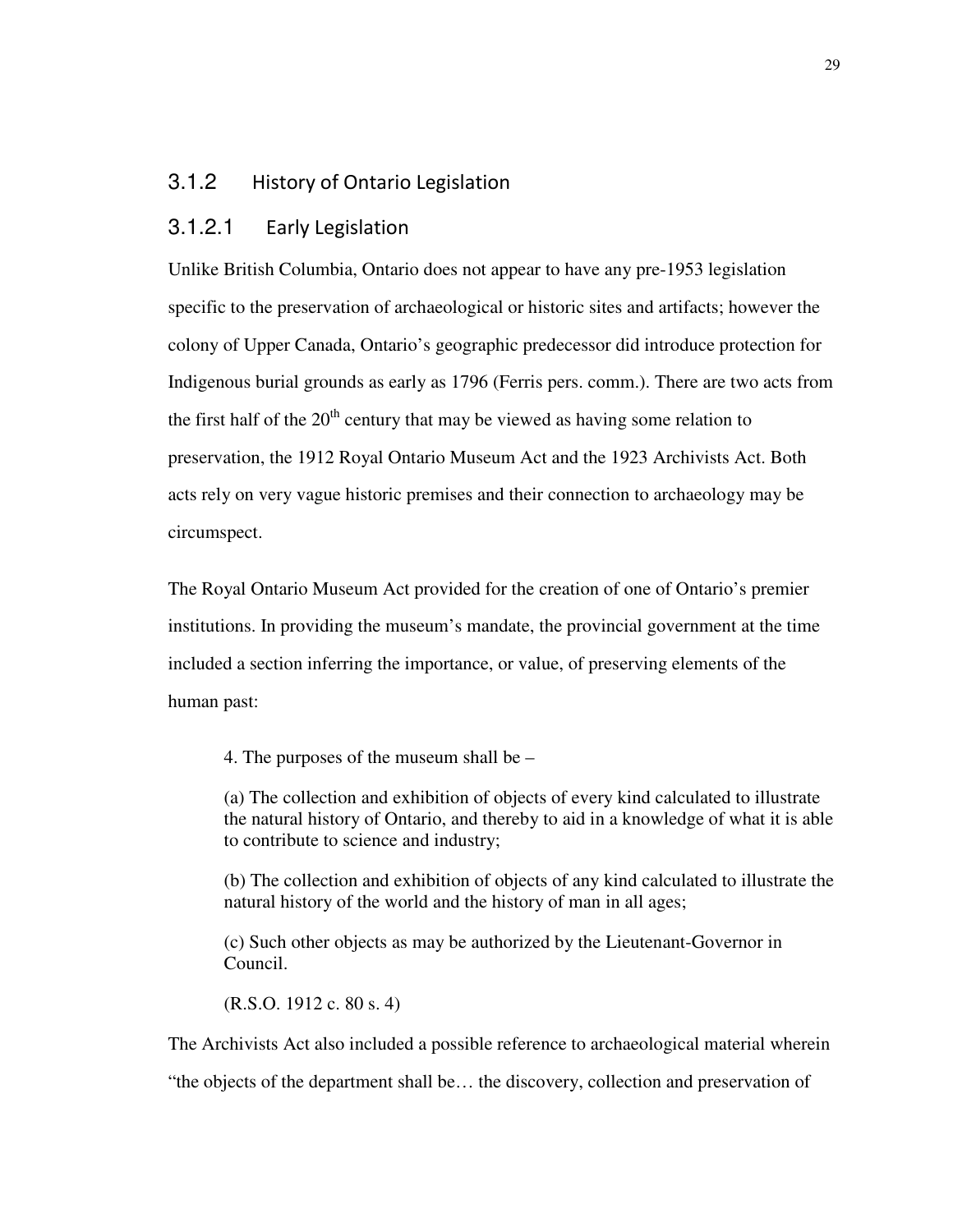### 3.1.2 History of Ontario Legislation

#### 3.1.2.1 Early Legislation

Unlike British Columbia, Ontario does not appear to have any pre-1953 legislation specific to the preservation of archaeological or historic sites and artifacts; however the colony of Upper Canada, Ontario's geographic predecessor did introduce protection for Indigenous burial grounds as early as 1796 (Ferris pers. comm.). There are two acts from the first half of the 20$^{th}$ century that may be viewed as having some relation to preservation, the 1912 Royal Ontario Museum Act and the 1923 Archivists Act. Both acts rely on very vague historic premises and their connection to archaeology may be circumspect.

The Royal Ontario Museum Act provided for the creation of one of Ontario's premier institutions. In providing the museum's mandate, the provincial government at the time included a section inferring the importance, or value, of preserving elements of the human past:

> 4. The purposes of the museum shall be –
>
> (a) The collection and exhibition of objects of every kind calculated to illustrate the natural history of Ontario, and thereby to aid in a knowledge of what it is able to contribute to science and industry;
>
> (b) The collection and exhibition of objects of any kind calculated to illustrate the natural history of the world and the history of man in all ages;
>
> (c) Such other objects as may be authorized by the Lieutenant-Governor in Council.
>
> (R.S.O. 1912 c. 80 s. 4)

The Archivists Act also included a possible reference to archaeological material wherein "the objects of the department shall be… the discovery, collection and preservation of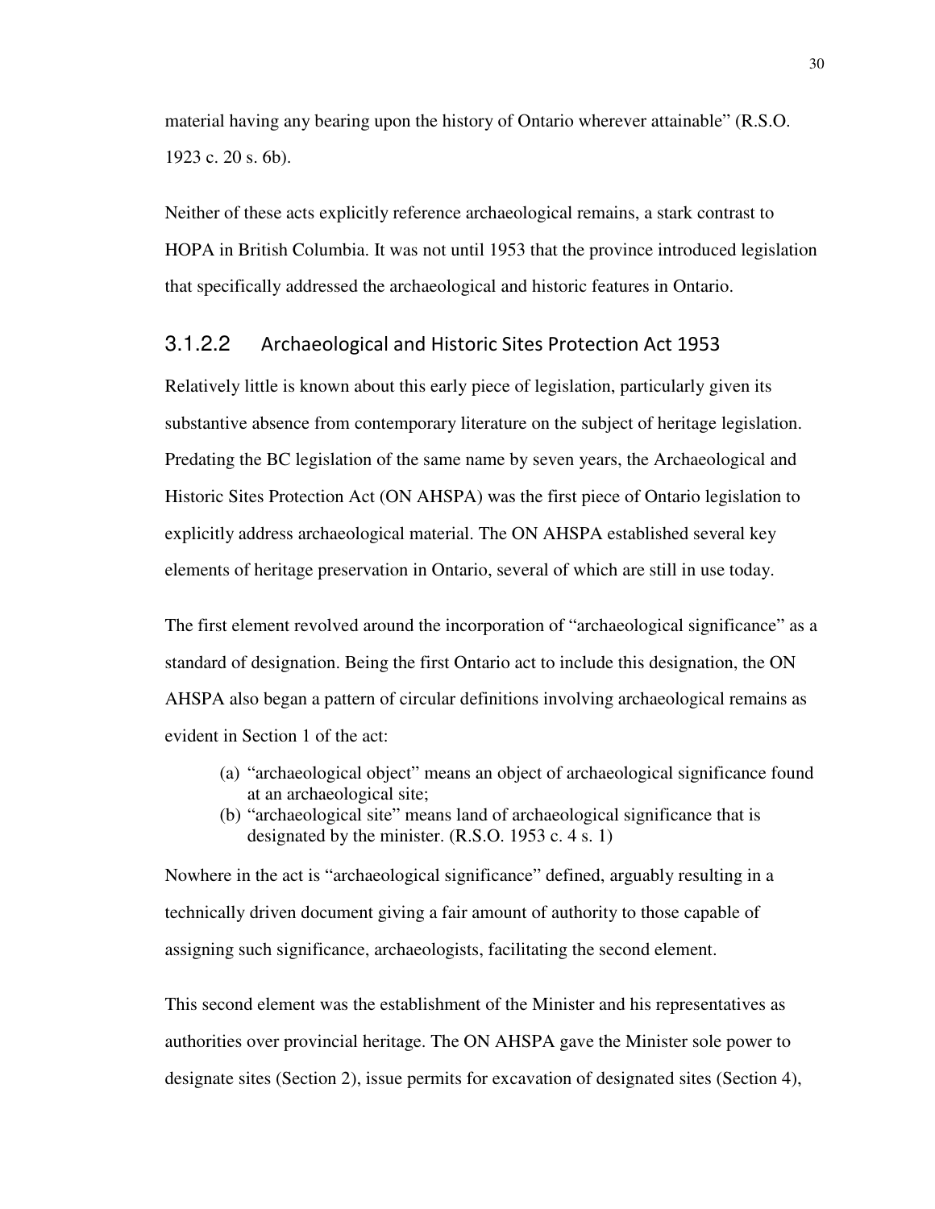material having any bearing upon the history of Ontario wherever attainable" (R.S.O. 1923 c. 20 s. 6b).

Neither of these acts explicitly reference archaeological remains, a stark contrast to HOPA in British Columbia. It was not until 1953 that the province introduced legislation that specifically addressed the archaeological and historic features in Ontario.

#### 3.1.2.2 Archaeological and Historic Sites Protection Act 1953

Relatively little is known about this early piece of legislation, particularly given its substantive absence from contemporary literature on the subject of heritage legislation. Predating the BC legislation of the same name by seven years, the Archaeological and Historic Sites Protection Act (ON AHSPA) was the first piece of Ontario legislation to explicitly address archaeological material. The ON AHSPA established several key elements of heritage preservation in Ontario, several of which are still in use today.

The first element revolved around the incorporation of "archaeological significance" as a standard of designation. Being the first Ontario act to include this designation, the ON AHSPA also began a pattern of circular definitions involving archaeological remains as evident in Section 1 of the act:

> (a) "archaeological object" means an object of archaeological significance found at an archaeological site;
> (b) "archaeological site" means land of archaeological significance that is designated by the minister. (R.S.O. 1953 c. 4 s. 1)

Nowhere in the act is "archaeological significance" defined, arguably resulting in a technically driven document giving a fair amount of authority to those capable of assigning such significance, archaeologists, facilitating the second element.

This second element was the establishment of the Minister and his representatives as authorities over provincial heritage. The ON AHSPA gave the Minister sole power to designate sites (Section 2), issue permits for excavation of designated sites (Section 4),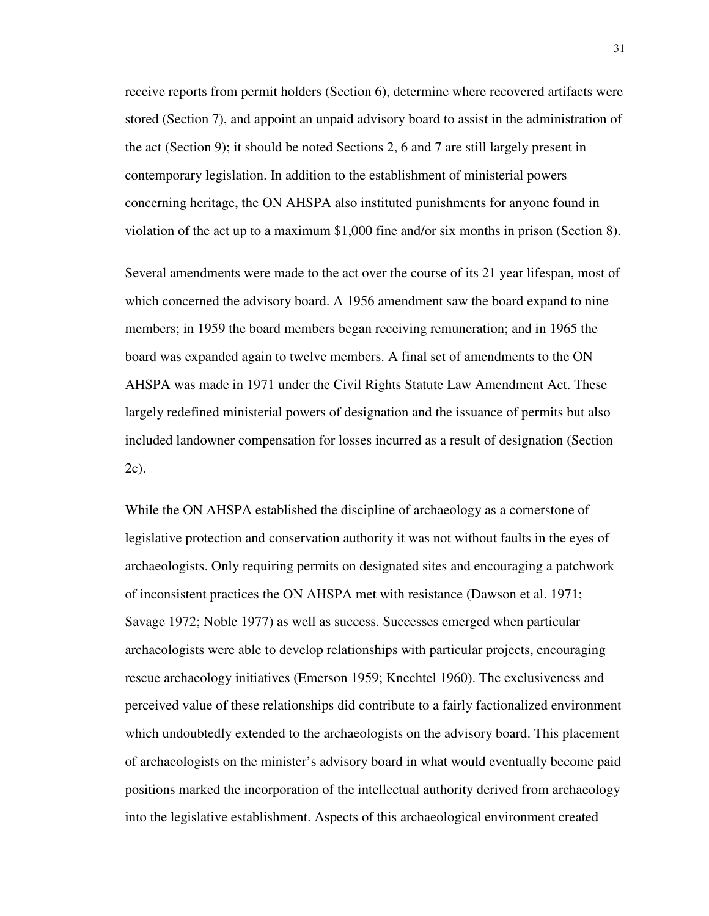receive reports from permit holders (Section 6), determine where recovered artifacts were stored (Section 7), and appoint an unpaid advisory board to assist in the administration of the act (Section 9); it should be noted Sections 2, 6 and 7 are still largely present in contemporary legislation. In addition to the establishment of ministerial powers concerning heritage, the ON AHSPA also instituted punishments for anyone found in violation of the act up to a maximum $1,000 fine and/or six months in prison (Section 8).

Several amendments were made to the act over the course of its 21 year lifespan, most of which concerned the advisory board. A 1956 amendment saw the board expand to nine members; in 1959 the board members began receiving remuneration; and in 1965 the board was expanded again to twelve members. A final set of amendments to the ON AHSPA was made in 1971 under the Civil Rights Statute Law Amendment Act. These largely redefined ministerial powers of designation and the issuance of permits but also included landowner compensation for losses incurred as a result of designation (Section 2c).

While the ON AHSPA established the discipline of archaeology as a cornerstone of legislative protection and conservation authority it was not without faults in the eyes of archaeologists. Only requiring permits on designated sites and encouraging a patchwork of inconsistent practices the ON AHSPA met with resistance (Dawson et al. 1971; Savage 1972; Noble 1977) as well as success. Successes emerged when particular archaeologists were able to develop relationships with particular projects, encouraging rescue archaeology initiatives (Emerson 1959; Knechtel 1960). The exclusiveness and perceived value of these relationships did contribute to a fairly factionalized environment which undoubtedly extended to the archaeologists on the advisory board. This placement of archaeologists on the minister's advisory board in what would eventually become paid positions marked the incorporation of the intellectual authority derived from archaeology into the legislative establishment. Aspects of this archaeological environment created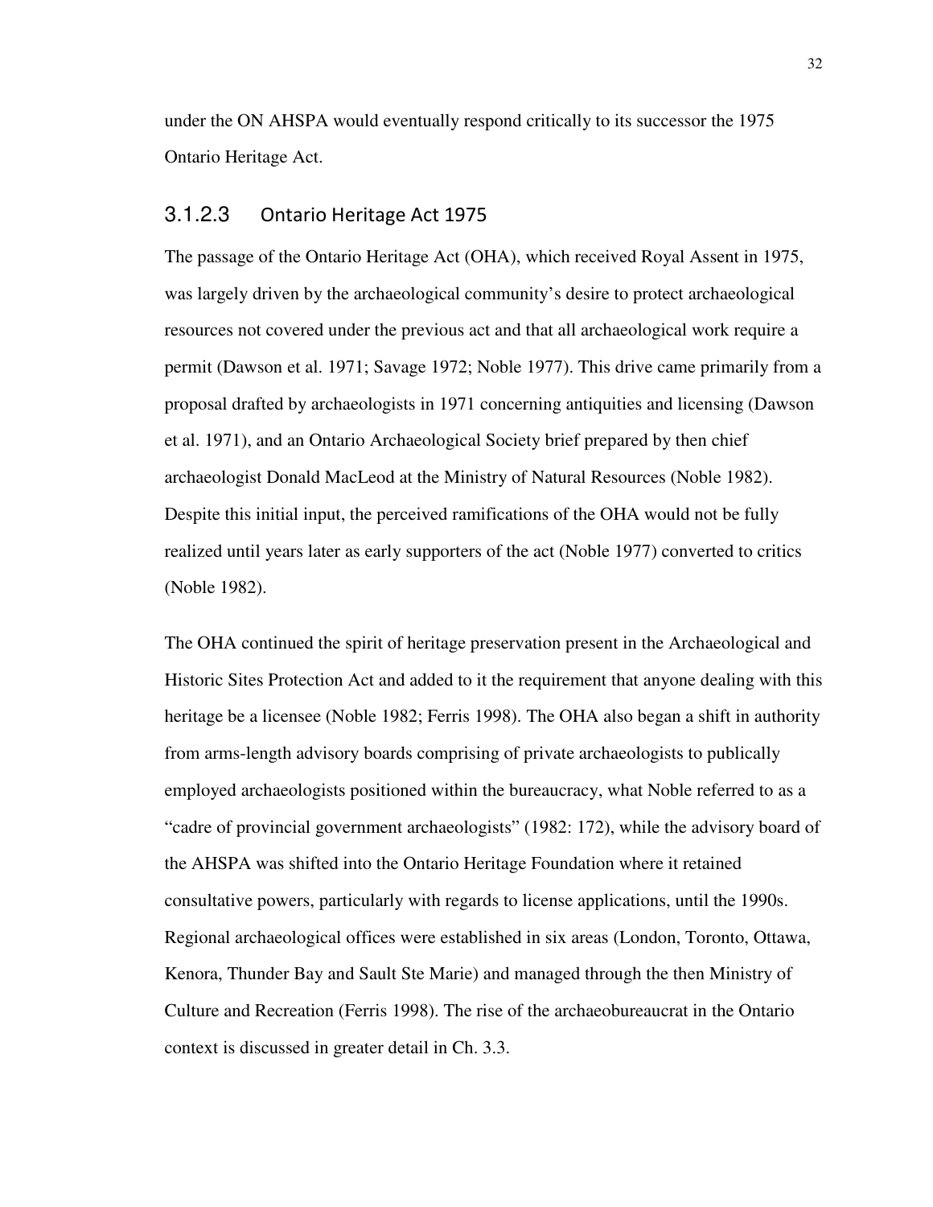under the ON AHSPA would eventually respond critically to its successor the 1975 Ontario Heritage Act.

#### 3.1.2.3 Ontario Heritage Act 1975

The passage of the Ontario Heritage Act (OHA), which received Royal Assent in 1975, was largely driven by the archaeological community's desire to protect archaeological resources not covered under the previous act and that all archaeological work require a permit (Dawson et al. 1971; Savage 1972; Noble 1977). This drive came primarily from a proposal drafted by archaeologists in 1971 concerning antiquities and licensing (Dawson et al. 1971), and an Ontario Archaeological Society brief prepared by then chief archaeologist Donald MacLeod at the Ministry of Natural Resources (Noble 1982). Despite this initial input, the perceived ramifications of the OHA would not be fully realized until years later as early supporters of the act (Noble 1977) converted to critics (Noble 1982).

The OHA continued the spirit of heritage preservation present in the Archaeological and Historic Sites Protection Act and added to it the requirement that anyone dealing with this heritage be a licensee (Noble 1982; Ferris 1998). The OHA also began a shift in authority from arms-length advisory boards comprising of private archaeologists to publically employed archaeologists positioned within the bureaucracy, what Noble referred to as a "cadre of provincial government archaeologists" (1982: 172), while the advisory board of the AHSPA was shifted into the Ontario Heritage Foundation where it retained consultative powers, particularly with regards to license applications, until the 1990s. Regional archaeological offices were established in six areas (London, Toronto, Ottawa, Kenora, Thunder Bay and Sault Ste Marie) and managed through the then Ministry of Culture and Recreation (Ferris 1998). The rise of the archaeobureaucrat in the Ontario context is discussed in greater detail in Ch. 3.3.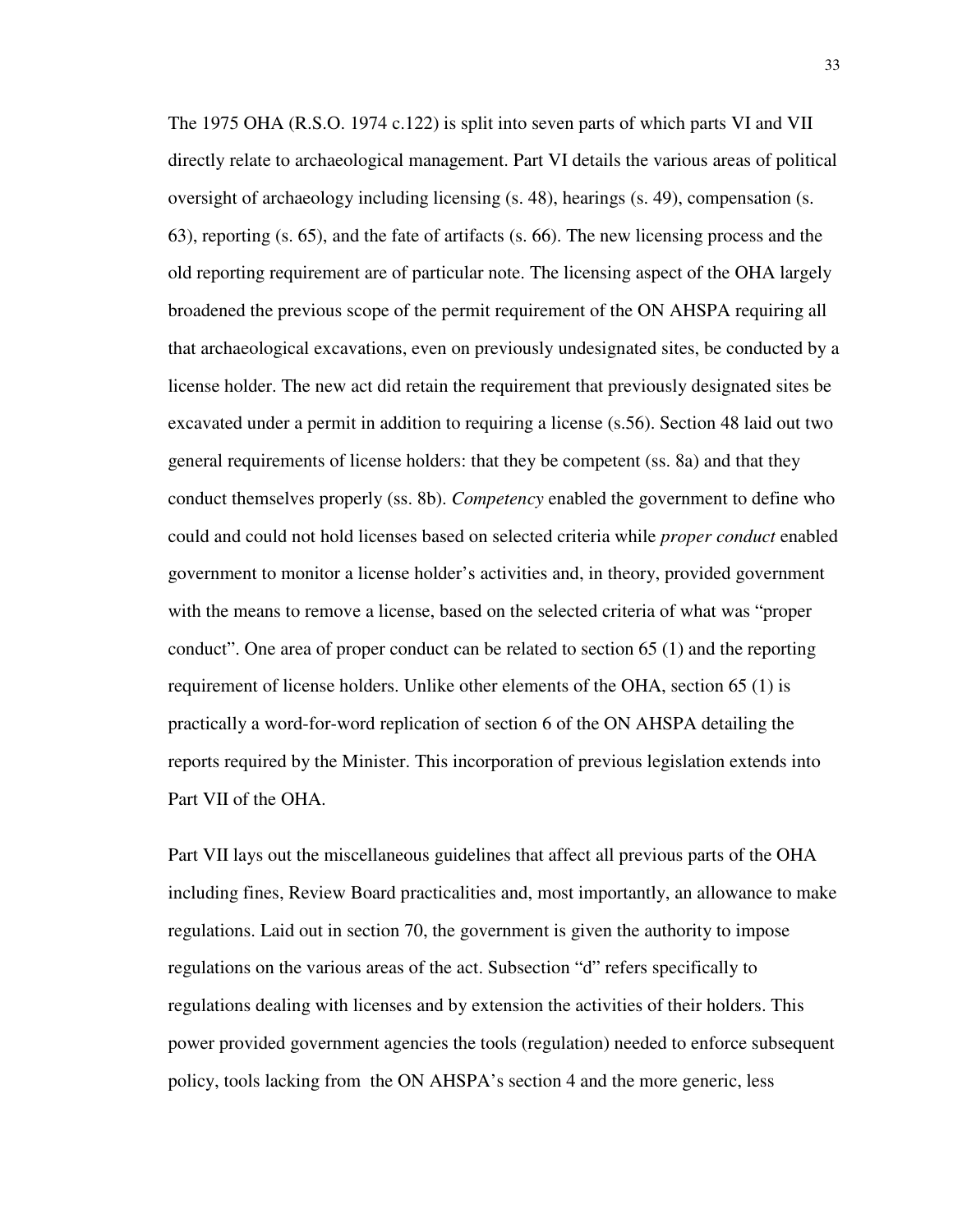The 1975 OHA (R.S.O. 1974 c.122) is split into seven parts of which parts VI and VII directly relate to archaeological management. Part VI details the various areas of political oversight of archaeology including licensing (s. 48), hearings (s. 49), compensation (s. 63), reporting (s. 65), and the fate of artifacts (s. 66). The new licensing process and the old reporting requirement are of particular note. The licensing aspect of the OHA largely broadened the previous scope of the permit requirement of the ON AHSPA requiring all that archaeological excavations, even on previously undesignated sites, be conducted by a license holder. The new act did retain the requirement that previously designated sites be excavated under a permit in addition to requiring a license (s.56). Section 48 laid out two general requirements of license holders: that they be competent (ss. 8a) and that they conduct themselves properly (ss. 8b). *Competency* enabled the government to define who could and could not hold licenses based on selected criteria while *proper conduct* enabled government to monitor a license holder's activities and, in theory, provided government with the means to remove a license, based on the selected criteria of what was "proper conduct". One area of proper conduct can be related to section 65 (1) and the reporting requirement of license holders. Unlike other elements of the OHA, section 65 (1) is practically a word-for-word replication of section 6 of the ON AHSPA detailing the reports required by the Minister. This incorporation of previous legislation extends into Part VII of the OHA.

Part VII lays out the miscellaneous guidelines that affect all previous parts of the OHA including fines, Review Board practicalities and, most importantly, an allowance to make regulations. Laid out in section 70, the government is given the authority to impose regulations on the various areas of the act. Subsection "d" refers specifically to regulations dealing with licenses and by extension the activities of their holders. This power provided government agencies the tools (regulation) needed to enforce subsequent policy, tools lacking from the ON AHSPA's section 4 and the more generic, less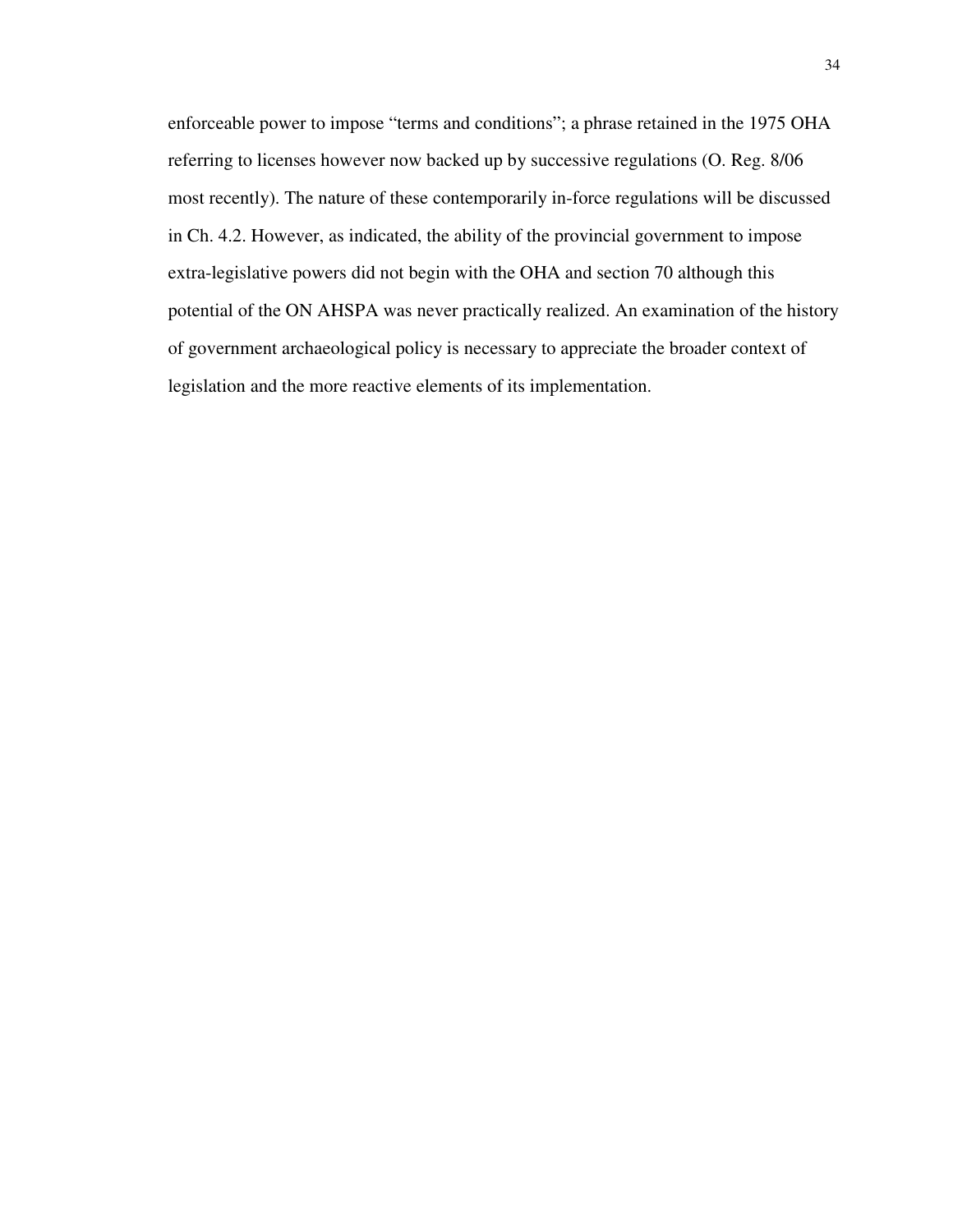enforceable power to impose "terms and conditions"; a phrase retained in the 1975 OHA referring to licenses however now backed up by successive regulations (O. Reg. 8/06 most recently). The nature of these contemporarily in-force regulations will be discussed in Ch. 4.2. However, as indicated, the ability of the provincial government to impose extra-legislative powers did not begin with the OHA and section 70 although this potential of the ON AHSPA was never practically realized. An examination of the history of government archaeological policy is necessary to appreciate the broader context of legislation and the more reactive elements of its implementation.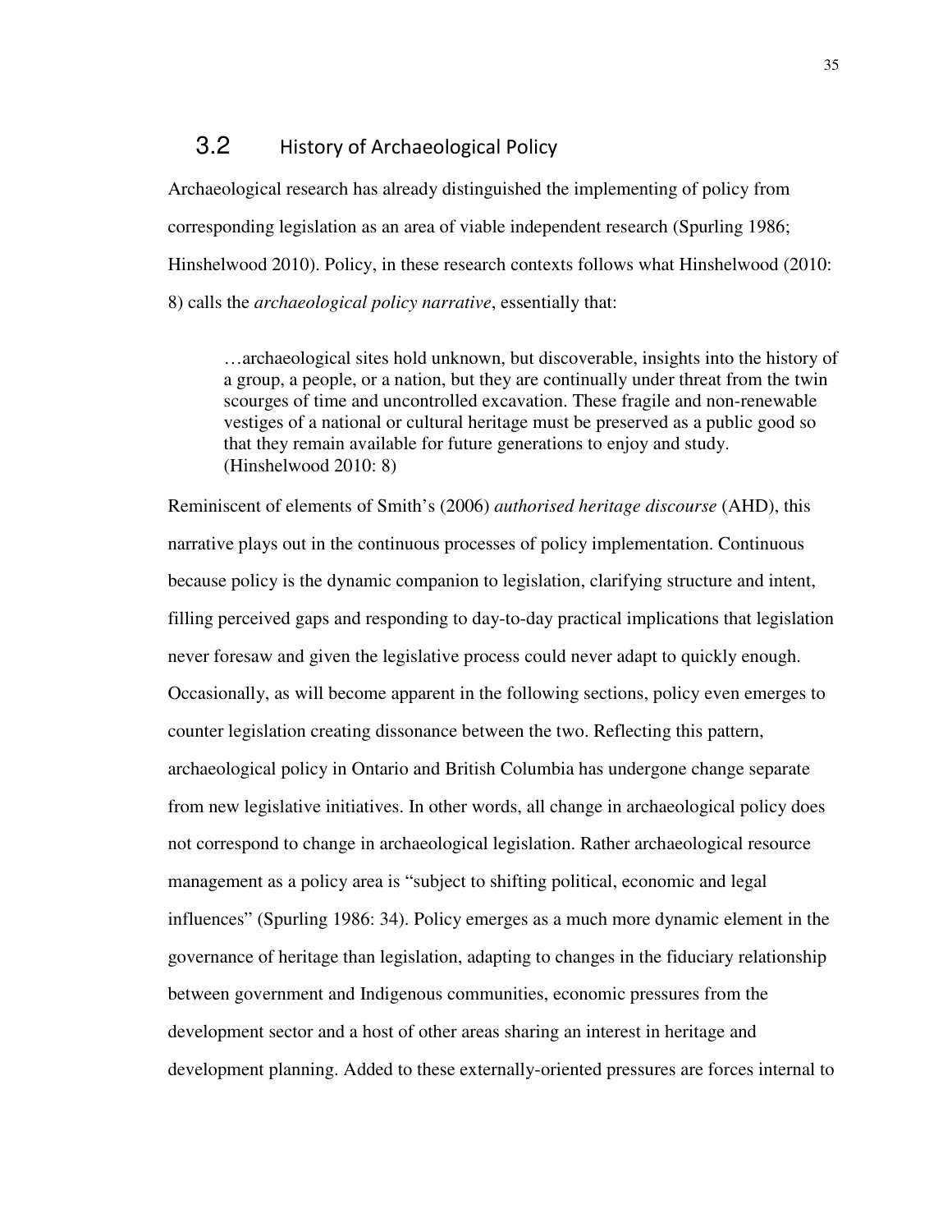## 3.2 History of Archaeological Policy

Archaeological research has already distinguished the implementing of policy from corresponding legislation as an area of viable independent research (Spurling 1986; Hinshelwood 2010). Policy, in these research contexts follows what Hinshelwood (2010: 8) calls the *archaeological policy narrative*, essentially that:

> …archaeological sites hold unknown, but discoverable, insights into the history of a group, a people, or a nation, but they are continually under threat from the twin scourges of time and uncontrolled excavation. These fragile and non-renewable vestiges of a national or cultural heritage must be preserved as a public good so that they remain available for future generations to enjoy and study. (Hinshelwood 2010: 8)

Reminiscent of elements of Smith's (2006) *authorised heritage discourse* (AHD), this narrative plays out in the continuous processes of policy implementation. Continuous because policy is the dynamic companion to legislation, clarifying structure and intent, filling perceived gaps and responding to day-to-day practical implications that legislation never foresaw and given the legislative process could never adapt to quickly enough. Occasionally, as will become apparent in the following sections, policy even emerges to counter legislation creating dissonance between the two. Reflecting this pattern, archaeological policy in Ontario and British Columbia has undergone change separate from new legislative initiatives. In other words, all change in archaeological policy does not correspond to change in archaeological legislation. Rather archaeological resource management as a policy area is "subject to shifting political, economic and legal influences" (Spurling 1986: 34). Policy emerges as a much more dynamic element in the governance of heritage than legislation, adapting to changes in the fiduciary relationship between government and Indigenous communities, economic pressures from the development sector and a host of other areas sharing an interest in heritage and development planning. Added to these externally-oriented pressures are forces internal to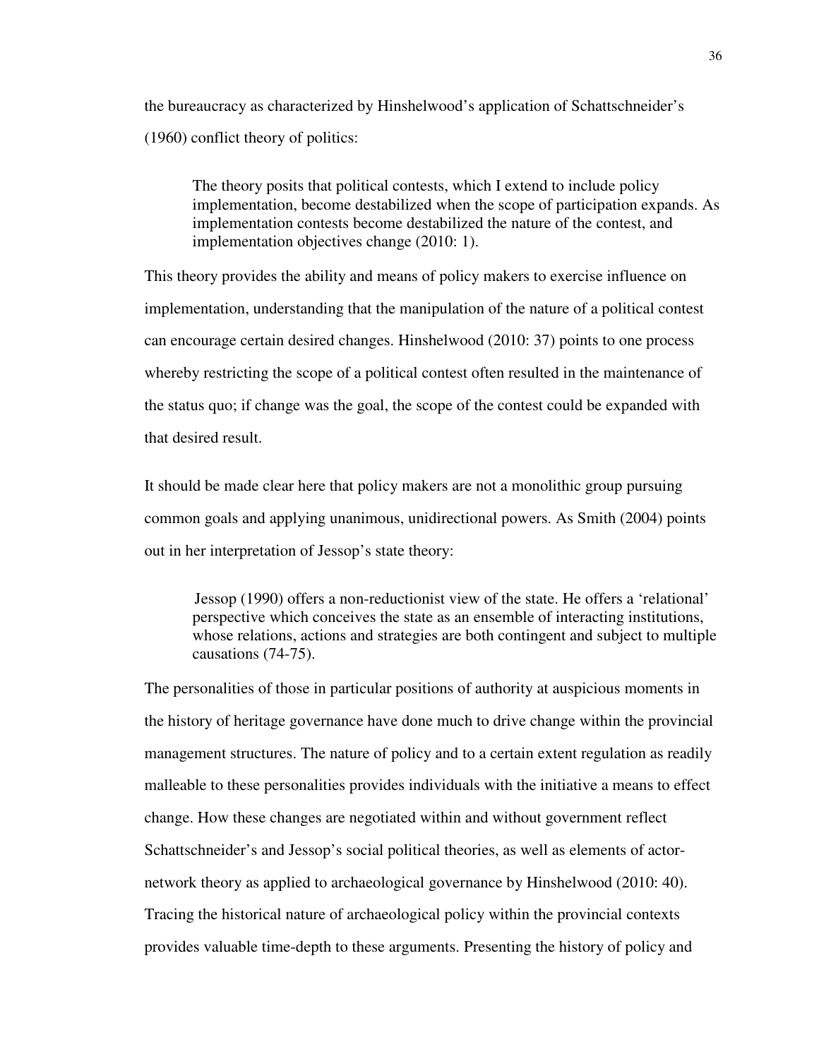the bureaucracy as characterized by Hinshelwood's application of Schattschneider's (1960) conflict theory of politics:

> The theory posits that political contests, which I extend to include policy implementation, become destabilized when the scope of participation expands. As implementation contests become destabilized the nature of the contest, and implementation objectives change (2010: 1).

This theory provides the ability and means of policy makers to exercise influence on implementation, understanding that the manipulation of the nature of a political contest can encourage certain desired changes. Hinshelwood (2010: 37) points to one process whereby restricting the scope of a political contest often resulted in the maintenance of the status quo; if change was the goal, the scope of the contest could be expanded with that desired result.

It should be made clear here that policy makers are not a monolithic group pursuing common goals and applying unanimous, unidirectional powers. As Smith (2004) points out in her interpretation of Jessop's state theory:

> Jessop (1990) offers a non-reductionist view of the state. He offers a 'relational' perspective which conceives the state as an ensemble of interacting institutions, whose relations, actions and strategies are both contingent and subject to multiple causations (74-75).

The personalities of those in particular positions of authority at auspicious moments in the history of heritage governance have done much to drive change within the provincial management structures. The nature of policy and to a certain extent regulation as readily malleable to these personalities provides individuals with the initiative a means to effect change. How these changes are negotiated within and without government reflect Schattschneider's and Jessop's social political theories, as well as elements of actor-network theory as applied to archaeological governance by Hinshelwood (2010: 40). Tracing the historical nature of archaeological policy within the provincial contexts provides valuable time-depth to these arguments. Presenting the history of policy and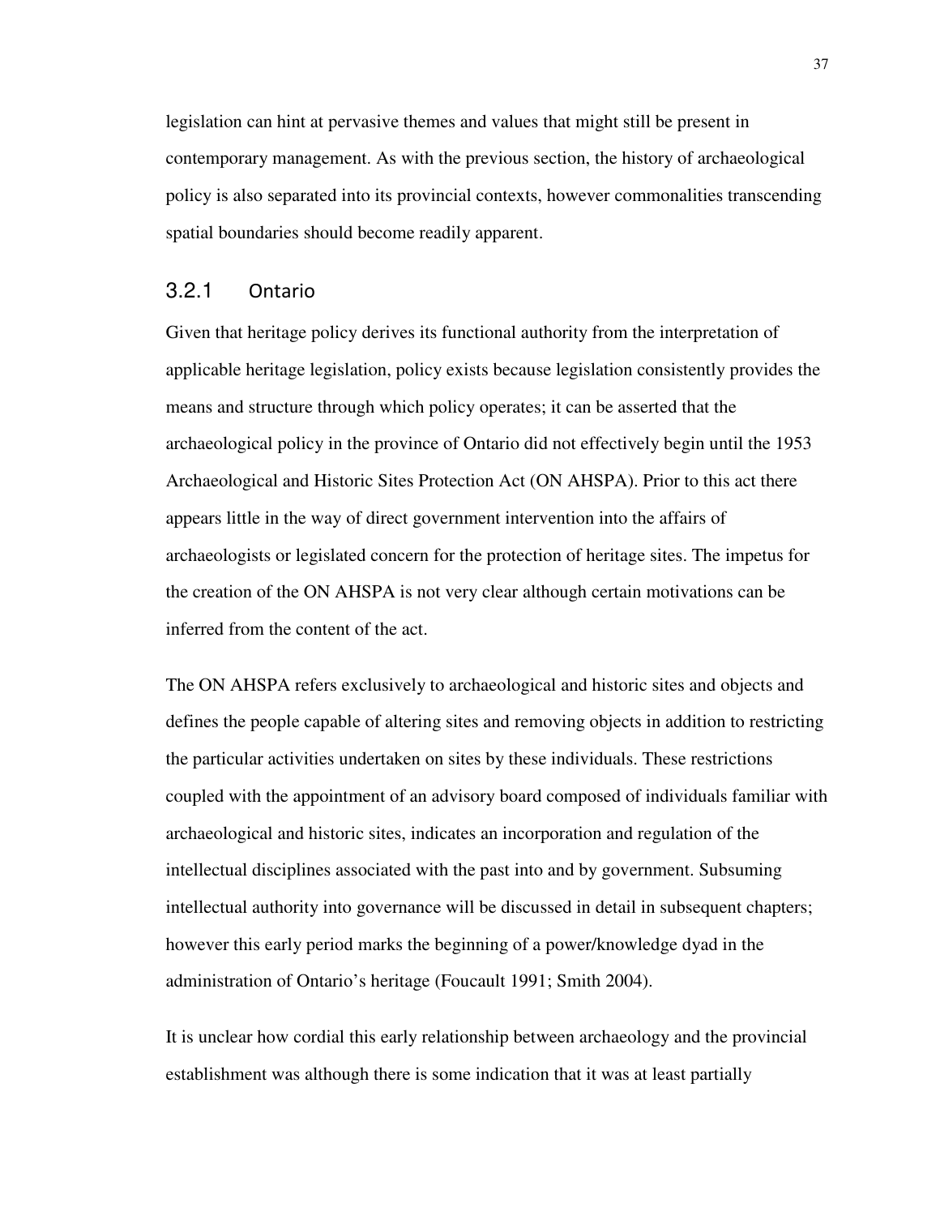legislation can hint at pervasive themes and values that might still be present in contemporary management. As with the previous section, the history of archaeological policy is also separated into its provincial contexts, however commonalities transcending spatial boundaries should become readily apparent.

### 3.2.1 Ontario

Given that heritage policy derives its functional authority from the interpretation of applicable heritage legislation, policy exists because legislation consistently provides the means and structure through which policy operates; it can be asserted that the archaeological policy in the province of Ontario did not effectively begin until the 1953 Archaeological and Historic Sites Protection Act (ON AHSPA). Prior to this act there appears little in the way of direct government intervention into the affairs of archaeologists or legislated concern for the protection of heritage sites. The impetus for the creation of the ON AHSPA is not very clear although certain motivations can be inferred from the content of the act.

The ON AHSPA refers exclusively to archaeological and historic sites and objects and defines the people capable of altering sites and removing objects in addition to restricting the particular activities undertaken on sites by these individuals. These restrictions coupled with the appointment of an advisory board composed of individuals familiar with archaeological and historic sites, indicates an incorporation and regulation of the intellectual disciplines associated with the past into and by government. Subsuming intellectual authority into governance will be discussed in detail in subsequent chapters; however this early period marks the beginning of a power/knowledge dyad in the administration of Ontario's heritage (Foucault 1991; Smith 2004).

It is unclear how cordial this early relationship between archaeology and the provincial establishment was although there is some indication that it was at least partially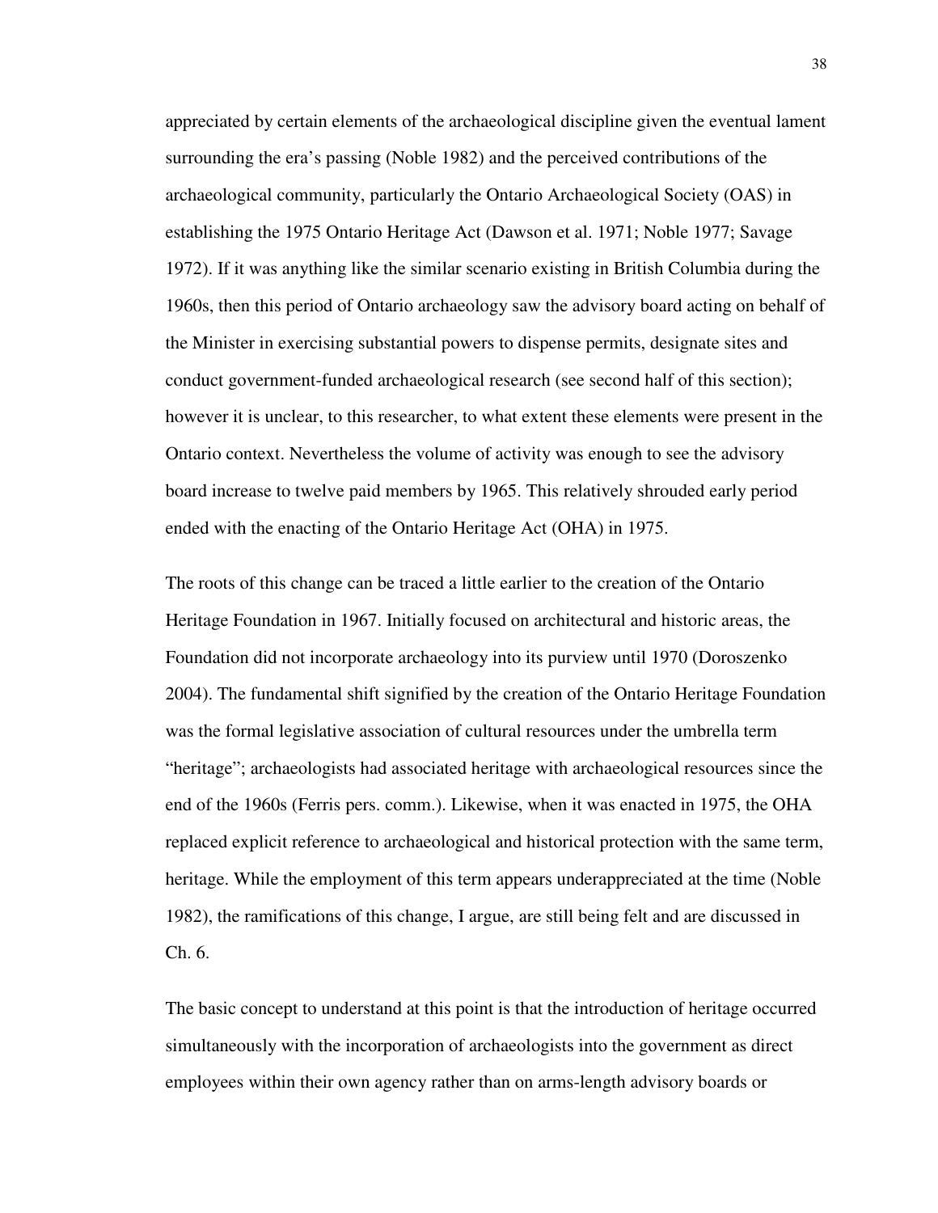appreciated by certain elements of the archaeological discipline given the eventual lament surrounding the era's passing (Noble 1982) and the perceived contributions of the archaeological community, particularly the Ontario Archaeological Society (OAS) in establishing the 1975 Ontario Heritage Act (Dawson et al. 1971; Noble 1977; Savage 1972). If it was anything like the similar scenario existing in British Columbia during the 1960s, then this period of Ontario archaeology saw the advisory board acting on behalf of the Minister in exercising substantial powers to dispense permits, designate sites and conduct government-funded archaeological research (see second half of this section); however it is unclear, to this researcher, to what extent these elements were present in the Ontario context. Nevertheless the volume of activity was enough to see the advisory board increase to twelve paid members by 1965. This relatively shrouded early period ended with the enacting of the Ontario Heritage Act (OHA) in 1975.

The roots of this change can be traced a little earlier to the creation of the Ontario Heritage Foundation in 1967. Initially focused on architectural and historic areas, the Foundation did not incorporate archaeology into its purview until 1970 (Doroszenko 2004). The fundamental shift signified by the creation of the Ontario Heritage Foundation was the formal legislative association of cultural resources under the umbrella term "heritage"; archaeologists had associated heritage with archaeological resources since the end of the 1960s (Ferris pers. comm.). Likewise, when it was enacted in 1975, the OHA replaced explicit reference to archaeological and historical protection with the same term, heritage. While the employment of this term appears underappreciated at the time (Noble 1982), the ramifications of this change, I argue, are still being felt and are discussed in Ch. 6.

The basic concept to understand at this point is that the introduction of heritage occurred simultaneously with the incorporation of archaeologists into the government as direct employees within their own agency rather than on arms-length advisory boards or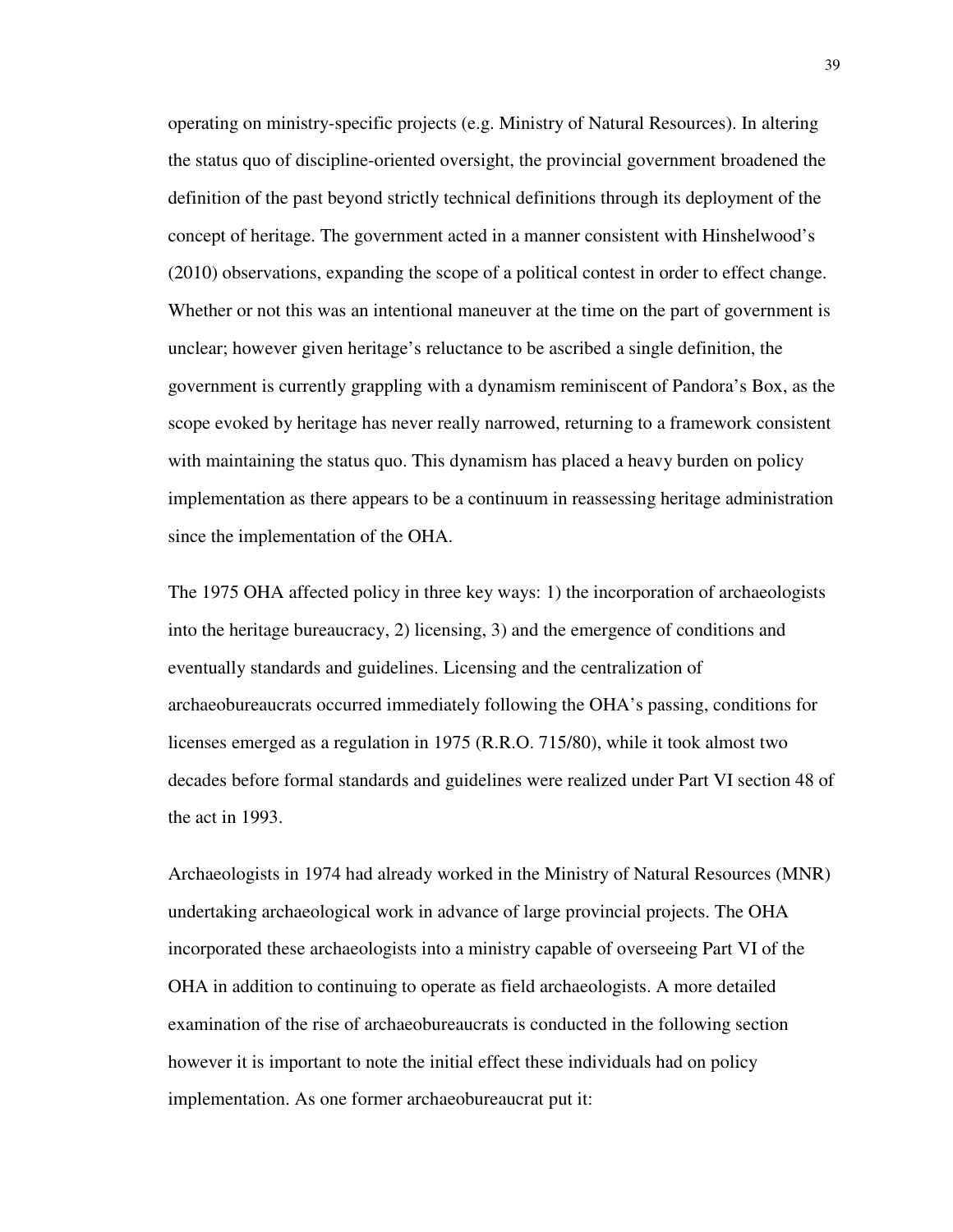operating on ministry-specific projects (e.g. Ministry of Natural Resources). In altering the status quo of discipline-oriented oversight, the provincial government broadened the definition of the past beyond strictly technical definitions through its deployment of the concept of heritage. The government acted in a manner consistent with Hinshelwood's (2010) observations, expanding the scope of a political contest in order to effect change. Whether or not this was an intentional maneuver at the time on the part of government is unclear; however given heritage's reluctance to be ascribed a single definition, the government is currently grappling with a dynamism reminiscent of Pandora's Box, as the scope evoked by heritage has never really narrowed, returning to a framework consistent with maintaining the status quo. This dynamism has placed a heavy burden on policy implementation as there appears to be a continuum in reassessing heritage administration since the implementation of the OHA.

The 1975 OHA affected policy in three key ways: 1) the incorporation of archaeologists into the heritage bureaucracy, 2) licensing, 3) and the emergence of conditions and eventually standards and guidelines. Licensing and the centralization of archaeobureaucrats occurred immediately following the OHA's passing, conditions for licenses emerged as a regulation in 1975 (R.R.O. 715/80), while it took almost two decades before formal standards and guidelines were realized under Part VI section 48 of the act in 1993.

Archaeologists in 1974 had already worked in the Ministry of Natural Resources (MNR) undertaking archaeological work in advance of large provincial projects. The OHA incorporated these archaeologists into a ministry capable of overseeing Part VI of the OHA in addition to continuing to operate as field archaeologists. A more detailed examination of the rise of archaeobureaucrats is conducted in the following section however it is important to note the initial effect these individuals had on policy implementation. As one former archaeobureaucrat put it: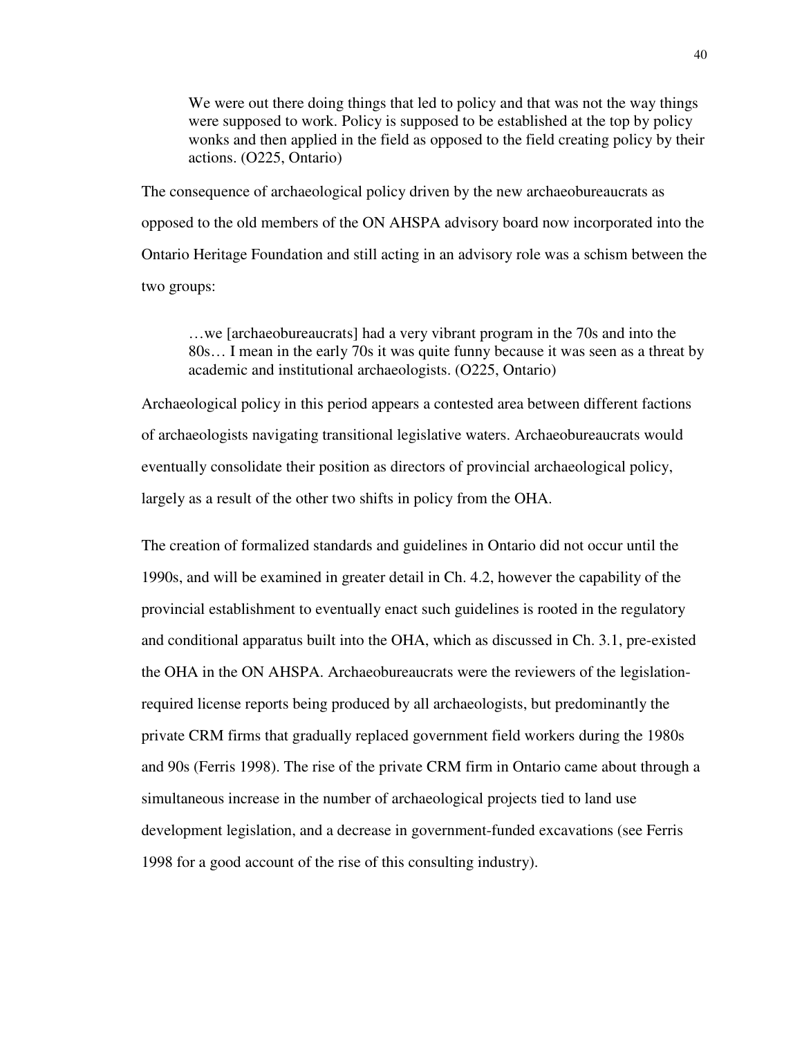> We were out there doing things that led to policy and that was not the way things were supposed to work. Policy is supposed to be established at the top by policy wonks and then applied in the field as opposed to the field creating policy by their actions. (O225, Ontario)

The consequence of archaeological policy driven by the new archaeobureaucrats as opposed to the old members of the ON AHSPA advisory board now incorporated into the Ontario Heritage Foundation and still acting in an advisory role was a schism between the two groups:

> …we [archaeobureaucrats] had a very vibrant program in the 70s and into the 80s… I mean in the early 70s it was quite funny because it was seen as a threat by academic and institutional archaeologists. (O225, Ontario)

Archaeological policy in this period appears a contested area between different factions of archaeologists navigating transitional legislative waters. Archaeobureaucrats would eventually consolidate their position as directors of provincial archaeological policy, largely as a result of the other two shifts in policy from the OHA.

The creation of formalized standards and guidelines in Ontario did not occur until the 1990s, and will be examined in greater detail in Ch. 4.2, however the capability of the provincial establishment to eventually enact such guidelines is rooted in the regulatory and conditional apparatus built into the OHA, which as discussed in Ch. 3.1, pre-existed the OHA in the ON AHSPA. Archaeobureaucrats were the reviewers of the legislation-required license reports being produced by all archaeologists, but predominantly the private CRM firms that gradually replaced government field workers during the 1980s and 90s (Ferris 1998). The rise of the private CRM firm in Ontario came about through a simultaneous increase in the number of archaeological projects tied to land use development legislation, and a decrease in government-funded excavations (see Ferris 1998 for a good account of the rise of this consulting industry).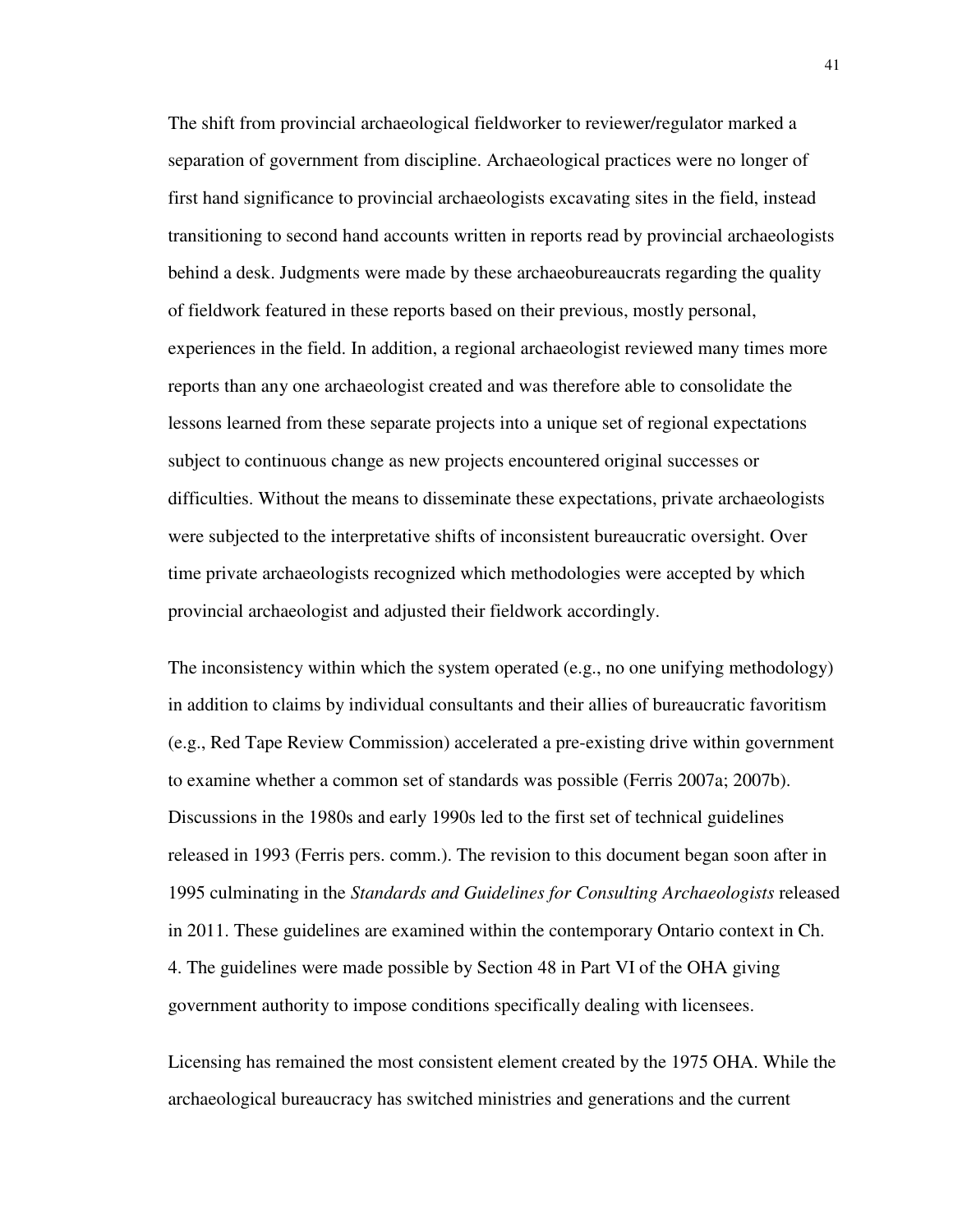The shift from provincial archaeological fieldworker to reviewer/regulator marked a separation of government from discipline. Archaeological practices were no longer of first hand significance to provincial archaeologists excavating sites in the field, instead transitioning to second hand accounts written in reports read by provincial archaeologists behind a desk. Judgments were made by these archaeobureaucrats regarding the quality of fieldwork featured in these reports based on their previous, mostly personal, experiences in the field. In addition, a regional archaeologist reviewed many times more reports than any one archaeologist created and was therefore able to consolidate the lessons learned from these separate projects into a unique set of regional expectations subject to continuous change as new projects encountered original successes or difficulties. Without the means to disseminate these expectations, private archaeologists were subjected to the interpretative shifts of inconsistent bureaucratic oversight. Over time private archaeologists recognized which methodologies were accepted by which provincial archaeologist and adjusted their fieldwork accordingly.

The inconsistency within which the system operated (e.g., no one unifying methodology) in addition to claims by individual consultants and their allies of bureaucratic favoritism (e.g., Red Tape Review Commission) accelerated a pre-existing drive within government to examine whether a common set of standards was possible (Ferris 2007a; 2007b). Discussions in the 1980s and early 1990s led to the first set of technical guidelines released in 1993 (Ferris pers. comm.). The revision to this document began soon after in 1995 culminating in the *Standards and Guidelines for Consulting Archaeologists* released in 2011. These guidelines are examined within the contemporary Ontario context in Ch. 4. The guidelines were made possible by Section 48 in Part VI of the OHA giving government authority to impose conditions specifically dealing with licensees.

Licensing has remained the most consistent element created by the 1975 OHA. While the archaeological bureaucracy has switched ministries and generations and the current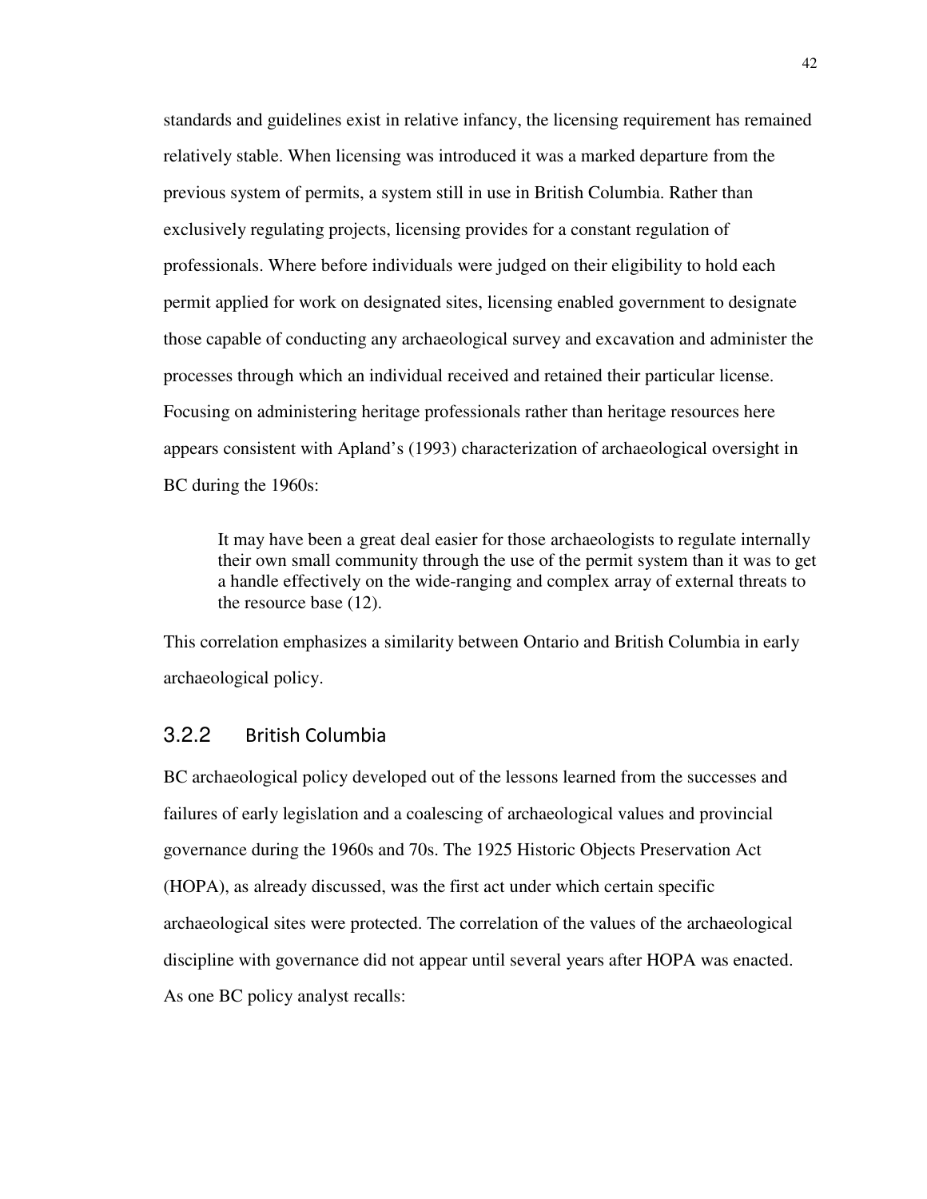standards and guidelines exist in relative infancy, the licensing requirement has remained relatively stable. When licensing was introduced it was a marked departure from the previous system of permits, a system still in use in British Columbia. Rather than exclusively regulating projects, licensing provides for a constant regulation of professionals. Where before individuals were judged on their eligibility to hold each permit applied for work on designated sites, licensing enabled government to designate those capable of conducting any archaeological survey and excavation and administer the processes through which an individual received and retained their particular license. Focusing on administering heritage professionals rather than heritage resources here appears consistent with Apland's (1993) characterization of archaeological oversight in BC during the 1960s:

> It may have been a great deal easier for those archaeologists to regulate internally their own small community through the use of the permit system than it was to get a handle effectively on the wide-ranging and complex array of external threats to the resource base (12).

This correlation emphasizes a similarity between Ontario and British Columbia in early archaeological policy.

### 3.2.2 British Columbia

BC archaeological policy developed out of the lessons learned from the successes and failures of early legislation and a coalescing of archaeological values and provincial governance during the 1960s and 70s. The 1925 Historic Objects Preservation Act (HOPA), as already discussed, was the first act under which certain specific archaeological sites were protected. The correlation of the values of the archaeological discipline with governance did not appear until several years after HOPA was enacted. As one BC policy analyst recalls: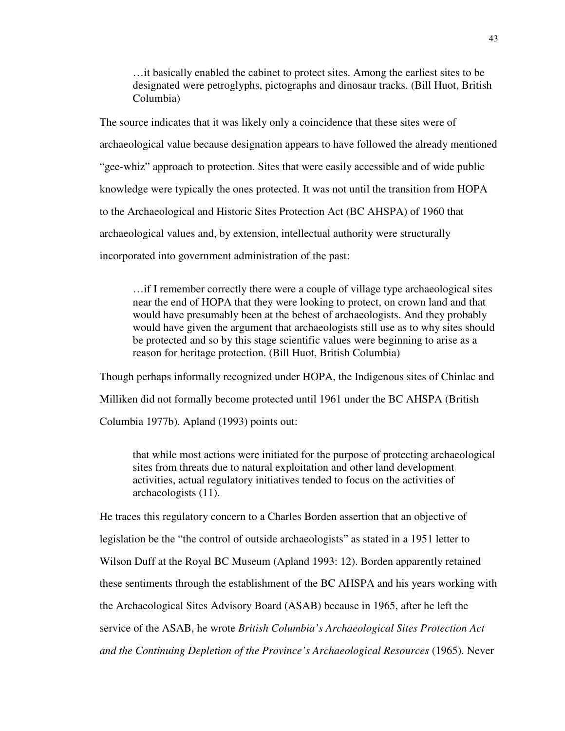> …it basically enabled the cabinet to protect sites. Among the earliest sites to be designated were petroglyphs, pictographs and dinosaur tracks. (Bill Huot, British Columbia)

The source indicates that it was likely only a coincidence that these sites were of archaeological value because designation appears to have followed the already mentioned "gee-whiz" approach to protection. Sites that were easily accessible and of wide public knowledge were typically the ones protected. It was not until the transition from HOPA to the Archaeological and Historic Sites Protection Act (BC AHSPA) of 1960 that archaeological values and, by extension, intellectual authority were structurally incorporated into government administration of the past:

> …if I remember correctly there were a couple of village type archaeological sites near the end of HOPA that they were looking to protect, on crown land and that would have presumably been at the behest of archaeologists. And they probably would have given the argument that archaeologists still use as to why sites should be protected and so by this stage scientific values were beginning to arise as a reason for heritage protection. (Bill Huot, British Columbia)

Though perhaps informally recognized under HOPA, the Indigenous sites of Chinlac and Milliken did not formally become protected until 1961 under the BC AHSPA (British Columbia 1977b). Apland (1993) points out:

> that while most actions were initiated for the purpose of protecting archaeological sites from threats due to natural exploitation and other land development activities, actual regulatory initiatives tended to focus on the activities of archaeologists (11).

He traces this regulatory concern to a Charles Borden assertion that an objective of legislation be the "the control of outside archaeologists" as stated in a 1951 letter to Wilson Duff at the Royal BC Museum (Apland 1993: 12). Borden apparently retained these sentiments through the establishment of the BC AHSPA and his years working with the Archaeological Sites Advisory Board (ASAB) because in 1965, after he left the service of the ASAB, he wrote *British Columbia's Archaeological Sites Protection Act and the Continuing Depletion of the Province's Archaeological Resources* (1965). Never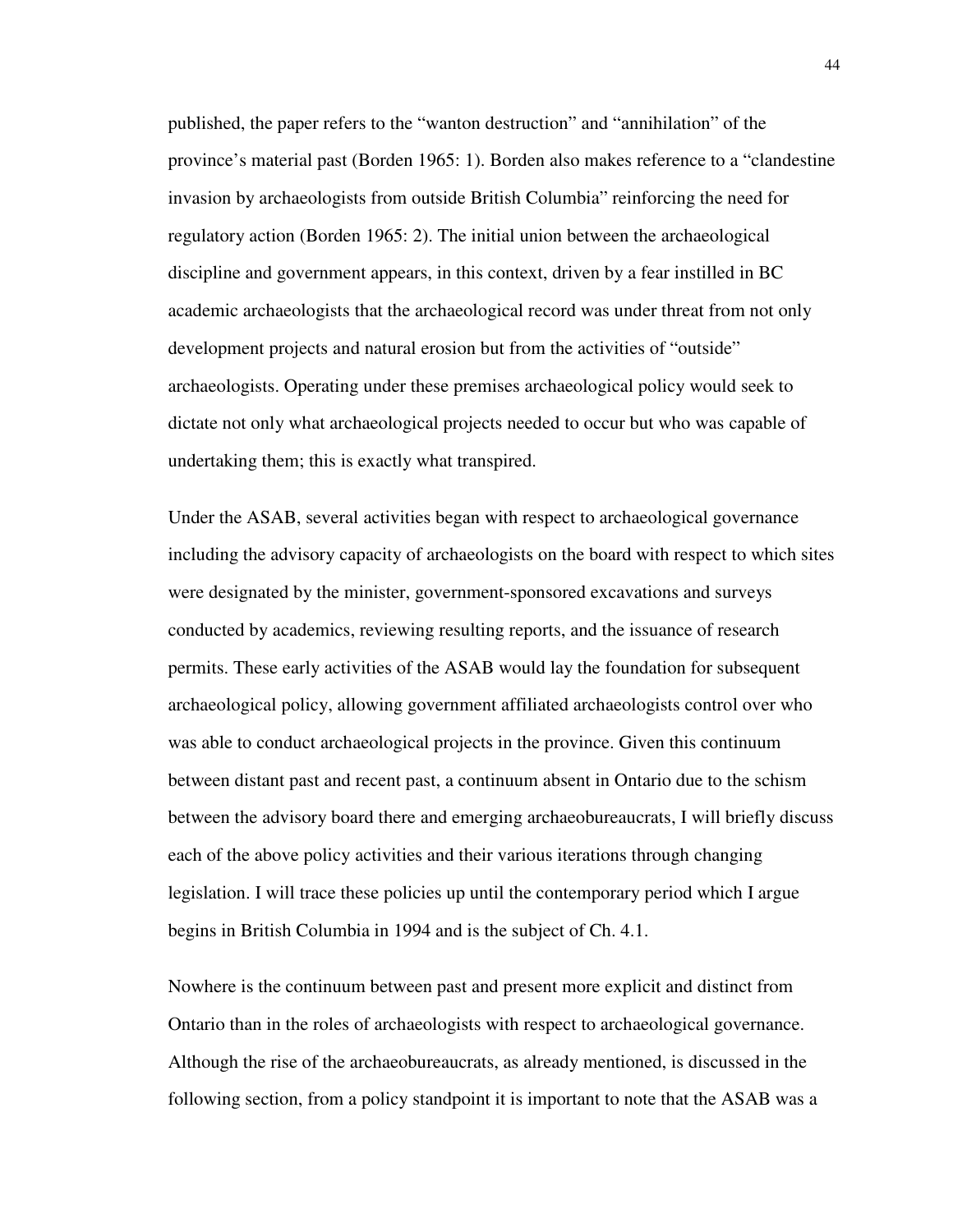published, the paper refers to the "wanton destruction" and "annihilation" of the province's material past (Borden 1965: 1). Borden also makes reference to a "clandestine invasion by archaeologists from outside British Columbia" reinforcing the need for regulatory action (Borden 1965: 2). The initial union between the archaeological discipline and government appears, in this context, driven by a fear instilled in BC academic archaeologists that the archaeological record was under threat from not only development projects and natural erosion but from the activities of "outside" archaeologists. Operating under these premises archaeological policy would seek to dictate not only what archaeological projects needed to occur but who was capable of undertaking them; this is exactly what transpired.

Under the ASAB, several activities began with respect to archaeological governance including the advisory capacity of archaeologists on the board with respect to which sites were designated by the minister, government-sponsored excavations and surveys conducted by academics, reviewing resulting reports, and the issuance of research permits. These early activities of the ASAB would lay the foundation for subsequent archaeological policy, allowing government affiliated archaeologists control over who was able to conduct archaeological projects in the province. Given this continuum between distant past and recent past, a continuum absent in Ontario due to the schism between the advisory board there and emerging archaeobureaucrats, I will briefly discuss each of the above policy activities and their various iterations through changing legislation. I will trace these policies up until the contemporary period which I argue begins in British Columbia in 1994 and is the subject of Ch. 4.1.

Nowhere is the continuum between past and present more explicit and distinct from Ontario than in the roles of archaeologists with respect to archaeological governance. Although the rise of the archaeobureaucrats, as already mentioned, is discussed in the following section, from a policy standpoint it is important to note that the ASAB was a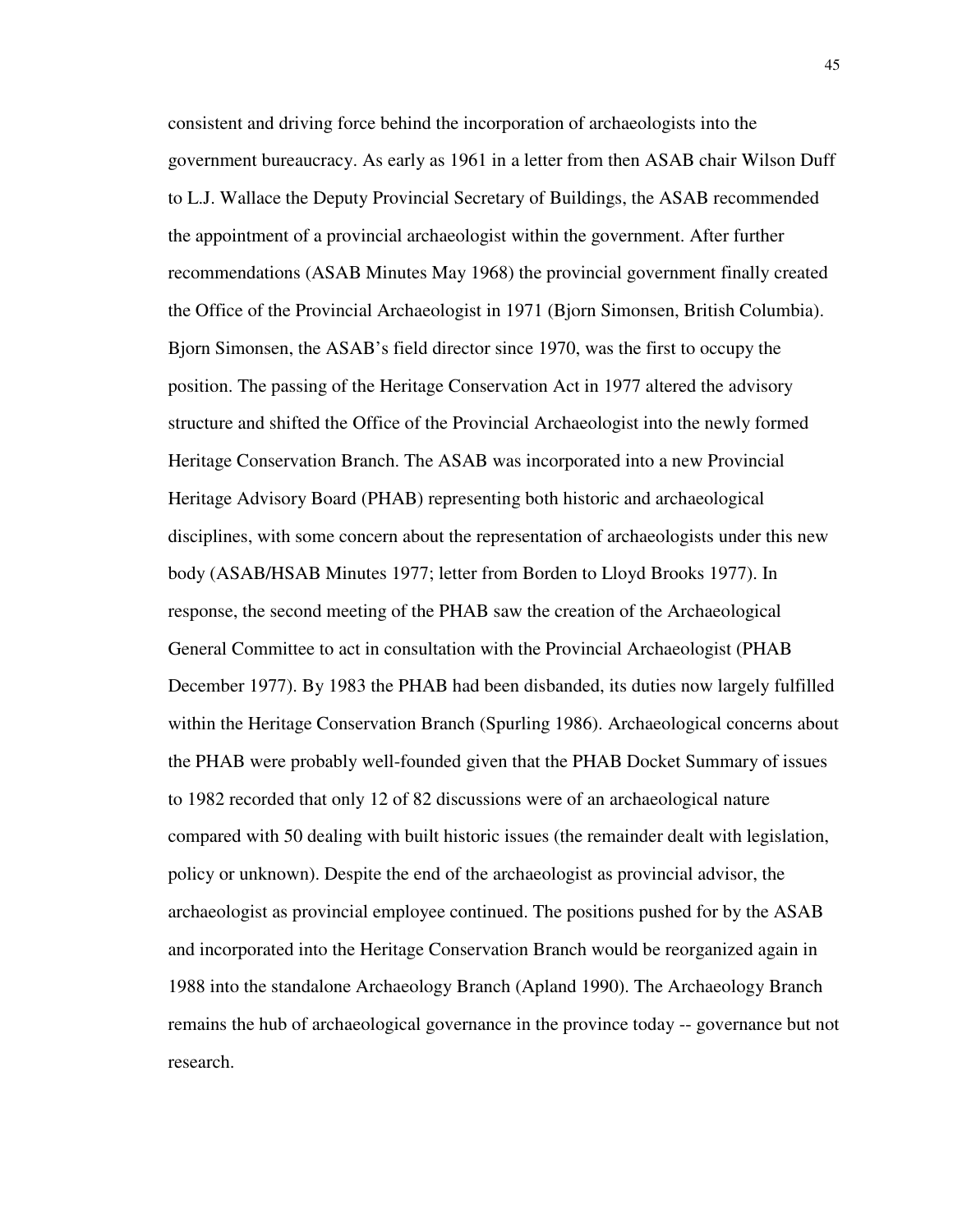consistent and driving force behind the incorporation of archaeologists into the government bureaucracy. As early as 1961 in a letter from then ASAB chair Wilson Duff to L.J. Wallace the Deputy Provincial Secretary of Buildings, the ASAB recommended the appointment of a provincial archaeologist within the government. After further recommendations (ASAB Minutes May 1968) the provincial government finally created the Office of the Provincial Archaeologist in 1971 (Bjorn Simonsen, British Columbia). Bjorn Simonsen, the ASAB's field director since 1970, was the first to occupy the position. The passing of the Heritage Conservation Act in 1977 altered the advisory structure and shifted the Office of the Provincial Archaeologist into the newly formed Heritage Conservation Branch. The ASAB was incorporated into a new Provincial Heritage Advisory Board (PHAB) representing both historic and archaeological disciplines, with some concern about the representation of archaeologists under this new body (ASAB/HSAB Minutes 1977; letter from Borden to Lloyd Brooks 1977). In response, the second meeting of the PHAB saw the creation of the Archaeological General Committee to act in consultation with the Provincial Archaeologist (PHAB December 1977). By 1983 the PHAB had been disbanded, its duties now largely fulfilled within the Heritage Conservation Branch (Spurling 1986). Archaeological concerns about the PHAB were probably well-founded given that the PHAB Docket Summary of issues to 1982 recorded that only 12 of 82 discussions were of an archaeological nature compared with 50 dealing with built historic issues (the remainder dealt with legislation, policy or unknown). Despite the end of the archaeologist as provincial advisor, the archaeologist as provincial employee continued. The positions pushed for by the ASAB and incorporated into the Heritage Conservation Branch would be reorganized again in 1988 into the standalone Archaeology Branch (Apland 1990). The Archaeology Branch remains the hub of archaeological governance in the province today -- governance but not research.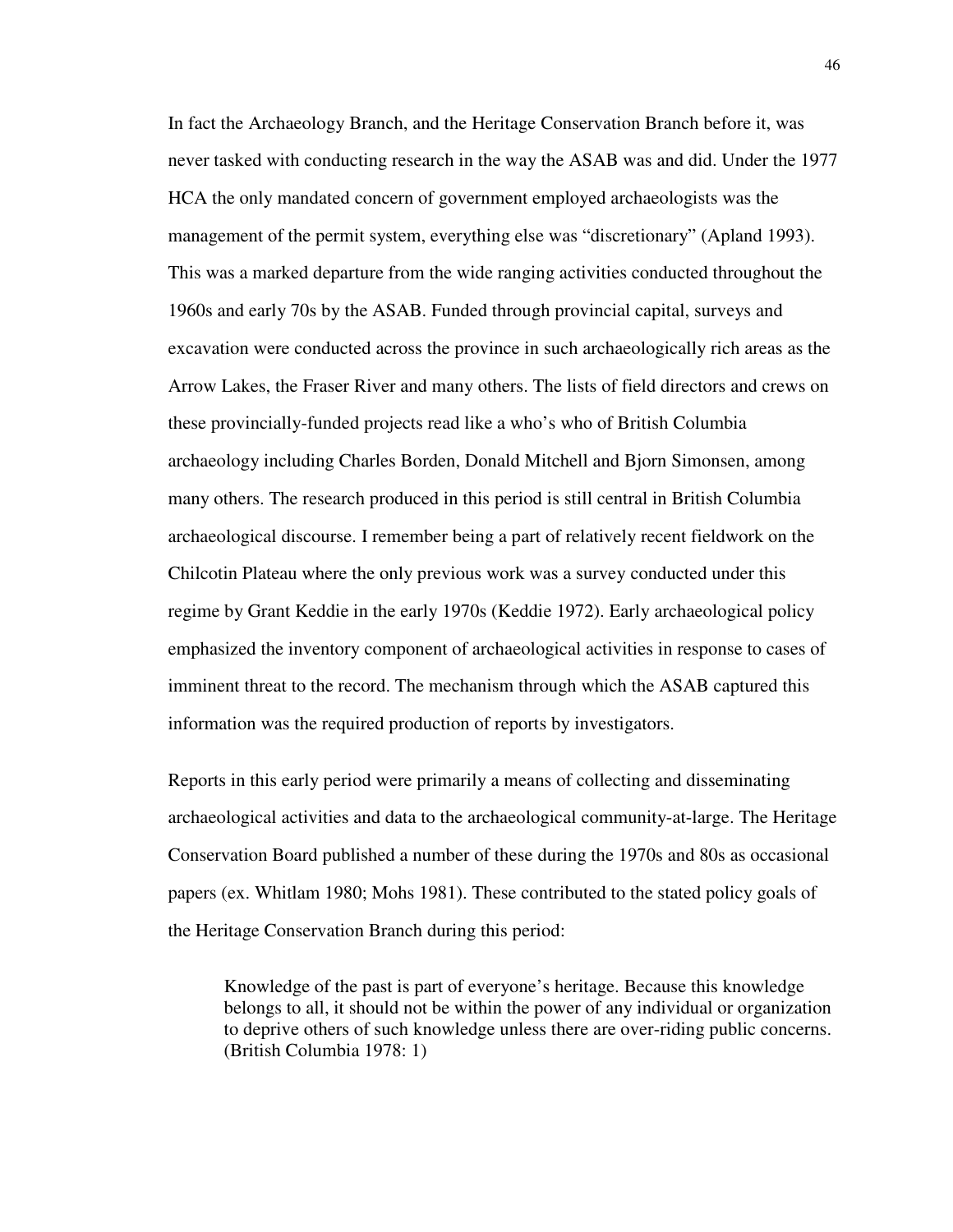In fact the Archaeology Branch, and the Heritage Conservation Branch before it, was never tasked with conducting research in the way the ASAB was and did. Under the 1977 HCA the only mandated concern of government employed archaeologists was the management of the permit system, everything else was "discretionary" (Apland 1993). This was a marked departure from the wide ranging activities conducted throughout the 1960s and early 70s by the ASAB. Funded through provincial capital, surveys and excavation were conducted across the province in such archaeologically rich areas as the Arrow Lakes, the Fraser River and many others. The lists of field directors and crews on these provincially-funded projects read like a who's who of British Columbia archaeology including Charles Borden, Donald Mitchell and Bjorn Simonsen, among many others. The research produced in this period is still central in British Columbia archaeological discourse. I remember being a part of relatively recent fieldwork on the Chilcotin Plateau where the only previous work was a survey conducted under this regime by Grant Keddie in the early 1970s (Keddie 1972). Early archaeological policy emphasized the inventory component of archaeological activities in response to cases of imminent threat to the record. The mechanism through which the ASAB captured this information was the required production of reports by investigators.

Reports in this early period were primarily a means of collecting and disseminating archaeological activities and data to the archaeological community-at-large. The Heritage Conservation Board published a number of these during the 1970s and 80s as occasional papers (ex. Whitlam 1980; Mohs 1981). These contributed to the stated policy goals of the Heritage Conservation Branch during this period:

> Knowledge of the past is part of everyone's heritage. Because this knowledge belongs to all, it should not be within the power of any individual or organization to deprive others of such knowledge unless there are over-riding public concerns. (British Columbia 1978: 1)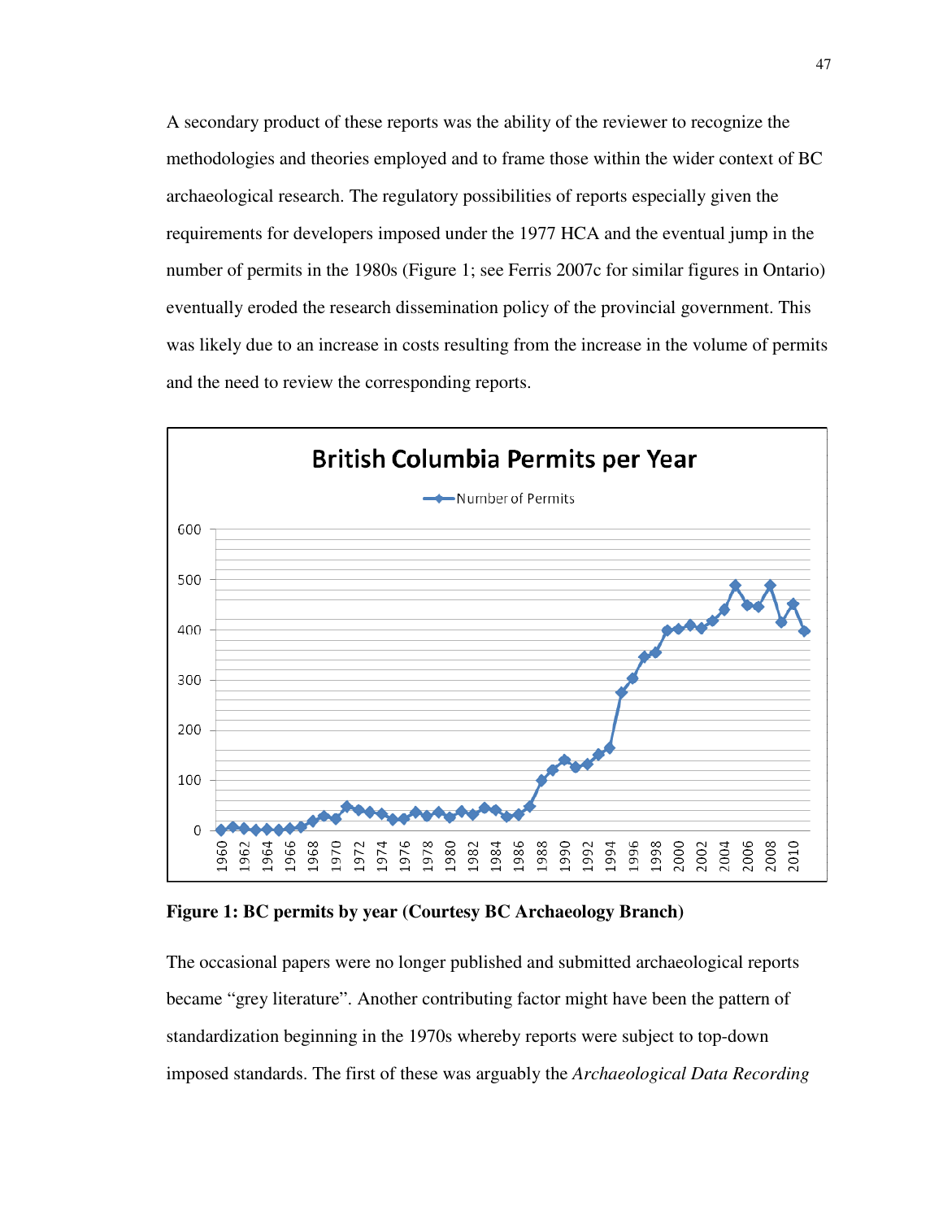A secondary product of these reports was the ability of the reviewer to recognize the methodologies and theories employed and to frame those within the wider context of BC archaeological research. The regulatory possibilities of reports especially given the requirements for developers imposed under the 1977 HCA and the eventual jump in the number of permits in the 1980s (Figure 1; see Ferris 2007c for similar figures in Ontario) eventually eroded the research dissemination policy of the provincial government. This was likely due to an increase in costs resulting from the increase in the volume of permits and the need to review the corresponding reports.

**Figure 1: BC permits by year (Courtesy BC Archaeology Branch)**

The occasional papers were no longer published and submitted archaeological reports became "grey literature". Another contributing factor might have been the pattern of standardization beginning in the 1970s whereby reports were subject to top-down imposed standards. The first of these was arguably the *Archaeological Data Recording*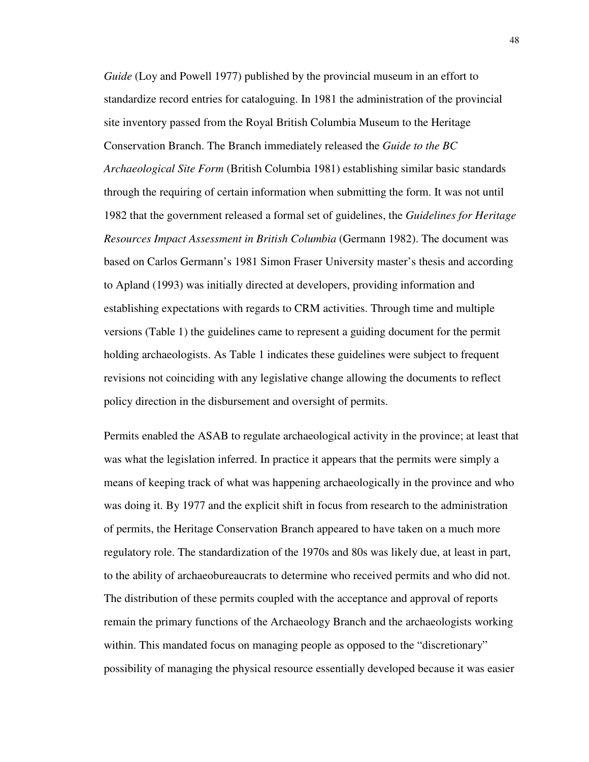*Guide* (Loy and Powell 1977) published by the provincial museum in an effort to standardize record entries for cataloguing. In 1981 the administration of the provincial site inventory passed from the Royal British Columbia Museum to the Heritage Conservation Branch. The Branch immediately released the *Guide to the BC Archaeological Site Form* (British Columbia 1981) establishing similar basic standards through the requiring of certain information when submitting the form. It was not until 1982 that the government released a formal set of guidelines, the *Guidelines for Heritage Resources Impact Assessment in British Columbia* (Germann 1982). The document was based on Carlos Germann's 1981 Simon Fraser University master's thesis and according to Apland (1993) was initially directed at developers, providing information and establishing expectations with regards to CRM activities. Through time and multiple versions (Table 1) the guidelines came to represent a guiding document for the permit holding archaeologists. As Table 1 indicates these guidelines were subject to frequent revisions not coinciding with any legislative change allowing the documents to reflect policy direction in the disbursement and oversight of permits.

Permits enabled the ASAB to regulate archaeological activity in the province; at least that was what the legislation inferred. In practice it appears that the permits were simply a means of keeping track of what was happening archaeologically in the province and who was doing it. By 1977 and the explicit shift in focus from research to the administration of permits, the Heritage Conservation Branch appeared to have taken on a much more regulatory role. The standardization of the 1970s and 80s was likely due, at least in part, to the ability of archaeobureaucrats to determine who received permits and who did not. The distribution of these permits coupled with the acceptance and approval of reports remain the primary functions of the Archaeology Branch and the archaeologists working within. This mandated focus on managing people as opposed to the "discretionary" possibility of managing the physical resource essentially developed because it was easier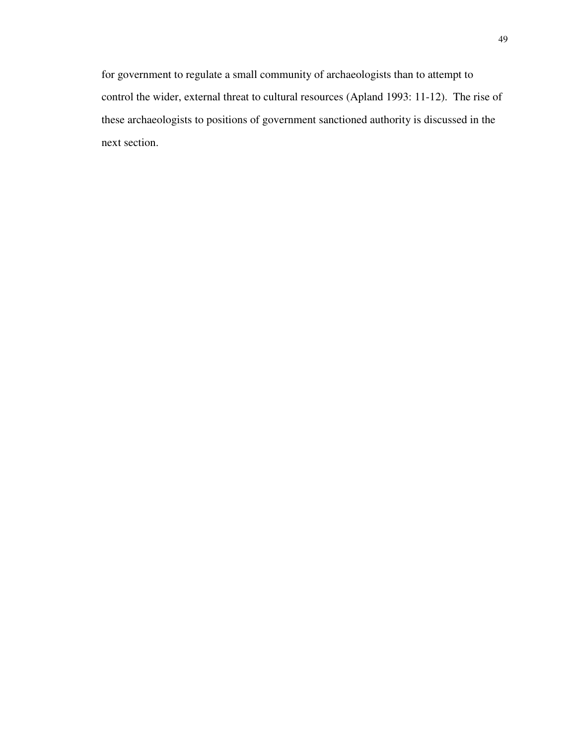for government to regulate a small community of archaeologists than to attempt to control the wider, external threat to cultural resources (Apland 1993: 11-12). The rise of these archaeologists to positions of government sanctioned authority is discussed in the next section.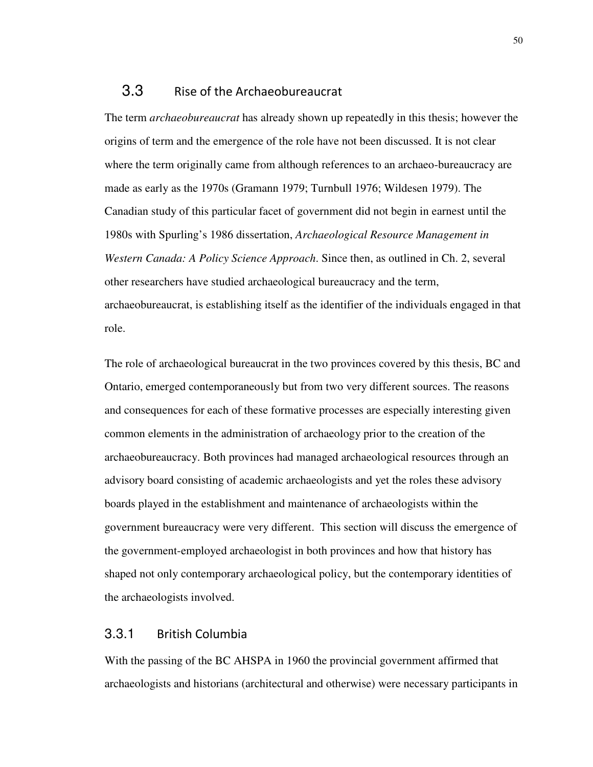## 3.3 Rise of the Archaeobureaucrat

The term *archaeobureaucrat* has already shown up repeatedly in this thesis; however the origins of term and the emergence of the role have not been discussed. It is not clear where the term originally came from although references to an archaeo-bureaucracy are made as early as the 1970s (Gramann 1979; Turnbull 1976; Wildesen 1979). The Canadian study of this particular facet of government did not begin in earnest until the 1980s with Spurling's 1986 dissertation, *Archaeological Resource Management in Western Canada: A Policy Science Approach*. Since then, as outlined in Ch. 2, several other researchers have studied archaeological bureaucracy and the term, archaeobureaucrat, is establishing itself as the identifier of the individuals engaged in that role.

The role of archaeological bureaucrat in the two provinces covered by this thesis, BC and Ontario, emerged contemporaneously but from two very different sources. The reasons and consequences for each of these formative processes are especially interesting given common elements in the administration of archaeology prior to the creation of the archaeobureaucracy. Both provinces had managed archaeological resources through an advisory board consisting of academic archaeologists and yet the roles these advisory boards played in the establishment and maintenance of archaeologists within the government bureaucracy were very different. This section will discuss the emergence of the government-employed archaeologist in both provinces and how that history has shaped not only contemporary archaeological policy, but the contemporary identities of the archaeologists involved.

### 3.3.1 British Columbia

With the passing of the BC AHSPA in 1960 the provincial government affirmed that archaeologists and historians (architectural and otherwise) were necessary participants in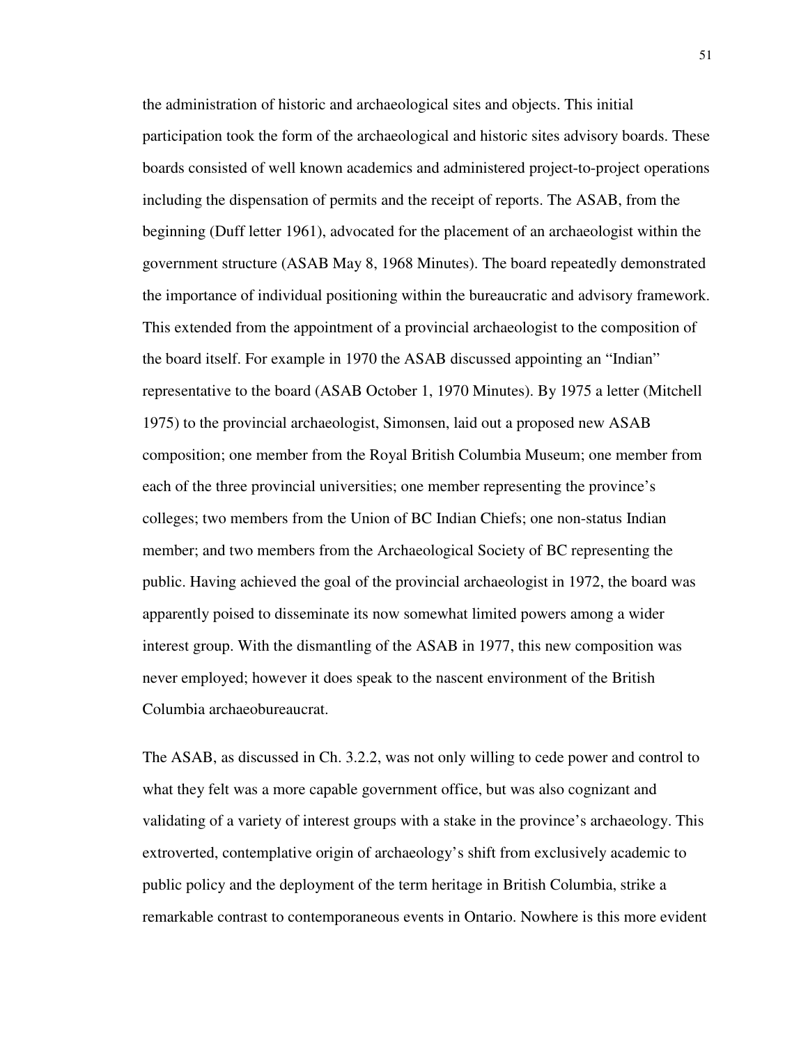the administration of historic and archaeological sites and objects. This initial participation took the form of the archaeological and historic sites advisory boards. These boards consisted of well known academics and administered project-to-project operations including the dispensation of permits and the receipt of reports. The ASAB, from the beginning (Duff letter 1961), advocated for the placement of an archaeologist within the government structure (ASAB May 8, 1968 Minutes). The board repeatedly demonstrated the importance of individual positioning within the bureaucratic and advisory framework. This extended from the appointment of a provincial archaeologist to the composition of the board itself. For example in 1970 the ASAB discussed appointing an "Indian" representative to the board (ASAB October 1, 1970 Minutes). By 1975 a letter (Mitchell 1975) to the provincial archaeologist, Simonsen, laid out a proposed new ASAB composition; one member from the Royal British Columbia Museum; one member from each of the three provincial universities; one member representing the province's colleges; two members from the Union of BC Indian Chiefs; one non-status Indian member; and two members from the Archaeological Society of BC representing the public. Having achieved the goal of the provincial archaeologist in 1972, the board was apparently poised to disseminate its now somewhat limited powers among a wider interest group. With the dismantling of the ASAB in 1977, this new composition was never employed; however it does speak to the nascent environment of the British Columbia archaeobureaucrat.

The ASAB, as discussed in Ch. 3.2.2, was not only willing to cede power and control to what they felt was a more capable government office, but was also cognizant and validating of a variety of interest groups with a stake in the province's archaeology. This extroverted, contemplative origin of archaeology's shift from exclusively academic to public policy and the deployment of the term heritage in British Columbia, strike a remarkable contrast to contemporaneous events in Ontario. Nowhere is this more evident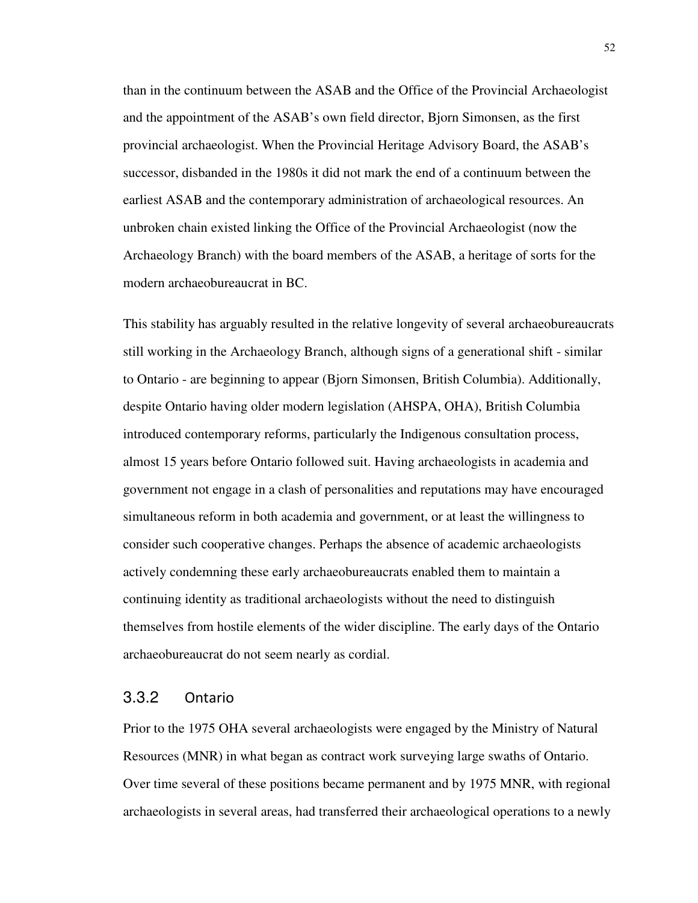than in the continuum between the ASAB and the Office of the Provincial Archaeologist and the appointment of the ASAB's own field director, Bjorn Simonsen, as the first provincial archaeologist. When the Provincial Heritage Advisory Board, the ASAB's successor, disbanded in the 1980s it did not mark the end of a continuum between the earliest ASAB and the contemporary administration of archaeological resources. An unbroken chain existed linking the Office of the Provincial Archaeologist (now the Archaeology Branch) with the board members of the ASAB, a heritage of sorts for the modern archaeobureaucrat in BC.

This stability has arguably resulted in the relative longevity of several archaeobureaucrats still working in the Archaeology Branch, although signs of a generational shift - similar to Ontario - are beginning to appear (Bjorn Simonsen, British Columbia). Additionally, despite Ontario having older modern legislation (AHSPA, OHA), British Columbia introduced contemporary reforms, particularly the Indigenous consultation process, almost 15 years before Ontario followed suit. Having archaeologists in academia and government not engage in a clash of personalities and reputations may have encouraged simultaneous reform in both academia and government, or at least the willingness to consider such cooperative changes. Perhaps the absence of academic archaeologists actively condemning these early archaeobureaucrats enabled them to maintain a continuing identity as traditional archaeologists without the need to distinguish themselves from hostile elements of the wider discipline. The early days of the Ontario archaeobureaucrat do not seem nearly as cordial.

### 3.3.2 Ontario

Prior to the 1975 OHA several archaeologists were engaged by the Ministry of Natural Resources (MNR) in what began as contract work surveying large swaths of Ontario. Over time several of these positions became permanent and by 1975 MNR, with regional archaeologists in several areas, had transferred their archaeological operations to a newly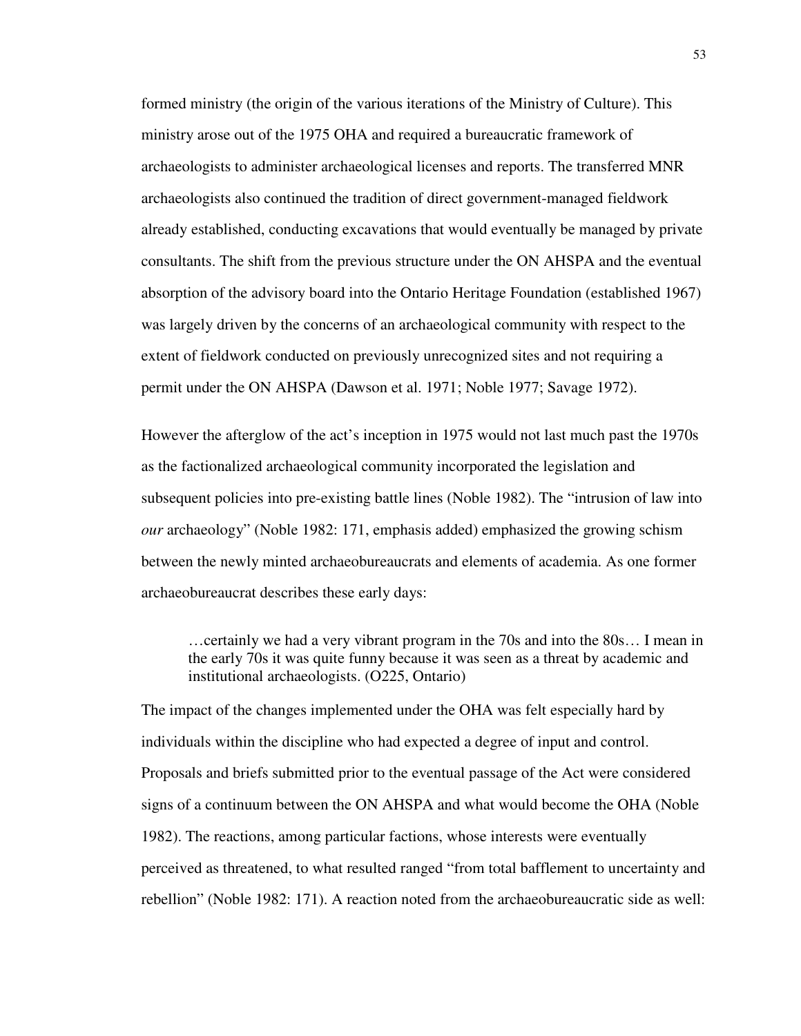formed ministry (the origin of the various iterations of the Ministry of Culture). This ministry arose out of the 1975 OHA and required a bureaucratic framework of archaeologists to administer archaeological licenses and reports. The transferred MNR archaeologists also continued the tradition of direct government-managed fieldwork already established, conducting excavations that would eventually be managed by private consultants. The shift from the previous structure under the ON AHSPA and the eventual absorption of the advisory board into the Ontario Heritage Foundation (established 1967) was largely driven by the concerns of an archaeological community with respect to the extent of fieldwork conducted on previously unrecognized sites and not requiring a permit under the ON AHSPA (Dawson et al. 1971; Noble 1977; Savage 1972).

However the afterglow of the act's inception in 1975 would not last much past the 1970s as the factionalized archaeological community incorporated the legislation and subsequent policies into pre-existing battle lines (Noble 1982). The "intrusion of law into *our* archaeology" (Noble 1982: 171, emphasis added) emphasized the growing schism between the newly minted archaeobureaucrats and elements of academia. As one former archaeobureaucrat describes these early days:

> …certainly we had a very vibrant program in the 70s and into the 80s… I mean in the early 70s it was quite funny because it was seen as a threat by academic and institutional archaeologists. (O225, Ontario)

The impact of the changes implemented under the OHA was felt especially hard by individuals within the discipline who had expected a degree of input and control. Proposals and briefs submitted prior to the eventual passage of the Act were considered signs of a continuum between the ON AHSPA and what would become the OHA (Noble 1982). The reactions, among particular factions, whose interests were eventually perceived as threatened, to what resulted ranged "from total bafflement to uncertainty and rebellion" (Noble 1982: 171). A reaction noted from the archaeobureaucratic side as well: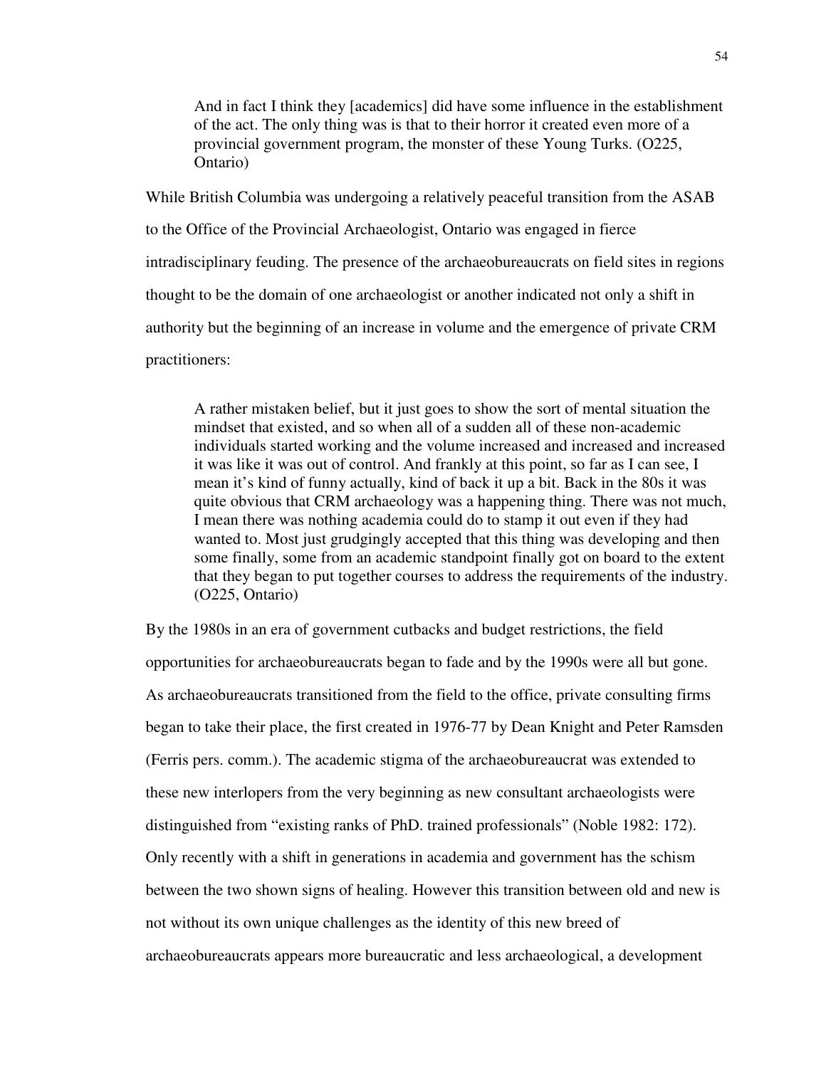> And in fact I think they [academics] did have some influence in the establishment of the act. The only thing was is that to their horror it created even more of a provincial government program, the monster of these Young Turks. (O225, Ontario)

While British Columbia was undergoing a relatively peaceful transition from the ASAB to the Office of the Provincial Archaeologist, Ontario was engaged in fierce intradisciplinary feuding. The presence of the archaeobureaucrats on field sites in regions thought to be the domain of one archaeologist or another indicated not only a shift in authority but the beginning of an increase in volume and the emergence of private CRM practitioners:

> A rather mistaken belief, but it just goes to show the sort of mental situation the mindset that existed, and so when all of a sudden all of these non-academic individuals started working and the volume increased and increased and increased it was like it was out of control. And frankly at this point, so far as I can see, I mean it's kind of funny actually, kind of back it up a bit. Back in the 80s it was quite obvious that CRM archaeology was a happening thing. There was not much, I mean there was nothing academia could do to stamp it out even if they had wanted to. Most just grudgingly accepted that this thing was developing and then some finally, some from an academic standpoint finally got on board to the extent that they began to put together courses to address the requirements of the industry. (O225, Ontario)

By the 1980s in an era of government cutbacks and budget restrictions, the field opportunities for archaeobureaucrats began to fade and by the 1990s were all but gone. As archaeobureaucrats transitioned from the field to the office, private consulting firms began to take their place, the first created in 1976-77 by Dean Knight and Peter Ramsden (Ferris pers. comm.). The academic stigma of the archaeobureaucrat was extended to these new interlopers from the very beginning as new consultant archaeologists were distinguished from "existing ranks of PhD. trained professionals" (Noble 1982: 172). Only recently with a shift in generations in academia and government has the schism between the two shown signs of healing. However this transition between old and new is not without its own unique challenges as the identity of this new breed of archaeobureaucrats appears more bureaucratic and less archaeological, a development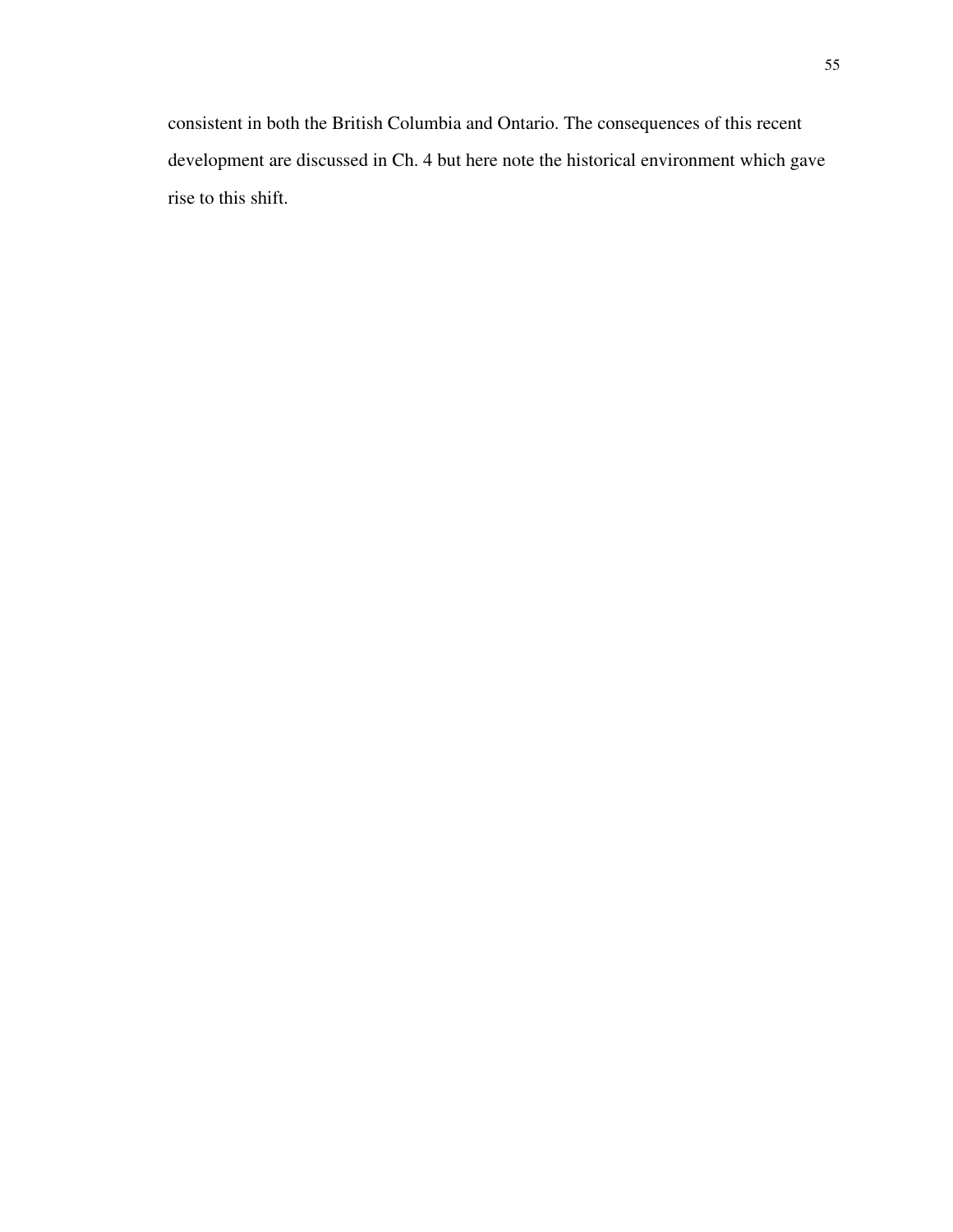consistent in both the British Columbia and Ontario. The consequences of this recent development are discussed in Ch. 4 but here note the historical environment which gave rise to this shift.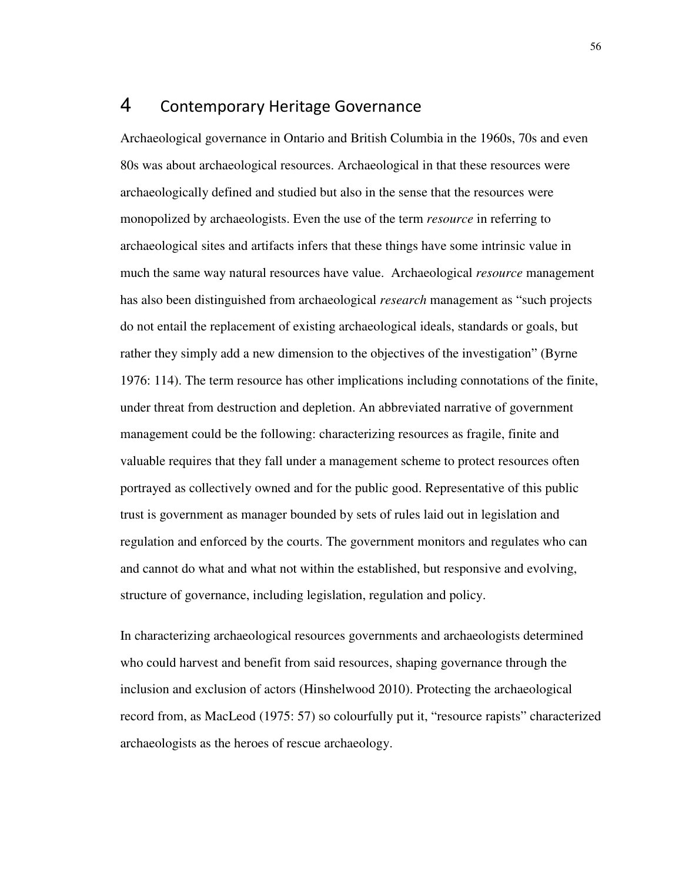# 4 Contemporary Heritage Governance

Archaeological governance in Ontario and British Columbia in the 1960s, 70s and even 80s was about archaeological resources. Archaeological in that these resources were archaeologically defined and studied but also in the sense that the resources were monopolized by archaeologists. Even the use of the term *resource* in referring to archaeological sites and artifacts infers that these things have some intrinsic value in much the same way natural resources have value. Archaeological *resource* management has also been distinguished from archaeological *research* management as "such projects do not entail the replacement of existing archaeological ideals, standards or goals, but rather they simply add a new dimension to the objectives of the investigation" (Byrne 1976: 114). The term resource has other implications including connotations of the finite, under threat from destruction and depletion. An abbreviated narrative of government management could be the following: characterizing resources as fragile, finite and valuable requires that they fall under a management scheme to protect resources often portrayed as collectively owned and for the public good. Representative of this public trust is government as manager bounded by sets of rules laid out in legislation and regulation and enforced by the courts. The government monitors and regulates who can and cannot do what and what not within the established, but responsive and evolving, structure of governance, including legislation, regulation and policy.

In characterizing archaeological resources governments and archaeologists determined who could harvest and benefit from said resources, shaping governance through the inclusion and exclusion of actors (Hinshelwood 2010). Protecting the archaeological record from, as MacLeod (1975: 57) so colourfully put it, "resource rapists" characterized archaeologists as the heroes of rescue archaeology.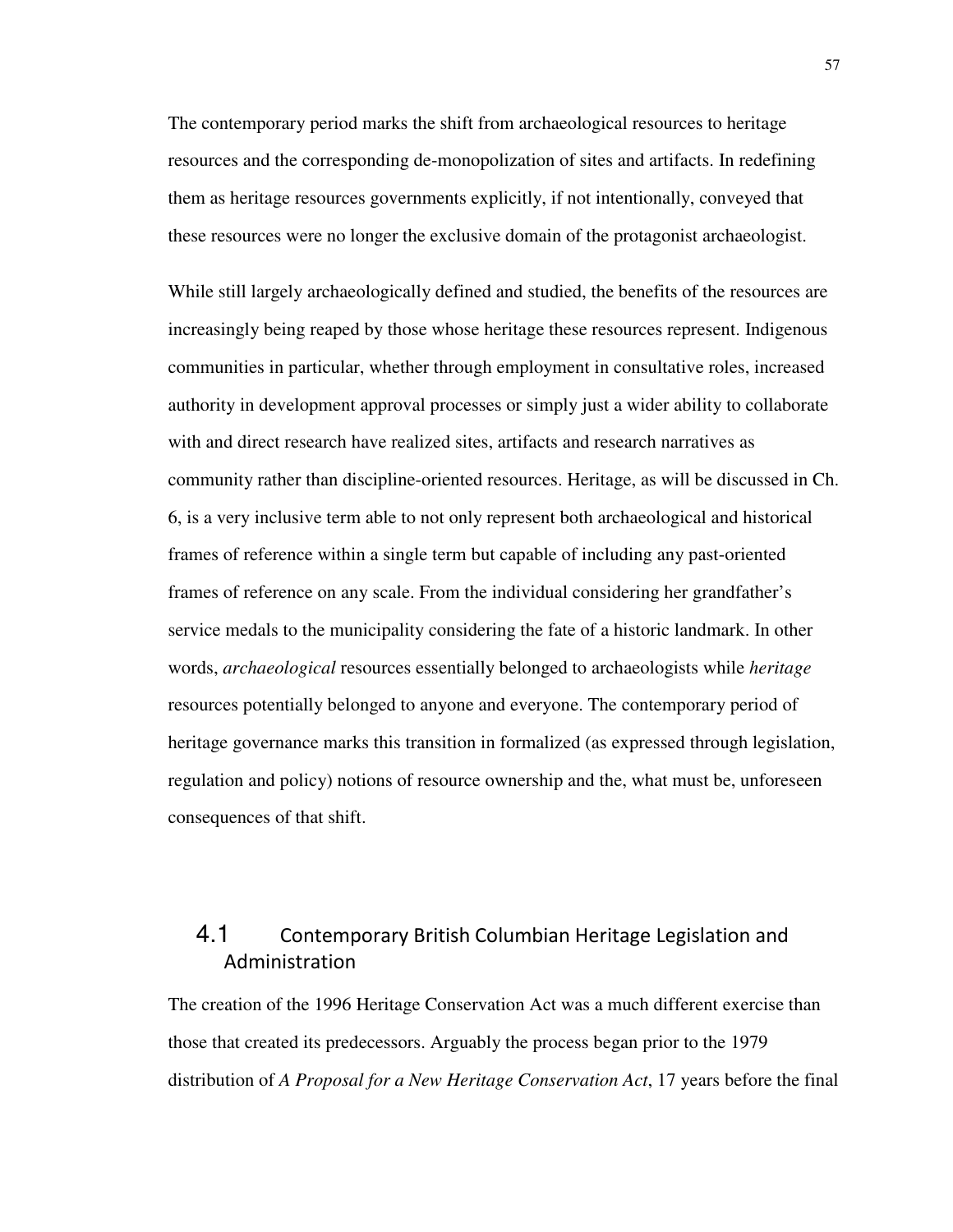The contemporary period marks the shift from archaeological resources to heritage resources and the corresponding de-monopolization of sites and artifacts. In redefining them as heritage resources governments explicitly, if not intentionally, conveyed that these resources were no longer the exclusive domain of the protagonist archaeologist.

While still largely archaeologically defined and studied, the benefits of the resources are increasingly being reaped by those whose heritage these resources represent. Indigenous communities in particular, whether through employment in consultative roles, increased authority in development approval processes or simply just a wider ability to collaborate with and direct research have realized sites, artifacts and research narratives as community rather than discipline-oriented resources. Heritage, as will be discussed in Ch. 6, is a very inclusive term able to not only represent both archaeological and historical frames of reference within a single term but capable of including any past-oriented frames of reference on any scale. From the individual considering her grandfather's service medals to the municipality considering the fate of a historic landmark. In other words, *archaeological* resources essentially belonged to archaeologists while *heritage* resources potentially belonged to anyone and everyone. The contemporary period of heritage governance marks this transition in formalized (as expressed through legislation, regulation and policy) notions of resource ownership and the, what must be, unforeseen consequences of that shift.

## 4.1 Contemporary British Columbian Heritage Legislation and Administration

The creation of the 1996 Heritage Conservation Act was a much different exercise than those that created its predecessors. Arguably the process began prior to the 1979 distribution of *A Proposal for a New Heritage Conservation Act*, 17 years before the final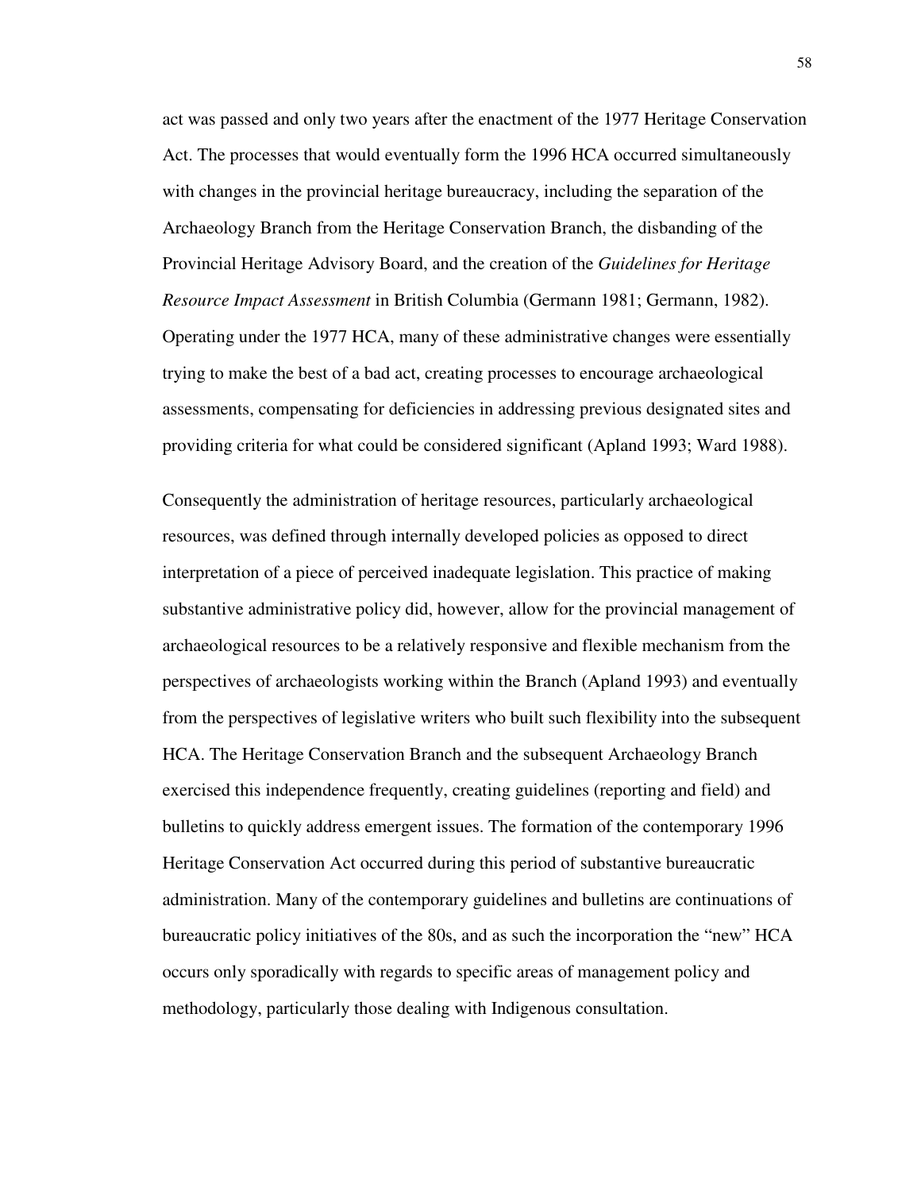act was passed and only two years after the enactment of the 1977 Heritage Conservation Act. The processes that would eventually form the 1996 HCA occurred simultaneously with changes in the provincial heritage bureaucracy, including the separation of the Archaeology Branch from the Heritage Conservation Branch, the disbanding of the Provincial Heritage Advisory Board, and the creation of the *Guidelines for Heritage Resource Impact Assessment* in British Columbia (Germann 1981; Germann, 1982). Operating under the 1977 HCA, many of these administrative changes were essentially trying to make the best of a bad act, creating processes to encourage archaeological assessments, compensating for deficiencies in addressing previous designated sites and providing criteria for what could be considered significant (Apland 1993; Ward 1988).

Consequently the administration of heritage resources, particularly archaeological resources, was defined through internally developed policies as opposed to direct interpretation of a piece of perceived inadequate legislation. This practice of making substantive administrative policy did, however, allow for the provincial management of archaeological resources to be a relatively responsive and flexible mechanism from the perspectives of archaeologists working within the Branch (Apland 1993) and eventually from the perspectives of legislative writers who built such flexibility into the subsequent HCA. The Heritage Conservation Branch and the subsequent Archaeology Branch exercised this independence frequently, creating guidelines (reporting and field) and bulletins to quickly address emergent issues. The formation of the contemporary 1996 Heritage Conservation Act occurred during this period of substantive bureaucratic administration. Many of the contemporary guidelines and bulletins are continuations of bureaucratic policy initiatives of the 80s, and as such the incorporation the "new" HCA occurs only sporadically with regards to specific areas of management policy and methodology, particularly those dealing with Indigenous consultation.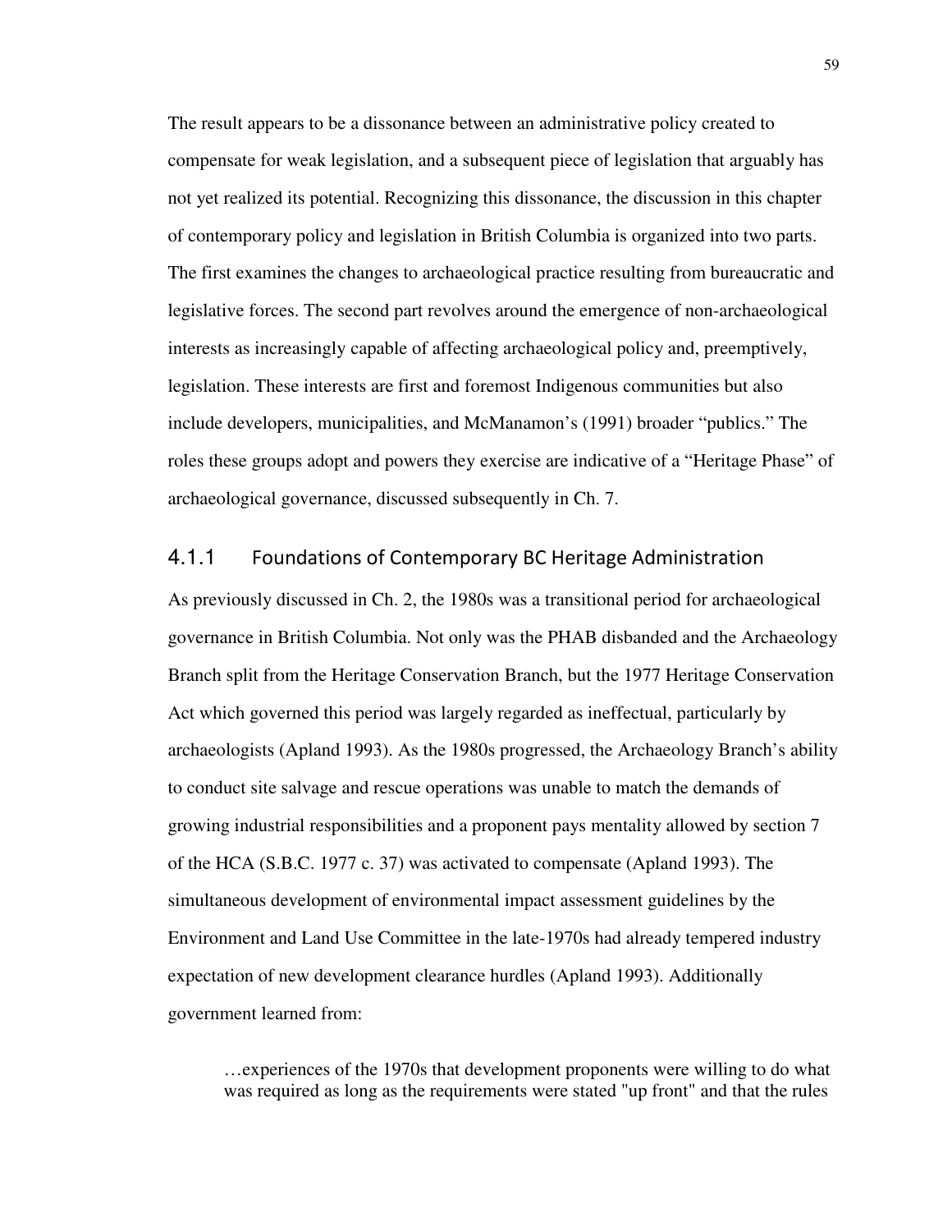The result appears to be a dissonance between an administrative policy created to compensate for weak legislation, and a subsequent piece of legislation that arguably has not yet realized its potential. Recognizing this dissonance, the discussion in this chapter of contemporary policy and legislation in British Columbia is organized into two parts. The first examines the changes to archaeological practice resulting from bureaucratic and legislative forces. The second part revolves around the emergence of non-archaeological interests as increasingly capable of affecting archaeological policy and, preemptively, legislation. These interests are first and foremost Indigenous communities but also include developers, municipalities, and McManamon's (1991) broader "publics." The roles these groups adopt and powers they exercise are indicative of a "Heritage Phase" of archaeological governance, discussed subsequently in Ch. 7.

### 4.1.1 Foundations of Contemporary BC Heritage Administration

As previously discussed in Ch. 2, the 1980s was a transitional period for archaeological governance in British Columbia. Not only was the PHAB disbanded and the Archaeology Branch split from the Heritage Conservation Branch, but the 1977 Heritage Conservation Act which governed this period was largely regarded as ineffectual, particularly by archaeologists (Apland 1993). As the 1980s progressed, the Archaeology Branch's ability to conduct site salvage and rescue operations was unable to match the demands of growing industrial responsibilities and a proponent pays mentality allowed by section 7 of the HCA (S.B.C. 1977 c. 37) was activated to compensate (Apland 1993). The simultaneous development of environmental impact assessment guidelines by the Environment and Land Use Committee in the late-1970s had already tempered industry expectation of new development clearance hurdles (Apland 1993). Additionally government learned from:

> …experiences of the 1970s that development proponents were willing to do what was required as long as the requirements were stated "up front" and that the rules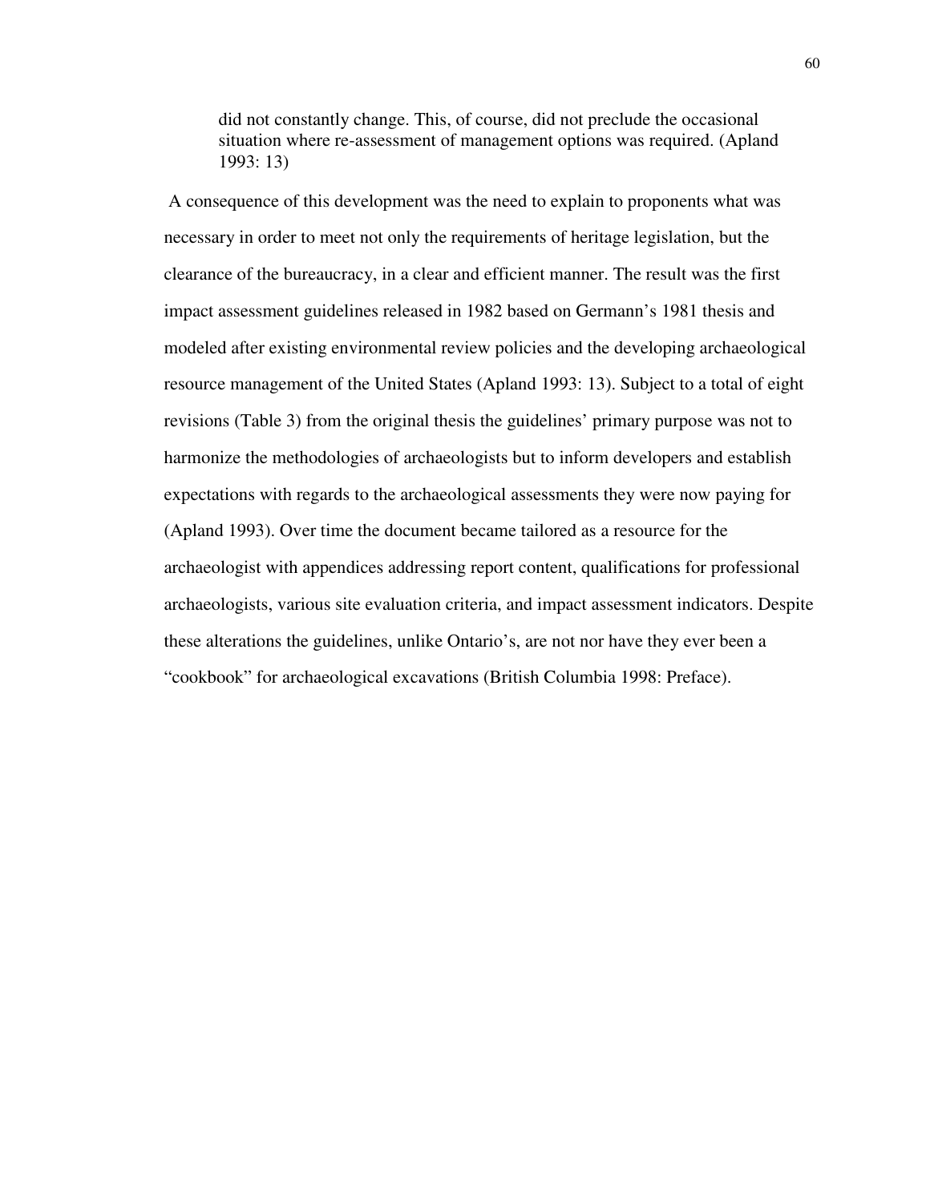> did not constantly change. This, of course, did not preclude the occasional situation where re-assessment of management options was required. (Apland 1993: 13)

A consequence of this development was the need to explain to proponents what was necessary in order to meet not only the requirements of heritage legislation, but the clearance of the bureaucracy, in a clear and efficient manner. The result was the first impact assessment guidelines released in 1982 based on Germann's 1981 thesis and modeled after existing environmental review policies and the developing archaeological resource management of the United States (Apland 1993: 13). Subject to a total of eight revisions (Table 3) from the original thesis the guidelines' primary purpose was not to harmonize the methodologies of archaeologists but to inform developers and establish expectations with regards to the archaeological assessments they were now paying for (Apland 1993). Over time the document became tailored as a resource for the archaeologist with appendices addressing report content, qualifications for professional archaeologists, various site evaluation criteria, and impact assessment indicators. Despite these alterations the guidelines, unlike Ontario's, are not nor have they ever been a "cookbook" for archaeological excavations (British Columbia 1998: Preface).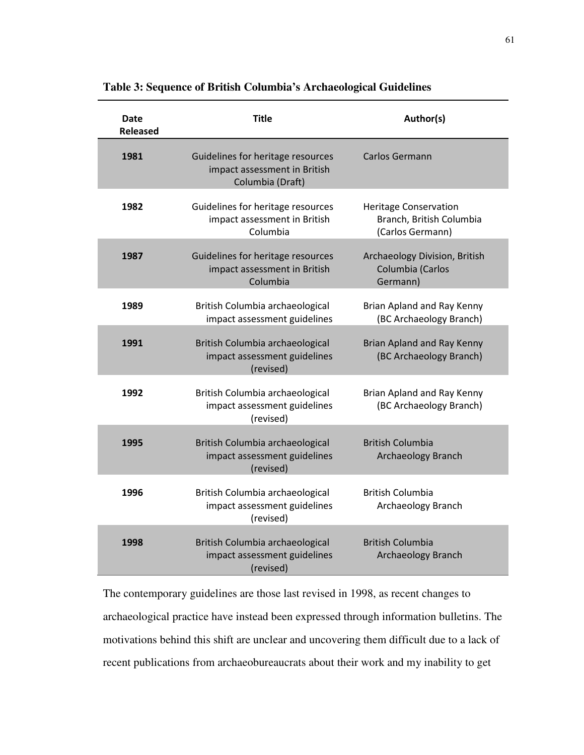**Table 3: Sequence of British Columbia's Archaeological Guidelines**

| Date Released | Title | Author(s) |
| --- | --- | --- |
| **1981** | Guidelines for heritage resources impact assessment in British Columbia (Draft) | Carlos Germann |
| **1982** | Guidelines for heritage resources impact assessment in British Columbia | Heritage Conservation Branch, British Columbia (Carlos Germann) |
| **1987** | Guidelines for heritage resources impact assessment in British Columbia | Archaeology Division, British Columbia (Carlos Germann) |
| **1989** | British Columbia archaeological impact assessment guidelines | Brian Apland and Ray Kenny (BC Archaeology Branch) |
| **1991** | British Columbia archaeological impact assessment guidelines (revised) | Brian Apland and Ray Kenny (BC Archaeology Branch) |
| **1992** | British Columbia archaeological impact assessment guidelines (revised) | Brian Apland and Ray Kenny (BC Archaeology Branch) |
| **1995** | British Columbia archaeological impact assessment guidelines (revised) | British Columbia Archaeology Branch |
| **1996** | British Columbia archaeological impact assessment guidelines (revised) | British Columbia Archaeology Branch |
| **1998** | British Columbia archaeological impact assessment guidelines (revised) | British Columbia Archaeology Branch |

The contemporary guidelines are those last revised in 1998, as recent changes to archaeological practice have instead been expressed through information bulletins. The motivations behind this shift are unclear and uncovering them difficult due to a lack of recent publications from archaeobureaucrats about their work and my inability to get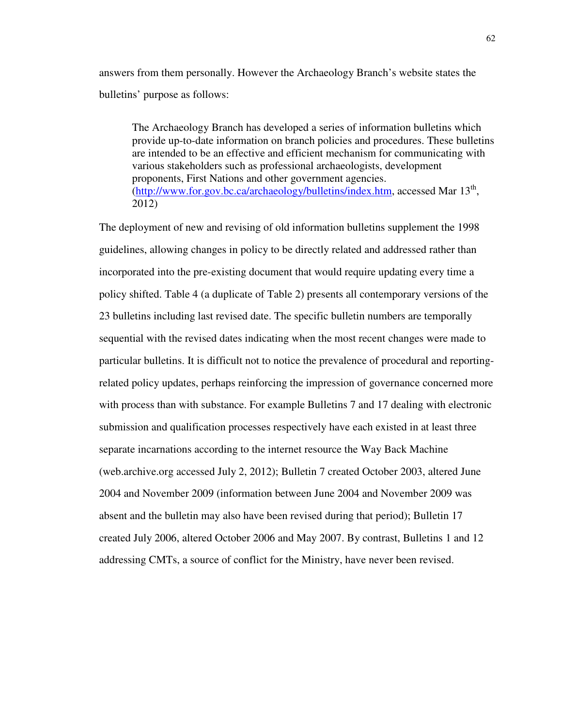answers from them personally. However the Archaeology Branch's website states the bulletins' purpose as follows:

> The Archaeology Branch has developed a series of information bulletins which provide up-to-date information on branch policies and procedures. These bulletins are intended to be an effective and efficient mechanism for communicating with various stakeholders such as professional archaeologists, development proponents, First Nations and other government agencies. (http://www.for.gov.bc.ca/archaeology/bulletins/index.htm, accessed Mar 13th, 2012)

The deployment of new and revising of old information bulletins supplement the 1998 guidelines, allowing changes in policy to be directly related and addressed rather than incorporated into the pre-existing document that would require updating every time a policy shifted. Table 4 (a duplicate of Table 2) presents all contemporary versions of the 23 bulletins including last revised date. The specific bulletin numbers are temporally sequential with the revised dates indicating when the most recent changes were made to particular bulletins. It is difficult not to notice the prevalence of procedural and reporting-related policy updates, perhaps reinforcing the impression of governance concerned more with process than with substance. For example Bulletins 7 and 17 dealing with electronic submission and qualification processes respectively have each existed in at least three separate incarnations according to the internet resource the Way Back Machine (web.archive.org accessed July 2, 2012); Bulletin 7 created October 2003, altered June 2004 and November 2009 (information between June 2004 and November 2009 was absent and the bulletin may also have been revised during that period); Bulletin 17 created July 2006, altered October 2006 and May 2007. By contrast, Bulletins 1 and 12 addressing CMTs, a source of conflict for the Ministry, have never been revised.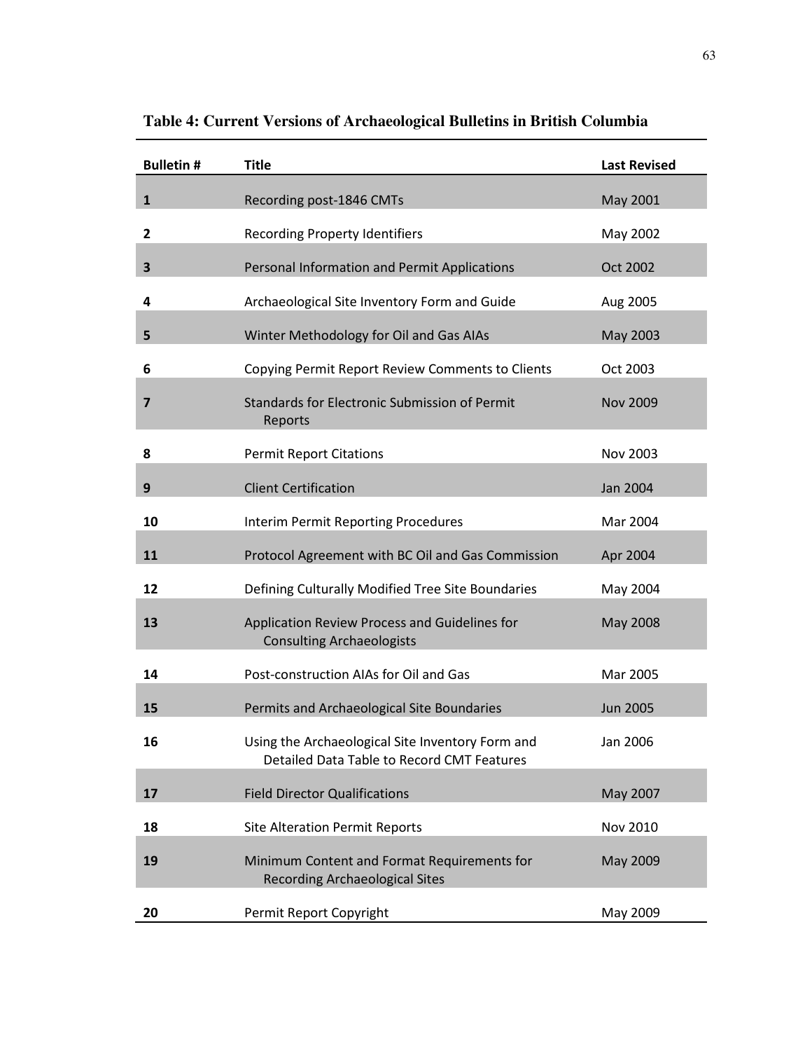**Table 4: Current Versions of Archaeological Bulletins in British Columbia**

| Bulletin # | Title | Last Revised |
|---|---|---|
| 1 | Recording post-1846 CMTs | May 2001 |
| 2 | Recording Property Identifiers | May 2002 |
| 3 | Personal Information and Permit Applications | Oct 2002 |
| 4 | Archaeological Site Inventory Form and Guide | Aug 2005 |
| 5 | Winter Methodology for Oil and Gas AIAs | May 2003 |
| 6 | Copying Permit Report Review Comments to Clients | Oct 2003 |
| 7 | Standards for Electronic Submission of Permit Reports | Nov 2009 |
| 8 | Permit Report Citations | Nov 2003 |
| 9 | Client Certification | Jan 2004 |
| 10 | Interim Permit Reporting Procedures | Mar 2004 |
| 11 | Protocol Agreement with BC Oil and Gas Commission | Apr 2004 |
| 12 | Defining Culturally Modified Tree Site Boundaries | May 2004 |
| 13 | Application Review Process and Guidelines for Consulting Archaeologists | May 2008 |
| 14 | Post-construction AIAs for Oil and Gas | Mar 2005 |
| 15 | Permits and Archaeological Site Boundaries | Jun 2005 |
| 16 | Using the Archaeological Site Inventory Form and Detailed Data Table to Record CMT Features | Jan 2006 |
| 17 | Field Director Qualifications | May 2007 |
| 18 | Site Alteration Permit Reports | Nov 2010 |
| 19 | Minimum Content and Format Requirements for Recording Archaeological Sites | May 2009 |
| 20 | Permit Report Copyright | May 2009 |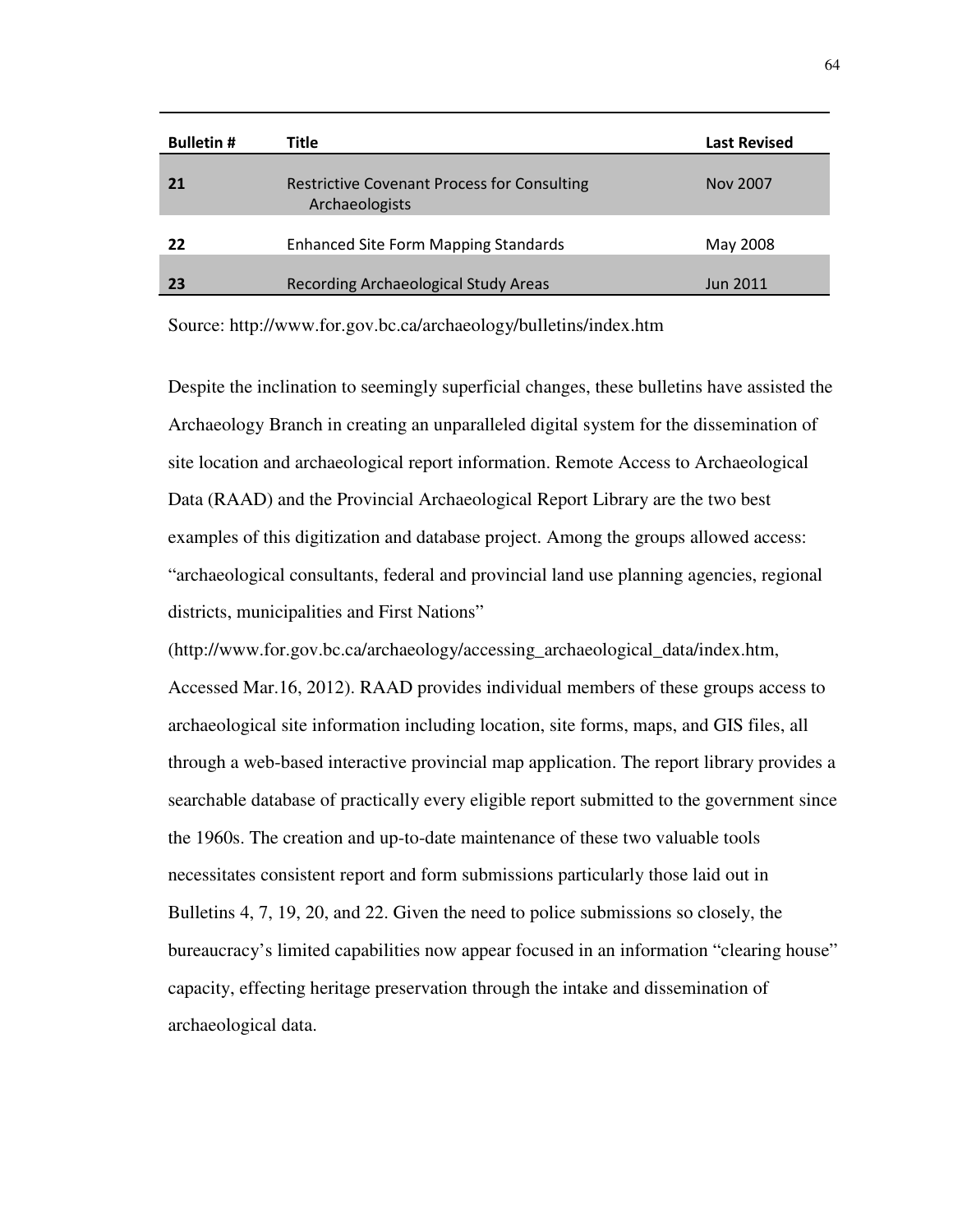| Bulletin # | Title | Last Revised |
| --- | --- | --- |
| **21** | Restrictive Covenant Process for Consulting Archaeologists | Nov 2007 |
| **22** | Enhanced Site Form Mapping Standards | May 2008 |
| **23** | Recording Archaeological Study Areas | Jun 2011 |

Source: http://www.for.gov.bc.ca/archaeology/bulletins/index.htm

Despite the inclination to seemingly superficial changes, these bulletins have assisted the Archaeology Branch in creating an unparalleled digital system for the dissemination of site location and archaeological report information. Remote Access to Archaeological Data (RAAD) and the Provincial Archaeological Report Library are the two best examples of this digitization and database project. Among the groups allowed access: "archaeological consultants, federal and provincial land use planning agencies, regional districts, municipalities and First Nations" (http://www.for.gov.bc.ca/archaeology/accessing_archaeological_data/index.htm, Accessed Mar.16, 2012). RAAD provides individual members of these groups access to archaeological site information including location, site forms, maps, and GIS files, all through a web-based interactive provincial map application. The report library provides a searchable database of practically every eligible report submitted to the government since the 1960s. The creation and up-to-date maintenance of these two valuable tools necessitates consistent report and form submissions particularly those laid out in Bulletins 4, 7, 19, 20, and 22. Given the need to police submissions so closely, the bureaucracy's limited capabilities now appear focused in an information "clearing house" capacity, effecting heritage preservation through the intake and dissemination of archaeological data.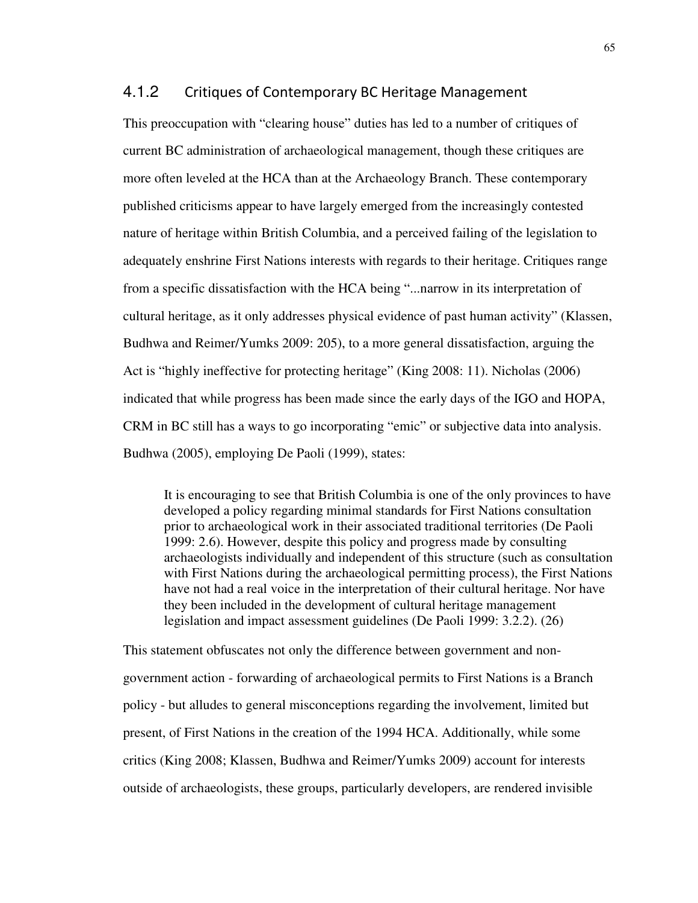### 4.1.2 Critiques of Contemporary BC Heritage Management

This preoccupation with "clearing house" duties has led to a number of critiques of current BC administration of archaeological management, though these critiques are more often leveled at the HCA than at the Archaeology Branch. These contemporary published criticisms appear to have largely emerged from the increasingly contested nature of heritage within British Columbia, and a perceived failing of the legislation to adequately enshrine First Nations interests with regards to their heritage. Critiques range from a specific dissatisfaction with the HCA being "...narrow in its interpretation of cultural heritage, as it only addresses physical evidence of past human activity" (Klassen, Budhwa and Reimer/Yumks 2009: 205), to a more general dissatisfaction, arguing the Act is "highly ineffective for protecting heritage" (King 2008: 11). Nicholas (2006) indicated that while progress has been made since the early days of the IGO and HOPA, CRM in BC still has a ways to go incorporating "emic" or subjective data into analysis. Budhwa (2005), employing De Paoli (1999), states:

> It is encouraging to see that British Columbia is one of the only provinces to have developed a policy regarding minimal standards for First Nations consultation prior to archaeological work in their associated traditional territories (De Paoli 1999: 2.6). However, despite this policy and progress made by consulting archaeologists individually and independent of this structure (such as consultation with First Nations during the archaeological permitting process), the First Nations have not had a real voice in the interpretation of their cultural heritage. Nor have they been included in the development of cultural heritage management legislation and impact assessment guidelines (De Paoli 1999: 3.2.2). (26)

This statement obfuscates not only the difference between government and non-government action - forwarding of archaeological permits to First Nations is a Branch policy - but alludes to general misconceptions regarding the involvement, limited but present, of First Nations in the creation of the 1994 HCA. Additionally, while some critics (King 2008; Klassen, Budhwa and Reimer/Yumks 2009) account for interests outside of archaeologists, these groups, particularly developers, are rendered invisible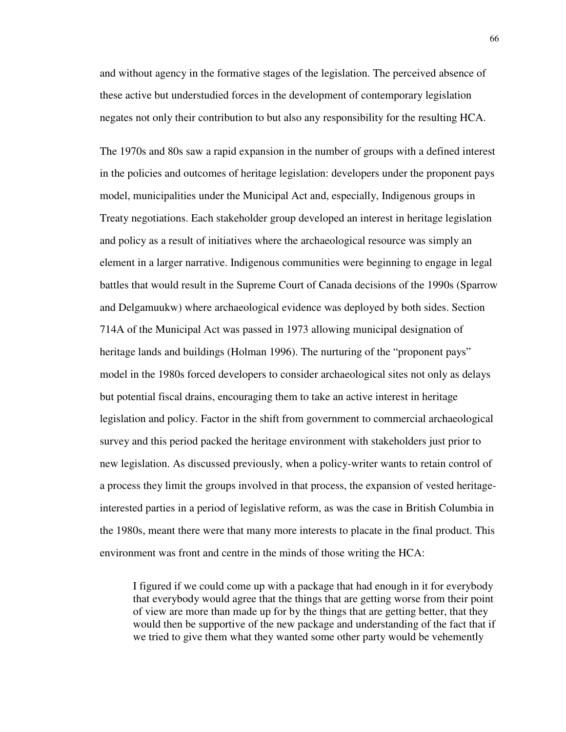and without agency in the formative stages of the legislation. The perceived absence of these active but understudied forces in the development of contemporary legislation negates not only their contribution to but also any responsibility for the resulting HCA.

The 1970s and 80s saw a rapid expansion in the number of groups with a defined interest in the policies and outcomes of heritage legislation: developers under the proponent pays model, municipalities under the Municipal Act and, especially, Indigenous groups in Treaty negotiations. Each stakeholder group developed an interest in heritage legislation and policy as a result of initiatives where the archaeological resource was simply an element in a larger narrative. Indigenous communities were beginning to engage in legal battles that would result in the Supreme Court of Canada decisions of the 1990s (Sparrow and Delgamuukw) where archaeological evidence was deployed by both sides. Section 714A of the Municipal Act was passed in 1973 allowing municipal designation of heritage lands and buildings (Holman 1996). The nurturing of the "proponent pays" model in the 1980s forced developers to consider archaeological sites not only as delays but potential fiscal drains, encouraging them to take an active interest in heritage legislation and policy. Factor in the shift from government to commercial archaeological survey and this period packed the heritage environment with stakeholders just prior to new legislation. As discussed previously, when a policy-writer wants to retain control of a process they limit the groups involved in that process, the expansion of vested heritage-interested parties in a period of legislative reform, as was the case in British Columbia in the 1980s, meant there were that many more interests to placate in the final product. This environment was front and centre in the minds of those writing the HCA:

> I figured if we could come up with a package that had enough in it for everybody that everybody would agree that the things that are getting worse from their point of view are more than made up for by the things that are getting better, that they would then be supportive of the new package and understanding of the fact that if we tried to give them what they wanted some other party would be vehemently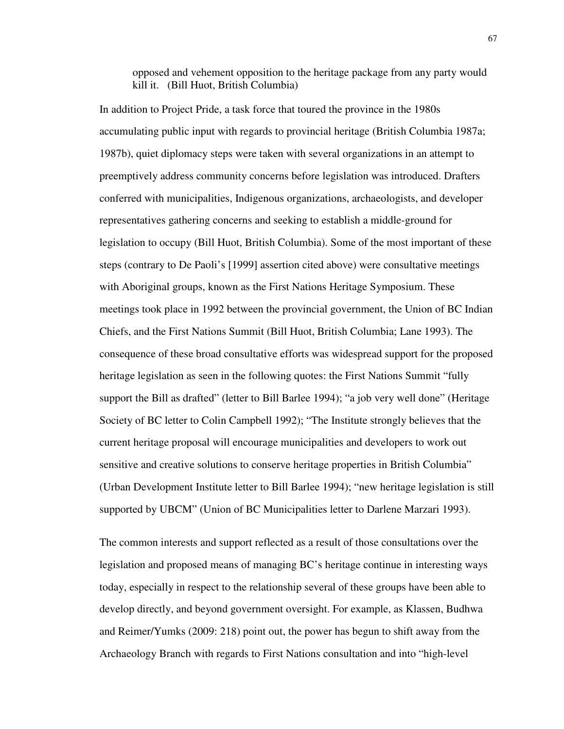> opposed and vehement opposition to the heritage package from any party would kill it. (Bill Huot, British Columbia)

In addition to Project Pride, a task force that toured the province in the 1980s accumulating public input with regards to provincial heritage (British Columbia 1987a; 1987b), quiet diplomacy steps were taken with several organizations in an attempt to preemptively address community concerns before legislation was introduced. Drafters conferred with municipalities, Indigenous organizations, archaeologists, and developer representatives gathering concerns and seeking to establish a middle-ground for legislation to occupy (Bill Huot, British Columbia). Some of the most important of these steps (contrary to De Paoli's [1999] assertion cited above) were consultative meetings with Aboriginal groups, known as the First Nations Heritage Symposium. These meetings took place in 1992 between the provincial government, the Union of BC Indian Chiefs, and the First Nations Summit (Bill Huot, British Columbia; Lane 1993). The consequence of these broad consultative efforts was widespread support for the proposed heritage legislation as seen in the following quotes: the First Nations Summit "fully support the Bill as drafted" (letter to Bill Barlee 1994); "a job very well done" (Heritage Society of BC letter to Colin Campbell 1992); "The Institute strongly believes that the current heritage proposal will encourage municipalities and developers to work out sensitive and creative solutions to conserve heritage properties in British Columbia" (Urban Development Institute letter to Bill Barlee 1994); "new heritage legislation is still supported by UBCM" (Union of BC Municipalities letter to Darlene Marzari 1993).

The common interests and support reflected as a result of those consultations over the legislation and proposed means of managing BC's heritage continue in interesting ways today, especially in respect to the relationship several of these groups have been able to develop directly, and beyond government oversight. For example, as Klassen, Budhwa and Reimer/Yumks (2009: 218) point out, the power has begun to shift away from the Archaeology Branch with regards to First Nations consultation and into "high-level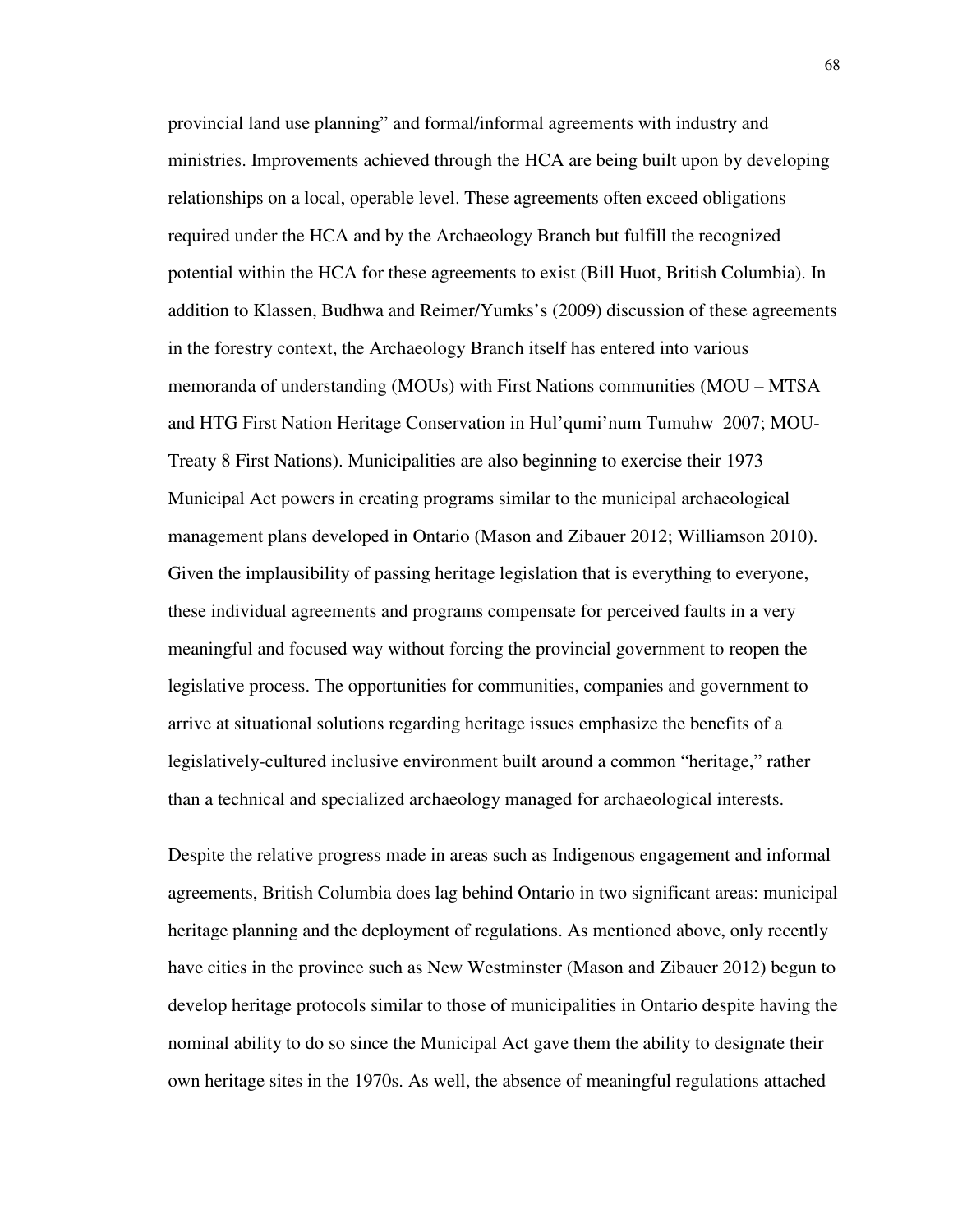provincial land use planning" and formal/informal agreements with industry and ministries. Improvements achieved through the HCA are being built upon by developing relationships on a local, operable level. These agreements often exceed obligations required under the HCA and by the Archaeology Branch but fulfill the recognized potential within the HCA for these agreements to exist (Bill Huot, British Columbia). In addition to Klassen, Budhwa and Reimer/Yumks's (2009) discussion of these agreements in the forestry context, the Archaeology Branch itself has entered into various memoranda of understanding (MOUs) with First Nations communities (MOU – MTSA and HTG First Nation Heritage Conservation in Hul'qumi'num Tumuhw 2007; MOU-Treaty 8 First Nations). Municipalities are also beginning to exercise their 1973 Municipal Act powers in creating programs similar to the municipal archaeological management plans developed in Ontario (Mason and Zibauer 2012; Williamson 2010). Given the implausibility of passing heritage legislation that is everything to everyone, these individual agreements and programs compensate for perceived faults in a very meaningful and focused way without forcing the provincial government to reopen the legislative process. The opportunities for communities, companies and government to arrive at situational solutions regarding heritage issues emphasize the benefits of a legislatively-cultured inclusive environment built around a common "heritage," rather than a technical and specialized archaeology managed for archaeological interests.

Despite the relative progress made in areas such as Indigenous engagement and informal agreements, British Columbia does lag behind Ontario in two significant areas: municipal heritage planning and the deployment of regulations. As mentioned above, only recently have cities in the province such as New Westminster (Mason and Zibauer 2012) begun to develop heritage protocols similar to those of municipalities in Ontario despite having the nominal ability to do so since the Municipal Act gave them the ability to designate their own heritage sites in the 1970s. As well, the absence of meaningful regulations attached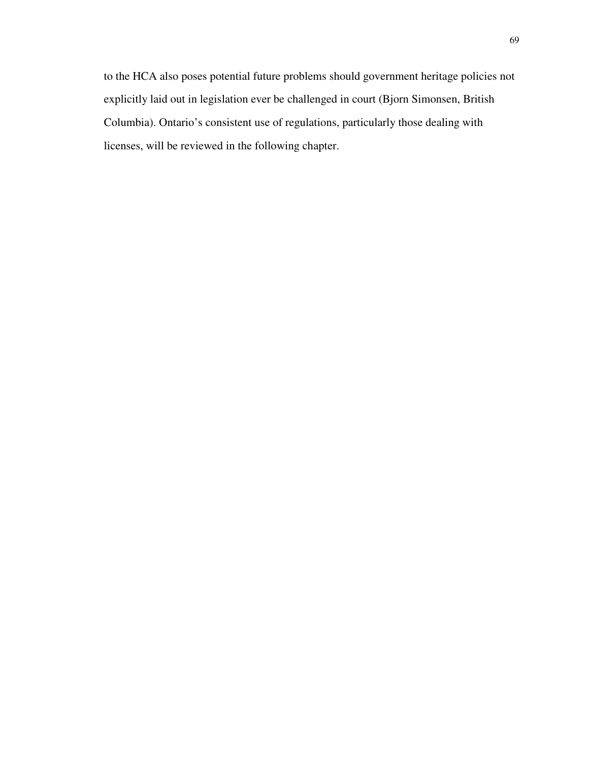to the HCA also poses potential future problems should government heritage policies not explicitly laid out in legislation ever be challenged in court (Bjorn Simonsen, British Columbia). Ontario's consistent use of regulations, particularly those dealing with licenses, will be reviewed in the following chapter.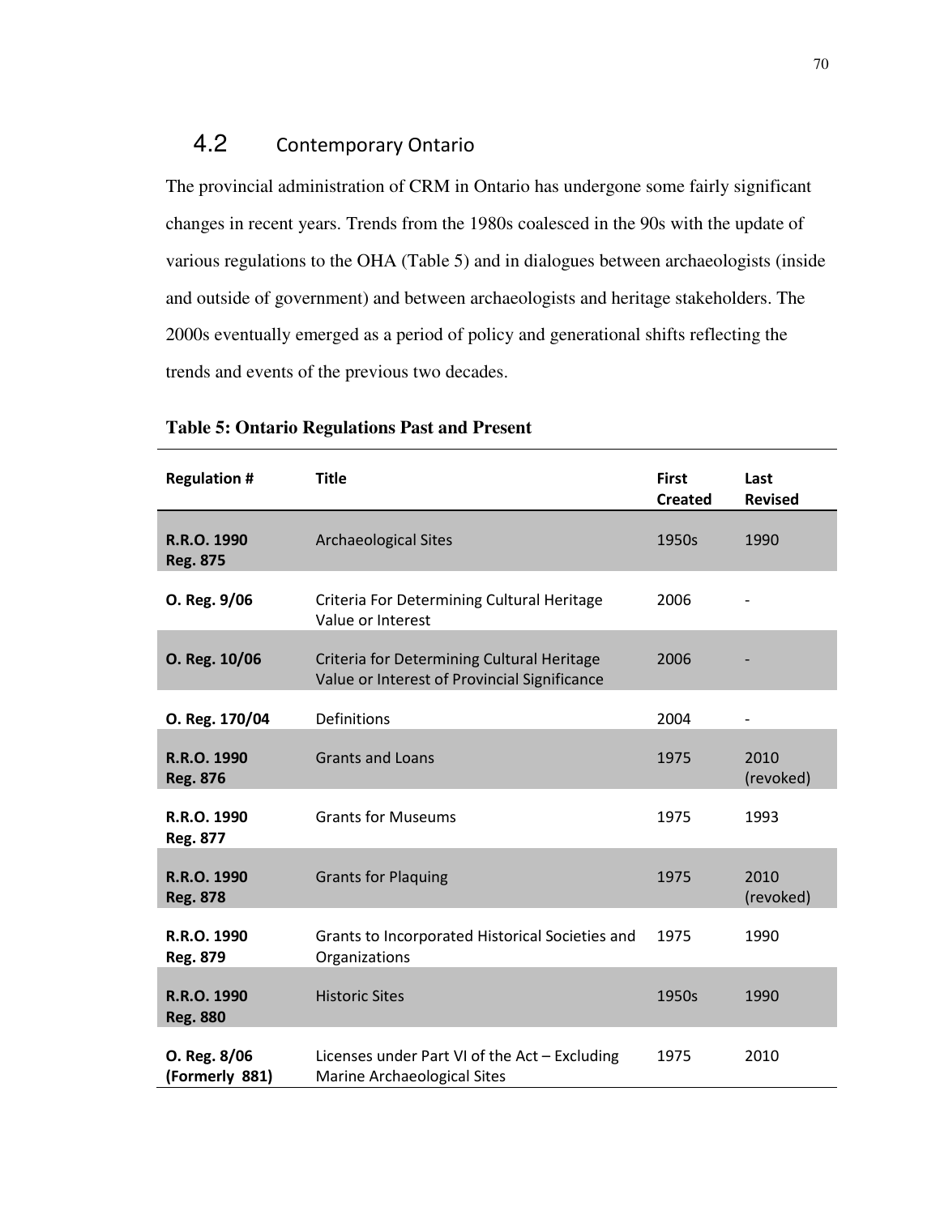## 4.2 Contemporary Ontario

The provincial administration of CRM in Ontario has undergone some fairly significant changes in recent years. Trends from the 1980s coalesced in the 90s with the update of various regulations to the OHA (Table 5) and in dialogues between archaeologists (inside and outside of government) and between archaeologists and heritage stakeholders. The 2000s eventually emerged as a period of policy and generational shifts reflecting the trends and events of the previous two decades.

**Table 5: Ontario Regulations Past and Present**

| Regulation # | Title | First Created | Last Revised |
|---|---|---|---|
| **R.R.O. 1990 Reg. 875** | Archaeological Sites | 1950s | 1990 |
| **O. Reg. 9/06** | Criteria For Determining Cultural Heritage Value or Interest | 2006 | - |
| **O. Reg. 10/06** | Criteria for Determining Cultural Heritage Value or Interest of Provincial Significance | 2006 | - |
| **O. Reg. 170/04** | Definitions | 2004 | - |
| **R.R.O. 1990 Reg. 876** | Grants and Loans | 1975 | 2010 (revoked) |
| **R.R.O. 1990 Reg. 877** | Grants for Museums | 1975 | 1993 |
| **R.R.O. 1990 Reg. 878** | Grants for Plaquing | 1975 | 2010 (revoked) |
| **R.R.O. 1990 Reg. 879** | Grants to Incorporated Historical Societies and Organizations | 1975 | 1990 |
| **R.R.O. 1990 Reg. 880** | Historic Sites | 1950s | 1990 |
| **O. Reg. 8/06 (Formerly 881)** | Licenses under Part VI of the Act – Excluding Marine Archaeological Sites | 1975 | 2010 |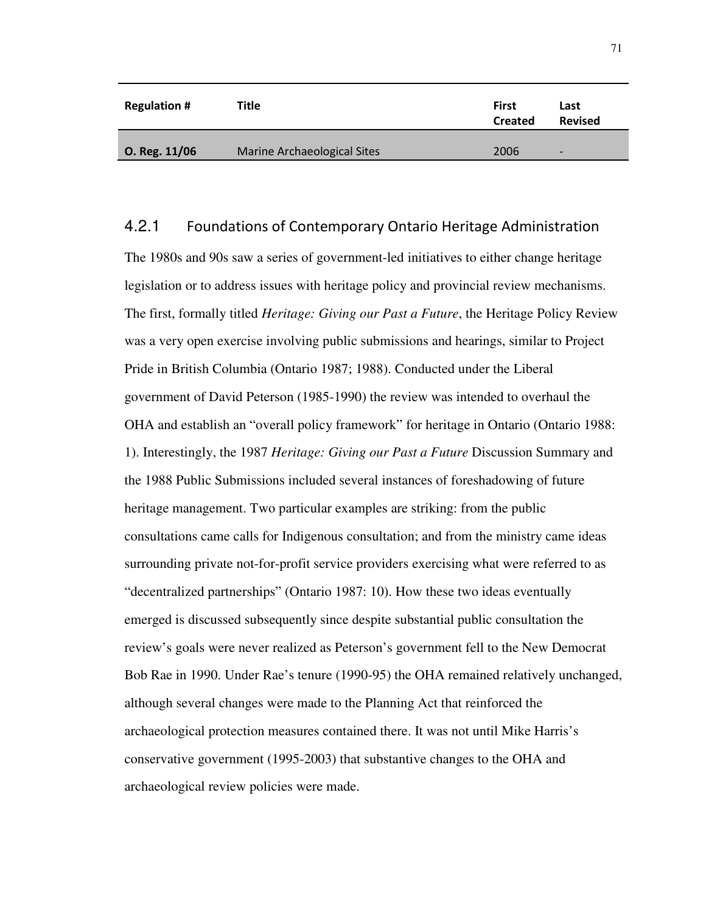| Regulation # | Title | First Created | Last Revised |
|---|---|---|---|
| **O. Reg. 11/06** | Marine Archaeological Sites | 2006 | - |

### 4.2.1 Foundations of Contemporary Ontario Heritage Administration

The 1980s and 90s saw a series of government-led initiatives to either change heritage legislation or to address issues with heritage policy and provincial review mechanisms. The first, formally titled *Heritage: Giving our Past a Future*, the Heritage Policy Review was a very open exercise involving public submissions and hearings, similar to Project Pride in British Columbia (Ontario 1987; 1988). Conducted under the Liberal government of David Peterson (1985-1990) the review was intended to overhaul the OHA and establish an "overall policy framework" for heritage in Ontario (Ontario 1988: 1). Interestingly, the 1987 *Heritage: Giving our Past a Future* Discussion Summary and the 1988 Public Submissions included several instances of foreshadowing of future heritage management. Two particular examples are striking: from the public consultations came calls for Indigenous consultation; and from the ministry came ideas surrounding private not-for-profit service providers exercising what were referred to as "decentralized partnerships" (Ontario 1987: 10). How these two ideas eventually emerged is discussed subsequently since despite substantial public consultation the review's goals were never realized as Peterson's government fell to the New Democrat Bob Rae in 1990. Under Rae's tenure (1990-95) the OHA remained relatively unchanged, although several changes were made to the Planning Act that reinforced the archaeological protection measures contained there. It was not until Mike Harris's conservative government (1995-2003) that substantive changes to the OHA and archaeological review policies were made.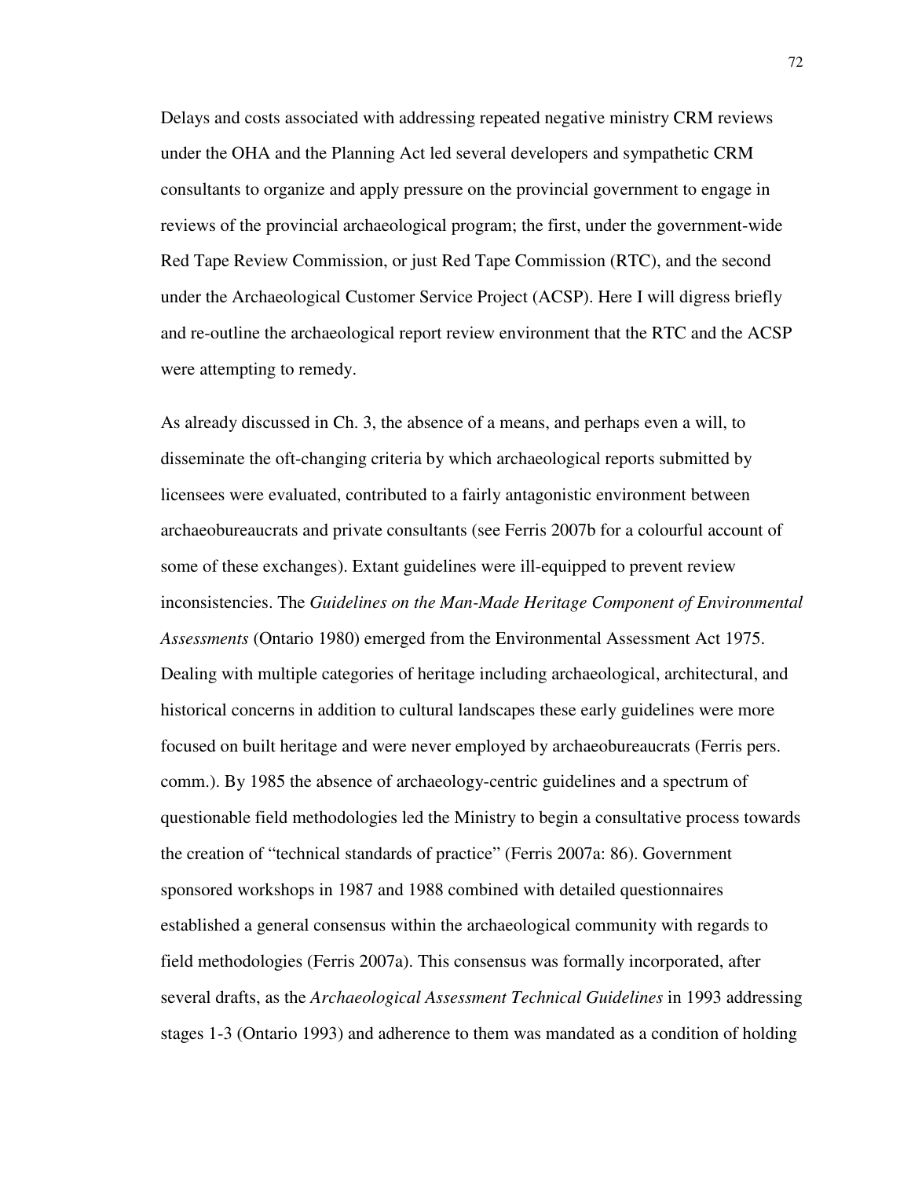Delays and costs associated with addressing repeated negative ministry CRM reviews under the OHA and the Planning Act led several developers and sympathetic CRM consultants to organize and apply pressure on the provincial government to engage in reviews of the provincial archaeological program; the first, under the government-wide Red Tape Review Commission, or just Red Tape Commission (RTC), and the second under the Archaeological Customer Service Project (ACSP). Here I will digress briefly and re-outline the archaeological report review environment that the RTC and the ACSP were attempting to remedy.

As already discussed in Ch. 3, the absence of a means, and perhaps even a will, to disseminate the oft-changing criteria by which archaeological reports submitted by licensees were evaluated, contributed to a fairly antagonistic environment between archaeobureaucrats and private consultants (see Ferris 2007b for a colourful account of some of these exchanges). Extant guidelines were ill-equipped to prevent review inconsistencies. The *Guidelines on the Man-Made Heritage Component of Environmental Assessments* (Ontario 1980) emerged from the Environmental Assessment Act 1975. Dealing with multiple categories of heritage including archaeological, architectural, and historical concerns in addition to cultural landscapes these early guidelines were more focused on built heritage and were never employed by archaeobureaucrats (Ferris pers. comm.). By 1985 the absence of archaeology-centric guidelines and a spectrum of questionable field methodologies led the Ministry to begin a consultative process towards the creation of "technical standards of practice" (Ferris 2007a: 86). Government sponsored workshops in 1987 and 1988 combined with detailed questionnaires established a general consensus within the archaeological community with regards to field methodologies (Ferris 2007a). This consensus was formally incorporated, after several drafts, as the *Archaeological Assessment Technical Guidelines* in 1993 addressing stages 1-3 (Ontario 1993) and adherence to them was mandated as a condition of holding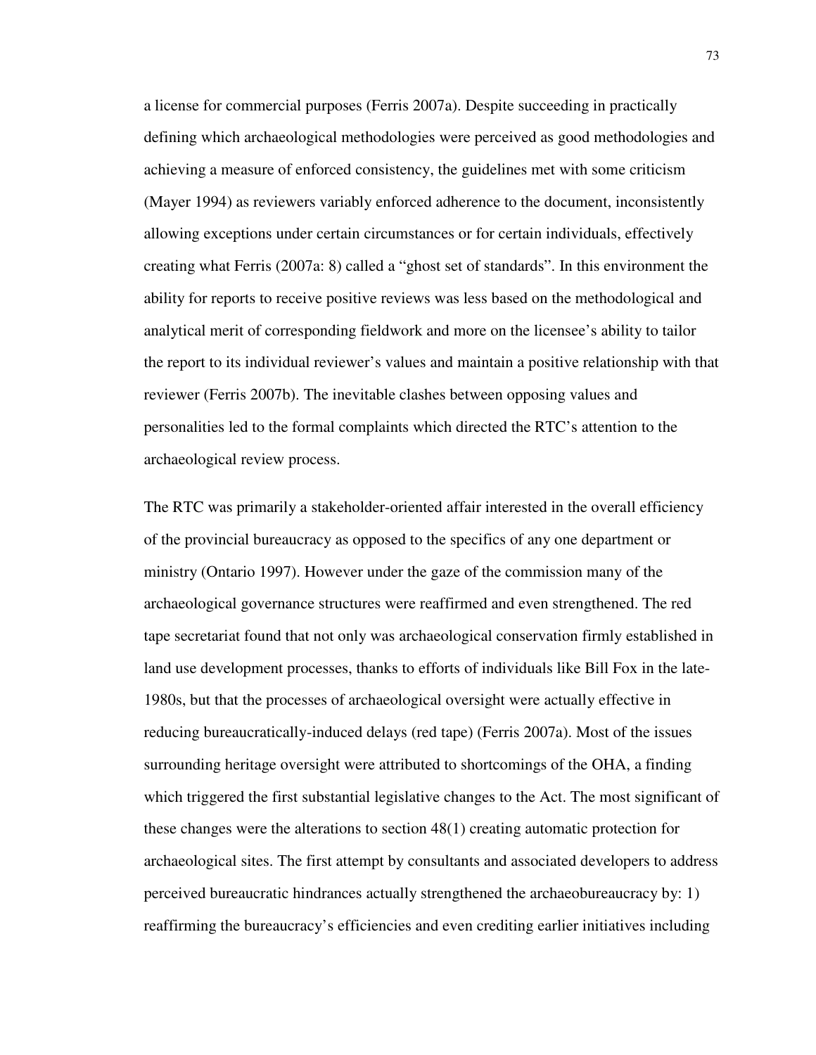a license for commercial purposes (Ferris 2007a). Despite succeeding in practically defining which archaeological methodologies were perceived as good methodologies and achieving a measure of enforced consistency, the guidelines met with some criticism (Mayer 1994) as reviewers variably enforced adherence to the document, inconsistently allowing exceptions under certain circumstances or for certain individuals, effectively creating what Ferris (2007a: 8) called a "ghost set of standards". In this environment the ability for reports to receive positive reviews was less based on the methodological and analytical merit of corresponding fieldwork and more on the licensee's ability to tailor the report to its individual reviewer's values and maintain a positive relationship with that reviewer (Ferris 2007b). The inevitable clashes between opposing values and personalities led to the formal complaints which directed the RTC's attention to the archaeological review process.

The RTC was primarily a stakeholder-oriented affair interested in the overall efficiency of the provincial bureaucracy as opposed to the specifics of any one department or ministry (Ontario 1997). However under the gaze of the commission many of the archaeological governance structures were reaffirmed and even strengthened. The red tape secretariat found that not only was archaeological conservation firmly established in land use development processes, thanks to efforts of individuals like Bill Fox in the late-1980s, but that the processes of archaeological oversight were actually effective in reducing bureaucratically-induced delays (red tape) (Ferris 2007a). Most of the issues surrounding heritage oversight were attributed to shortcomings of the OHA, a finding which triggered the first substantial legislative changes to the Act. The most significant of these changes were the alterations to section 48(1) creating automatic protection for archaeological sites. The first attempt by consultants and associated developers to address perceived bureaucratic hindrances actually strengthened the archaeobureaucracy by: 1) reaffirming the bureaucracy's efficiencies and even crediting earlier initiatives including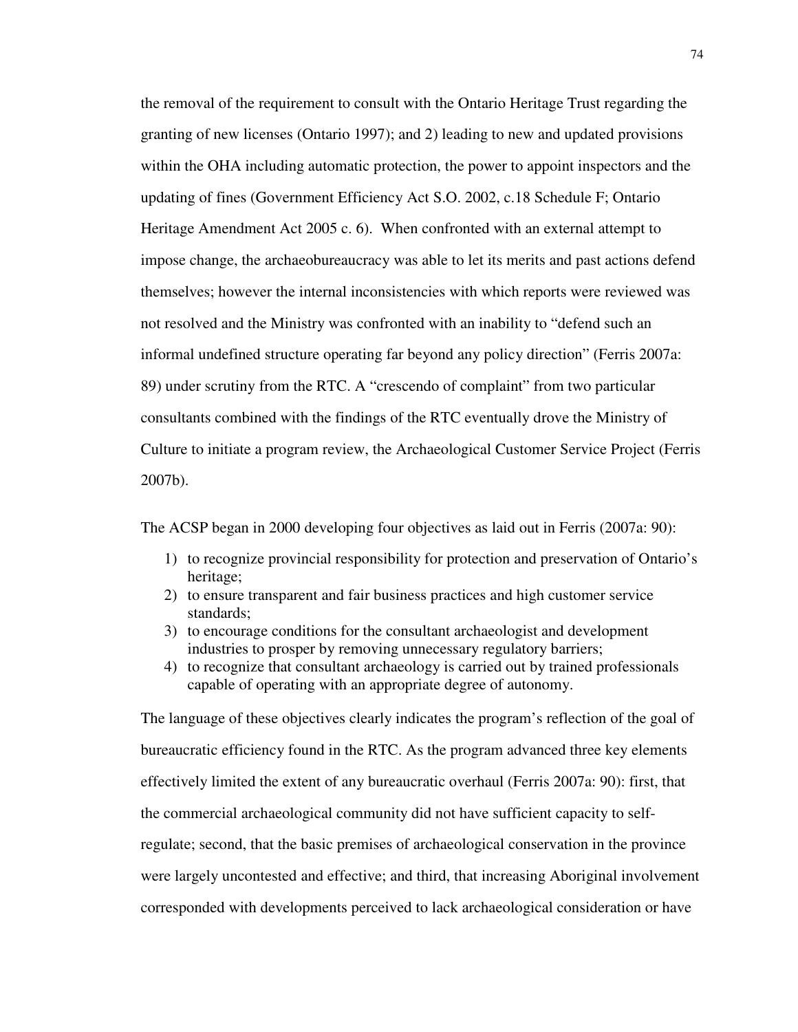the removal of the requirement to consult with the Ontario Heritage Trust regarding the granting of new licenses (Ontario 1997); and 2) leading to new and updated provisions within the OHA including automatic protection, the power to appoint inspectors and the updating of fines (Government Efficiency Act S.O. 2002, c.18 Schedule F; Ontario Heritage Amendment Act 2005 c. 6). When confronted with an external attempt to impose change, the archaeobureaucracy was able to let its merits and past actions defend themselves; however the internal inconsistencies with which reports were reviewed was not resolved and the Ministry was confronted with an inability to "defend such an informal undefined structure operating far beyond any policy direction" (Ferris 2007a: 89) under scrutiny from the RTC. A "crescendo of complaint" from two particular consultants combined with the findings of the RTC eventually drove the Ministry of Culture to initiate a program review, the Archaeological Customer Service Project (Ferris 2007b).

The ACSP began in 2000 developing four objectives as laid out in Ferris (2007a: 90):

1) to recognize provincial responsibility for protection and preservation of Ontario's heritage;
2) to ensure transparent and fair business practices and high customer service standards;
3) to encourage conditions for the consultant archaeologist and development industries to prosper by removing unnecessary regulatory barriers;
4) to recognize that consultant archaeology is carried out by trained professionals capable of operating with an appropriate degree of autonomy.

The language of these objectives clearly indicates the program's reflection of the goal of bureaucratic efficiency found in the RTC. As the program advanced three key elements effectively limited the extent of any bureaucratic overhaul (Ferris 2007a: 90): first, that the commercial archaeological community did not have sufficient capacity to self-regulate; second, that the basic premises of archaeological conservation in the province were largely uncontested and effective; and third, that increasing Aboriginal involvement corresponded with developments perceived to lack archaeological consideration or have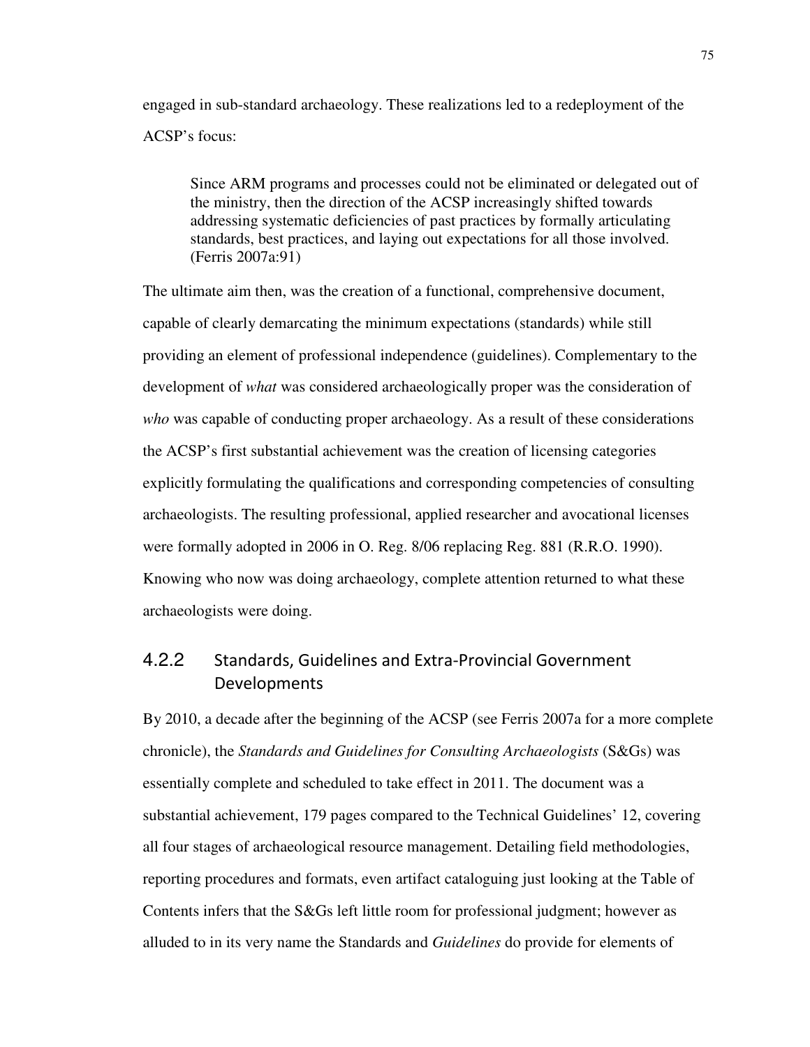engaged in sub-standard archaeology. These realizations led to a redeployment of the ACSP's focus:

> Since ARM programs and processes could not be eliminated or delegated out of the ministry, then the direction of the ACSP increasingly shifted towards addressing systematic deficiencies of past practices by formally articulating standards, best practices, and laying out expectations for all those involved. (Ferris 2007a:91)

The ultimate aim then, was the creation of a functional, comprehensive document, capable of clearly demarcating the minimum expectations (standards) while still providing an element of professional independence (guidelines). Complementary to the development of *what* was considered archaeologically proper was the consideration of *who* was capable of conducting proper archaeology. As a result of these considerations the ACSP's first substantial achievement was the creation of licensing categories explicitly formulating the qualifications and corresponding competencies of consulting archaeologists. The resulting professional, applied researcher and avocational licenses were formally adopted in 2006 in O. Reg. 8/06 replacing Reg. 881 (R.R.O. 1990). Knowing who now was doing archaeology, complete attention returned to what these archaeologists were doing.

### 4.2.2 Standards, Guidelines and Extra-Provincial Government Developments

By 2010, a decade after the beginning of the ACSP (see Ferris 2007a for a more complete chronicle), the *Standards and Guidelines for Consulting Archaeologists* (S&Gs) was essentially complete and scheduled to take effect in 2011. The document was a substantial achievement, 179 pages compared to the Technical Guidelines' 12, covering all four stages of archaeological resource management. Detailing field methodologies, reporting procedures and formats, even artifact cataloguing just looking at the Table of Contents infers that the S&Gs left little room for professional judgment; however as alluded to in its very name the Standards and *Guidelines* do provide for elements of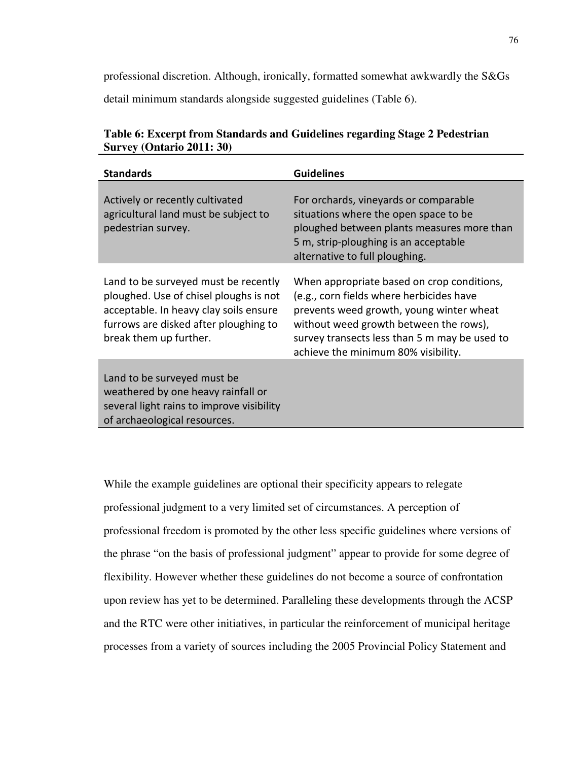professional discretion. Although, ironically, formatted somewhat awkwardly the S&Gs detail minimum standards alongside suggested guidelines (Table 6).

**Table 6: Excerpt from Standards and Guidelines regarding Stage 2 Pedestrian Survey (Ontario 2011: 30)**

| Standards | Guidelines |
|---|---|
| Actively or recently cultivated agricultural land must be subject to pedestrian survey. | For orchards, vineyards or comparable situations where the open space to be ploughed between plants measures more than 5 m, strip-ploughing is an acceptable alternative to full ploughing. |
| Land to be surveyed must be recently ploughed. Use of chisel ploughs is not acceptable. In heavy clay soils ensure furrows are disked after ploughing to break them up further. | When appropriate based on crop conditions, (e.g., corn fields where herbicides have prevents weed growth, young winter wheat without weed growth between the rows), survey transects less than 5 m may be used to achieve the minimum 80% visibility. |
| Land to be surveyed must be weathered by one heavy rainfall or several light rains to improve visibility of archaeological resources. | |

While the example guidelines are optional their specificity appears to relegate professional judgment to a very limited set of circumstances. A perception of professional freedom is promoted by the other less specific guidelines where versions of the phrase "on the basis of professional judgment" appear to provide for some degree of flexibility. However whether these guidelines do not become a source of confrontation upon review has yet to be determined. Paralleling these developments through the ACSP and the RTC were other initiatives, in particular the reinforcement of municipal heritage processes from a variety of sources including the 2005 Provincial Policy Statement and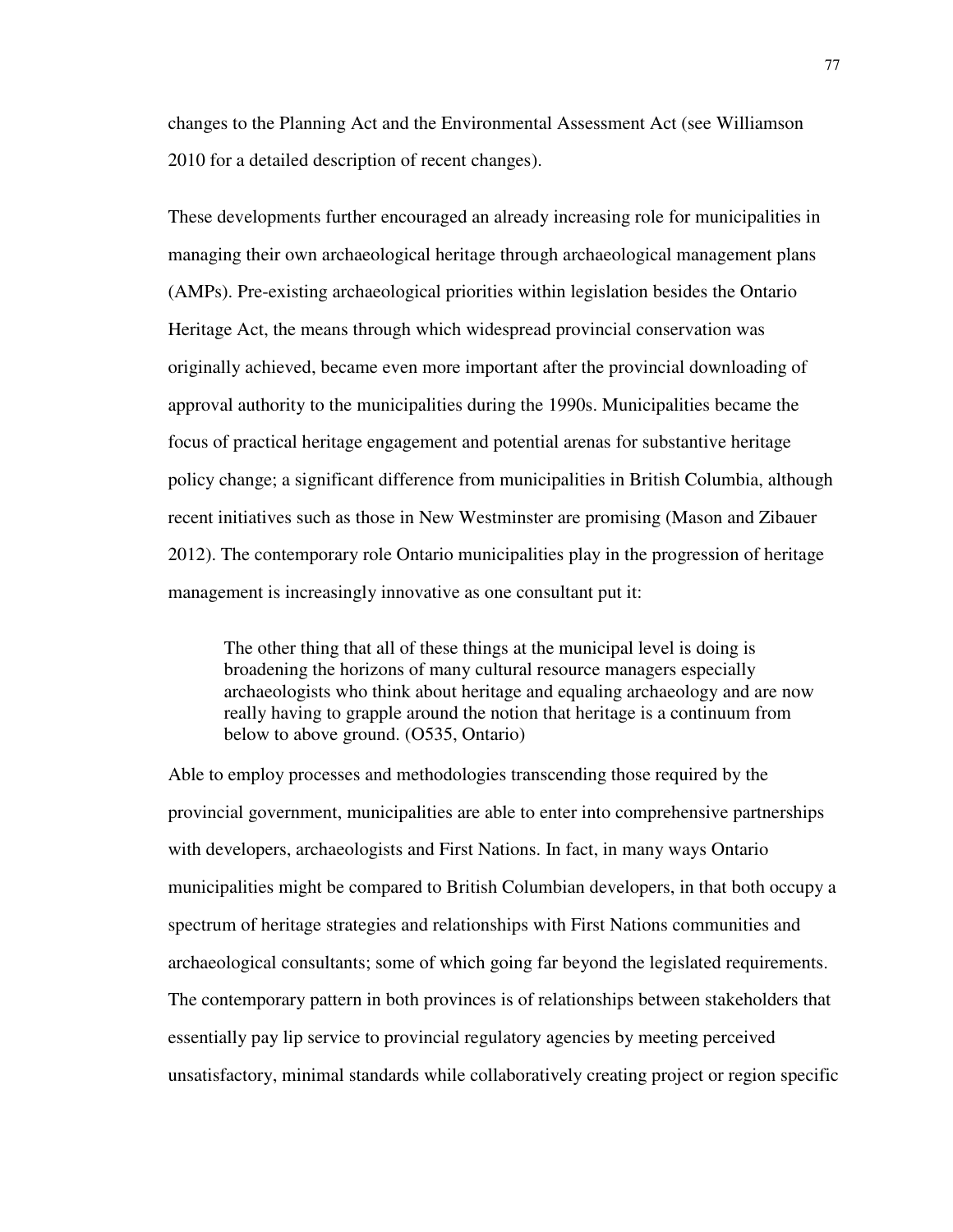changes to the Planning Act and the Environmental Assessment Act (see Williamson 2010 for a detailed description of recent changes).

These developments further encouraged an already increasing role for municipalities in managing their own archaeological heritage through archaeological management plans (AMPs). Pre-existing archaeological priorities within legislation besides the Ontario Heritage Act, the means through which widespread provincial conservation was originally achieved, became even more important after the provincial downloading of approval authority to the municipalities during the 1990s. Municipalities became the focus of practical heritage engagement and potential arenas for substantive heritage policy change; a significant difference from municipalities in British Columbia, although recent initiatives such as those in New Westminster are promising (Mason and Zibauer 2012). The contemporary role Ontario municipalities play in the progression of heritage management is increasingly innovative as one consultant put it:

> The other thing that all of these things at the municipal level is doing is broadening the horizons of many cultural resource managers especially archaeologists who think about heritage and equaling archaeology and are now really having to grapple around the notion that heritage is a continuum from below to above ground. (O535, Ontario)

Able to employ processes and methodologies transcending those required by the provincial government, municipalities are able to enter into comprehensive partnerships with developers, archaeologists and First Nations. In fact, in many ways Ontario municipalities might be compared to British Columbian developers, in that both occupy a spectrum of heritage strategies and relationships with First Nations communities and archaeological consultants; some of which going far beyond the legislated requirements. The contemporary pattern in both provinces is of relationships between stakeholders that essentially pay lip service to provincial regulatory agencies by meeting perceived unsatisfactory, minimal standards while collaboratively creating project or region specific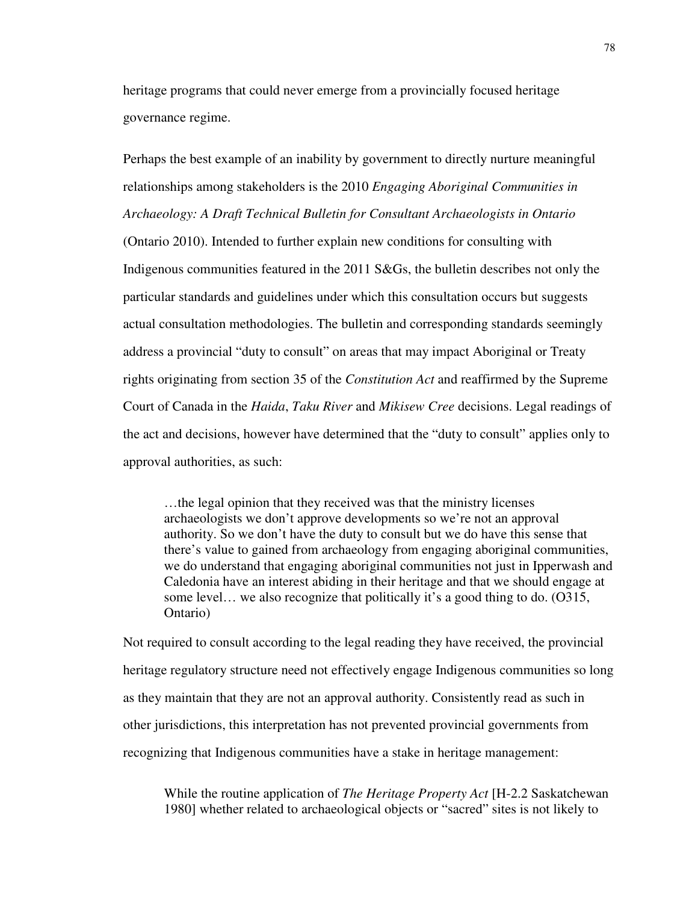heritage programs that could never emerge from a provincially focused heritage governance regime.

Perhaps the best example of an inability by government to directly nurture meaningful relationships among stakeholders is the 2010 *Engaging Aboriginal Communities in Archaeology: A Draft Technical Bulletin for Consultant Archaeologists in Ontario* (Ontario 2010). Intended to further explain new conditions for consulting with Indigenous communities featured in the 2011 S&Gs, the bulletin describes not only the particular standards and guidelines under which this consultation occurs but suggests actual consultation methodologies. The bulletin and corresponding standards seemingly address a provincial "duty to consult" on areas that may impact Aboriginal or Treaty rights originating from section 35 of the *Constitution Act* and reaffirmed by the Supreme Court of Canada in the *Haida*, *Taku River* and *Mikisew Cree* decisions. Legal readings of the act and decisions, however have determined that the "duty to consult" applies only to approval authorities, as such:

> …the legal opinion that they received was that the ministry licenses archaeologists we don't approve developments so we're not an approval authority. So we don't have the duty to consult but we do have this sense that there's value to gained from archaeology from engaging aboriginal communities, we do understand that engaging aboriginal communities not just in Ipperwash and Caledonia have an interest abiding in their heritage and that we should engage at some level… we also recognize that politically it's a good thing to do. (O315, Ontario)

Not required to consult according to the legal reading they have received, the provincial heritage regulatory structure need not effectively engage Indigenous communities so long as they maintain that they are not an approval authority. Consistently read as such in other jurisdictions, this interpretation has not prevented provincial governments from recognizing that Indigenous communities have a stake in heritage management:

> While the routine application of *The Heritage Property Act* [H-2.2 Saskatchewan 1980] whether related to archaeological objects or "sacred" sites is not likely to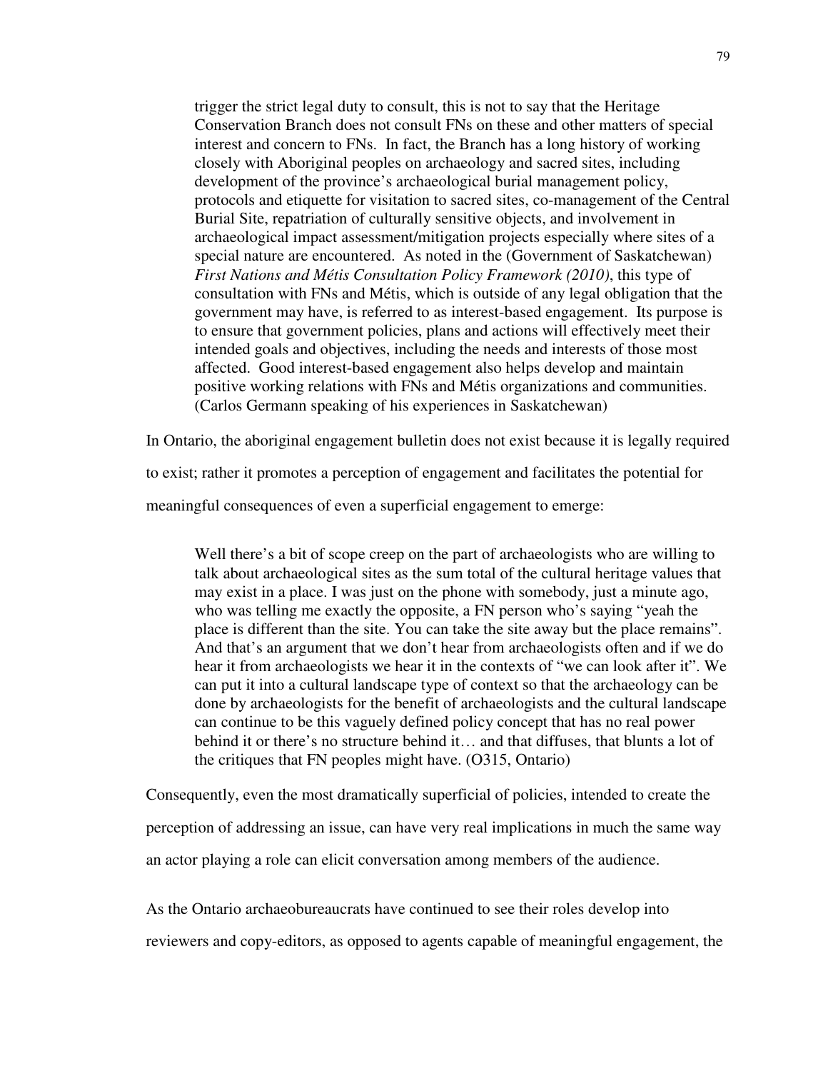> trigger the strict legal duty to consult, this is not to say that the Heritage Conservation Branch does not consult FNs on these and other matters of special interest and concern to FNs. In fact, the Branch has a long history of working closely with Aboriginal peoples on archaeology and sacred sites, including development of the province's archaeological burial management policy, protocols and etiquette for visitation to sacred sites, co-management of the Central Burial Site, repatriation of culturally sensitive objects, and involvement in archaeological impact assessment/mitigation projects especially where sites of a special nature are encountered. As noted in the (Government of Saskatchewan) *First Nations and Métis Consultation Policy Framework (2010)*, this type of consultation with FNs and Métis, which is outside of any legal obligation that the government may have, is referred to as interest-based engagement. Its purpose is to ensure that government policies, plans and actions will effectively meet their intended goals and objectives, including the needs and interests of those most affected. Good interest-based engagement also helps develop and maintain positive working relations with FNs and Métis organizations and communities. (Carlos Germann speaking of his experiences in Saskatchewan)

In Ontario, the aboriginal engagement bulletin does not exist because it is legally required to exist; rather it promotes a perception of engagement and facilitates the potential for meaningful consequences of even a superficial engagement to emerge:

> Well there's a bit of scope creep on the part of archaeologists who are willing to talk about archaeological sites as the sum total of the cultural heritage values that may exist in a place. I was just on the phone with somebody, just a minute ago, who was telling me exactly the opposite, a FN person who's saying "yeah the place is different than the site. You can take the site away but the place remains". And that's an argument that we don't hear from archaeologists often and if we do hear it from archaeologists we hear it in the contexts of "we can look after it". We can put it into a cultural landscape type of context so that the archaeology can be done by archaeologists for the benefit of archaeologists and the cultural landscape can continue to be this vaguely defined policy concept that has no real power behind it or there's no structure behind it… and that diffuses, that blunts a lot of the critiques that FN peoples might have. (O315, Ontario)

Consequently, even the most dramatically superficial of policies, intended to create the perception of addressing an issue, can have very real implications in much the same way an actor playing a role can elicit conversation among members of the audience.

As the Ontario archaeobureaucrats have continued to see their roles develop into reviewers and copy-editors, as opposed to agents capable of meaningful engagement, the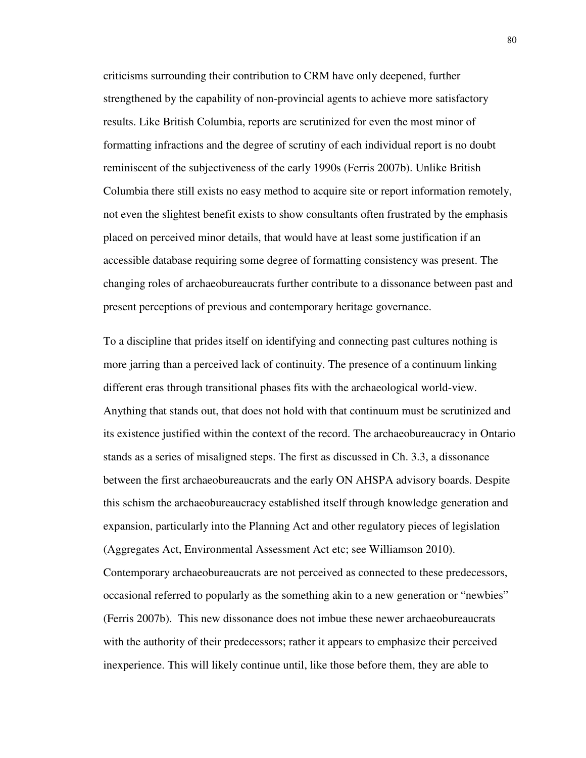criticisms surrounding their contribution to CRM have only deepened, further strengthened by the capability of non-provincial agents to achieve more satisfactory results. Like British Columbia, reports are scrutinized for even the most minor of formatting infractions and the degree of scrutiny of each individual report is no doubt reminiscent of the subjectiveness of the early 1990s (Ferris 2007b). Unlike British Columbia there still exists no easy method to acquire site or report information remotely, not even the slightest benefit exists to show consultants often frustrated by the emphasis placed on perceived minor details, that would have at least some justification if an accessible database requiring some degree of formatting consistency was present. The changing roles of archaeobureaucrats further contribute to a dissonance between past and present perceptions of previous and contemporary heritage governance.

To a discipline that prides itself on identifying and connecting past cultures nothing is more jarring than a perceived lack of continuity. The presence of a continuum linking different eras through transitional phases fits with the archaeological world-view. Anything that stands out, that does not hold with that continuum must be scrutinized and its existence justified within the context of the record. The archaeobureaucracy in Ontario stands as a series of misaligned steps. The first as discussed in Ch. 3.3, a dissonance between the first archaeobureaucrats and the early ON AHSPA advisory boards. Despite this schism the archaeobureaucracy established itself through knowledge generation and expansion, particularly into the Planning Act and other regulatory pieces of legislation (Aggregates Act, Environmental Assessment Act etc; see Williamson 2010). Contemporary archaeobureaucrats are not perceived as connected to these predecessors, occasional referred to popularly as the something akin to a new generation or "newbies" (Ferris 2007b). This new dissonance does not imbue these newer archaeobureaucrats with the authority of their predecessors; rather it appears to emphasize their perceived inexperience. This will likely continue until, like those before them, they are able to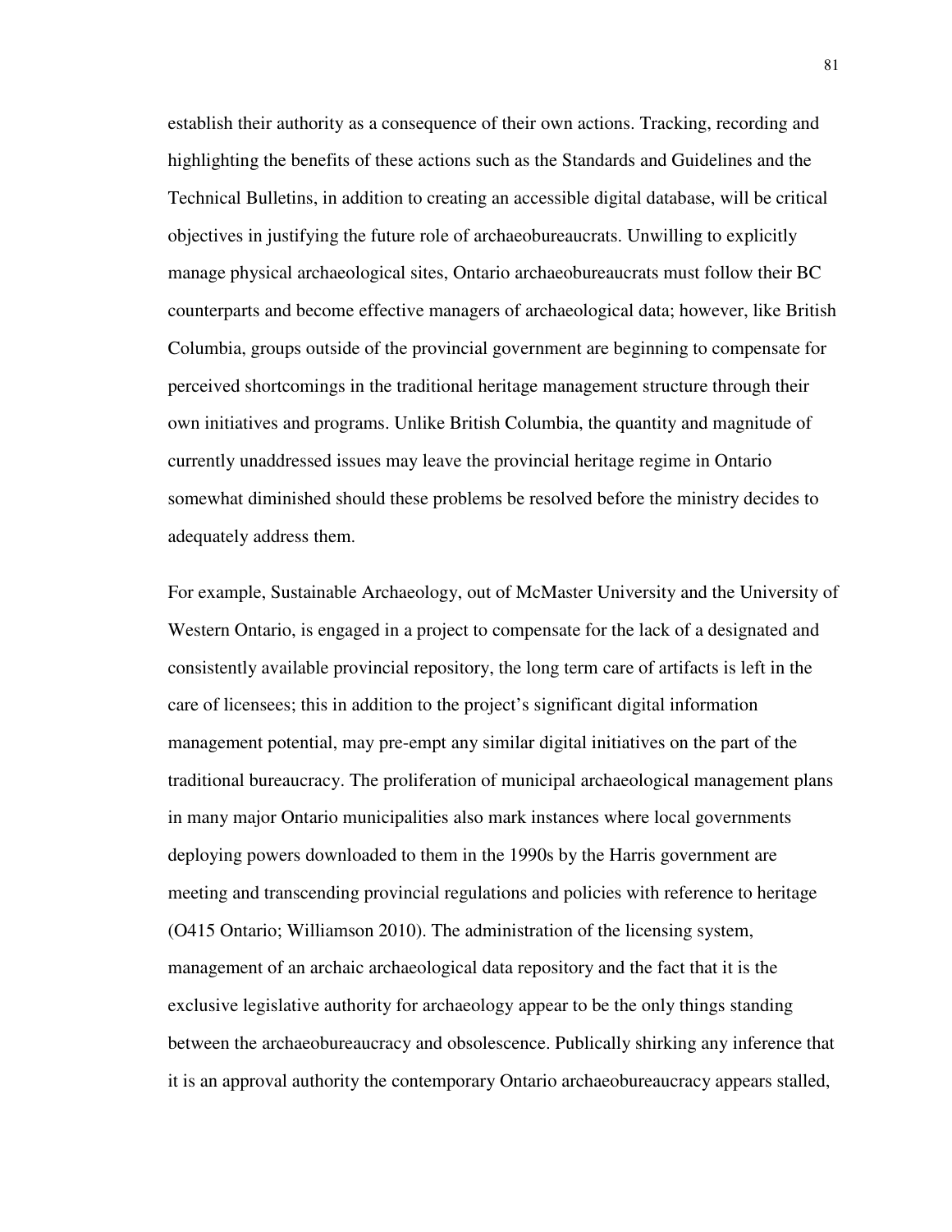establish their authority as a consequence of their own actions. Tracking, recording and highlighting the benefits of these actions such as the Standards and Guidelines and the Technical Bulletins, in addition to creating an accessible digital database, will be critical objectives in justifying the future role of archaeobureaucrats. Unwilling to explicitly manage physical archaeological sites, Ontario archaeobureaucrats must follow their BC counterparts and become effective managers of archaeological data; however, like British Columbia, groups outside of the provincial government are beginning to compensate for perceived shortcomings in the traditional heritage management structure through their own initiatives and programs. Unlike British Columbia, the quantity and magnitude of currently unaddressed issues may leave the provincial heritage regime in Ontario somewhat diminished should these problems be resolved before the ministry decides to adequately address them.

For example, Sustainable Archaeology, out of McMaster University and the University of Western Ontario, is engaged in a project to compensate for the lack of a designated and consistently available provincial repository, the long term care of artifacts is left in the care of licensees; this in addition to the project's significant digital information management potential, may pre-empt any similar digital initiatives on the part of the traditional bureaucracy. The proliferation of municipal archaeological management plans in many major Ontario municipalities also mark instances where local governments deploying powers downloaded to them in the 1990s by the Harris government are meeting and transcending provincial regulations and policies with reference to heritage (O415 Ontario; Williamson 2010). The administration of the licensing system, management of an archaic archaeological data repository and the fact that it is the exclusive legislative authority for archaeology appear to be the only things standing between the archaeobureaucracy and obsolescence. Publically shirking any inference that it is an approval authority the contemporary Ontario archaeobureaucracy appears stalled,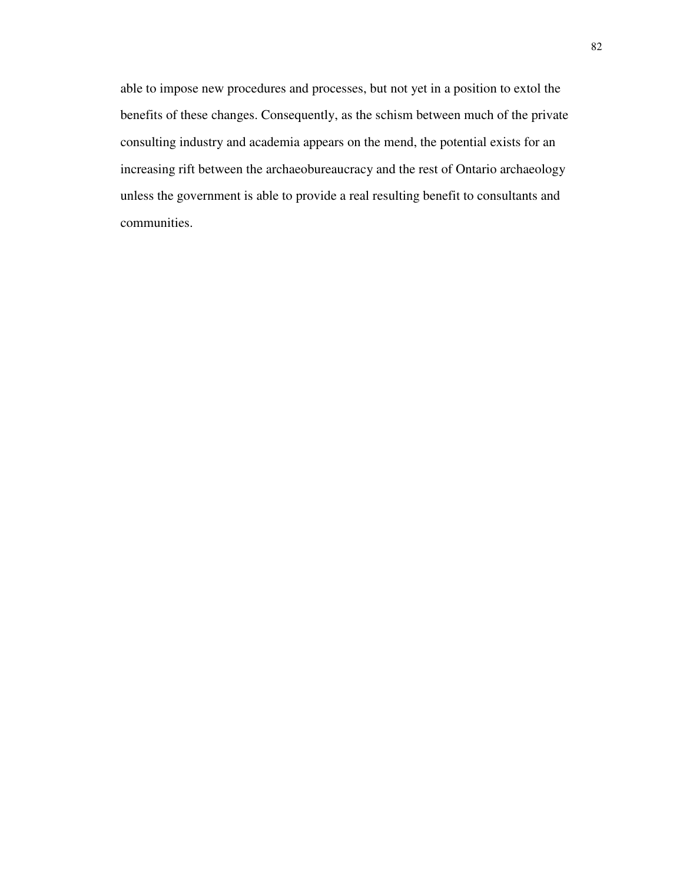able to impose new procedures and processes, but not yet in a position to extol the benefits of these changes. Consequently, as the schism between much of the private consulting industry and academia appears on the mend, the potential exists for an increasing rift between the archaeobureaucracy and the rest of Ontario archaeology unless the government is able to provide a real resulting benefit to consultants and communities.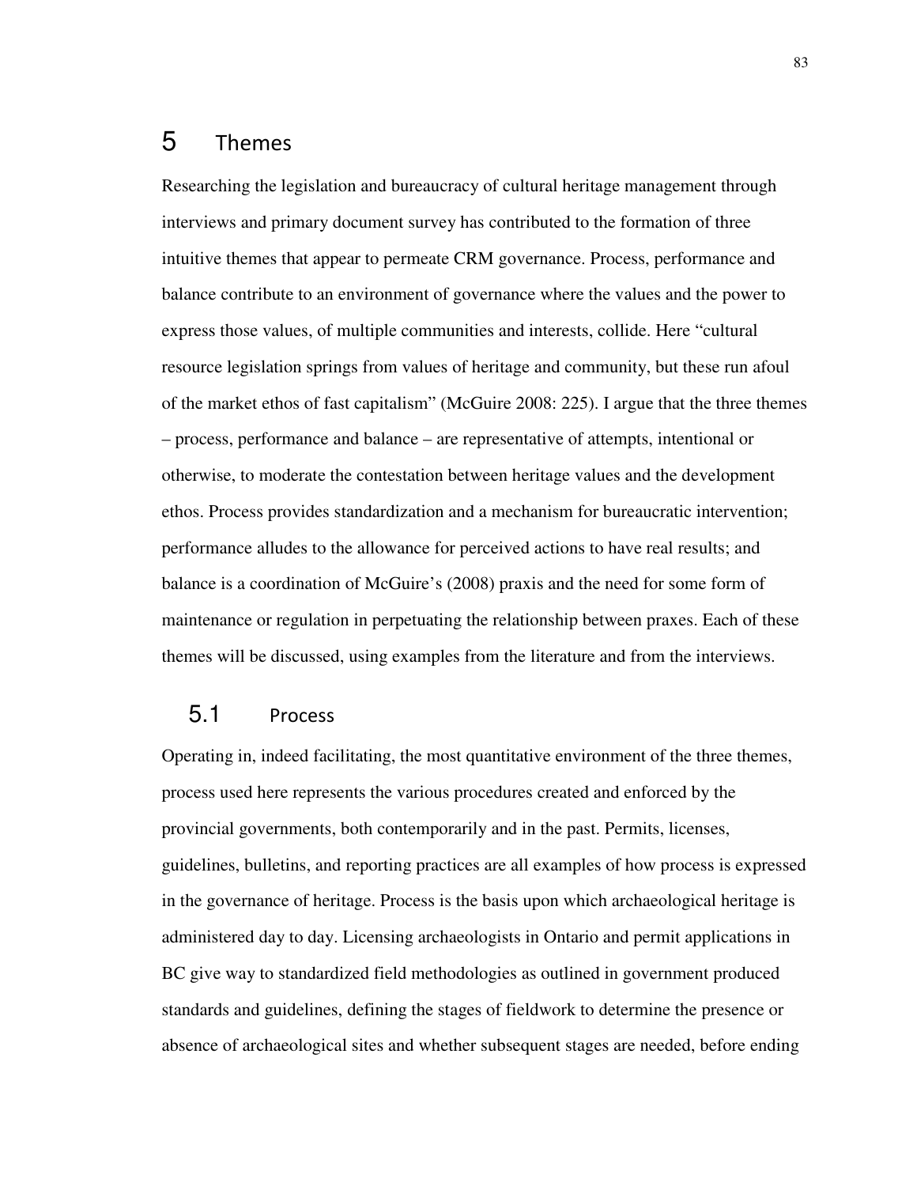# 5 Themes

Researching the legislation and bureaucracy of cultural heritage management through interviews and primary document survey has contributed to the formation of three intuitive themes that appear to permeate CRM governance. Process, performance and balance contribute to an environment of governance where the values and the power to express those values, of multiple communities and interests, collide. Here "cultural resource legislation springs from values of heritage and community, but these run afoul of the market ethos of fast capitalism" (McGuire 2008: 225). I argue that the three themes – process, performance and balance – are representative of attempts, intentional or otherwise, to moderate the contestation between heritage values and the development ethos. Process provides standardization and a mechanism for bureaucratic intervention; performance alludes to the allowance for perceived actions to have real results; and balance is a coordination of McGuire's (2008) praxis and the need for some form of maintenance or regulation in perpetuating the relationship between praxes. Each of these themes will be discussed, using examples from the literature and from the interviews.

## 5.1 Process

Operating in, indeed facilitating, the most quantitative environment of the three themes, process used here represents the various procedures created and enforced by the provincial governments, both contemporarily and in the past. Permits, licenses, guidelines, bulletins, and reporting practices are all examples of how process is expressed in the governance of heritage. Process is the basis upon which archaeological heritage is administered day to day. Licensing archaeologists in Ontario and permit applications in BC give way to standardized field methodologies as outlined in government produced standards and guidelines, defining the stages of fieldwork to determine the presence or absence of archaeological sites and whether subsequent stages are needed, before ending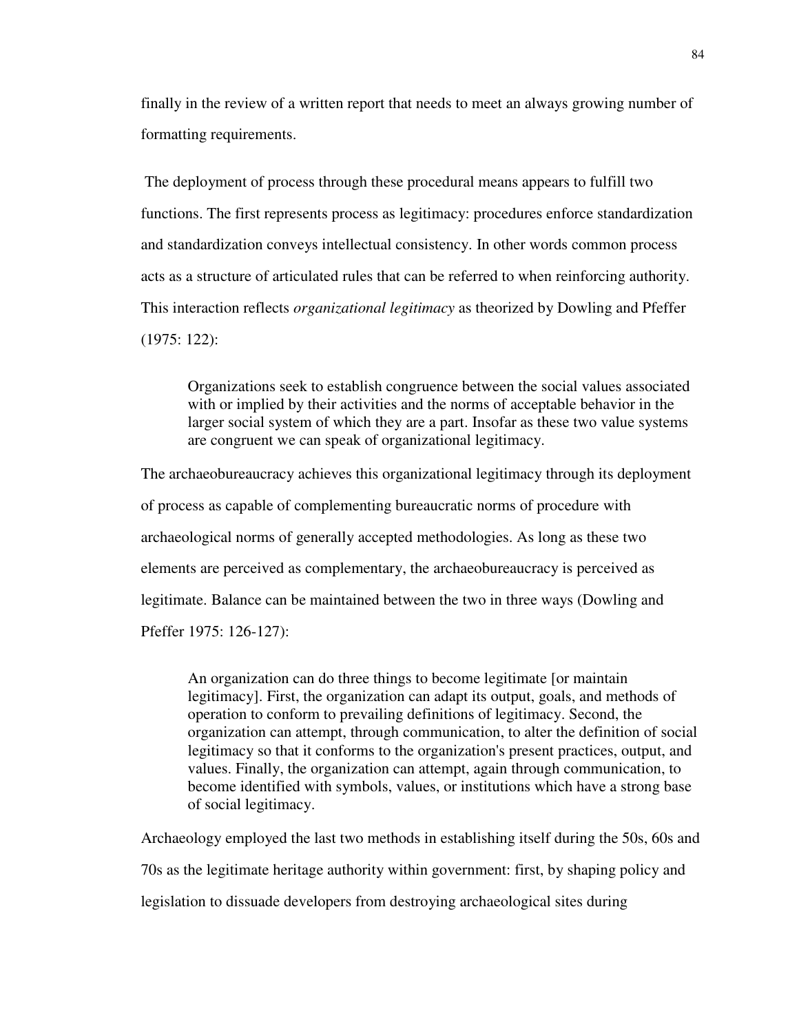finally in the review of a written report that needs to meet an always growing number of formatting requirements.

The deployment of process through these procedural means appears to fulfill two functions. The first represents process as legitimacy: procedures enforce standardization and standardization conveys intellectual consistency. In other words common process acts as a structure of articulated rules that can be referred to when reinforcing authority. This interaction reflects *organizational legitimacy* as theorized by Dowling and Pfeffer (1975: 122):

> Organizations seek to establish congruence between the social values associated with or implied by their activities and the norms of acceptable behavior in the larger social system of which they are a part. Insofar as these two value systems are congruent we can speak of organizational legitimacy.

The archaeobureaucracy achieves this organizational legitimacy through its deployment of process as capable of complementing bureaucratic norms of procedure with archaeological norms of generally accepted methodologies. As long as these two elements are perceived as complementary, the archaeobureaucracy is perceived as legitimate. Balance can be maintained between the two in three ways (Dowling and Pfeffer 1975: 126-127):

> An organization can do three things to become legitimate [or maintain legitimacy]. First, the organization can adapt its output, goals, and methods of operation to conform to prevailing definitions of legitimacy. Second, the organization can attempt, through communication, to alter the definition of social legitimacy so that it conforms to the organization's present practices, output, and values. Finally, the organization can attempt, again through communication, to become identified with symbols, values, or institutions which have a strong base of social legitimacy.

Archaeology employed the last two methods in establishing itself during the 50s, 60s and 70s as the legitimate heritage authority within government: first, by shaping policy and legislation to dissuade developers from destroying archaeological sites during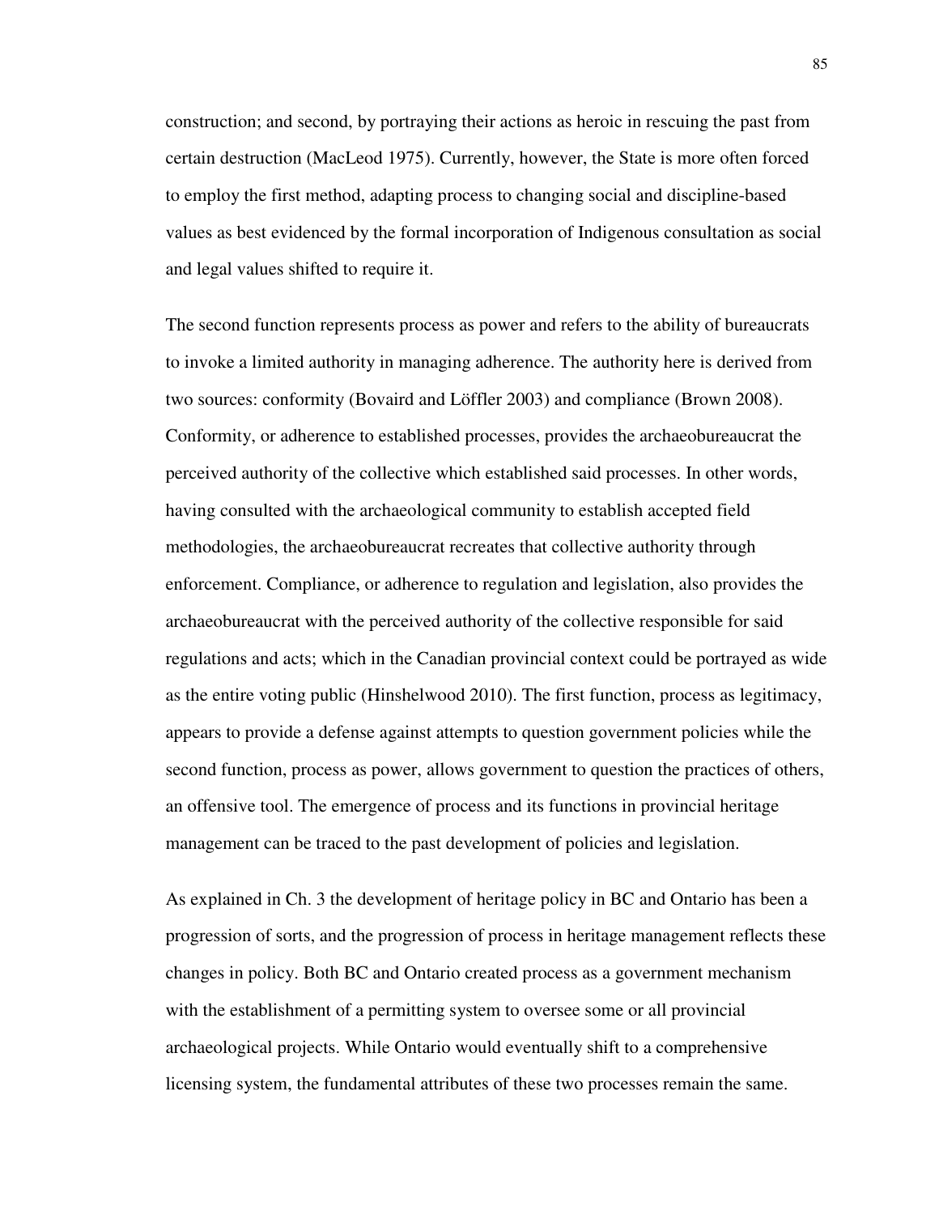construction; and second, by portraying their actions as heroic in rescuing the past from certain destruction (MacLeod 1975). Currently, however, the State is more often forced to employ the first method, adapting process to changing social and discipline-based values as best evidenced by the formal incorporation of Indigenous consultation as social and legal values shifted to require it.

The second function represents process as power and refers to the ability of bureaucrats to invoke a limited authority in managing adherence. The authority here is derived from two sources: conformity (Bovaird and Löffler 2003) and compliance (Brown 2008). Conformity, or adherence to established processes, provides the archaeobureaucrat the perceived authority of the collective which established said processes. In other words, having consulted with the archaeological community to establish accepted field methodologies, the archaeobureaucrat recreates that collective authority through enforcement. Compliance, or adherence to regulation and legislation, also provides the archaeobureaucrat with the perceived authority of the collective responsible for said regulations and acts; which in the Canadian provincial context could be portrayed as wide as the entire voting public (Hinshelwood 2010). The first function, process as legitimacy, appears to provide a defense against attempts to question government policies while the second function, process as power, allows government to question the practices of others, an offensive tool. The emergence of process and its functions in provincial heritage management can be traced to the past development of policies and legislation.

As explained in Ch. 3 the development of heritage policy in BC and Ontario has been a progression of sorts, and the progression of process in heritage management reflects these changes in policy. Both BC and Ontario created process as a government mechanism with the establishment of a permitting system to oversee some or all provincial archaeological projects. While Ontario would eventually shift to a comprehensive licensing system, the fundamental attributes of these two processes remain the same.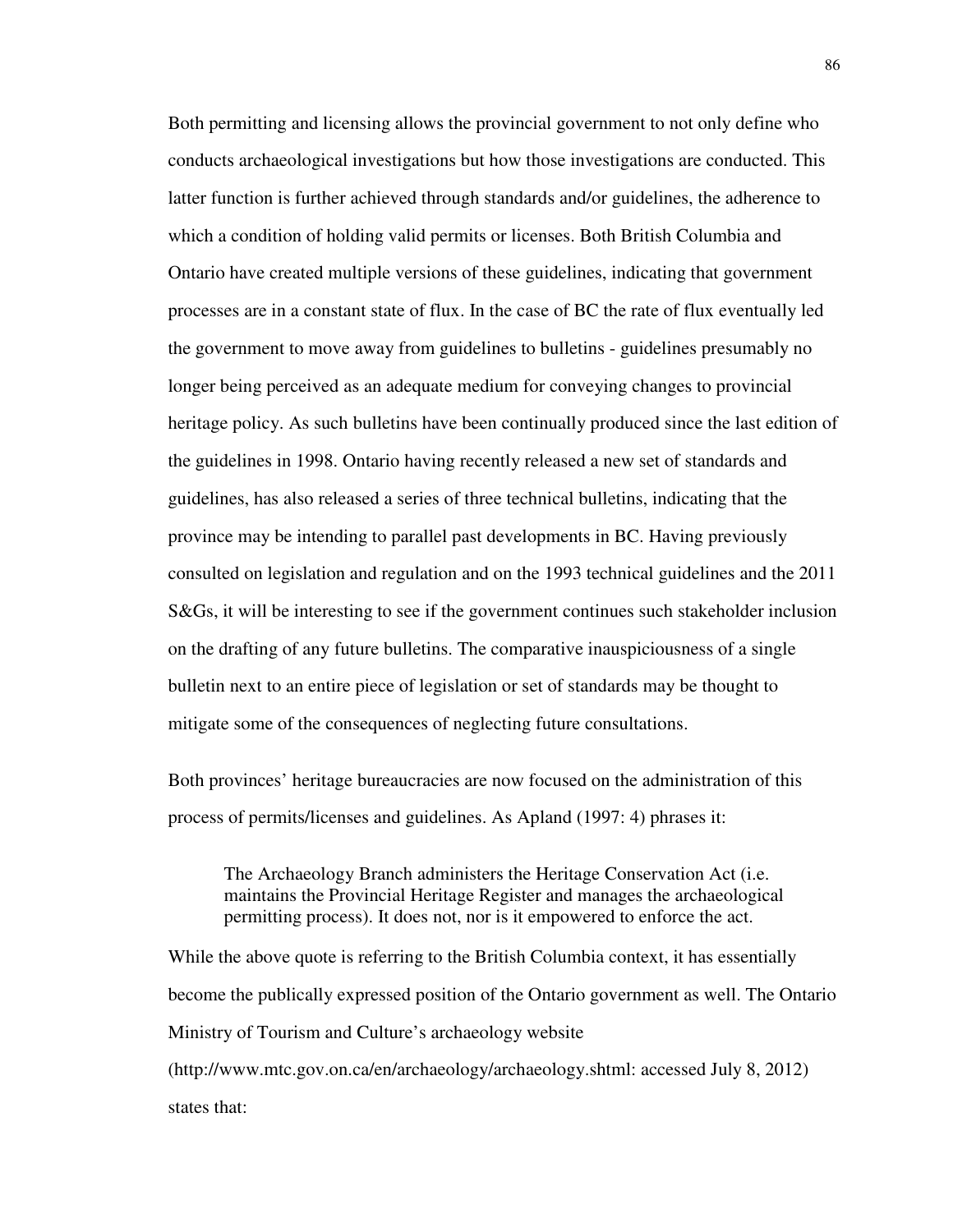Both permitting and licensing allows the provincial government to not only define who conducts archaeological investigations but how those investigations are conducted. This latter function is further achieved through standards and/or guidelines, the adherence to which a condition of holding valid permits or licenses. Both British Columbia and Ontario have created multiple versions of these guidelines, indicating that government processes are in a constant state of flux. In the case of BC the rate of flux eventually led the government to move away from guidelines to bulletins - guidelines presumably no longer being perceived as an adequate medium for conveying changes to provincial heritage policy. As such bulletins have been continually produced since the last edition of the guidelines in 1998. Ontario having recently released a new set of standards and guidelines, has also released a series of three technical bulletins, indicating that the province may be intending to parallel past developments in BC. Having previously consulted on legislation and regulation and on the 1993 technical guidelines and the 2011 S&Gs, it will be interesting to see if the government continues such stakeholder inclusion on the drafting of any future bulletins. The comparative inauspiciousness of a single bulletin next to an entire piece of legislation or set of standards may be thought to mitigate some of the consequences of neglecting future consultations.

Both provinces' heritage bureaucracies are now focused on the administration of this process of permits/licenses and guidelines. As Apland (1997: 4) phrases it:

> The Archaeology Branch administers the Heritage Conservation Act (i.e. maintains the Provincial Heritage Register and manages the archaeological permitting process). It does not, nor is it empowered to enforce the act.

While the above quote is referring to the British Columbia context, it has essentially become the publically expressed position of the Ontario government as well. The Ontario Ministry of Tourism and Culture's archaeology website (http://www.mtc.gov.on.ca/en/archaeology/archaeology.shtml: accessed July 8, 2012) states that: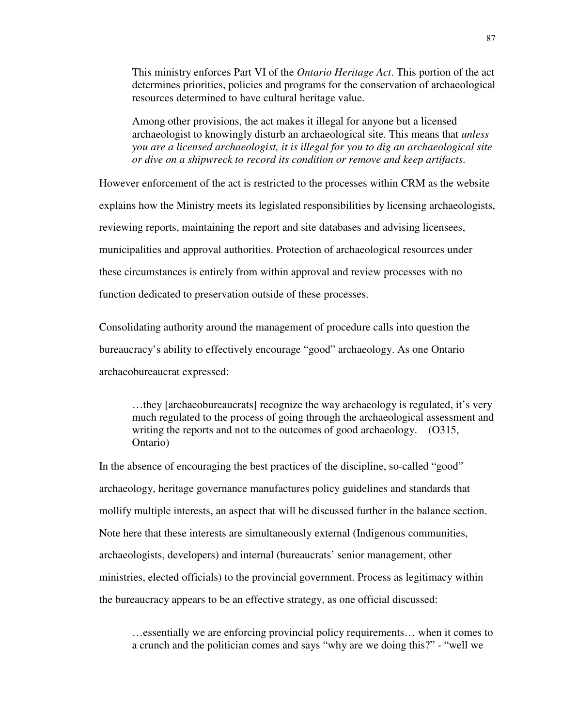> This ministry enforces Part VI of the *Ontario Heritage Act*. This portion of the act determines priorities, policies and programs for the conservation of archaeological resources determined to have cultural heritage value.
>
> Among other provisions, the act makes it illegal for anyone but a licensed archaeologist to knowingly disturb an archaeological site. This means that *unless you are a licensed archaeologist, it is illegal for you to dig an archaeological site or dive on a shipwreck to record its condition or remove and keep artifacts*.

However enforcement of the act is restricted to the processes within CRM as the website explains how the Ministry meets its legislated responsibilities by licensing archaeologists, reviewing reports, maintaining the report and site databases and advising licensees, municipalities and approval authorities. Protection of archaeological resources under these circumstances is entirely from within approval and review processes with no function dedicated to preservation outside of these processes.

Consolidating authority around the management of procedure calls into question the bureaucracy's ability to effectively encourage "good" archaeology. As one Ontario archaeobureaucrat expressed:

> …they [archaeobureaucrats] recognize the way archaeology is regulated, it's very much regulated to the process of going through the archaeological assessment and writing the reports and not to the outcomes of good archaeology. (O315, Ontario)

In the absence of encouraging the best practices of the discipline, so-called "good" archaeology, heritage governance manufactures policy guidelines and standards that mollify multiple interests, an aspect that will be discussed further in the balance section. Note here that these interests are simultaneously external (Indigenous communities, archaeologists, developers) and internal (bureaucrats' senior management, other ministries, elected officials) to the provincial government. Process as legitimacy within the bureaucracy appears to be an effective strategy, as one official discussed:

> …essentially we are enforcing provincial policy requirements… when it comes to a crunch and the politician comes and says "why are we doing this?" - "well we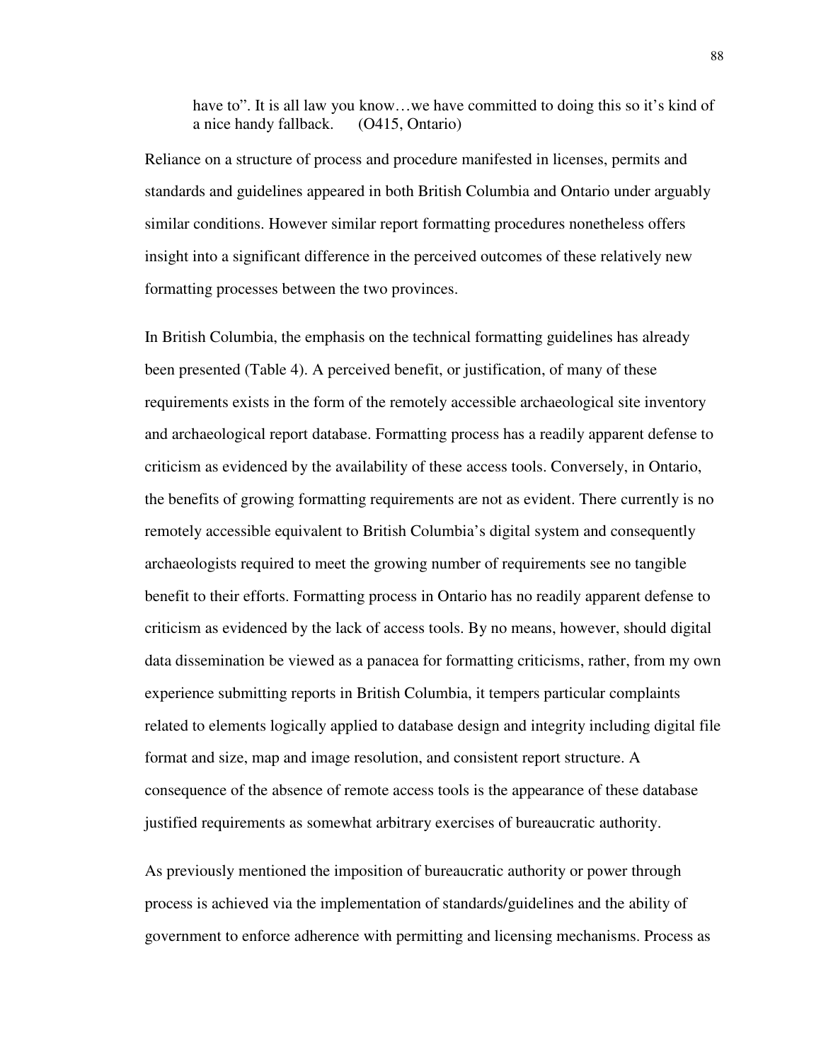> have to". It is all law you know…we have committed to doing this so it's kind of a nice handy fallback. (O415, Ontario)

Reliance on a structure of process and procedure manifested in licenses, permits and standards and guidelines appeared in both British Columbia and Ontario under arguably similar conditions. However similar report formatting procedures nonetheless offers insight into a significant difference in the perceived outcomes of these relatively new formatting processes between the two provinces.

In British Columbia, the emphasis on the technical formatting guidelines has already been presented (Table 4). A perceived benefit, or justification, of many of these requirements exists in the form of the remotely accessible archaeological site inventory and archaeological report database. Formatting process has a readily apparent defense to criticism as evidenced by the availability of these access tools. Conversely, in Ontario, the benefits of growing formatting requirements are not as evident. There currently is no remotely accessible equivalent to British Columbia's digital system and consequently archaeologists required to meet the growing number of requirements see no tangible benefit to their efforts. Formatting process in Ontario has no readily apparent defense to criticism as evidenced by the lack of access tools. By no means, however, should digital data dissemination be viewed as a panacea for formatting criticisms, rather, from my own experience submitting reports in British Columbia, it tempers particular complaints related to elements logically applied to database design and integrity including digital file format and size, map and image resolution, and consistent report structure. A consequence of the absence of remote access tools is the appearance of these database justified requirements as somewhat arbitrary exercises of bureaucratic authority.

As previously mentioned the imposition of bureaucratic authority or power through process is achieved via the implementation of standards/guidelines and the ability of government to enforce adherence with permitting and licensing mechanisms. Process as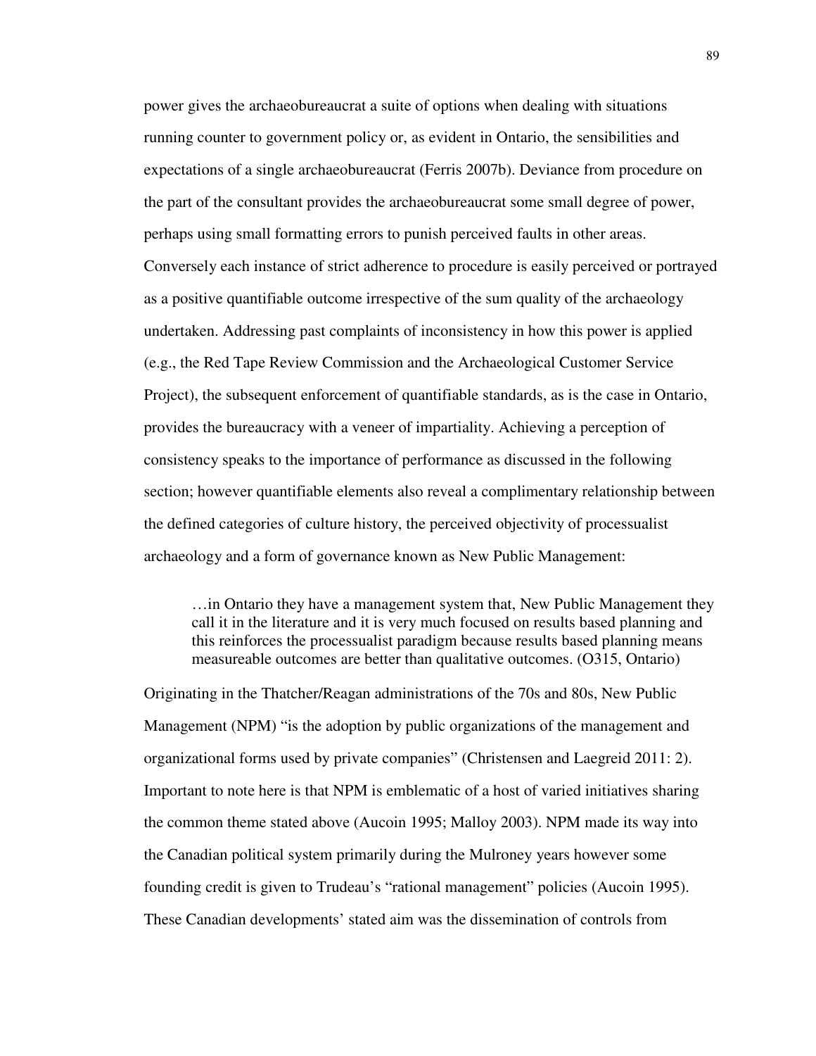power gives the archaeobureaucrat a suite of options when dealing with situations running counter to government policy or, as evident in Ontario, the sensibilities and expectations of a single archaeobureaucrat (Ferris 2007b). Deviance from procedure on the part of the consultant provides the archaeobureaucrat some small degree of power, perhaps using small formatting errors to punish perceived faults in other areas. Conversely each instance of strict adherence to procedure is easily perceived or portrayed as a positive quantifiable outcome irrespective of the sum quality of the archaeology undertaken. Addressing past complaints of inconsistency in how this power is applied (e.g., the Red Tape Review Commission and the Archaeological Customer Service Project), the subsequent enforcement of quantifiable standards, as is the case in Ontario, provides the bureaucracy with a veneer of impartiality. Achieving a perception of consistency speaks to the importance of performance as discussed in the following section; however quantifiable elements also reveal a complimentary relationship between the defined categories of culture history, the perceived objectivity of processualist archaeology and a form of governance known as New Public Management:

> …in Ontario they have a management system that, New Public Management they call it in the literature and it is very much focused on results based planning and this reinforces the processualist paradigm because results based planning means measureable outcomes are better than qualitative outcomes. (O315, Ontario)

Originating in the Thatcher/Reagan administrations of the 70s and 80s, New Public Management (NPM) "is the adoption by public organizations of the management and organizational forms used by private companies" (Christensen and Laegreid 2011: 2). Important to note here is that NPM is emblematic of a host of varied initiatives sharing the common theme stated above (Aucoin 1995; Malloy 2003). NPM made its way into the Canadian political system primarily during the Mulroney years however some founding credit is given to Trudeau's "rational management" policies (Aucoin 1995). These Canadian developments' stated aim was the dissemination of controls from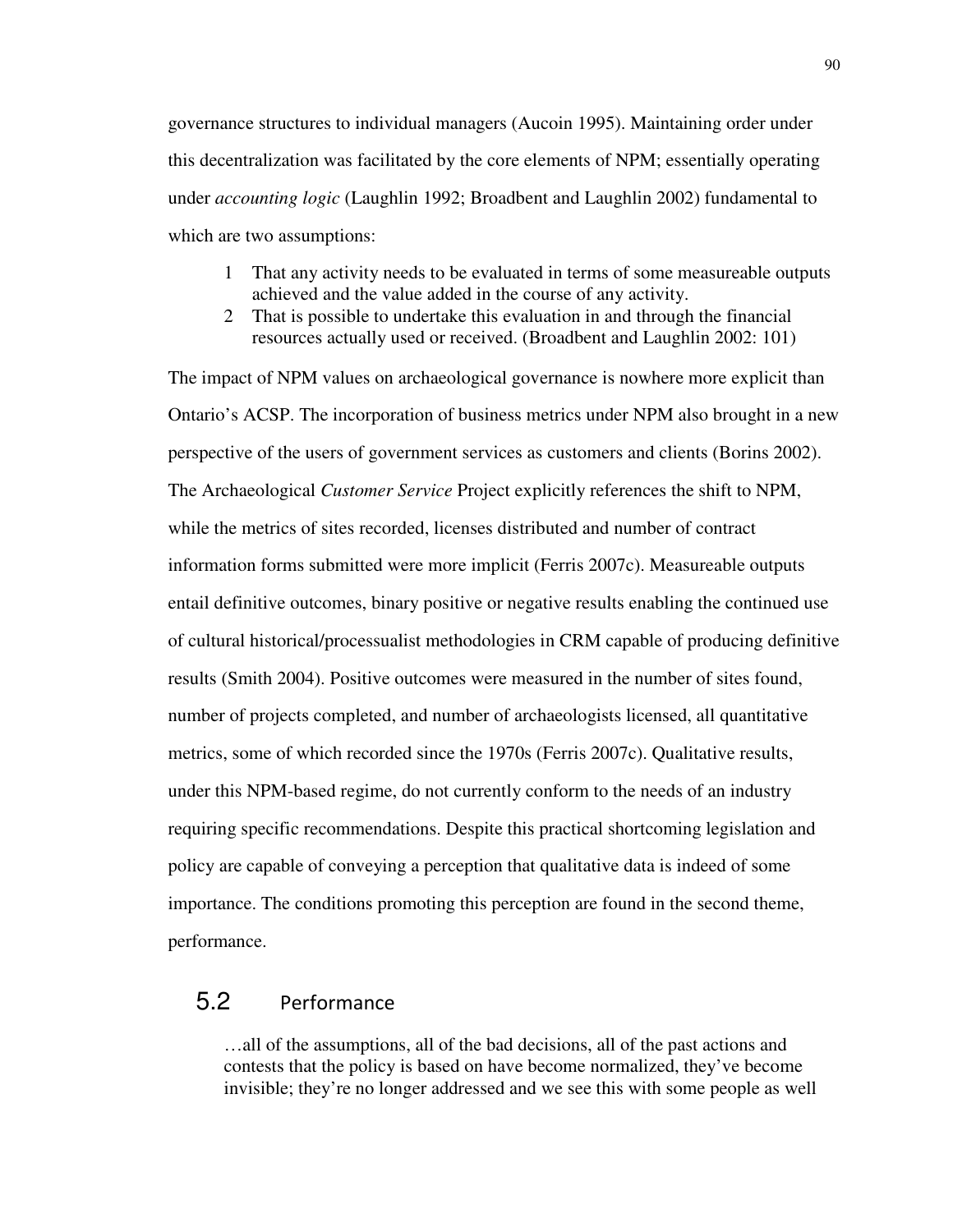governance structures to individual managers (Aucoin 1995). Maintaining order under this decentralization was facilitated by the core elements of NPM; essentially operating under *accounting logic* (Laughlin 1992; Broadbent and Laughlin 2002) fundamental to which are two assumptions:

> 1 That any activity needs to be evaluated in terms of some measureable outputs achieved and the value added in the course of any activity.
> 2 That is possible to undertake this evaluation in and through the financial resources actually used or received. (Broadbent and Laughlin 2002: 101)

The impact of NPM values on archaeological governance is nowhere more explicit than Ontario's ACSP. The incorporation of business metrics under NPM also brought in a new perspective of the users of government services as customers and clients (Borins 2002). The Archaeological *Customer Service* Project explicitly references the shift to NPM, while the metrics of sites recorded, licenses distributed and number of contract information forms submitted were more implicit (Ferris 2007c). Measureable outputs entail definitive outcomes, binary positive or negative results enabling the continued use of cultural historical/processualist methodologies in CRM capable of producing definitive results (Smith 2004). Positive outcomes were measured in the number of sites found, number of projects completed, and number of archaeologists licensed, all quantitative metrics, some of which recorded since the 1970s (Ferris 2007c). Qualitative results, under this NPM-based regime, do not currently conform to the needs of an industry requiring specific recommendations. Despite this practical shortcoming legislation and policy are capable of conveying a perception that qualitative data is indeed of some importance. The conditions promoting this perception are found in the second theme, performance.

## 5.2 Performance

> …all of the assumptions, all of the bad decisions, all of the past actions and contests that the policy is based on have become normalized, they've become invisible; they're no longer addressed and we see this with some people as well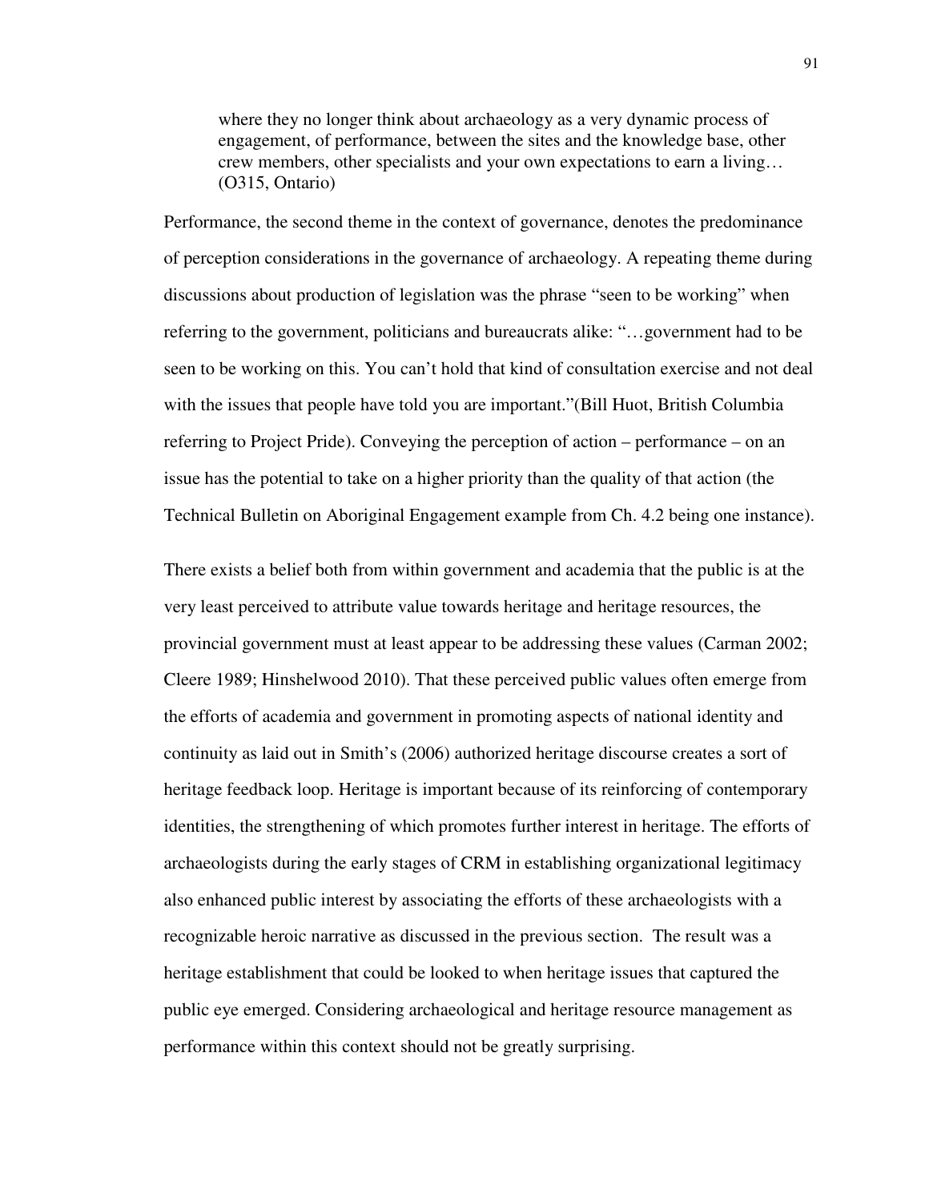> where they no longer think about archaeology as a very dynamic process of engagement, of performance, between the sites and the knowledge base, other crew members, other specialists and your own expectations to earn a living… (O315, Ontario)

Performance, the second theme in the context of governance, denotes the predominance of perception considerations in the governance of archaeology. A repeating theme during discussions about production of legislation was the phrase "seen to be working" when referring to the government, politicians and bureaucrats alike: "…government had to be seen to be working on this. You can't hold that kind of consultation exercise and not deal with the issues that people have told you are important."(Bill Huot, British Columbia referring to Project Pride). Conveying the perception of action – performance – on an issue has the potential to take on a higher priority than the quality of that action (the Technical Bulletin on Aboriginal Engagement example from Ch. 4.2 being one instance).

There exists a belief both from within government and academia that the public is at the very least perceived to attribute value towards heritage and heritage resources, the provincial government must at least appear to be addressing these values (Carman 2002; Cleere 1989; Hinshelwood 2010). That these perceived public values often emerge from the efforts of academia and government in promoting aspects of national identity and continuity as laid out in Smith's (2006) authorized heritage discourse creates a sort of heritage feedback loop. Heritage is important because of its reinforcing of contemporary identities, the strengthening of which promotes further interest in heritage. The efforts of archaeologists during the early stages of CRM in establishing organizational legitimacy also enhanced public interest by associating the efforts of these archaeologists with a recognizable heroic narrative as discussed in the previous section. The result was a heritage establishment that could be looked to when heritage issues that captured the public eye emerged. Considering archaeological and heritage resource management as performance within this context should not be greatly surprising.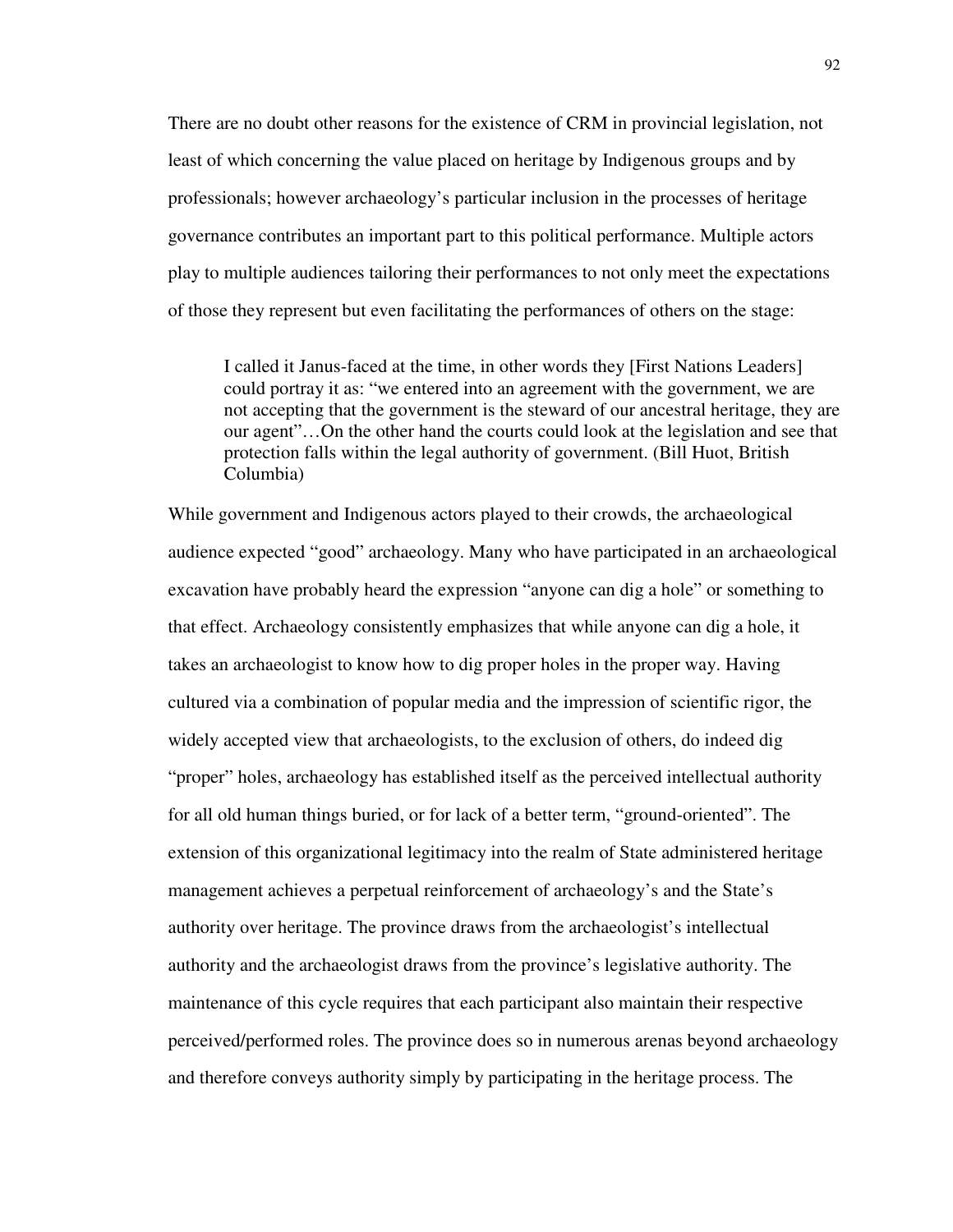There are no doubt other reasons for the existence of CRM in provincial legislation, not least of which concerning the value placed on heritage by Indigenous groups and by professionals; however archaeology's particular inclusion in the processes of heritage governance contributes an important part to this political performance. Multiple actors play to multiple audiences tailoring their performances to not only meet the expectations of those they represent but even facilitating the performances of others on the stage:

> I called it Janus-faced at the time, in other words they [First Nations Leaders] could portray it as: "we entered into an agreement with the government, we are not accepting that the government is the steward of our ancestral heritage, they are our agent"…On the other hand the courts could look at the legislation and see that protection falls within the legal authority of government. (Bill Huot, British Columbia)

While government and Indigenous actors played to their crowds, the archaeological audience expected "good" archaeology. Many who have participated in an archaeological excavation have probably heard the expression "anyone can dig a hole" or something to that effect. Archaeology consistently emphasizes that while anyone can dig a hole, it takes an archaeologist to know how to dig proper holes in the proper way. Having cultured via a combination of popular media and the impression of scientific rigor, the widely accepted view that archaeologists, to the exclusion of others, do indeed dig "proper" holes, archaeology has established itself as the perceived intellectual authority for all old human things buried, or for lack of a better term, "ground-oriented". The extension of this organizational legitimacy into the realm of State administered heritage management achieves a perpetual reinforcement of archaeology's and the State's authority over heritage. The province draws from the archaeologist's intellectual authority and the archaeologist draws from the province's legislative authority. The maintenance of this cycle requires that each participant also maintain their respective perceived/performed roles. The province does so in numerous arenas beyond archaeology and therefore conveys authority simply by participating in the heritage process. The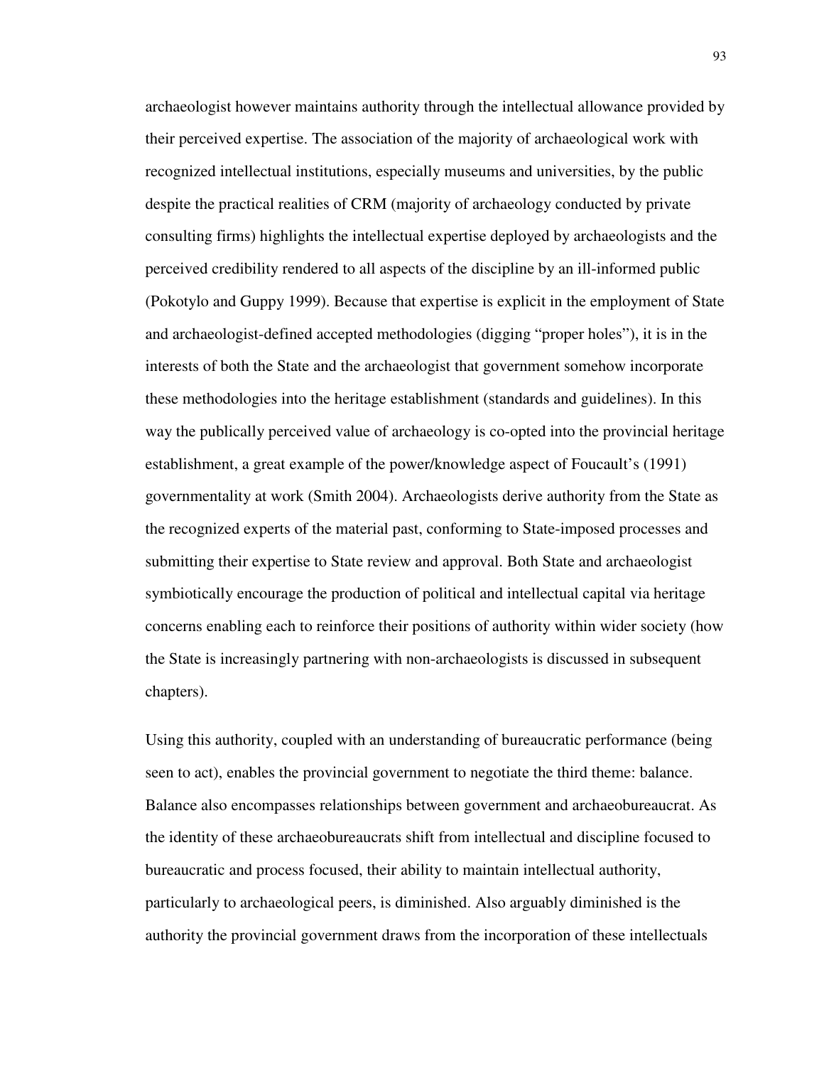archaeologist however maintains authority through the intellectual allowance provided by their perceived expertise. The association of the majority of archaeological work with recognized intellectual institutions, especially museums and universities, by the public despite the practical realities of CRM (majority of archaeology conducted by private consulting firms) highlights the intellectual expertise deployed by archaeologists and the perceived credibility rendered to all aspects of the discipline by an ill-informed public (Pokotylo and Guppy 1999). Because that expertise is explicit in the employment of State and archaeologist-defined accepted methodologies (digging "proper holes"), it is in the interests of both the State and the archaeologist that government somehow incorporate these methodologies into the heritage establishment (standards and guidelines). In this way the publically perceived value of archaeology is co-opted into the provincial heritage establishment, a great example of the power/knowledge aspect of Foucault's (1991) governmentality at work (Smith 2004). Archaeologists derive authority from the State as the recognized experts of the material past, conforming to State-imposed processes and submitting their expertise to State review and approval. Both State and archaeologist symbiotically encourage the production of political and intellectual capital via heritage concerns enabling each to reinforce their positions of authority within wider society (how the State is increasingly partnering with non-archaeologists is discussed in subsequent chapters).

Using this authority, coupled with an understanding of bureaucratic performance (being seen to act), enables the provincial government to negotiate the third theme: balance. Balance also encompasses relationships between government and archaeobureaucrat. As the identity of these archaeobureaucrats shift from intellectual and discipline focused to bureaucratic and process focused, their ability to maintain intellectual authority, particularly to archaeological peers, is diminished. Also arguably diminished is the authority the provincial government draws from the incorporation of these intellectuals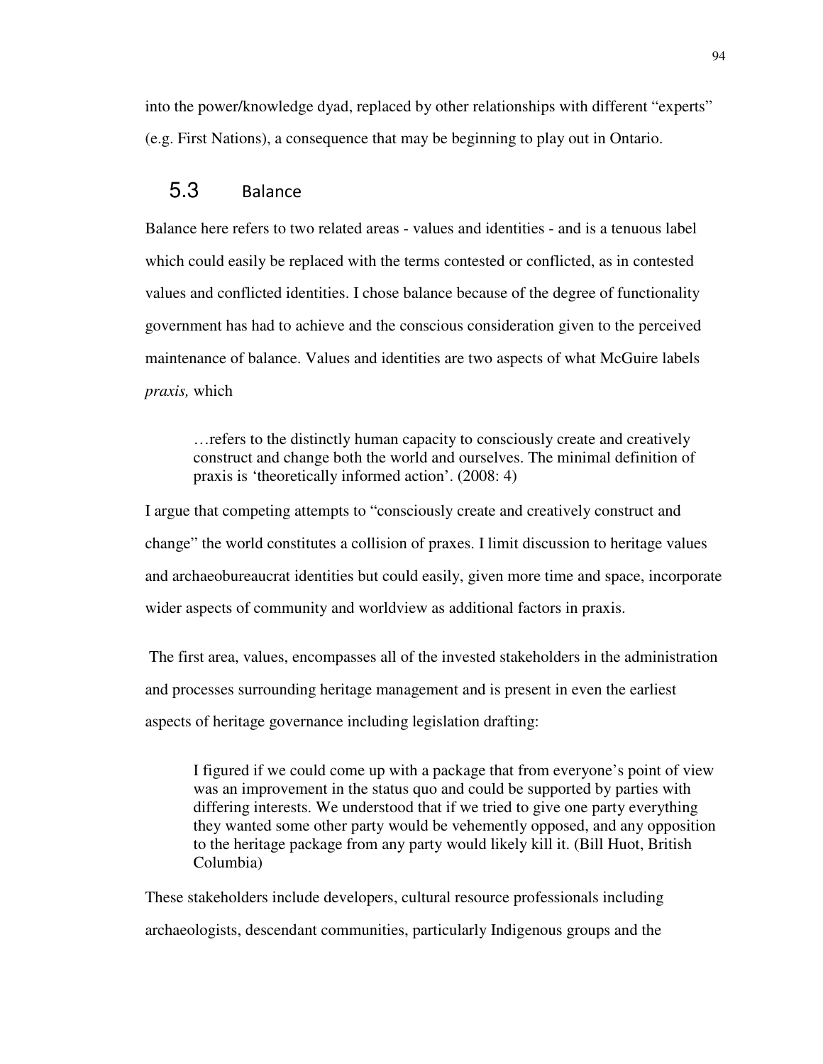into the power/knowledge dyad, replaced by other relationships with different "experts" (e.g. First Nations), a consequence that may be beginning to play out in Ontario.

## 5.3 Balance

Balance here refers to two related areas - values and identities - and is a tenuous label which could easily be replaced with the terms contested or conflicted, as in contested values and conflicted identities. I chose balance because of the degree of functionality government has had to achieve and the conscious consideration given to the perceived maintenance of balance. Values and identities are two aspects of what McGuire labels *praxis,* which

> …refers to the distinctly human capacity to consciously create and creatively construct and change both the world and ourselves. The minimal definition of praxis is 'theoretically informed action'. (2008: 4)

I argue that competing attempts to "consciously create and creatively construct and change" the world constitutes a collision of praxes. I limit discussion to heritage values and archaeobureaucrat identities but could easily, given more time and space, incorporate wider aspects of community and worldview as additional factors in praxis.

The first area, values, encompasses all of the invested stakeholders in the administration and processes surrounding heritage management and is present in even the earliest aspects of heritage governance including legislation drafting:

> I figured if we could come up with a package that from everyone's point of view was an improvement in the status quo and could be supported by parties with differing interests. We understood that if we tried to give one party everything they wanted some other party would be vehemently opposed, and any opposition to the heritage package from any party would likely kill it. (Bill Huot, British Columbia)

These stakeholders include developers, cultural resource professionals including archaeologists, descendant communities, particularly Indigenous groups and the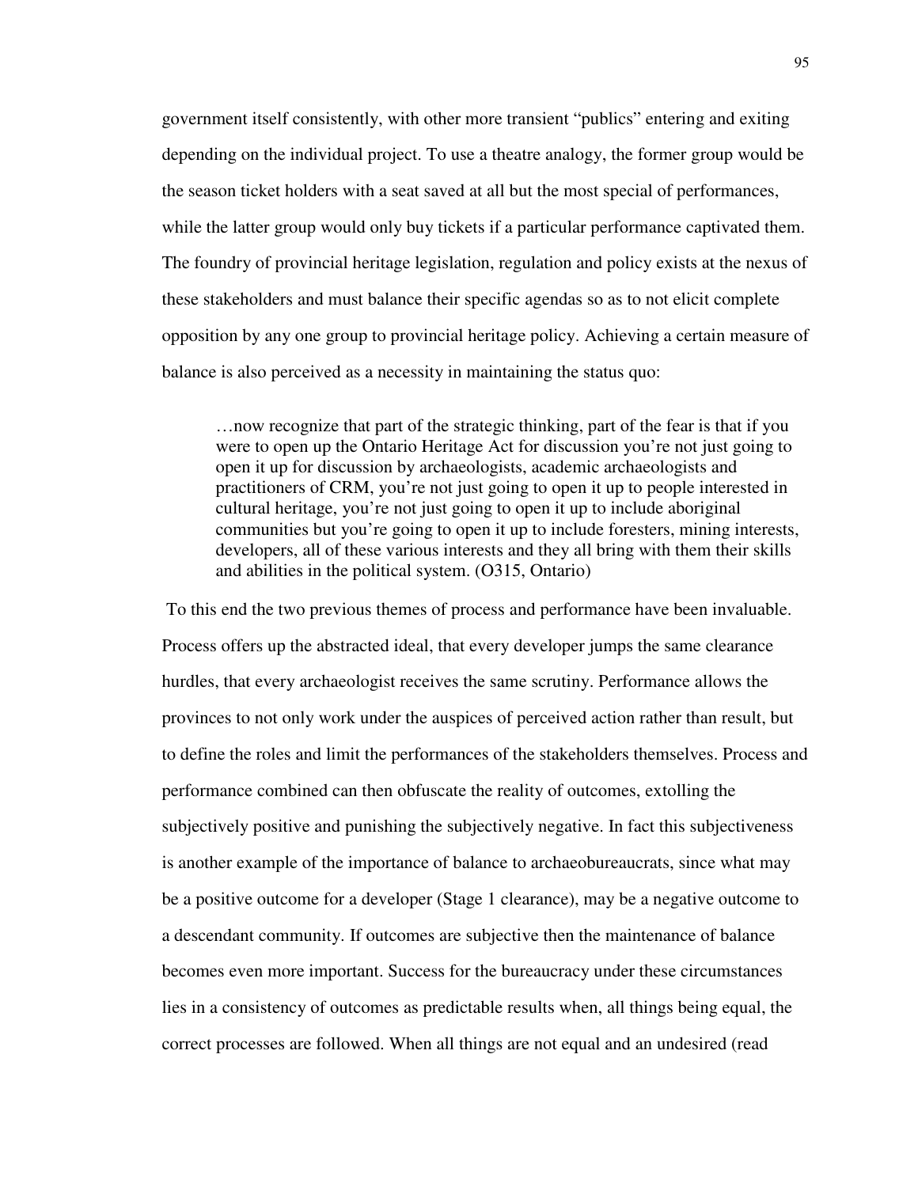government itself consistently, with other more transient "publics" entering and exiting depending on the individual project. To use a theatre analogy, the former group would be the season ticket holders with a seat saved at all but the most special of performances, while the latter group would only buy tickets if a particular performance captivated them. The foundry of provincial heritage legislation, regulation and policy exists at the nexus of these stakeholders and must balance their specific agendas so as to not elicit complete opposition by any one group to provincial heritage policy. Achieving a certain measure of balance is also perceived as a necessity in maintaining the status quo:

> …now recognize that part of the strategic thinking, part of the fear is that if you were to open up the Ontario Heritage Act for discussion you're not just going to open it up for discussion by archaeologists, academic archaeologists and practitioners of CRM, you're not just going to open it up to people interested in cultural heritage, you're not just going to open it up to include aboriginal communities but you're going to open it up to include foresters, mining interests, developers, all of these various interests and they all bring with them their skills and abilities in the political system. (O315, Ontario)

To this end the two previous themes of process and performance have been invaluable. Process offers up the abstracted ideal, that every developer jumps the same clearance hurdles, that every archaeologist receives the same scrutiny. Performance allows the provinces to not only work under the auspices of perceived action rather than result, but to define the roles and limit the performances of the stakeholders themselves. Process and performance combined can then obfuscate the reality of outcomes, extolling the subjectively positive and punishing the subjectively negative. In fact this subjectiveness is another example of the importance of balance to archaeobureaucrats, since what may be a positive outcome for a developer (Stage 1 clearance), may be a negative outcome to a descendant community. If outcomes are subjective then the maintenance of balance becomes even more important. Success for the bureaucracy under these circumstances lies in a consistency of outcomes as predictable results when, all things being equal, the correct processes are followed. When all things are not equal and an undesired (read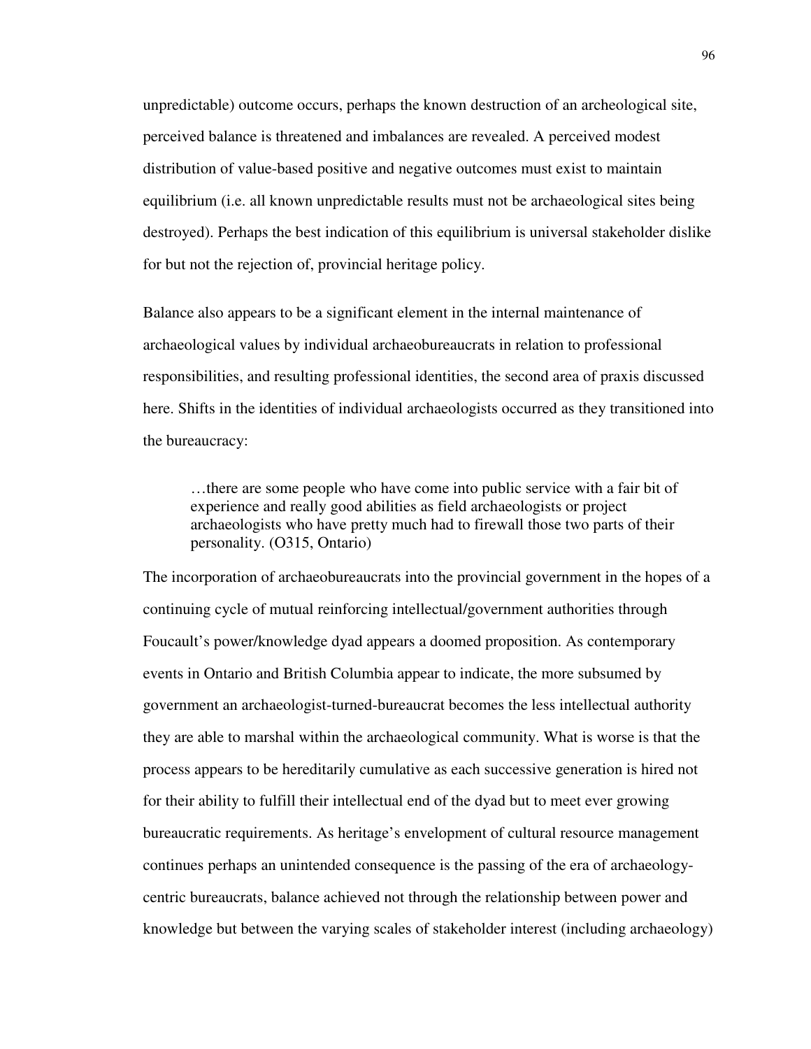unpredictable) outcome occurs, perhaps the known destruction of an archeological site, perceived balance is threatened and imbalances are revealed. A perceived modest distribution of value-based positive and negative outcomes must exist to maintain equilibrium (i.e. all known unpredictable results must not be archaeological sites being destroyed). Perhaps the best indication of this equilibrium is universal stakeholder dislike for but not the rejection of, provincial heritage policy.

Balance also appears to be a significant element in the internal maintenance of archaeological values by individual archaeobureaucrats in relation to professional responsibilities, and resulting professional identities, the second area of praxis discussed here. Shifts in the identities of individual archaeologists occurred as they transitioned into the bureaucracy:

> …there are some people who have come into public service with a fair bit of experience and really good abilities as field archaeologists or project archaeologists who have pretty much had to firewall those two parts of their personality. (O315, Ontario)

The incorporation of archaeobureaucrats into the provincial government in the hopes of a continuing cycle of mutual reinforcing intellectual/government authorities through Foucault's power/knowledge dyad appears a doomed proposition. As contemporary events in Ontario and British Columbia appear to indicate, the more subsumed by government an archaeologist-turned-bureaucrat becomes the less intellectual authority they are able to marshal within the archaeological community. What is worse is that the process appears to be hereditarily cumulative as each successive generation is hired not for their ability to fulfill their intellectual end of the dyad but to meet ever growing bureaucratic requirements. As heritage's envelopment of cultural resource management continues perhaps an unintended consequence is the passing of the era of archaeology-centric bureaucrats, balance achieved not through the relationship between power and knowledge but between the varying scales of stakeholder interest (including archaeology)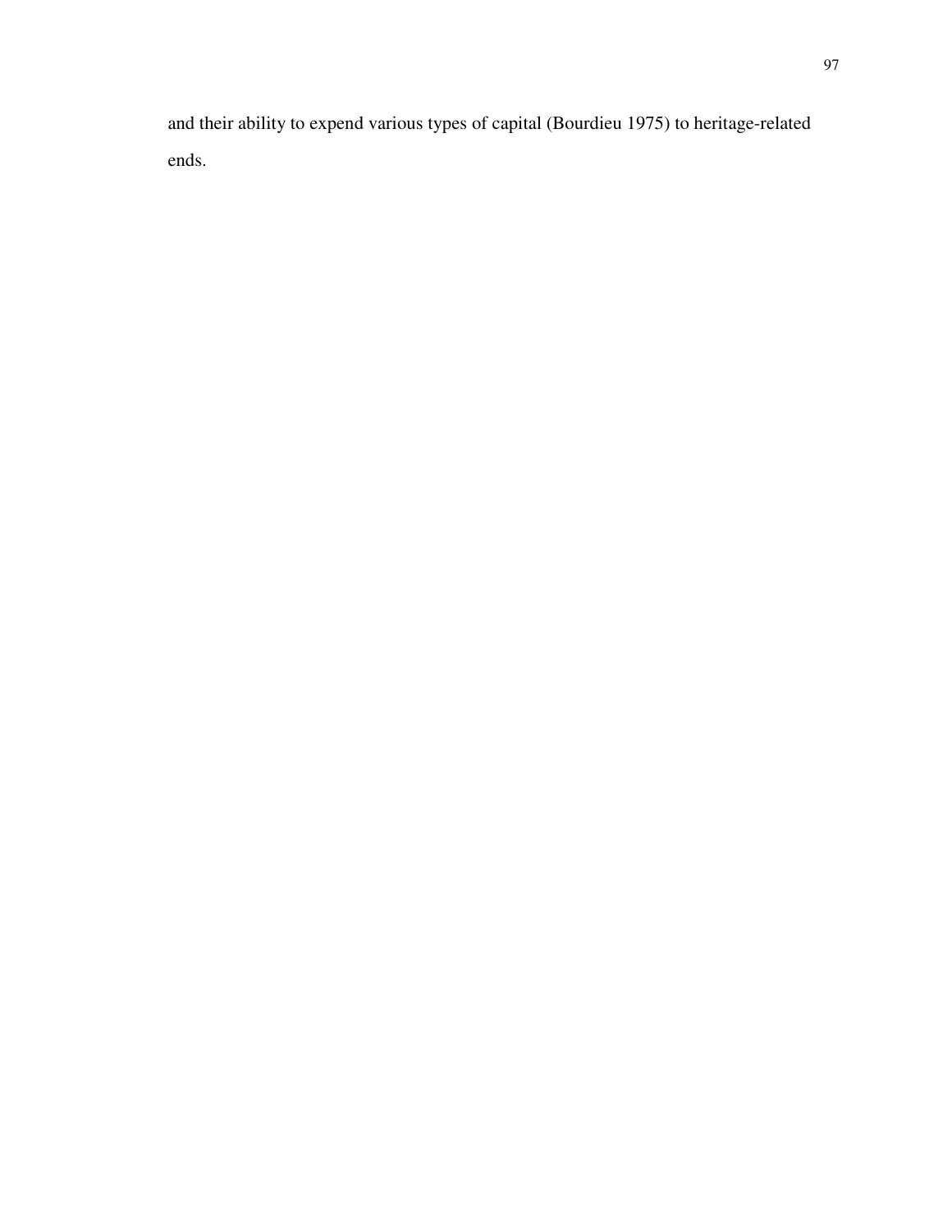and their ability to expend various types of capital (Bourdieu 1975) to heritage-related ends.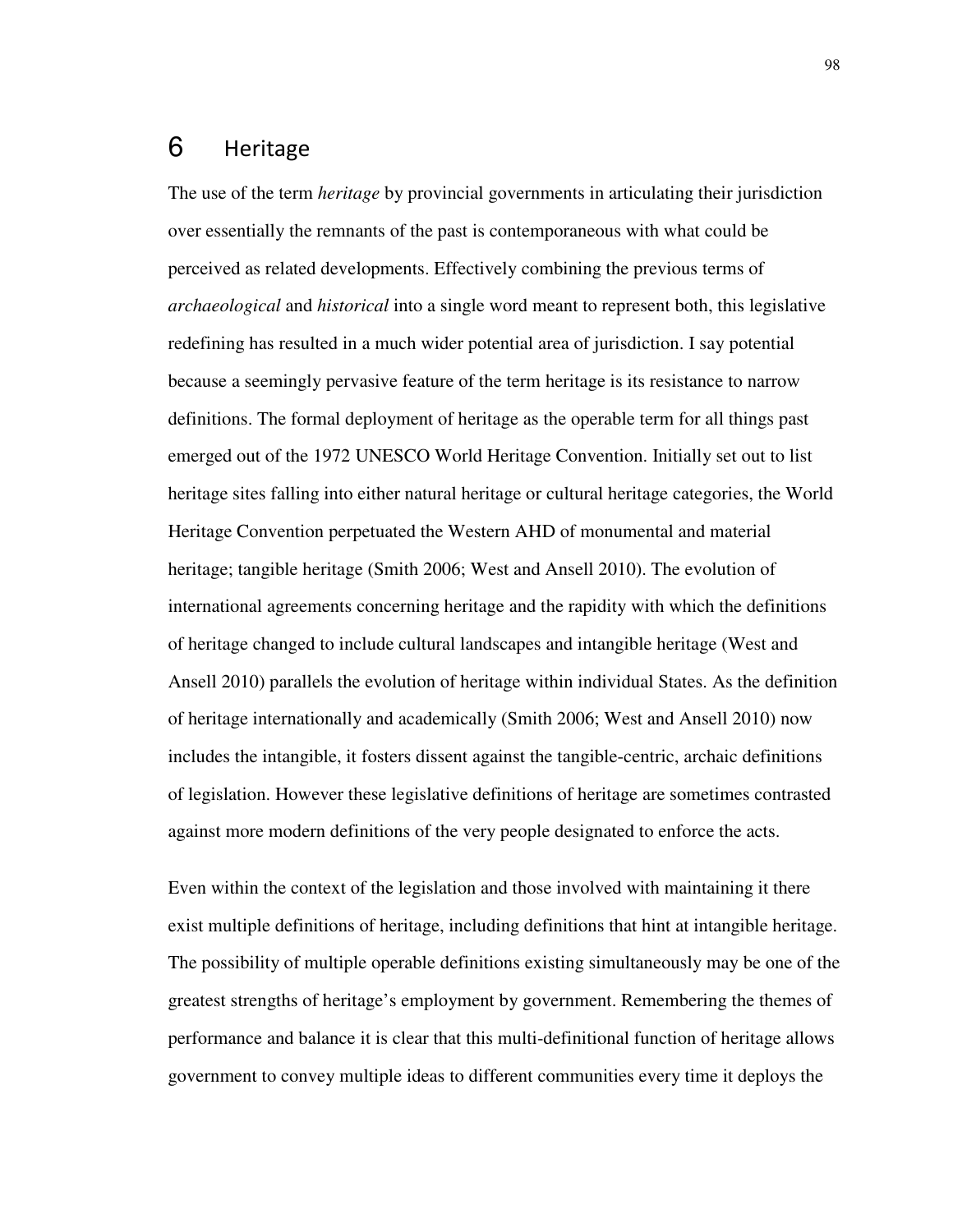# 6 Heritage

The use of the term *heritage* by provincial governments in articulating their jurisdiction over essentially the remnants of the past is contemporaneous with what could be perceived as related developments. Effectively combining the previous terms of *archaeological* and *historical* into a single word meant to represent both, this legislative redefining has resulted in a much wider potential area of jurisdiction. I say potential because a seemingly pervasive feature of the term heritage is its resistance to narrow definitions. The formal deployment of heritage as the operable term for all things past emerged out of the 1972 UNESCO World Heritage Convention. Initially set out to list heritage sites falling into either natural heritage or cultural heritage categories, the World Heritage Convention perpetuated the Western AHD of monumental and material heritage; tangible heritage (Smith 2006; West and Ansell 2010). The evolution of international agreements concerning heritage and the rapidity with which the definitions of heritage changed to include cultural landscapes and intangible heritage (West and Ansell 2010) parallels the evolution of heritage within individual States. As the definition of heritage internationally and academically (Smith 2006; West and Ansell 2010) now includes the intangible, it fosters dissent against the tangible-centric, archaic definitions of legislation. However these legislative definitions of heritage are sometimes contrasted against more modern definitions of the very people designated to enforce the acts.

Even within the context of the legislation and those involved with maintaining it there exist multiple definitions of heritage, including definitions that hint at intangible heritage. The possibility of multiple operable definitions existing simultaneously may be one of the greatest strengths of heritage's employment by government. Remembering the themes of performance and balance it is clear that this multi-definitional function of heritage allows government to convey multiple ideas to different communities every time it deploys the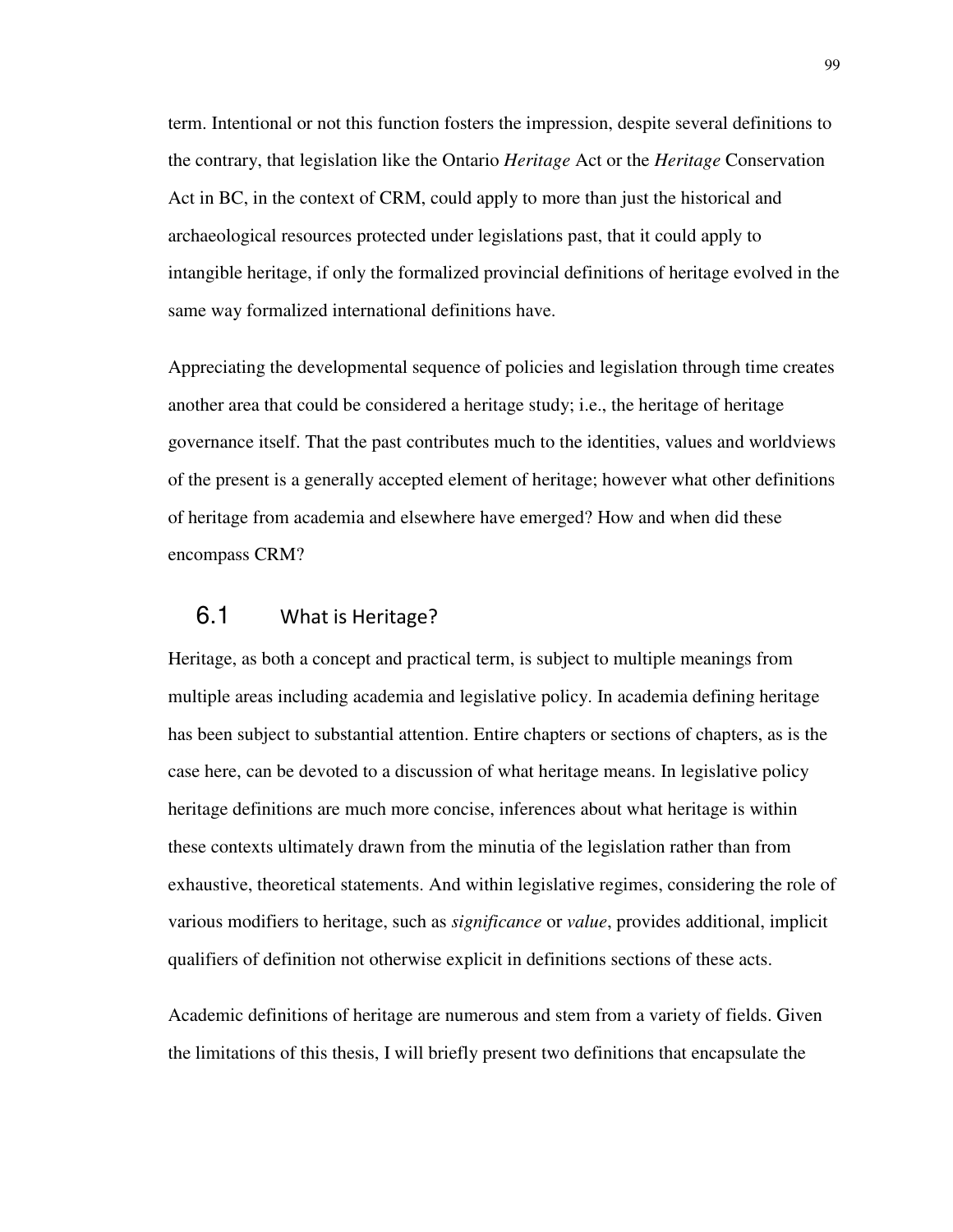term. Intentional or not this function fosters the impression, despite several definitions to the contrary, that legislation like the Ontario *Heritage* Act or the *Heritage* Conservation Act in BC, in the context of CRM, could apply to more than just the historical and archaeological resources protected under legislations past, that it could apply to intangible heritage, if only the formalized provincial definitions of heritage evolved in the same way formalized international definitions have.

Appreciating the developmental sequence of policies and legislation through time creates another area that could be considered a heritage study; i.e., the heritage of heritage governance itself. That the past contributes much to the identities, values and worldviews of the present is a generally accepted element of heritage; however what other definitions of heritage from academia and elsewhere have emerged? How and when did these encompass CRM?

## 6.1 What is Heritage?

Heritage, as both a concept and practical term, is subject to multiple meanings from multiple areas including academia and legislative policy. In academia defining heritage has been subject to substantial attention. Entire chapters or sections of chapters, as is the case here, can be devoted to a discussion of what heritage means. In legislative policy heritage definitions are much more concise, inferences about what heritage is within these contexts ultimately drawn from the minutia of the legislation rather than from exhaustive, theoretical statements. And within legislative regimes, considering the role of various modifiers to heritage, such as *significance* or *value*, provides additional, implicit qualifiers of definition not otherwise explicit in definitions sections of these acts.

Academic definitions of heritage are numerous and stem from a variety of fields. Given the limitations of this thesis, I will briefly present two definitions that encapsulate the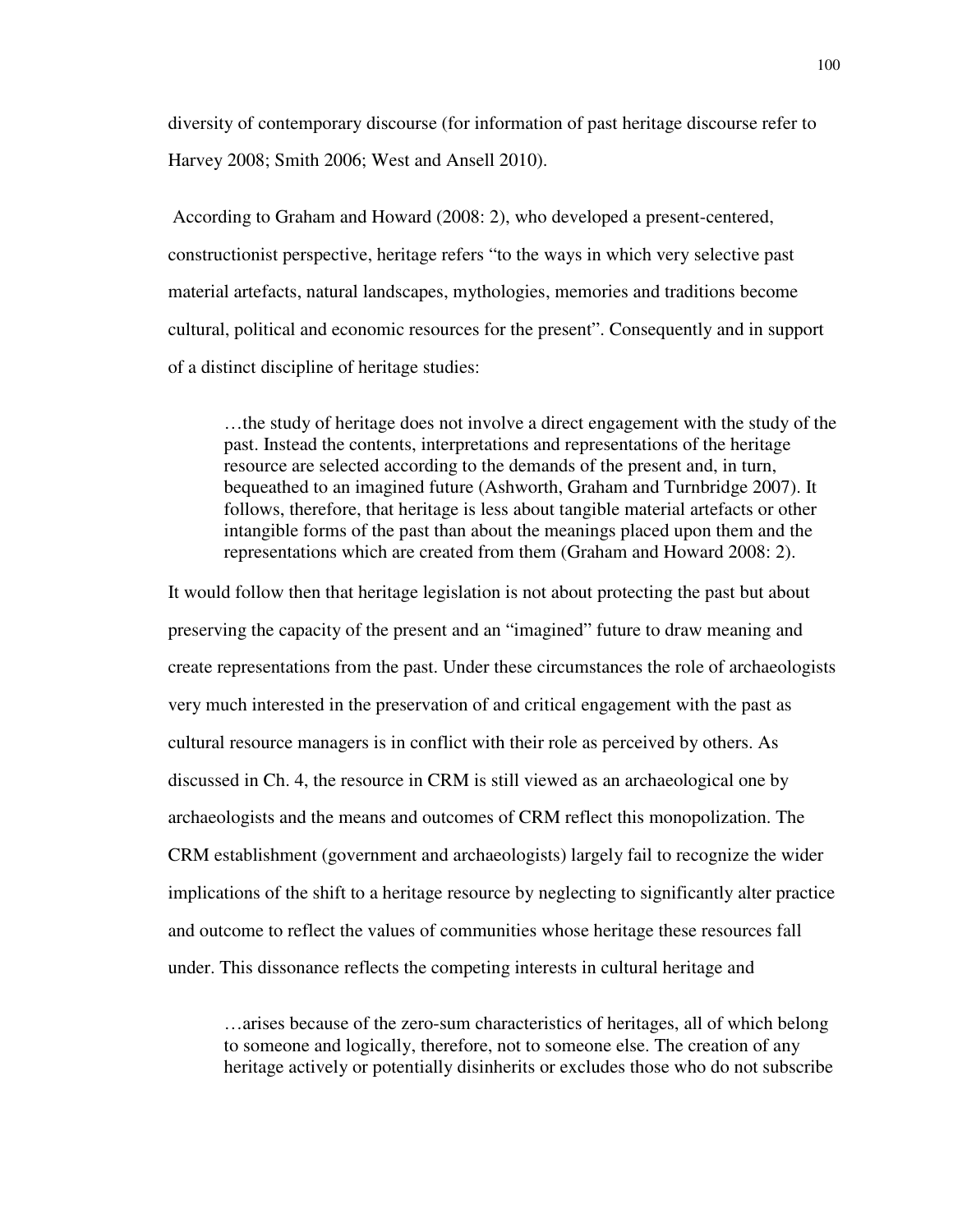diversity of contemporary discourse (for information of past heritage discourse refer to Harvey 2008; Smith 2006; West and Ansell 2010).

According to Graham and Howard (2008: 2), who developed a present-centered, constructionist perspective, heritage refers "to the ways in which very selective past material artefacts, natural landscapes, mythologies, memories and traditions become cultural, political and economic resources for the present". Consequently and in support of a distinct discipline of heritage studies:

> …the study of heritage does not involve a direct engagement with the study of the past. Instead the contents, interpretations and representations of the heritage resource are selected according to the demands of the present and, in turn, bequeathed to an imagined future (Ashworth, Graham and Turnbridge 2007). It follows, therefore, that heritage is less about tangible material artefacts or other intangible forms of the past than about the meanings placed upon them and the representations which are created from them (Graham and Howard 2008: 2).

It would follow then that heritage legislation is not about protecting the past but about preserving the capacity of the present and an "imagined" future to draw meaning and create representations from the past. Under these circumstances the role of archaeologists very much interested in the preservation of and critical engagement with the past as cultural resource managers is in conflict with their role as perceived by others. As discussed in Ch. 4, the resource in CRM is still viewed as an archaeological one by archaeologists and the means and outcomes of CRM reflect this monopolization. The CRM establishment (government and archaeologists) largely fail to recognize the wider implications of the shift to a heritage resource by neglecting to significantly alter practice and outcome to reflect the values of communities whose heritage these resources fall under. This dissonance reflects the competing interests in cultural heritage and

> …arises because of the zero-sum characteristics of heritages, all of which belong to someone and logically, therefore, not to someone else. The creation of any heritage actively or potentially disinherits or excludes those who do not subscribe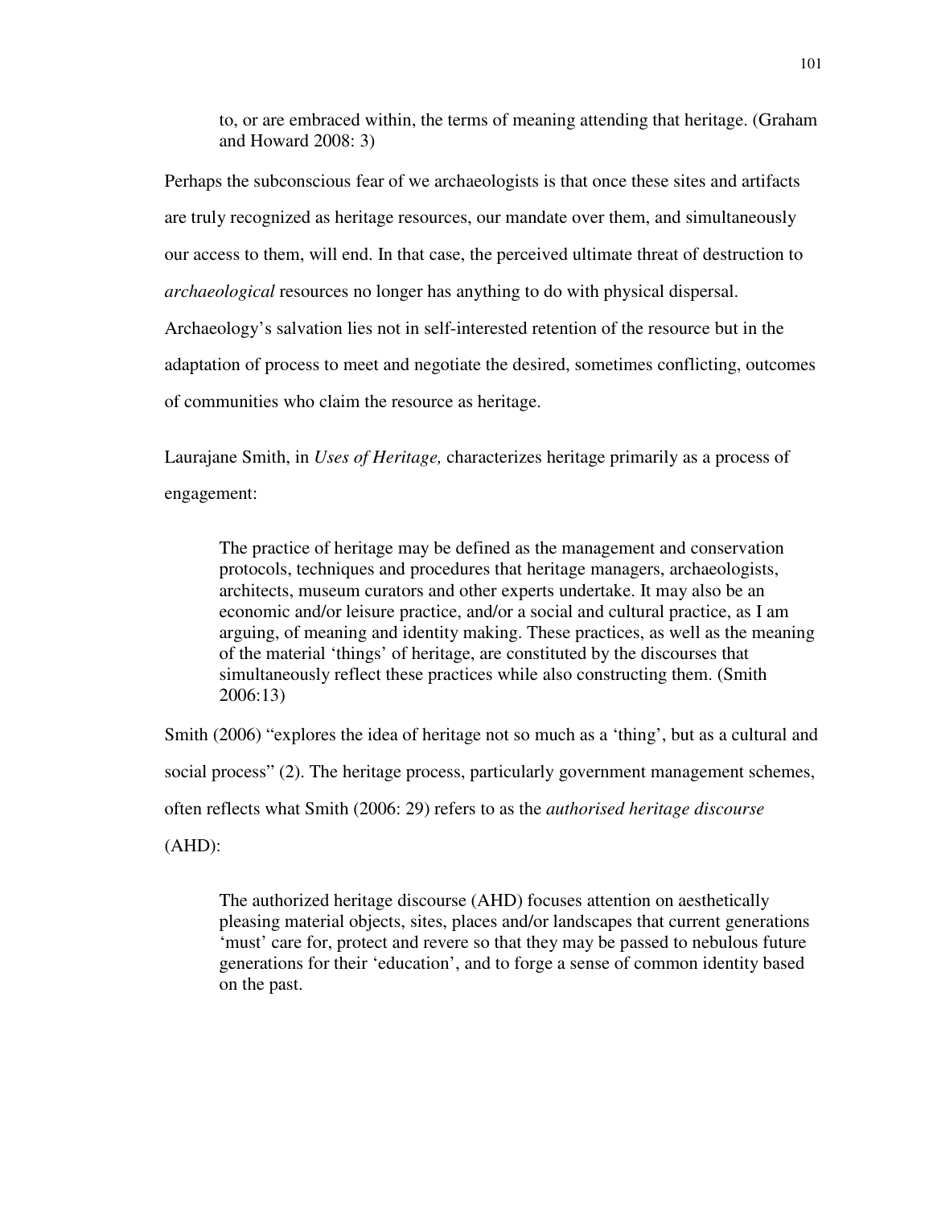> to, or are embraced within, the terms of meaning attending that heritage. (Graham and Howard 2008: 3)

Perhaps the subconscious fear of we archaeologists is that once these sites and artifacts are truly recognized as heritage resources, our mandate over them, and simultaneously our access to them, will end. In that case, the perceived ultimate threat of destruction to *archaeological* resources no longer has anything to do with physical dispersal. Archaeology's salvation lies not in self-interested retention of the resource but in the adaptation of process to meet and negotiate the desired, sometimes conflicting, outcomes of communities who claim the resource as heritage.

Laurajane Smith, in *Uses of Heritage,* characterizes heritage primarily as a process of engagement:

> The practice of heritage may be defined as the management and conservation protocols, techniques and procedures that heritage managers, archaeologists, architects, museum curators and other experts undertake. It may also be an economic and/or leisure practice, and/or a social and cultural practice, as I am arguing, of meaning and identity making. These practices, as well as the meaning of the material 'things' of heritage, are constituted by the discourses that simultaneously reflect these practices while also constructing them. (Smith 2006:13)

Smith (2006) "explores the idea of heritage not so much as a 'thing', but as a cultural and social process" (2). The heritage process, particularly government management schemes, often reflects what Smith (2006: 29) refers to as the *authorised heritage discourse* (AHD):

> The authorized heritage discourse (AHD) focuses attention on aesthetically pleasing material objects, sites, places and/or landscapes that current generations 'must' care for, protect and revere so that they may be passed to nebulous future generations for their 'education', and to forge a sense of common identity based on the past.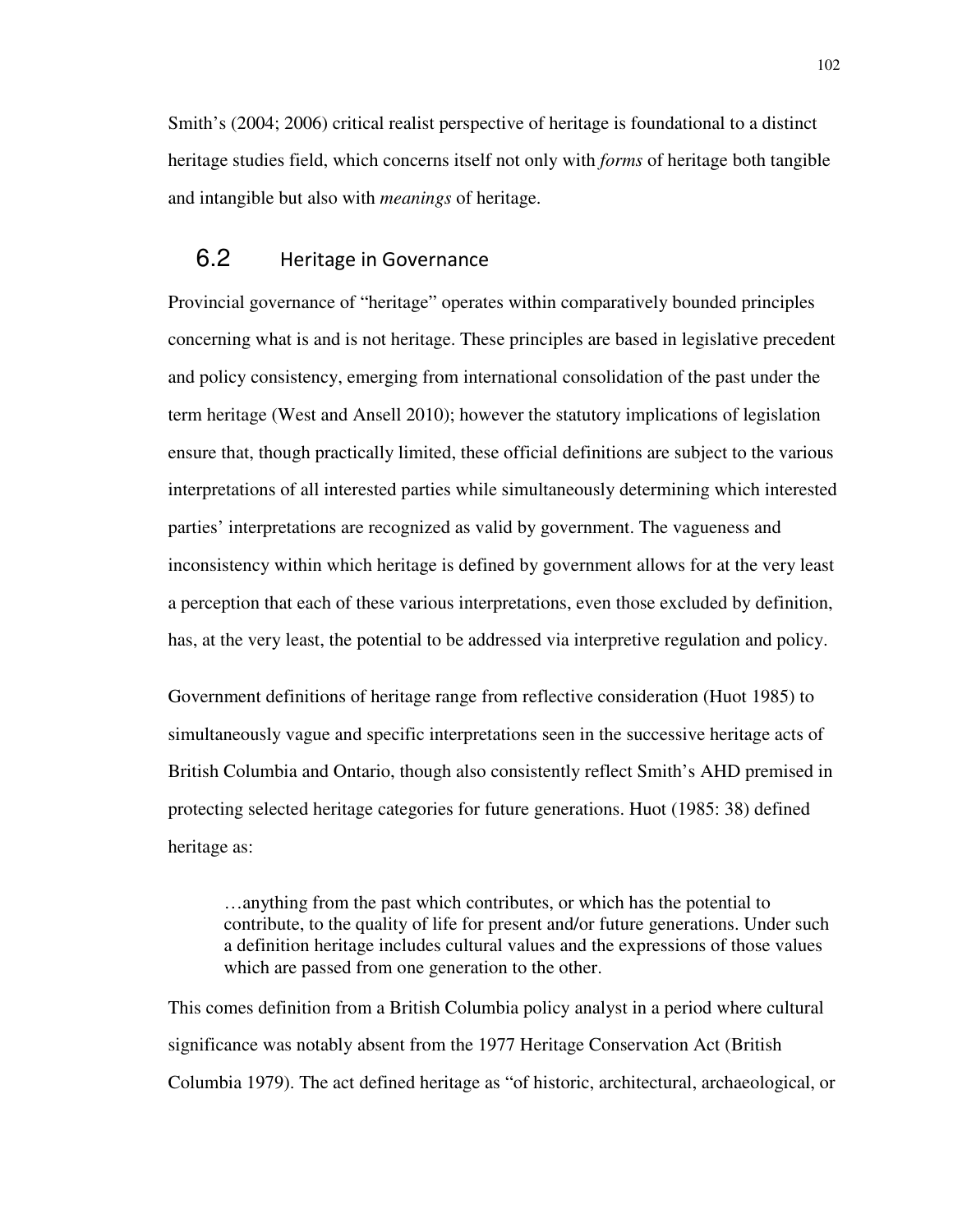Smith's (2004; 2006) critical realist perspective of heritage is foundational to a distinct heritage studies field, which concerns itself not only with *forms* of heritage both tangible and intangible but also with *meanings* of heritage.

## 6.2 Heritage in Governance

Provincial governance of "heritage" operates within comparatively bounded principles concerning what is and is not heritage. These principles are based in legislative precedent and policy consistency, emerging from international consolidation of the past under the term heritage (West and Ansell 2010); however the statutory implications of legislation ensure that, though practically limited, these official definitions are subject to the various interpretations of all interested parties while simultaneously determining which interested parties' interpretations are recognized as valid by government. The vagueness and inconsistency within which heritage is defined by government allows for at the very least a perception that each of these various interpretations, even those excluded by definition, has, at the very least, the potential to be addressed via interpretive regulation and policy.

Government definitions of heritage range from reflective consideration (Huot 1985) to simultaneously vague and specific interpretations seen in the successive heritage acts of British Columbia and Ontario, though also consistently reflect Smith's AHD premised in protecting selected heritage categories for future generations. Huot (1985: 38) defined heritage as:

> …anything from the past which contributes, or which has the potential to contribute, to the quality of life for present and/or future generations. Under such a definition heritage includes cultural values and the expressions of those values which are passed from one generation to the other.

This comes definition from a British Columbia policy analyst in a period where cultural significance was notably absent from the 1977 Heritage Conservation Act (British Columbia 1979). The act defined heritage as "of historic, architectural, archaeological, or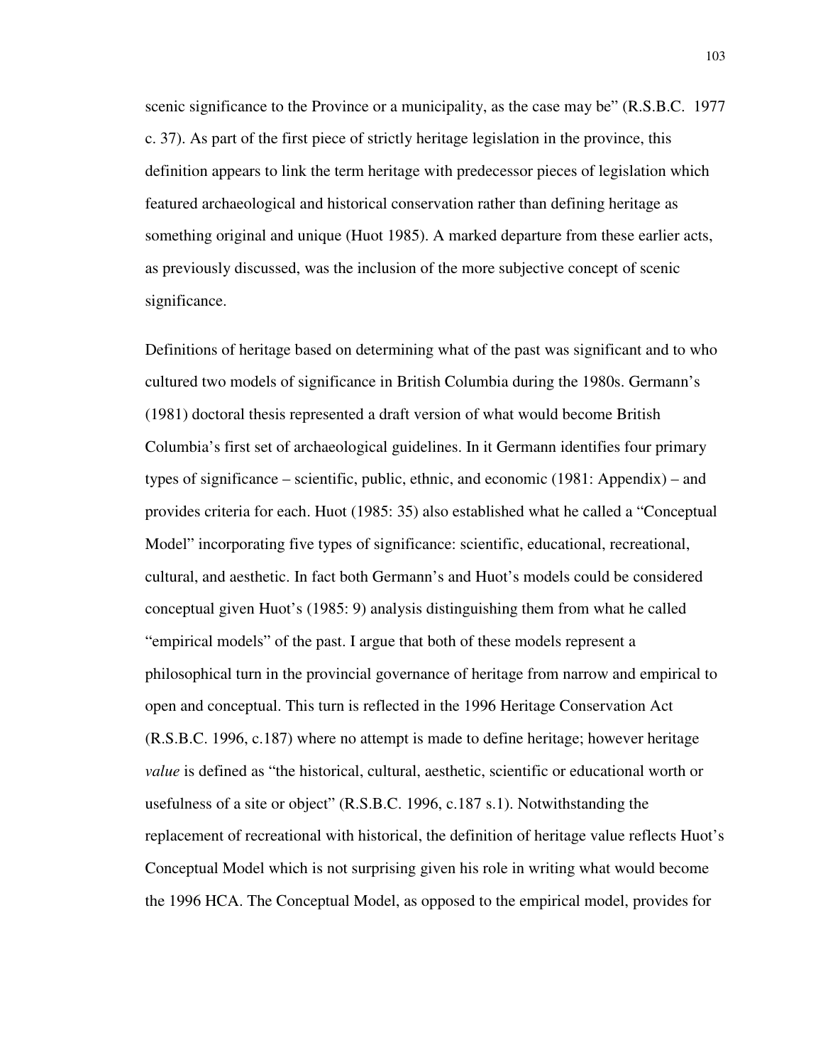scenic significance to the Province or a municipality, as the case may be" (R.S.B.C. 1977 c. 37). As part of the first piece of strictly heritage legislation in the province, this definition appears to link the term heritage with predecessor pieces of legislation which featured archaeological and historical conservation rather than defining heritage as something original and unique (Huot 1985). A marked departure from these earlier acts, as previously discussed, was the inclusion of the more subjective concept of scenic significance.

Definitions of heritage based on determining what of the past was significant and to who cultured two models of significance in British Columbia during the 1980s. Germann's (1981) doctoral thesis represented a draft version of what would become British Columbia's first set of archaeological guidelines. In it Germann identifies four primary types of significance – scientific, public, ethnic, and economic (1981: Appendix) – and provides criteria for each. Huot (1985: 35) also established what he called a "Conceptual Model" incorporating five types of significance: scientific, educational, recreational, cultural, and aesthetic. In fact both Germann's and Huot's models could be considered conceptual given Huot's (1985: 9) analysis distinguishing them from what he called "empirical models" of the past. I argue that both of these models represent a philosophical turn in the provincial governance of heritage from narrow and empirical to open and conceptual. This turn is reflected in the 1996 Heritage Conservation Act (R.S.B.C. 1996, c.187) where no attempt is made to define heritage; however heritage *value* is defined as "the historical, cultural, aesthetic, scientific or educational worth or usefulness of a site or object" (R.S.B.C. 1996, c.187 s.1). Notwithstanding the replacement of recreational with historical, the definition of heritage value reflects Huot's Conceptual Model which is not surprising given his role in writing what would become the 1996 HCA. The Conceptual Model, as opposed to the empirical model, provides for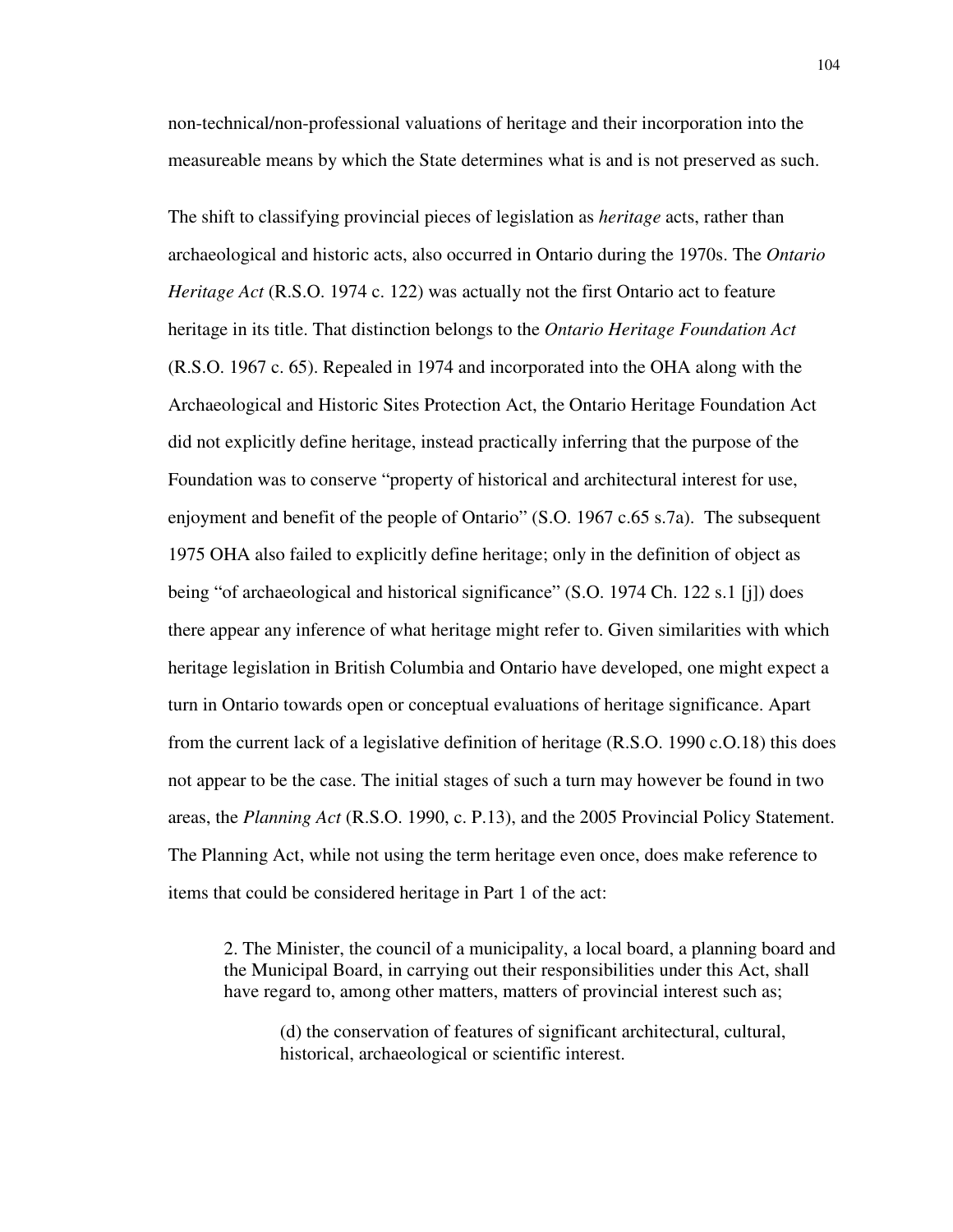non-technical/non-professional valuations of heritage and their incorporation into the measureable means by which the State determines what is and is not preserved as such.

The shift to classifying provincial pieces of legislation as *heritage* acts, rather than archaeological and historic acts, also occurred in Ontario during the 1970s. The *Ontario Heritage Act* (R.S.O. 1974 c. 122) was actually not the first Ontario act to feature heritage in its title. That distinction belongs to the *Ontario Heritage Foundation Act* (R.S.O. 1967 c. 65). Repealed in 1974 and incorporated into the OHA along with the Archaeological and Historic Sites Protection Act, the Ontario Heritage Foundation Act did not explicitly define heritage, instead practically inferring that the purpose of the Foundation was to conserve "property of historical and architectural interest for use, enjoyment and benefit of the people of Ontario" (S.O. 1967 c.65 s.7a). The subsequent 1975 OHA also failed to explicitly define heritage; only in the definition of object as being "of archaeological and historical significance" (S.O. 1974 Ch. 122 s.1 [j]) does there appear any inference of what heritage might refer to. Given similarities with which heritage legislation in British Columbia and Ontario have developed, one might expect a turn in Ontario towards open or conceptual evaluations of heritage significance. Apart from the current lack of a legislative definition of heritage (R.S.O. 1990 c.O.18) this does not appear to be the case. The initial stages of such a turn may however be found in two areas, the *Planning Act* (R.S.O. 1990, c. P.13), and the 2005 Provincial Policy Statement. The Planning Act, while not using the term heritage even once, does make reference to items that could be considered heritage in Part 1 of the act:

> 2. The Minister, the council of a municipality, a local board, a planning board and the Municipal Board, in carrying out their responsibilities under this Act, shall have regard to, among other matters, matters of provincial interest such as;
>
> > (d) the conservation of features of significant architectural, cultural, historical, archaeological or scientific interest.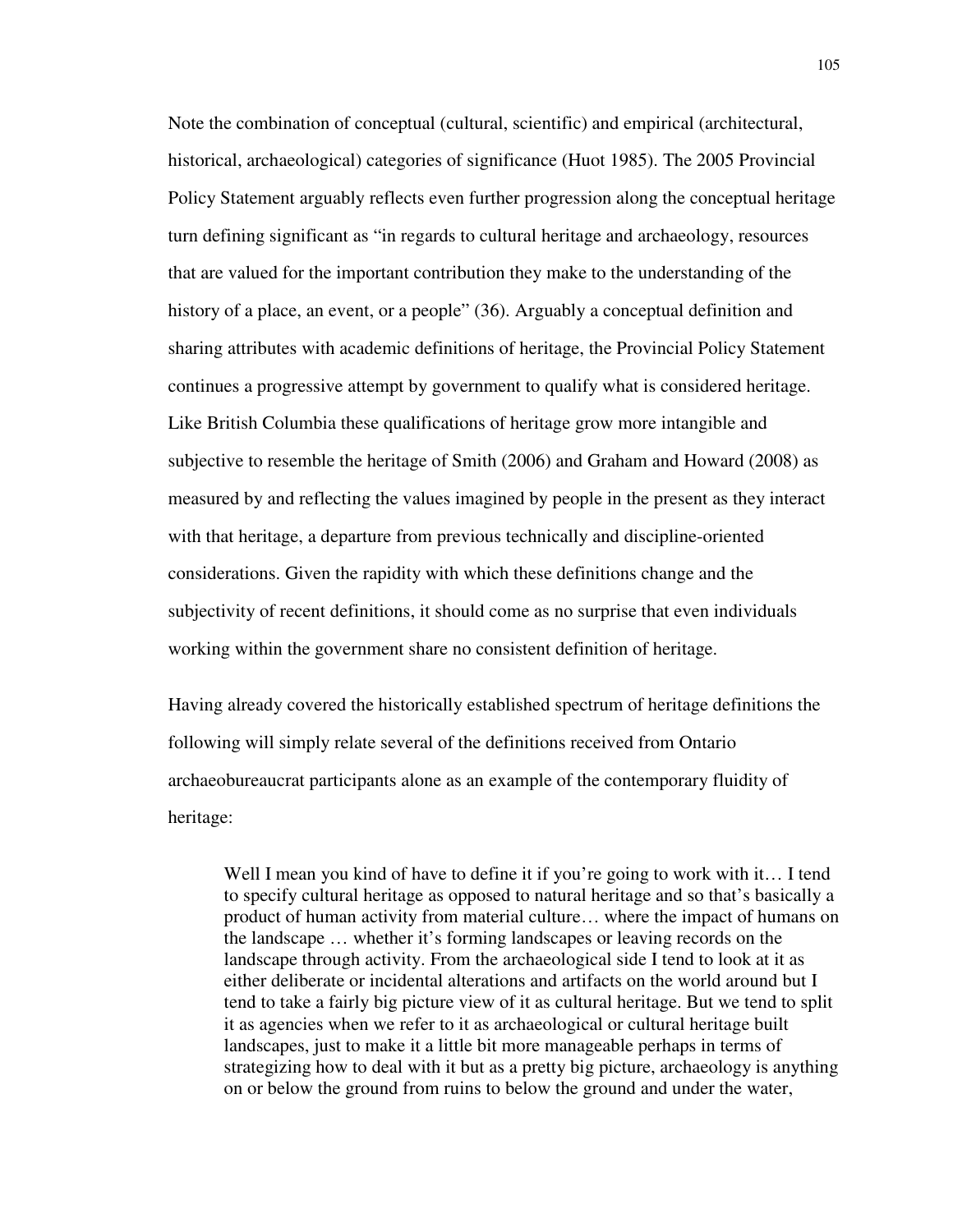Note the combination of conceptual (cultural, scientific) and empirical (architectural, historical, archaeological) categories of significance (Huot 1985). The 2005 Provincial Policy Statement arguably reflects even further progression along the conceptual heritage turn defining significant as "in regards to cultural heritage and archaeology, resources that are valued for the important contribution they make to the understanding of the history of a place, an event, or a people" (36). Arguably a conceptual definition and sharing attributes with academic definitions of heritage, the Provincial Policy Statement continues a progressive attempt by government to qualify what is considered heritage. Like British Columbia these qualifications of heritage grow more intangible and subjective to resemble the heritage of Smith (2006) and Graham and Howard (2008) as measured by and reflecting the values imagined by people in the present as they interact with that heritage, a departure from previous technically and discipline-oriented considerations. Given the rapidity with which these definitions change and the subjectivity of recent definitions, it should come as no surprise that even individuals working within the government share no consistent definition of heritage.

Having already covered the historically established spectrum of heritage definitions the following will simply relate several of the definitions received from Ontario archaeobureaucrat participants alone as an example of the contemporary fluidity of heritage:

> Well I mean you kind of have to define it if you're going to work with it… I tend to specify cultural heritage as opposed to natural heritage and so that's basically a product of human activity from material culture… where the impact of humans on the landscape … whether it's forming landscapes or leaving records on the landscape through activity. From the archaeological side I tend to look at it as either deliberate or incidental alterations and artifacts on the world around but I tend to take a fairly big picture view of it as cultural heritage. But we tend to split it as agencies when we refer to it as archaeological or cultural heritage built landscapes, just to make it a little bit more manageable perhaps in terms of strategizing how to deal with it but as a pretty big picture, archaeology is anything on or below the ground from ruins to below the ground and under the water,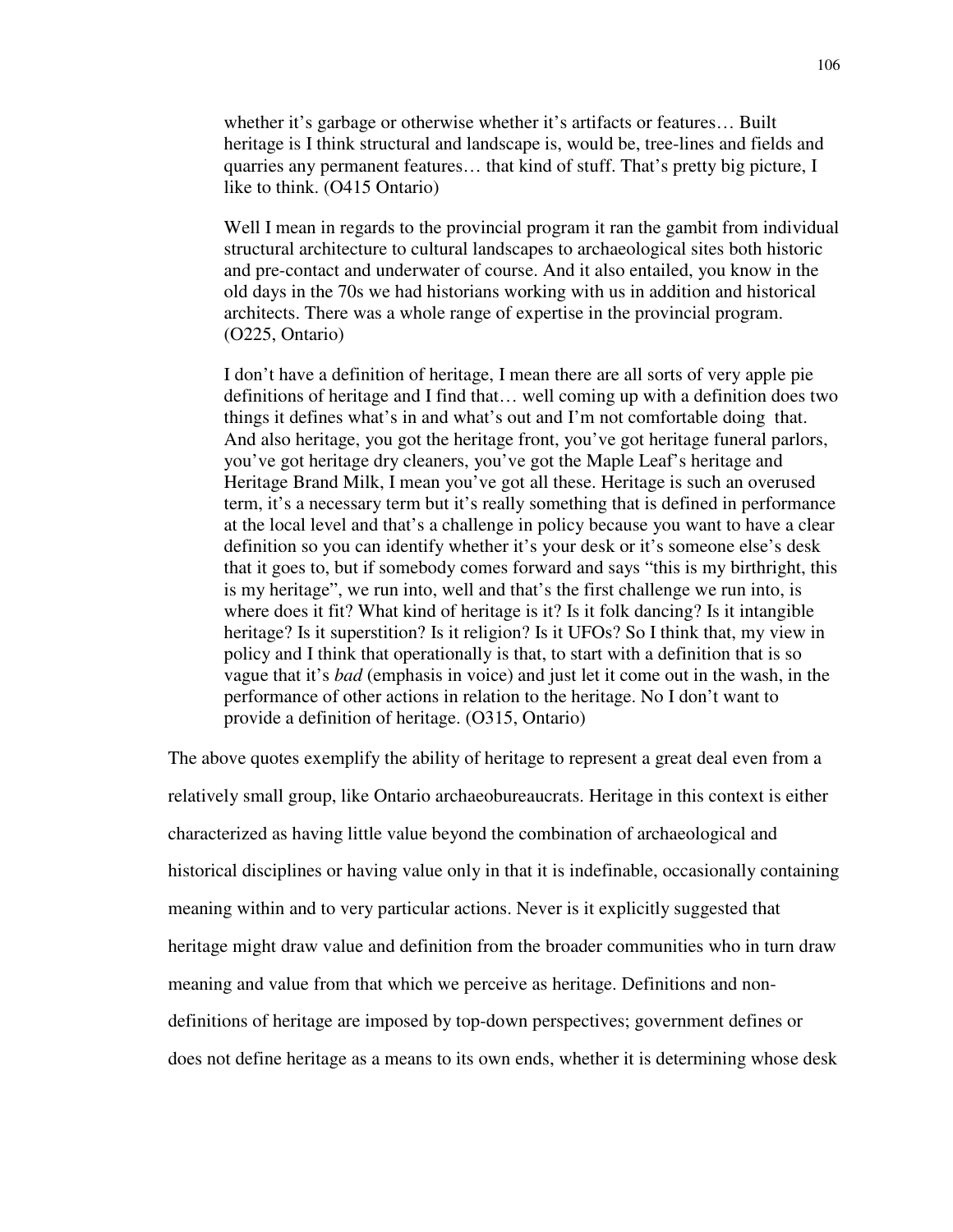> whether it's garbage or otherwise whether it's artifacts or features… Built heritage is I think structural and landscape is, would be, tree-lines and fields and quarries any permanent features… that kind of stuff. That's pretty big picture, I like to think. (O415 Ontario)

> Well I mean in regards to the provincial program it ran the gambit from individual structural architecture to cultural landscapes to archaeological sites both historic and pre-contact and underwater of course. And it also entailed, you know in the old days in the 70s we had historians working with us in addition and historical architects. There was a whole range of expertise in the provincial program. (O225, Ontario)

> I don't have a definition of heritage, I mean there are all sorts of very apple pie definitions of heritage and I find that… well coming up with a definition does two things it defines what's in and what's out and I'm not comfortable doing that. And also heritage, you got the heritage front, you've got heritage funeral parlors, you've got heritage dry cleaners, you've got the Maple Leaf's heritage and Heritage Brand Milk, I mean you've got all these. Heritage is such an overused term, it's a necessary term but it's really something that is defined in performance at the local level and that's a challenge in policy because you want to have a clear definition so you can identify whether it's your desk or it's someone else's desk that it goes to, but if somebody comes forward and says "this is my birthright, this is my heritage", we run into, well and that's the first challenge we run into, is where does it fit? What kind of heritage is it? Is it folk dancing? Is it intangible heritage? Is it superstition? Is it religion? Is it UFOs? So I think that, my view in policy and I think that operationally is that, to start with a definition that is so vague that it's *bad* (emphasis in voice) and just let it come out in the wash, in the performance of other actions in relation to the heritage. No I don't want to provide a definition of heritage. (O315, Ontario)

The above quotes exemplify the ability of heritage to represent a great deal even from a relatively small group, like Ontario archaeobureaucrats. Heritage in this context is either characterized as having little value beyond the combination of archaeological and historical disciplines or having value only in that it is indefinable, occasionally containing meaning within and to very particular actions. Never is it explicitly suggested that heritage might draw value and definition from the broader communities who in turn draw meaning and value from that which we perceive as heritage. Definitions and non-definitions of heritage are imposed by top-down perspectives; government defines or does not define heritage as a means to its own ends, whether it is determining whose desk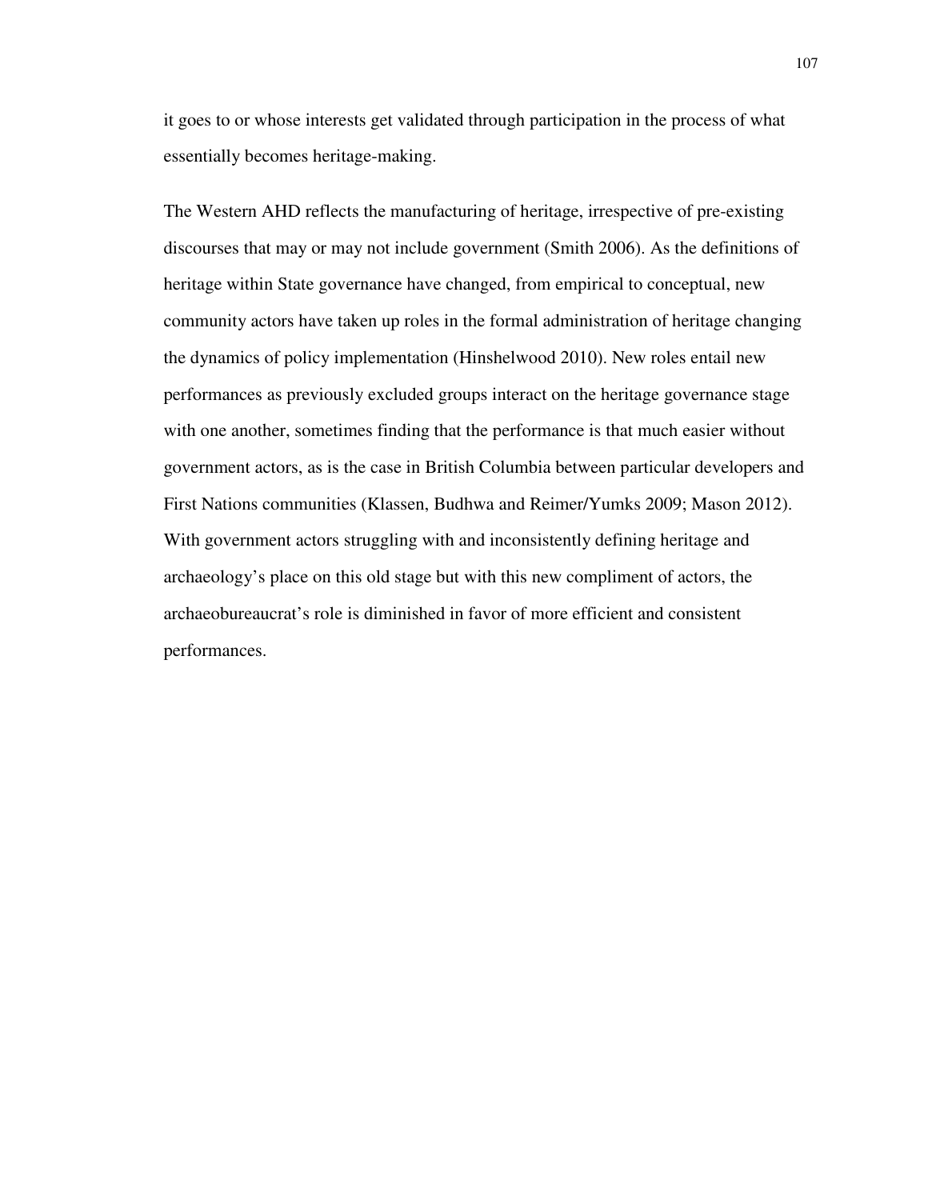it goes to or whose interests get validated through participation in the process of what essentially becomes heritage-making.

The Western AHD reflects the manufacturing of heritage, irrespective of pre-existing discourses that may or may not include government (Smith 2006). As the definitions of heritage within State governance have changed, from empirical to conceptual, new community actors have taken up roles in the formal administration of heritage changing the dynamics of policy implementation (Hinshelwood 2010). New roles entail new performances as previously excluded groups interact on the heritage governance stage with one another, sometimes finding that the performance is that much easier without government actors, as is the case in British Columbia between particular developers and First Nations communities (Klassen, Budhwa and Reimer/Yumks 2009; Mason 2012). With government actors struggling with and inconsistently defining heritage and archaeology's place on this old stage but with this new compliment of actors, the archaeobureaucrat's role is diminished in favor of more efficient and consistent performances.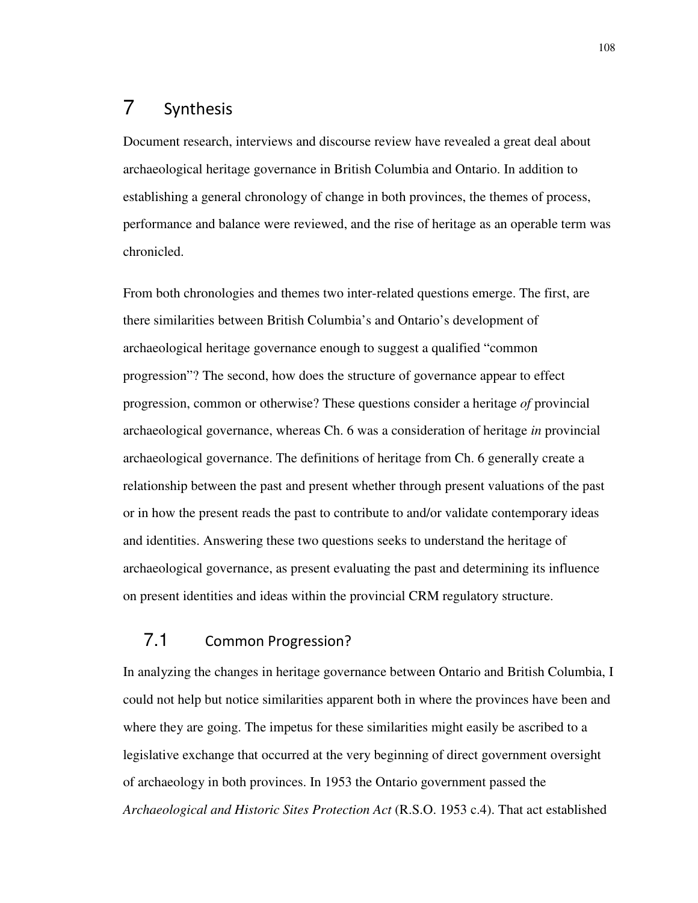# 7 Synthesis

Document research, interviews and discourse review have revealed a great deal about archaeological heritage governance in British Columbia and Ontario. In addition to establishing a general chronology of change in both provinces, the themes of process, performance and balance were reviewed, and the rise of heritage as an operable term was chronicled.

From both chronologies and themes two inter-related questions emerge. The first, are there similarities between British Columbia's and Ontario's development of archaeological heritage governance enough to suggest a qualified "common progression"? The second, how does the structure of governance appear to effect progression, common or otherwise? These questions consider a heritage *of* provincial archaeological governance, whereas Ch. 6 was a consideration of heritage *in* provincial archaeological governance. The definitions of heritage from Ch. 6 generally create a relationship between the past and present whether through present valuations of the past or in how the present reads the past to contribute to and/or validate contemporary ideas and identities. Answering these two questions seeks to understand the heritage of archaeological governance, as present evaluating the past and determining its influence on present identities and ideas within the provincial CRM regulatory structure.

## 7.1 Common Progression?

In analyzing the changes in heritage governance between Ontario and British Columbia, I could not help but notice similarities apparent both in where the provinces have been and where they are going. The impetus for these similarities might easily be ascribed to a legislative exchange that occurred at the very beginning of direct government oversight of archaeology in both provinces. In 1953 the Ontario government passed the *Archaeological and Historic Sites Protection Act* (R.S.O. 1953 c.4). That act established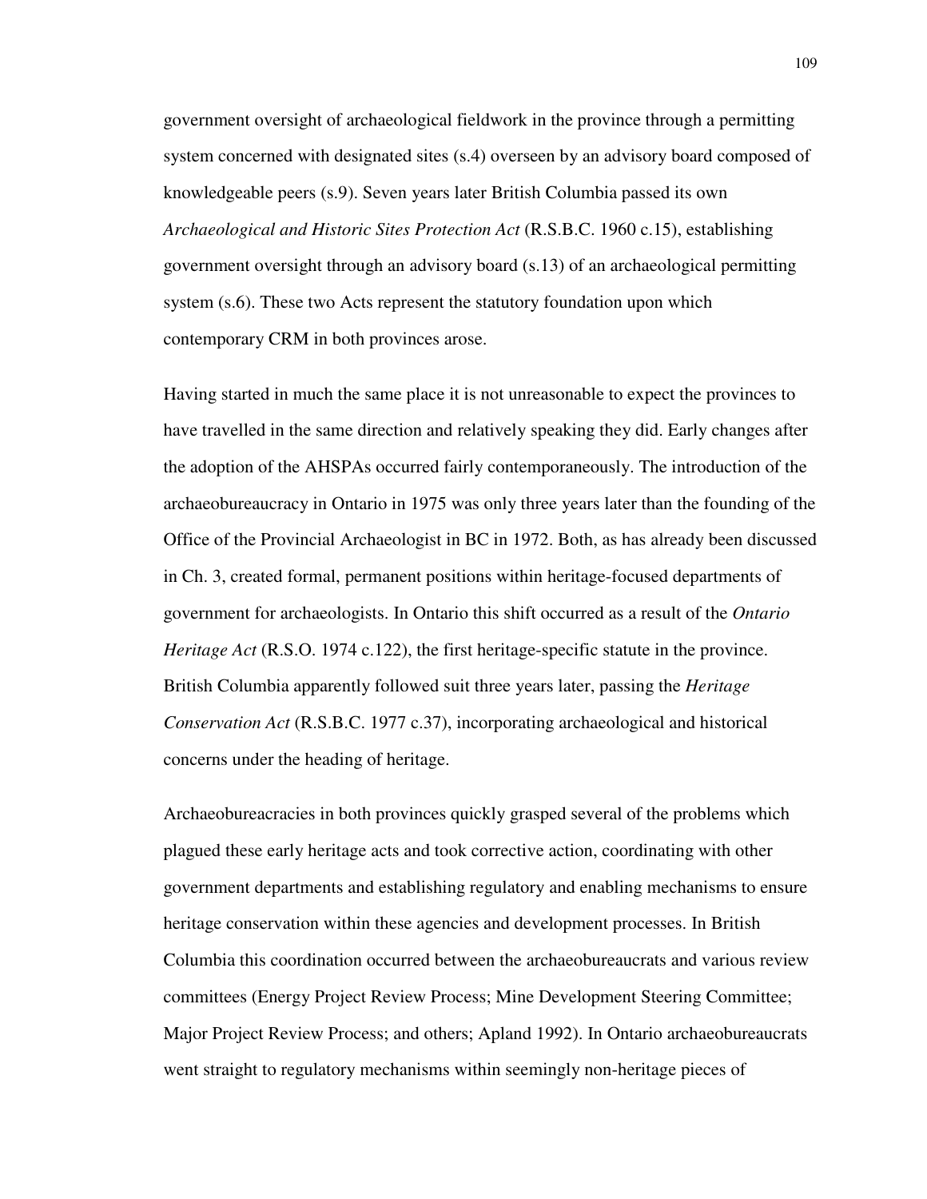government oversight of archaeological fieldwork in the province through a permitting system concerned with designated sites (s.4) overseen by an advisory board composed of knowledgeable peers (s.9). Seven years later British Columbia passed its own *Archaeological and Historic Sites Protection Act* (R.S.B.C. 1960 c.15), establishing government oversight through an advisory board (s.13) of an archaeological permitting system (s.6). These two Acts represent the statutory foundation upon which contemporary CRM in both provinces arose.

Having started in much the same place it is not unreasonable to expect the provinces to have travelled in the same direction and relatively speaking they did. Early changes after the adoption of the AHSPAs occurred fairly contemporaneously. The introduction of the archaeobureaucracy in Ontario in 1975 was only three years later than the founding of the Office of the Provincial Archaeologist in BC in 1972. Both, as has already been discussed in Ch. 3, created formal, permanent positions within heritage-focused departments of government for archaeologists. In Ontario this shift occurred as a result of the *Ontario Heritage Act* (R.S.O. 1974 c.122), the first heritage-specific statute in the province. British Columbia apparently followed suit three years later, passing the *Heritage Conservation Act* (R.S.B.C. 1977 c.37), incorporating archaeological and historical concerns under the heading of heritage.

Archaeobureacracies in both provinces quickly grasped several of the problems which plagued these early heritage acts and took corrective action, coordinating with other government departments and establishing regulatory and enabling mechanisms to ensure heritage conservation within these agencies and development processes. In British Columbia this coordination occurred between the archaeobureaucrats and various review committees (Energy Project Review Process; Mine Development Steering Committee; Major Project Review Process; and others; Apland 1992). In Ontario archaeobureaucrats went straight to regulatory mechanisms within seemingly non-heritage pieces of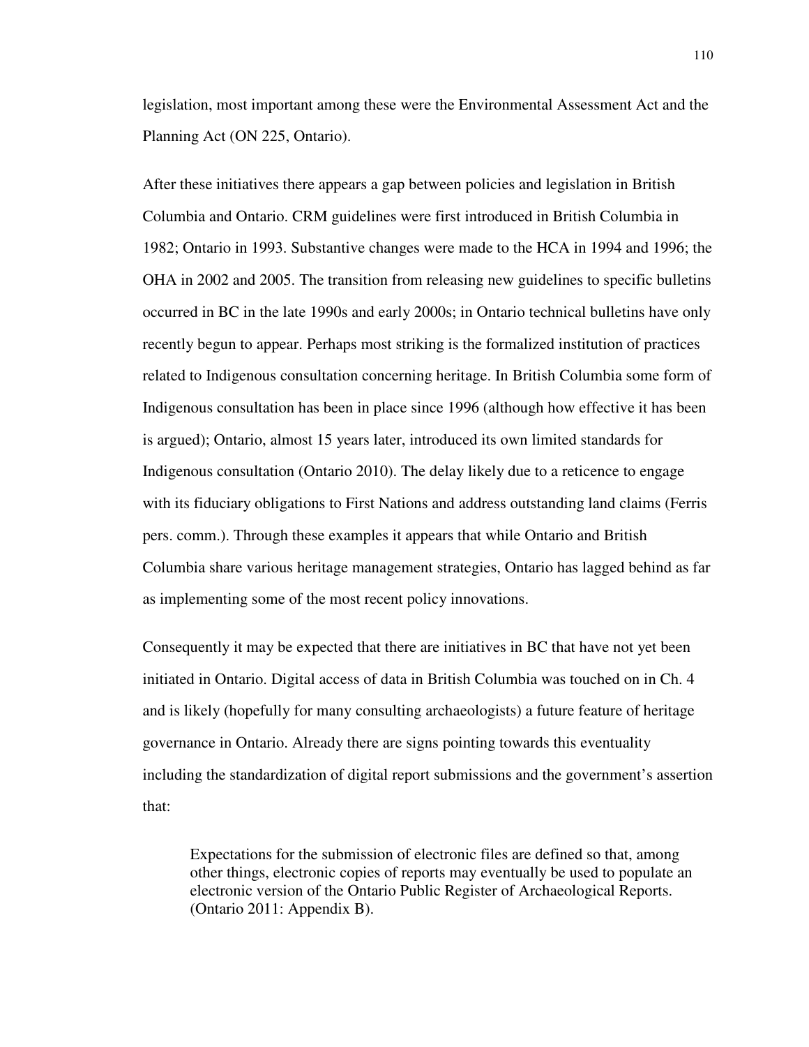legislation, most important among these were the Environmental Assessment Act and the Planning Act (ON 225, Ontario).

After these initiatives there appears a gap between policies and legislation in British Columbia and Ontario. CRM guidelines were first introduced in British Columbia in 1982; Ontario in 1993. Substantive changes were made to the HCA in 1994 and 1996; the OHA in 2002 and 2005. The transition from releasing new guidelines to specific bulletins occurred in BC in the late 1990s and early 2000s; in Ontario technical bulletins have only recently begun to appear. Perhaps most striking is the formalized institution of practices related to Indigenous consultation concerning heritage. In British Columbia some form of Indigenous consultation has been in place since 1996 (although how effective it has been is argued); Ontario, almost 15 years later, introduced its own limited standards for Indigenous consultation (Ontario 2010). The delay likely due to a reticence to engage with its fiduciary obligations to First Nations and address outstanding land claims (Ferris pers. comm.). Through these examples it appears that while Ontario and British Columbia share various heritage management strategies, Ontario has lagged behind as far as implementing some of the most recent policy innovations.

Consequently it may be expected that there are initiatives in BC that have not yet been initiated in Ontario. Digital access of data in British Columbia was touched on in Ch. 4 and is likely (hopefully for many consulting archaeologists) a future feature of heritage governance in Ontario. Already there are signs pointing towards this eventuality including the standardization of digital report submissions and the government's assertion that:

> Expectations for the submission of electronic files are defined so that, among other things, electronic copies of reports may eventually be used to populate an electronic version of the Ontario Public Register of Archaeological Reports. (Ontario 2011: Appendix B).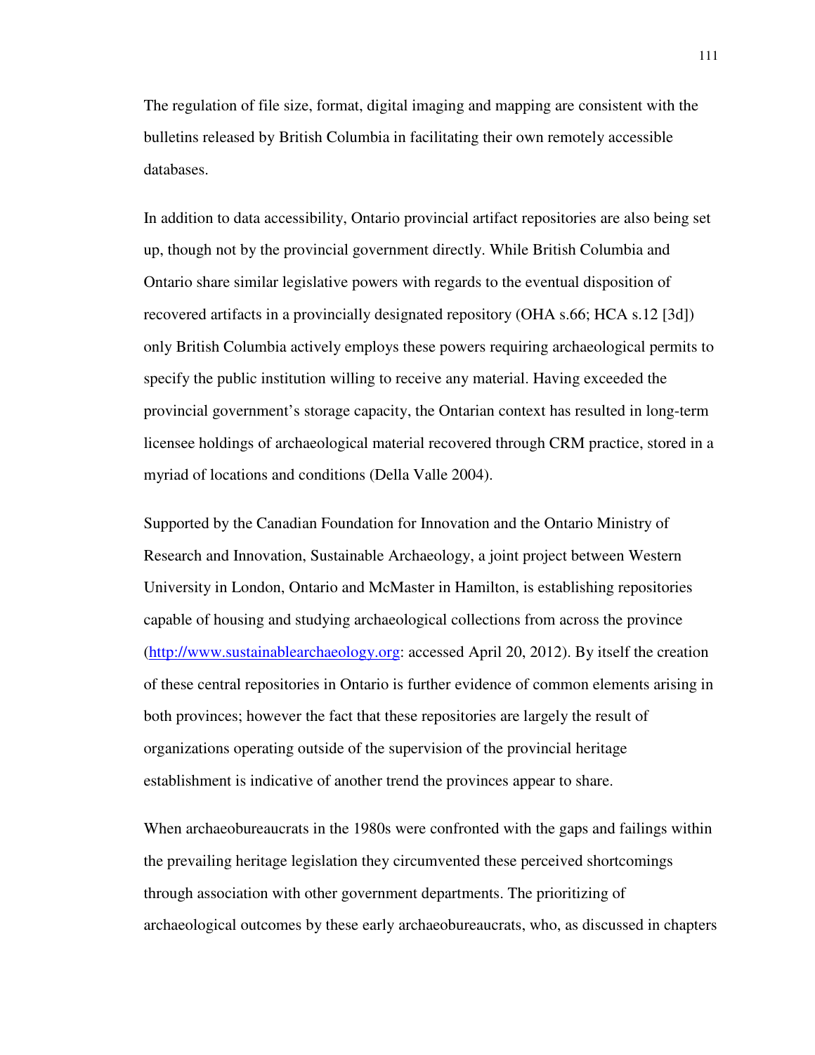The regulation of file size, format, digital imaging and mapping are consistent with the bulletins released by British Columbia in facilitating their own remotely accessible databases.

In addition to data accessibility, Ontario provincial artifact repositories are also being set up, though not by the provincial government directly. While British Columbia and Ontario share similar legislative powers with regards to the eventual disposition of recovered artifacts in a provincially designated repository (OHA s.66; HCA s.12 [3d]) only British Columbia actively employs these powers requiring archaeological permits to specify the public institution willing to receive any material. Having exceeded the provincial government's storage capacity, the Ontarian context has resulted in long-term licensee holdings of archaeological material recovered through CRM practice, stored in a myriad of locations and conditions (Della Valle 2004).

Supported by the Canadian Foundation for Innovation and the Ontario Ministry of Research and Innovation, Sustainable Archaeology, a joint project between Western University in London, Ontario and McMaster in Hamilton, is establishing repositories capable of housing and studying archaeological collections from across the province (http://www.sustainablearchaeology.org: accessed April 20, 2012). By itself the creation of these central repositories in Ontario is further evidence of common elements arising in both provinces; however the fact that these repositories are largely the result of organizations operating outside of the supervision of the provincial heritage establishment is indicative of another trend the provinces appear to share.

When archaeobureaucrats in the 1980s were confronted with the gaps and failings within the prevailing heritage legislation they circumvented these perceived shortcomings through association with other government departments. The prioritizing of archaeological outcomes by these early archaeobureaucrats, who, as discussed in chapters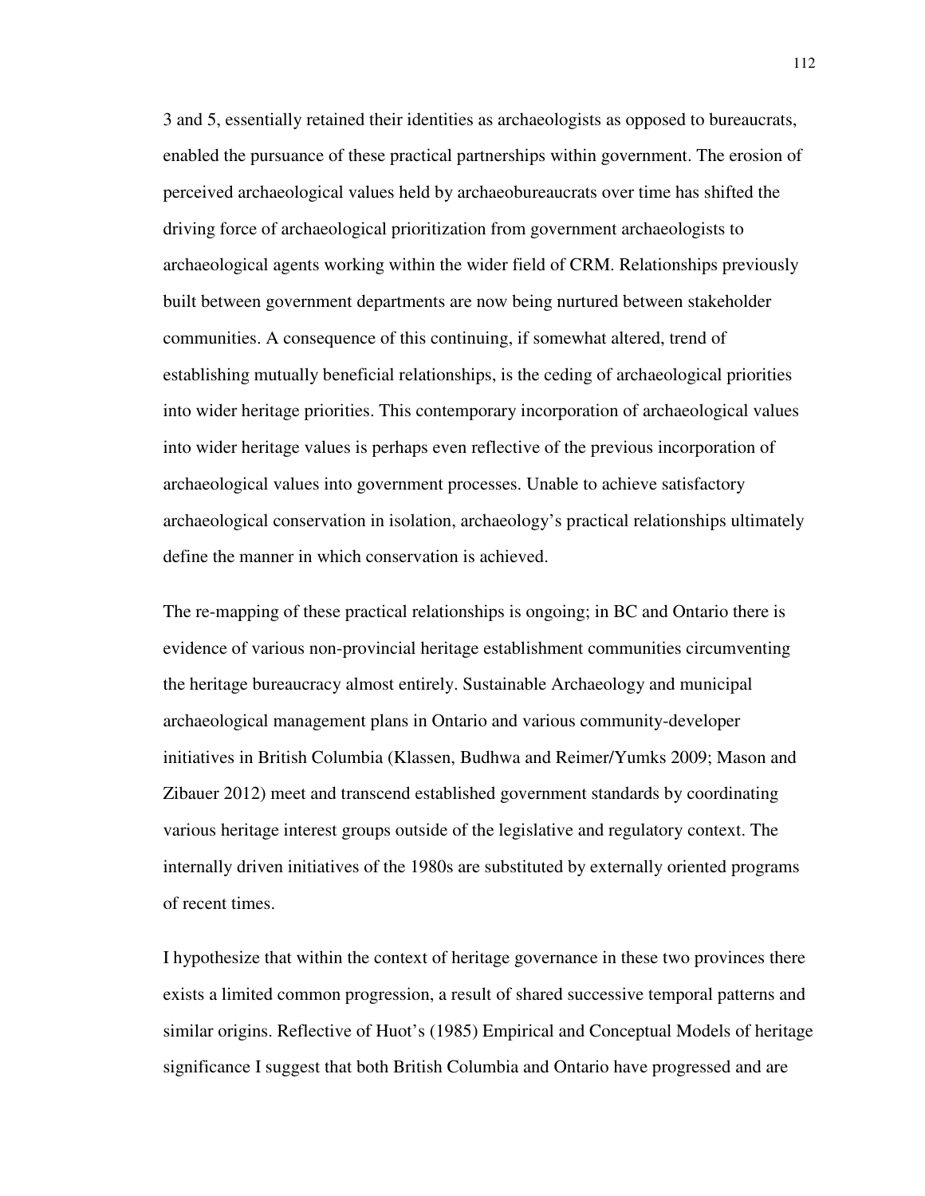3 and 5, essentially retained their identities as archaeologists as opposed to bureaucrats, enabled the pursuance of these practical partnerships within government. The erosion of perceived archaeological values held by archaeobureaucrats over time has shifted the driving force of archaeological prioritization from government archaeologists to archaeological agents working within the wider field of CRM. Relationships previously built between government departments are now being nurtured between stakeholder communities. A consequence of this continuing, if somewhat altered, trend of establishing mutually beneficial relationships, is the ceding of archaeological priorities into wider heritage priorities. This contemporary incorporation of archaeological values into wider heritage values is perhaps even reflective of the previous incorporation of archaeological values into government processes. Unable to achieve satisfactory archaeological conservation in isolation, archaeology's practical relationships ultimately define the manner in which conservation is achieved.

The re-mapping of these practical relationships is ongoing; in BC and Ontario there is evidence of various non-provincial heritage establishment communities circumventing the heritage bureaucracy almost entirely. Sustainable Archaeology and municipal archaeological management plans in Ontario and various community-developer initiatives in British Columbia (Klassen, Budhwa and Reimer/Yumks 2009; Mason and Zibauer 2012) meet and transcend established government standards by coordinating various heritage interest groups outside of the legislative and regulatory context. The internally driven initiatives of the 1980s are substituted by externally oriented programs of recent times.

I hypothesize that within the context of heritage governance in these two provinces there exists a limited common progression, a result of shared successive temporal patterns and similar origins. Reflective of Huot's (1985) Empirical and Conceptual Models of heritage significance I suggest that both British Columbia and Ontario have progressed and are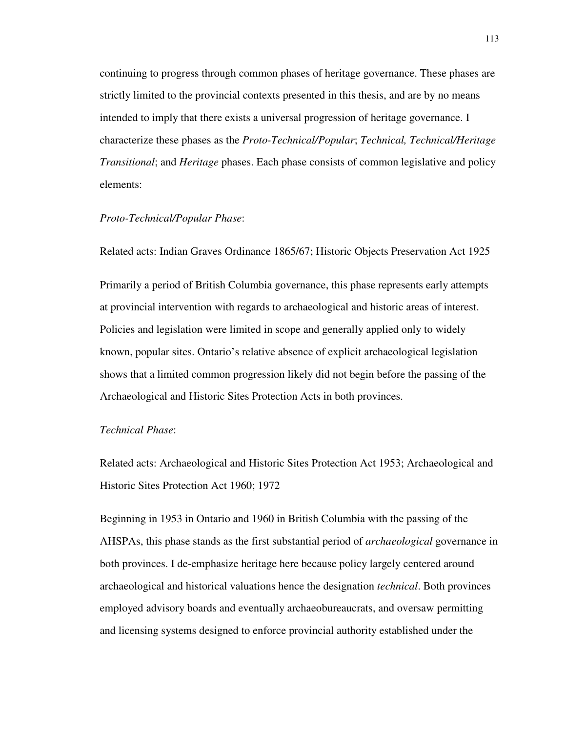continuing to progress through common phases of heritage governance. These phases are strictly limited to the provincial contexts presented in this thesis, and are by no means intended to imply that there exists a universal progression of heritage governance. I characterize these phases as the *Proto-Technical/Popular*; *Technical, Technical/Heritage Transitional*; and *Heritage* phases. Each phase consists of common legislative and policy elements:

*Proto-Technical/Popular Phase*:

Related acts: Indian Graves Ordinance 1865/67; Historic Objects Preservation Act 1925

Primarily a period of British Columbia governance, this phase represents early attempts at provincial intervention with regards to archaeological and historic areas of interest. Policies and legislation were limited in scope and generally applied only to widely known, popular sites. Ontario's relative absence of explicit archaeological legislation shows that a limited common progression likely did not begin before the passing of the Archaeological and Historic Sites Protection Acts in both provinces.

*Technical Phase*:

Related acts: Archaeological and Historic Sites Protection Act 1953; Archaeological and Historic Sites Protection Act 1960; 1972

Beginning in 1953 in Ontario and 1960 in British Columbia with the passing of the AHSPAs, this phase stands as the first substantial period of *archaeological* governance in both provinces. I de-emphasize heritage here because policy largely centered around archaeological and historical valuations hence the designation *technical*. Both provinces employed advisory boards and eventually archaeobureaucrats, and oversaw permitting and licensing systems designed to enforce provincial authority established under the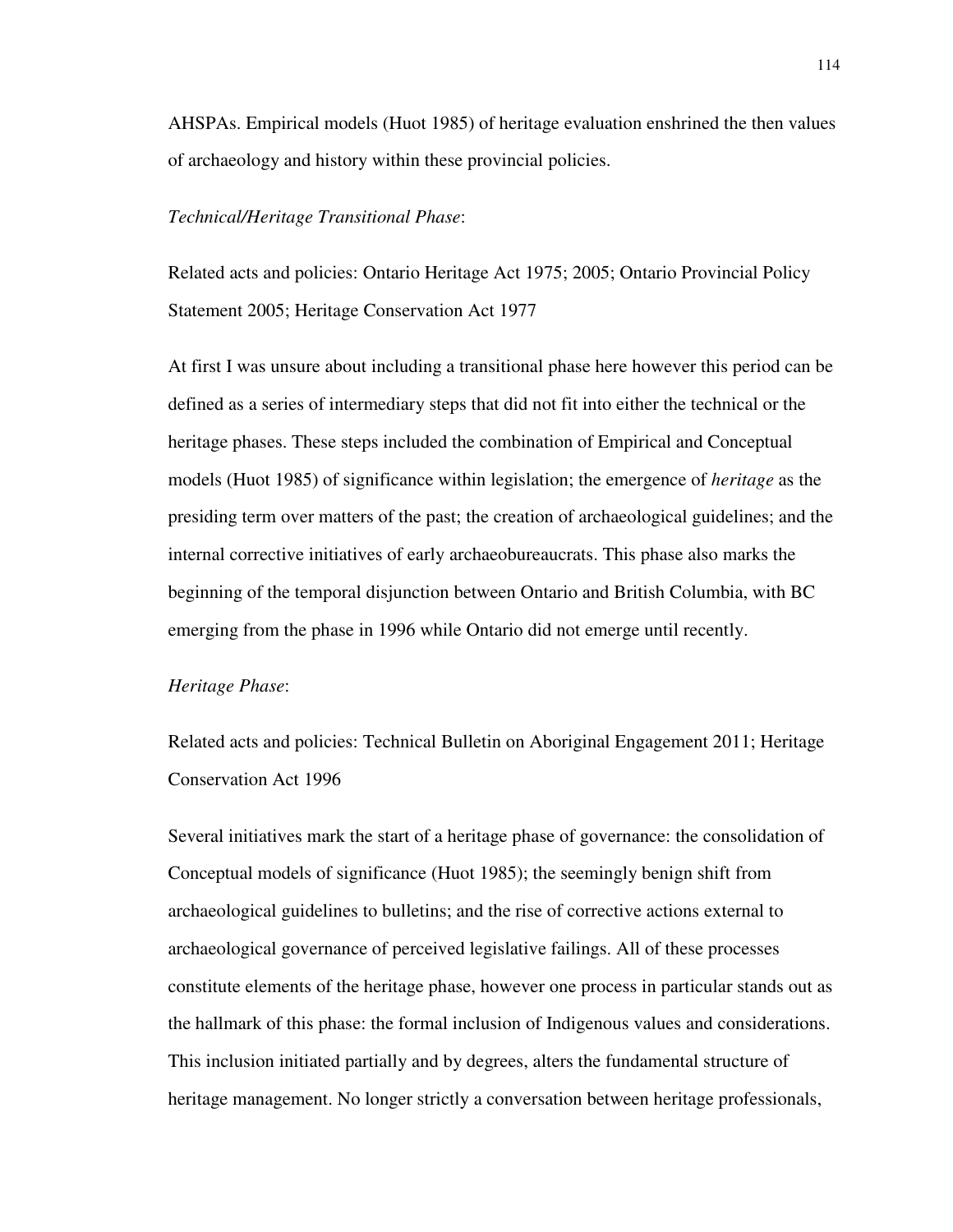AHSPAs. Empirical models (Huot 1985) of heritage evaluation enshrined the then values of archaeology and history within these provincial policies.

*Technical/Heritage Transitional Phase*:

Related acts and policies: Ontario Heritage Act 1975; 2005; Ontario Provincial Policy Statement 2005; Heritage Conservation Act 1977

At first I was unsure about including a transitional phase here however this period can be defined as a series of intermediary steps that did not fit into either the technical or the heritage phases. These steps included the combination of Empirical and Conceptual models (Huot 1985) of significance within legislation; the emergence of *heritage* as the presiding term over matters of the past; the creation of archaeological guidelines; and the internal corrective initiatives of early archaeobureaucrats. This phase also marks the beginning of the temporal disjunction between Ontario and British Columbia, with BC emerging from the phase in 1996 while Ontario did not emerge until recently.

*Heritage Phase*:

Related acts and policies: Technical Bulletin on Aboriginal Engagement 2011; Heritage Conservation Act 1996

Several initiatives mark the start of a heritage phase of governance: the consolidation of Conceptual models of significance (Huot 1985); the seemingly benign shift from archaeological guidelines to bulletins; and the rise of corrective actions external to archaeological governance of perceived legislative failings. All of these processes constitute elements of the heritage phase, however one process in particular stands out as the hallmark of this phase: the formal inclusion of Indigenous values and considerations. This inclusion initiated partially and by degrees, alters the fundamental structure of heritage management. No longer strictly a conversation between heritage professionals,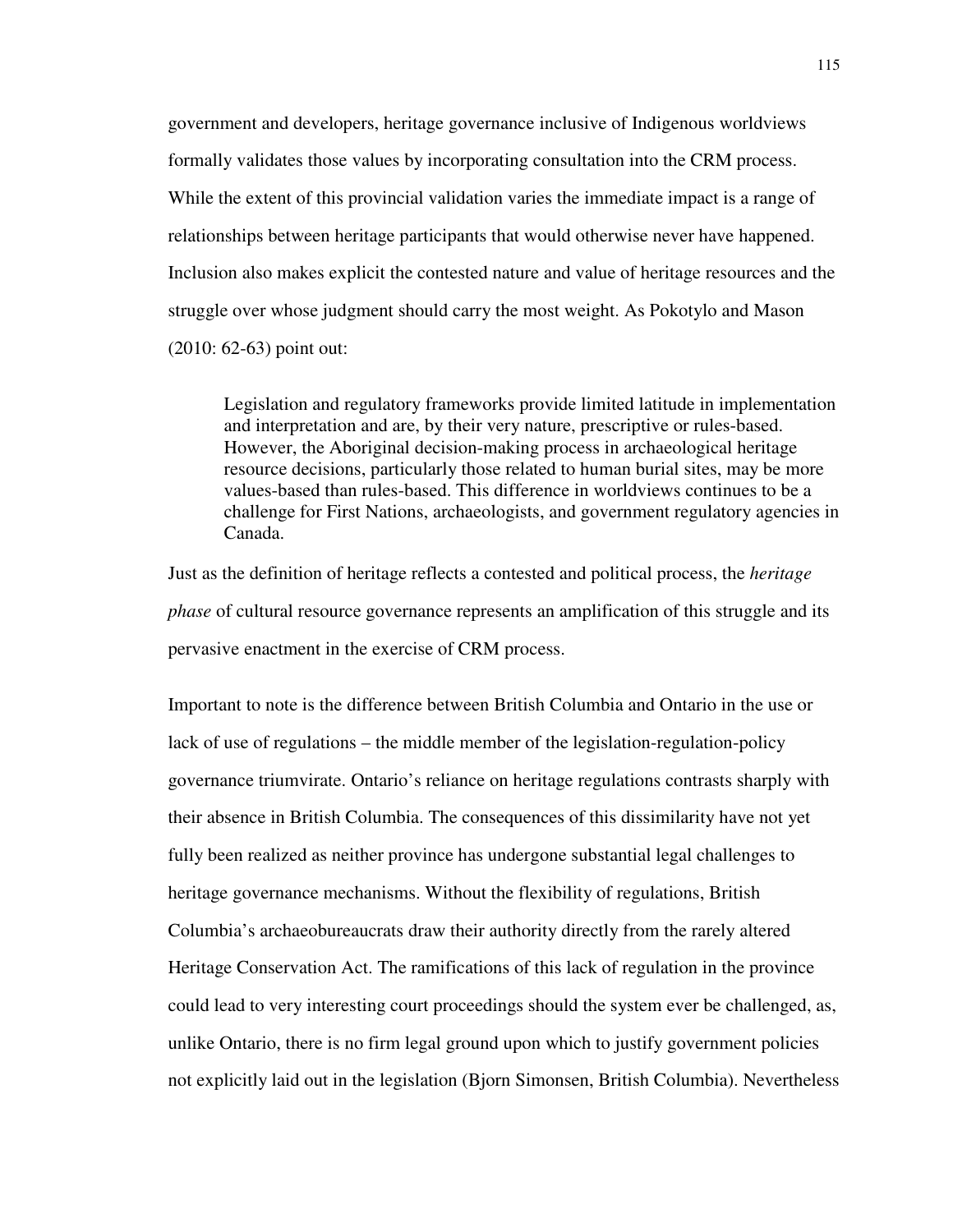government and developers, heritage governance inclusive of Indigenous worldviews formally validates those values by incorporating consultation into the CRM process. While the extent of this provincial validation varies the immediate impact is a range of relationships between heritage participants that would otherwise never have happened. Inclusion also makes explicit the contested nature and value of heritage resources and the struggle over whose judgment should carry the most weight. As Pokotylo and Mason (2010: 62-63) point out:

> Legislation and regulatory frameworks provide limited latitude in implementation and interpretation and are, by their very nature, prescriptive or rules-based. However, the Aboriginal decision-making process in archaeological heritage resource decisions, particularly those related to human burial sites, may be more values-based than rules-based. This difference in worldviews continues to be a challenge for First Nations, archaeologists, and government regulatory agencies in Canada.

Just as the definition of heritage reflects a contested and political process, the *heritage phase* of cultural resource governance represents an amplification of this struggle and its pervasive enactment in the exercise of CRM process.

Important to note is the difference between British Columbia and Ontario in the use or lack of use of regulations – the middle member of the legislation-regulation-policy governance triumvirate. Ontario's reliance on heritage regulations contrasts sharply with their absence in British Columbia. The consequences of this dissimilarity have not yet fully been realized as neither province has undergone substantial legal challenges to heritage governance mechanisms. Without the flexibility of regulations, British Columbia's archaeobureaucrats draw their authority directly from the rarely altered Heritage Conservation Act. The ramifications of this lack of regulation in the province could lead to very interesting court proceedings should the system ever be challenged, as, unlike Ontario, there is no firm legal ground upon which to justify government policies not explicitly laid out in the legislation (Bjorn Simonsen, British Columbia). Nevertheless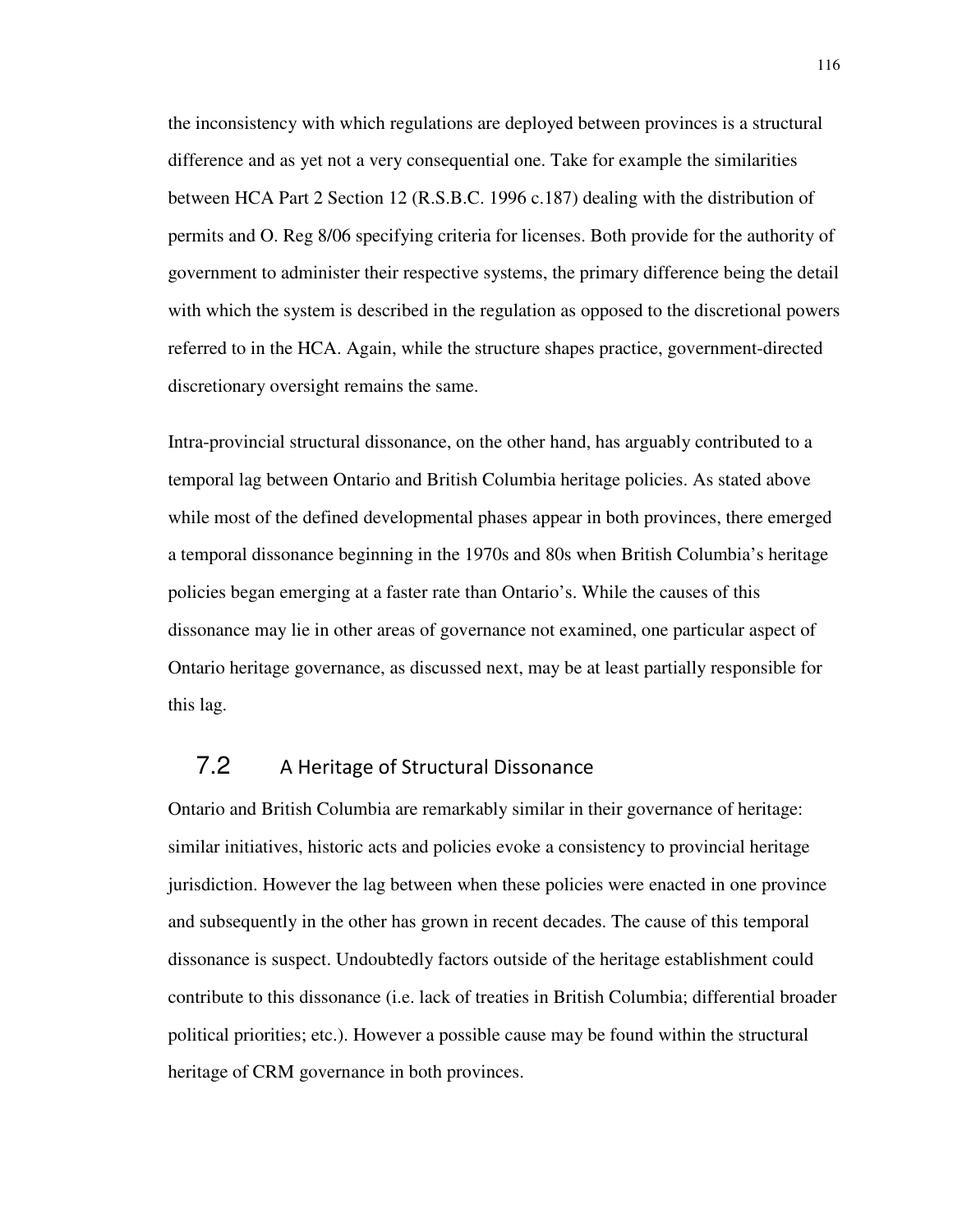the inconsistency with which regulations are deployed between provinces is a structural difference and as yet not a very consequential one. Take for example the similarities between HCA Part 2 Section 12 (R.S.B.C. 1996 c.187) dealing with the distribution of permits and O. Reg 8/06 specifying criteria for licenses. Both provide for the authority of government to administer their respective systems, the primary difference being the detail with which the system is described in the regulation as opposed to the discretional powers referred to in the HCA. Again, while the structure shapes practice, government-directed discretionary oversight remains the same.

Intra-provincial structural dissonance, on the other hand, has arguably contributed to a temporal lag between Ontario and British Columbia heritage policies. As stated above while most of the defined developmental phases appear in both provinces, there emerged a temporal dissonance beginning in the 1970s and 80s when British Columbia's heritage policies began emerging at a faster rate than Ontario's. While the causes of this dissonance may lie in other areas of governance not examined, one particular aspect of Ontario heritage governance, as discussed next, may be at least partially responsible for this lag.

## 7.2 A Heritage of Structural Dissonance

Ontario and British Columbia are remarkably similar in their governance of heritage: similar initiatives, historic acts and policies evoke a consistency to provincial heritage jurisdiction. However the lag between when these policies were enacted in one province and subsequently in the other has grown in recent decades. The cause of this temporal dissonance is suspect. Undoubtedly factors outside of the heritage establishment could contribute to this dissonance (i.e. lack of treaties in British Columbia; differential broader political priorities; etc.). However a possible cause may be found within the structural heritage of CRM governance in both provinces.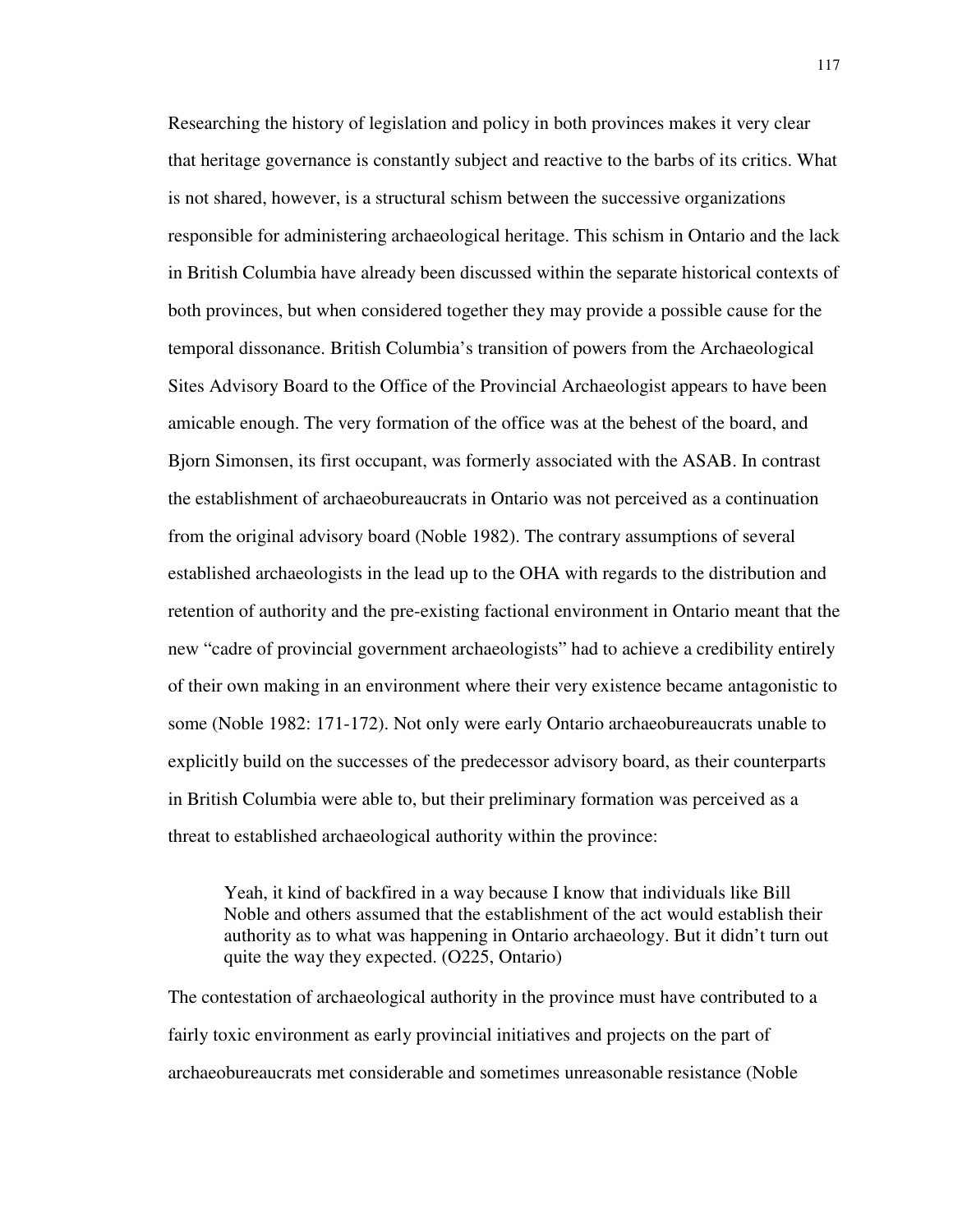Researching the history of legislation and policy in both provinces makes it very clear that heritage governance is constantly subject and reactive to the barbs of its critics. What is not shared, however, is a structural schism between the successive organizations responsible for administering archaeological heritage. This schism in Ontario and the lack in British Columbia have already been discussed within the separate historical contexts of both provinces, but when considered together they may provide a possible cause for the temporal dissonance. British Columbia's transition of powers from the Archaeological Sites Advisory Board to the Office of the Provincial Archaeologist appears to have been amicable enough. The very formation of the office was at the behest of the board, and Bjorn Simonsen, its first occupant, was formerly associated with the ASAB. In contrast the establishment of archaeobureaucrats in Ontario was not perceived as a continuation from the original advisory board (Noble 1982). The contrary assumptions of several established archaeologists in the lead up to the OHA with regards to the distribution and retention of authority and the pre-existing factional environment in Ontario meant that the new "cadre of provincial government archaeologists" had to achieve a credibility entirely of their own making in an environment where their very existence became antagonistic to some (Noble 1982: 171-172). Not only were early Ontario archaeobureaucrats unable to explicitly build on the successes of the predecessor advisory board, as their counterparts in British Columbia were able to, but their preliminary formation was perceived as a threat to established archaeological authority within the province:

> Yeah, it kind of backfired in a way because I know that individuals like Bill Noble and others assumed that the establishment of the act would establish their authority as to what was happening in Ontario archaeology. But it didn't turn out quite the way they expected. (O225, Ontario)

The contestation of archaeological authority in the province must have contributed to a fairly toxic environment as early provincial initiatives and projects on the part of archaeobureaucrats met considerable and sometimes unreasonable resistance (Noble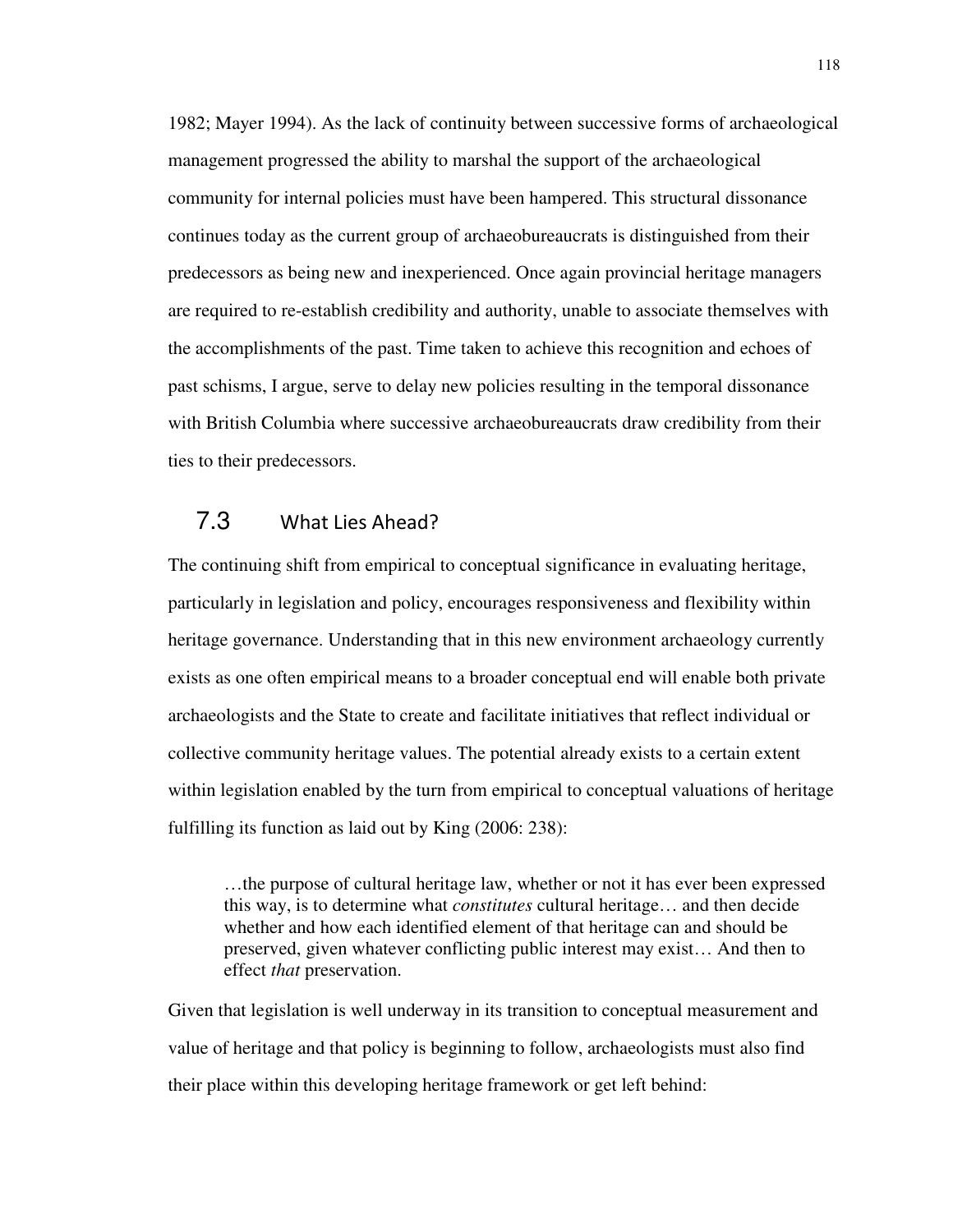1982; Mayer 1994). As the lack of continuity between successive forms of archaeological management progressed the ability to marshal the support of the archaeological community for internal policies must have been hampered. This structural dissonance continues today as the current group of archaeobureaucrats is distinguished from their predecessors as being new and inexperienced. Once again provincial heritage managers are required to re-establish credibility and authority, unable to associate themselves with the accomplishments of the past. Time taken to achieve this recognition and echoes of past schisms, I argue, serve to delay new policies resulting in the temporal dissonance with British Columbia where successive archaeobureaucrats draw credibility from their ties to their predecessors.

## 7.3 What Lies Ahead?

The continuing shift from empirical to conceptual significance in evaluating heritage, particularly in legislation and policy, encourages responsiveness and flexibility within heritage governance. Understanding that in this new environment archaeology currently exists as one often empirical means to a broader conceptual end will enable both private archaeologists and the State to create and facilitate initiatives that reflect individual or collective community heritage values. The potential already exists to a certain extent within legislation enabled by the turn from empirical to conceptual valuations of heritage fulfilling its function as laid out by King (2006: 238):

> …the purpose of cultural heritage law, whether or not it has ever been expressed this way, is to determine what *constitutes* cultural heritage… and then decide whether and how each identified element of that heritage can and should be preserved, given whatever conflicting public interest may exist… And then to effect *that* preservation.

Given that legislation is well underway in its transition to conceptual measurement and value of heritage and that policy is beginning to follow, archaeologists must also find their place within this developing heritage framework or get left behind: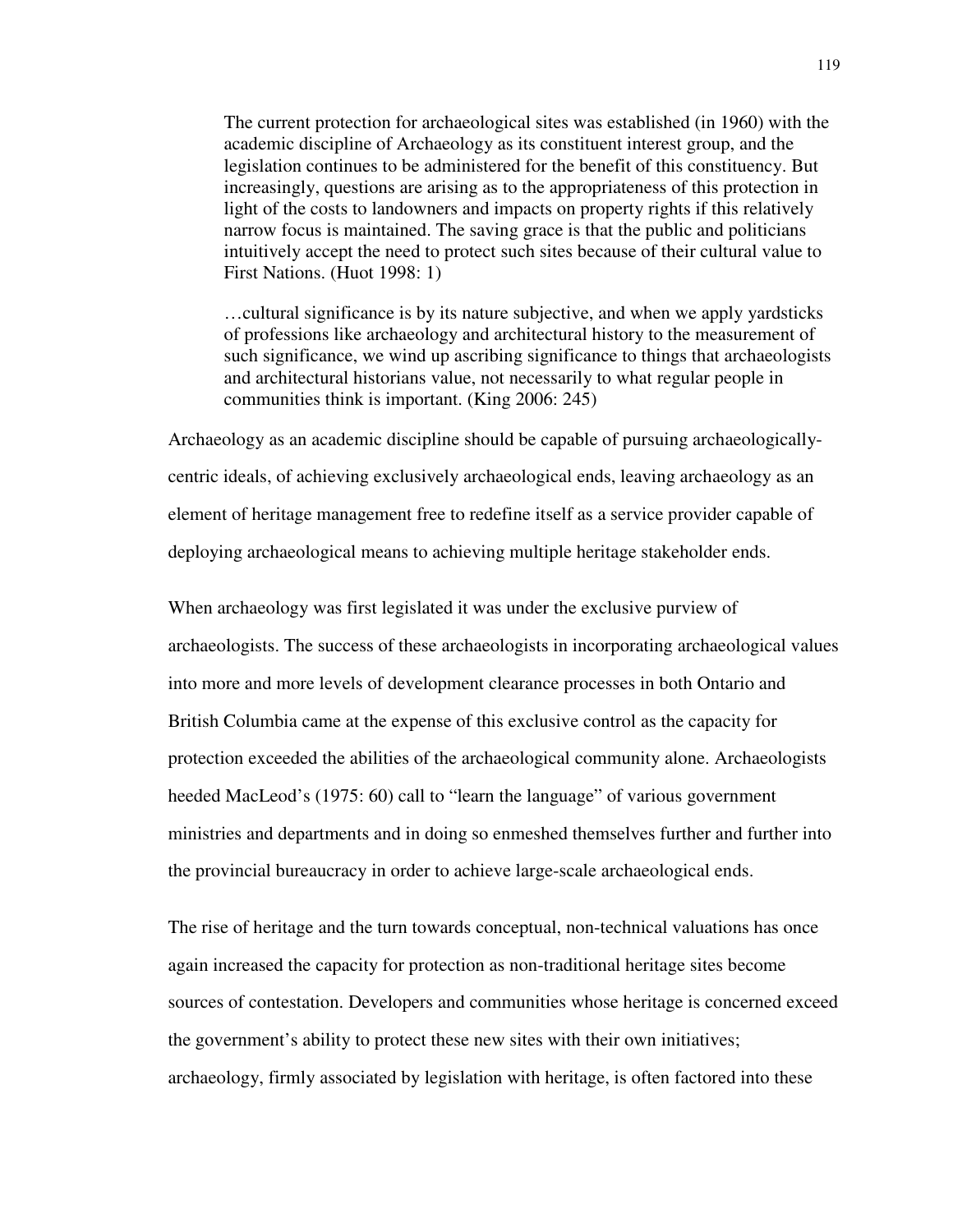> The current protection for archaeological sites was established (in 1960) with the academic discipline of Archaeology as its constituent interest group, and the legislation continues to be administered for the benefit of this constituency. But increasingly, questions are arising as to the appropriateness of this protection in light of the costs to landowners and impacts on property rights if this relatively narrow focus is maintained. The saving grace is that the public and politicians intuitively accept the need to protect such sites because of their cultural value to First Nations. (Huot 1998: 1)

> …cultural significance is by its nature subjective, and when we apply yardsticks of professions like archaeology and architectural history to the measurement of such significance, we wind up ascribing significance to things that archaeologists and architectural historians value, not necessarily to what regular people in communities think is important. (King 2006: 245)

Archaeology as an academic discipline should be capable of pursuing archaeologically-centric ideals, of achieving exclusively archaeological ends, leaving archaeology as an element of heritage management free to redefine itself as a service provider capable of deploying archaeological means to achieving multiple heritage stakeholder ends.

When archaeology was first legislated it was under the exclusive purview of archaeologists. The success of these archaeologists in incorporating archaeological values into more and more levels of development clearance processes in both Ontario and British Columbia came at the expense of this exclusive control as the capacity for protection exceeded the abilities of the archaeological community alone. Archaeologists heeded MacLeod's (1975: 60) call to "learn the language" of various government ministries and departments and in doing so enmeshed themselves further and further into the provincial bureaucracy in order to achieve large-scale archaeological ends.

The rise of heritage and the turn towards conceptual, non-technical valuations has once again increased the capacity for protection as non-traditional heritage sites become sources of contestation. Developers and communities whose heritage is concerned exceed the government's ability to protect these new sites with their own initiatives; archaeology, firmly associated by legislation with heritage, is often factored into these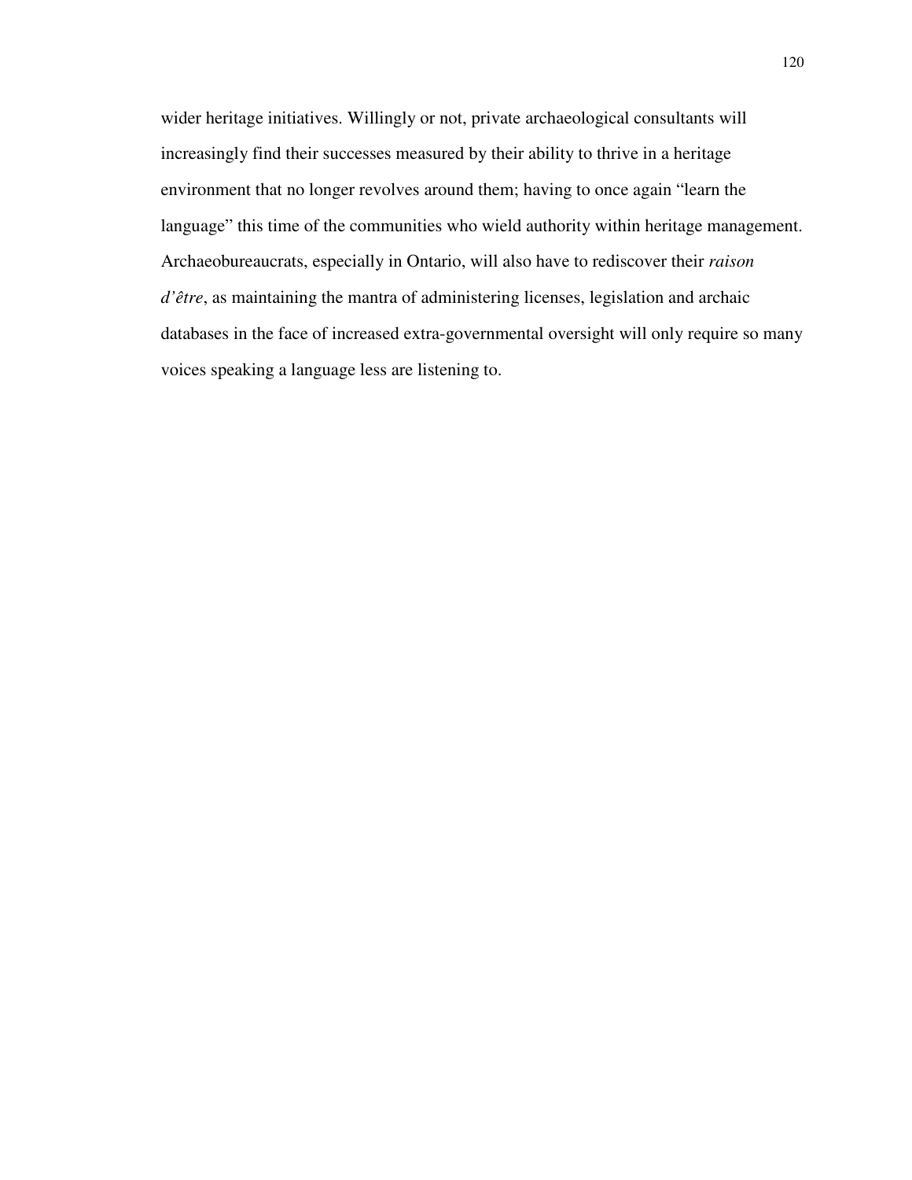wider heritage initiatives. Willingly or not, private archaeological consultants will increasingly find their successes measured by their ability to thrive in a heritage environment that no longer revolves around them; having to once again "learn the language" this time of the communities who wield authority within heritage management. Archaeobureaucrats, especially in Ontario, will also have to rediscover their *raison d'être*, as maintaining the mantra of administering licenses, legislation and archaic databases in the face of increased extra-governmental oversight will only require so many voices speaking a language less are listening to.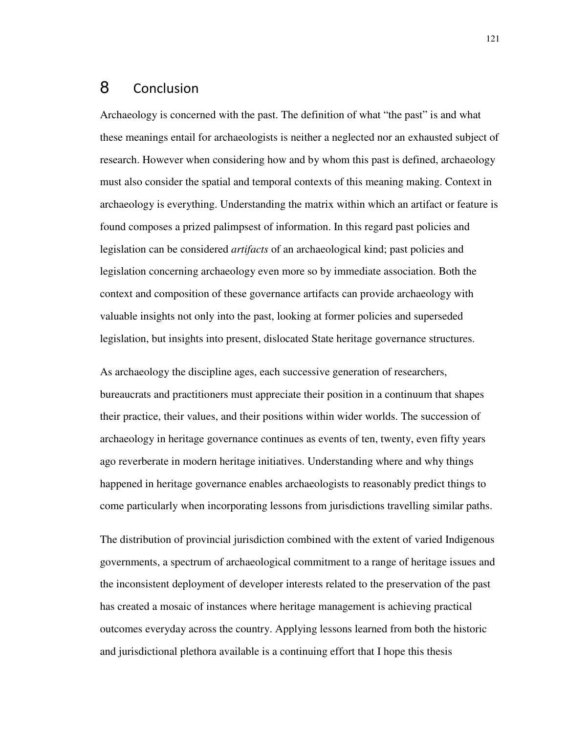# 8 Conclusion

Archaeology is concerned with the past. The definition of what “the past” is and what these meanings entail for archaeologists is neither a neglected nor an exhausted subject of research. However when considering how and by whom this past is defined, archaeology must also consider the spatial and temporal contexts of this meaning making. Context in archaeology is everything. Understanding the matrix within which an artifact or feature is found composes a prized palimpsest of information. In this regard past policies and legislation can be considered *artifacts* of an archaeological kind; past policies and legislation concerning archaeology even more so by immediate association. Both the context and composition of these governance artifacts can provide archaeology with valuable insights not only into the past, looking at former policies and superseded legislation, but insights into present, dislocated State heritage governance structures.

As archaeology the discipline ages, each successive generation of researchers, bureaucrats and practitioners must appreciate their position in a continuum that shapes their practice, their values, and their positions within wider worlds. The succession of archaeology in heritage governance continues as events of ten, twenty, even fifty years ago reverberate in modern heritage initiatives. Understanding where and why things happened in heritage governance enables archaeologists to reasonably predict things to come particularly when incorporating lessons from jurisdictions travelling similar paths.

The distribution of provincial jurisdiction combined with the extent of varied Indigenous governments, a spectrum of archaeological commitment to a range of heritage issues and the inconsistent deployment of developer interests related to the preservation of the past has created a mosaic of instances where heritage management is achieving practical outcomes everyday across the country. Applying lessons learned from both the historic and jurisdictional plethora available is a continuing effort that I hope this thesis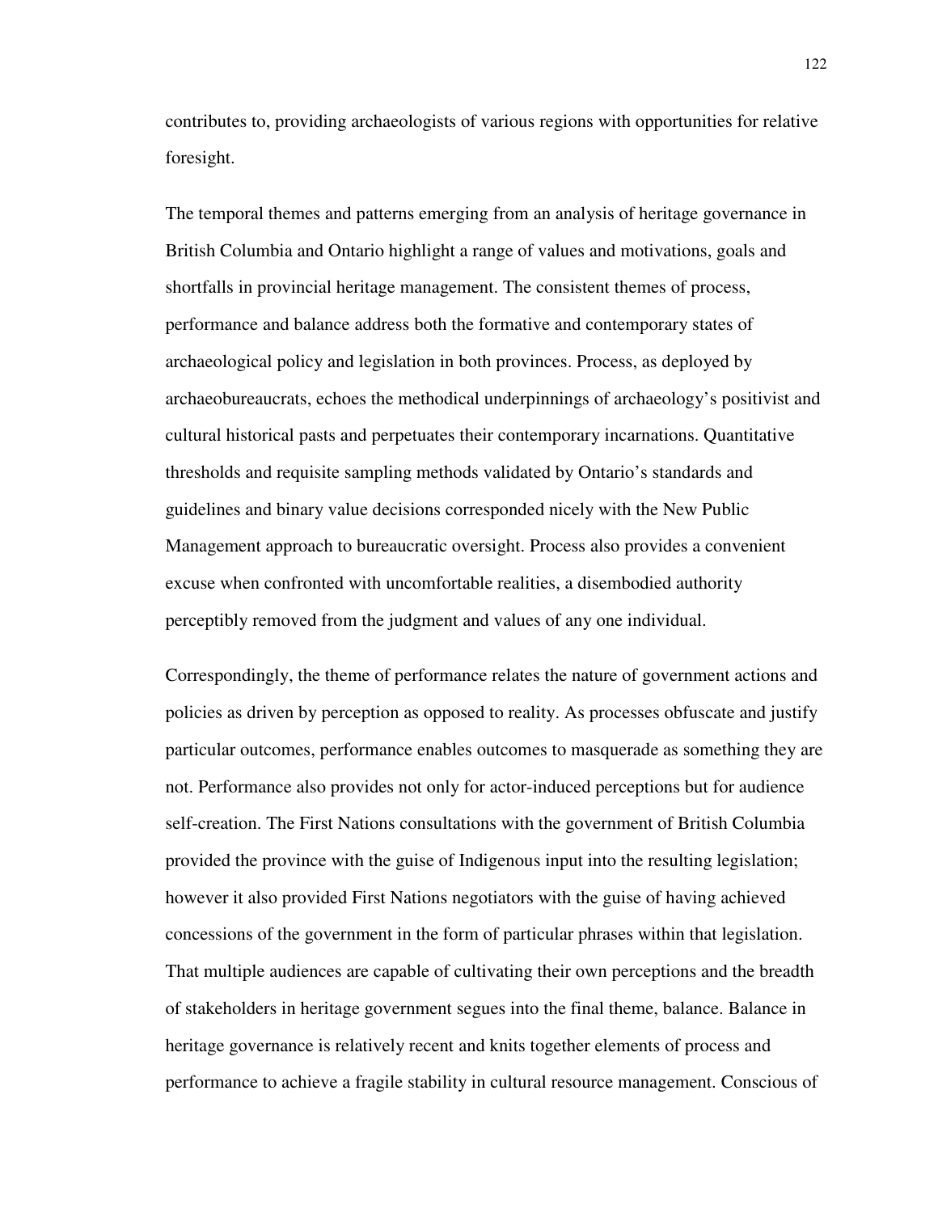contributes to, providing archaeologists of various regions with opportunities for relative foresight.

The temporal themes and patterns emerging from an analysis of heritage governance in British Columbia and Ontario highlight a range of values and motivations, goals and shortfalls in provincial heritage management. The consistent themes of process, performance and balance address both the formative and contemporary states of archaeological policy and legislation in both provinces. Process, as deployed by archaeobureaucrats, echoes the methodical underpinnings of archaeology's positivist and cultural historical pasts and perpetuates their contemporary incarnations. Quantitative thresholds and requisite sampling methods validated by Ontario's standards and guidelines and binary value decisions corresponded nicely with the New Public Management approach to bureaucratic oversight. Process also provides a convenient excuse when confronted with uncomfortable realities, a disembodied authority perceptibly removed from the judgment and values of any one individual.

Correspondingly, the theme of performance relates the nature of government actions and policies as driven by perception as opposed to reality. As processes obfuscate and justify particular outcomes, performance enables outcomes to masquerade as something they are not. Performance also provides not only for actor-induced perceptions but for audience self-creation. The First Nations consultations with the government of British Columbia provided the province with the guise of Indigenous input into the resulting legislation; however it also provided First Nations negotiators with the guise of having achieved concessions of the government in the form of particular phrases within that legislation. That multiple audiences are capable of cultivating their own perceptions and the breadth of stakeholders in heritage government segues into the final theme, balance. Balance in heritage governance is relatively recent and knits together elements of process and performance to achieve a fragile stability in cultural resource management. Conscious of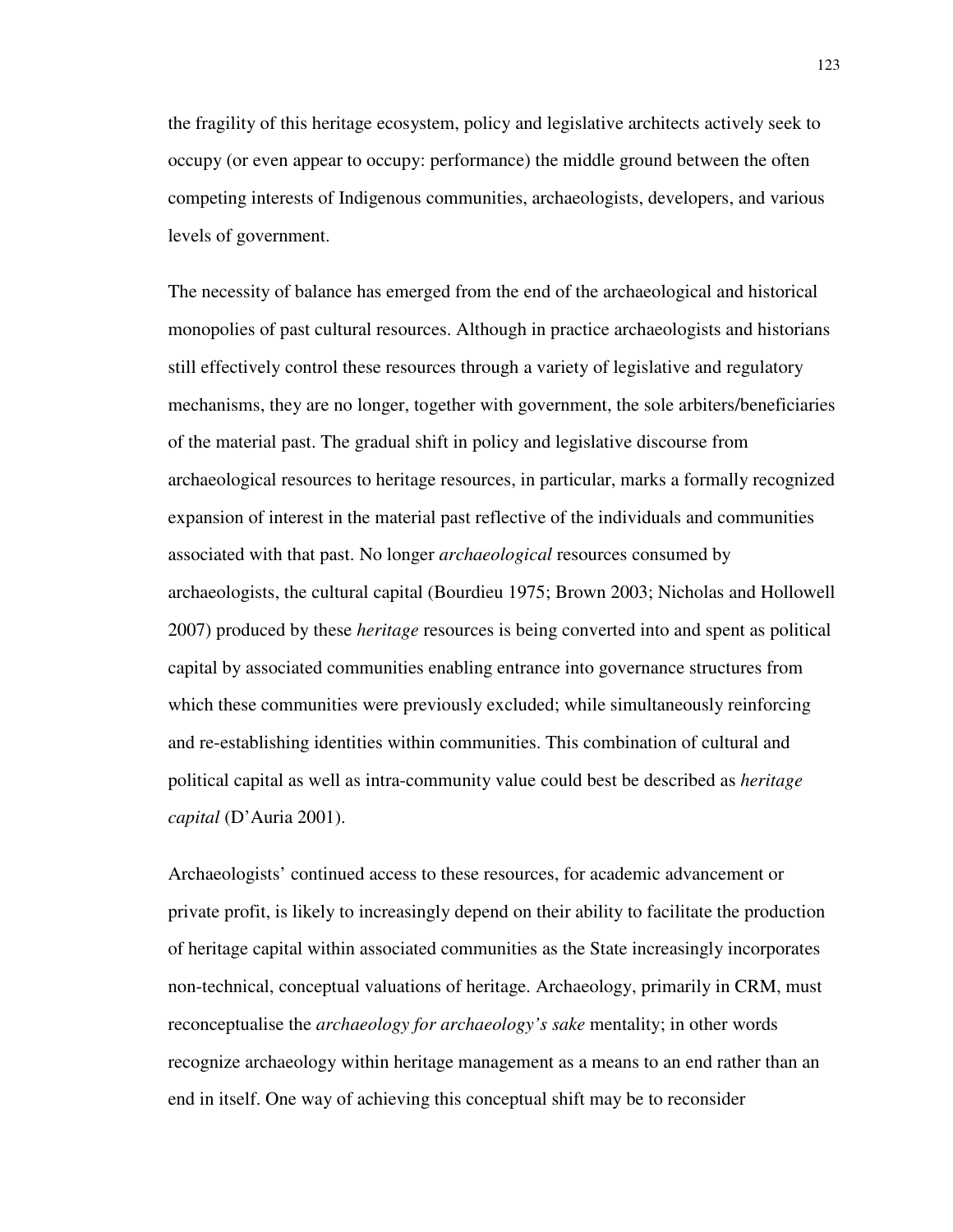the fragility of this heritage ecosystem, policy and legislative architects actively seek to occupy (or even appear to occupy: performance) the middle ground between the often competing interests of Indigenous communities, archaeologists, developers, and various levels of government.

The necessity of balance has emerged from the end of the archaeological and historical monopolies of past cultural resources. Although in practice archaeologists and historians still effectively control these resources through a variety of legislative and regulatory mechanisms, they are no longer, together with government, the sole arbiters/beneficiaries of the material past. The gradual shift in policy and legislative discourse from archaeological resources to heritage resources, in particular, marks a formally recognized expansion of interest in the material past reflective of the individuals and communities associated with that past. No longer *archaeological* resources consumed by archaeologists, the cultural capital (Bourdieu 1975; Brown 2003; Nicholas and Hollowell 2007) produced by these *heritage* resources is being converted into and spent as political capital by associated communities enabling entrance into governance structures from which these communities were previously excluded; while simultaneously reinforcing and re-establishing identities within communities. This combination of cultural and political capital as well as intra-community value could best be described as *heritage capital* (D'Auria 2001).

Archaeologists' continued access to these resources, for academic advancement or private profit, is likely to increasingly depend on their ability to facilitate the production of heritage capital within associated communities as the State increasingly incorporates non-technical, conceptual valuations of heritage. Archaeology, primarily in CRM, must reconceptualise the *archaeology for archaeology's sake* mentality; in other words recognize archaeology within heritage management as a means to an end rather than an end in itself. One way of achieving this conceptual shift may be to reconsider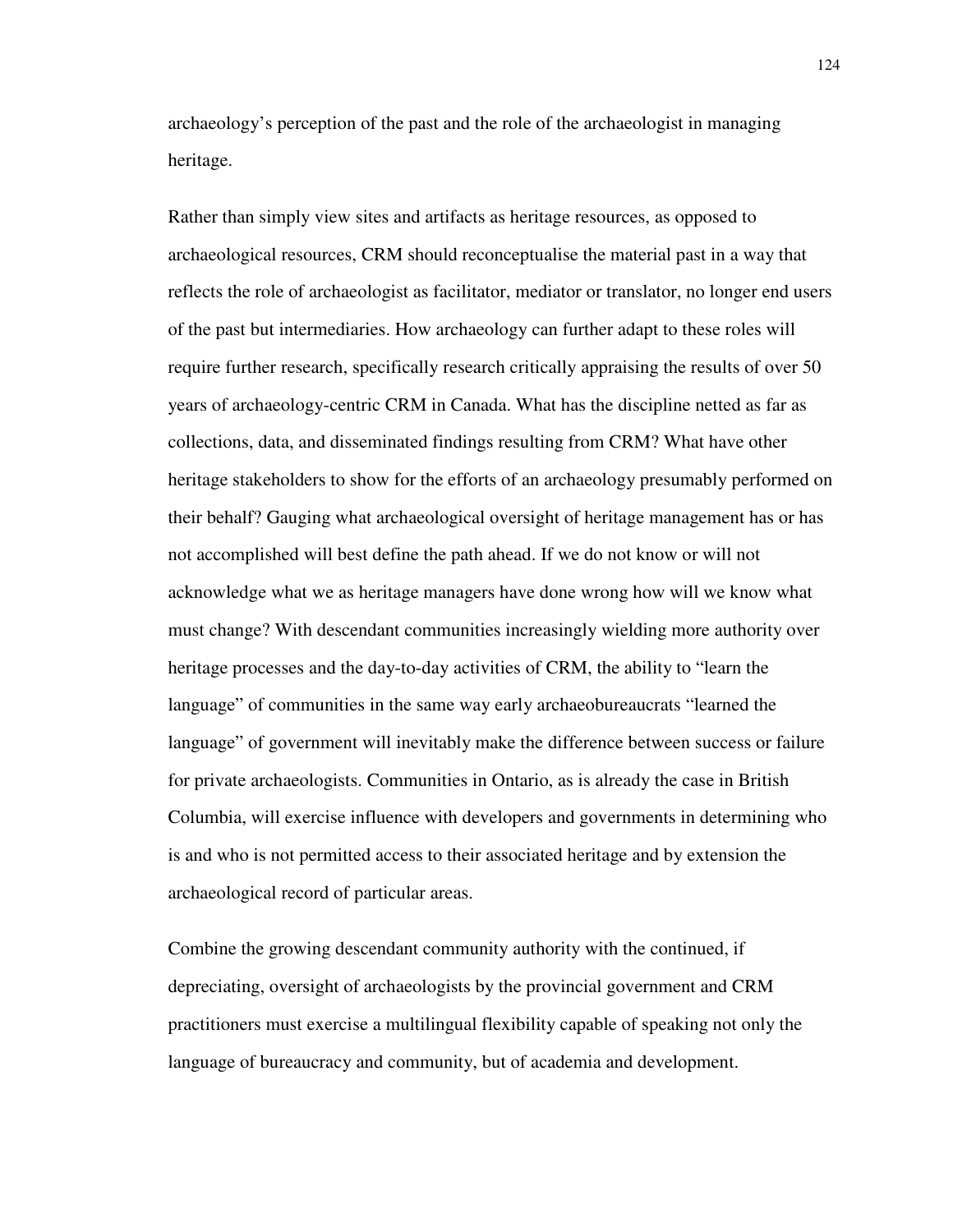archaeology's perception of the past and the role of the archaeologist in managing heritage.

Rather than simply view sites and artifacts as heritage resources, as opposed to archaeological resources, CRM should reconceptualise the material past in a way that reflects the role of archaeologist as facilitator, mediator or translator, no longer end users of the past but intermediaries. How archaeology can further adapt to these roles will require further research, specifically research critically appraising the results of over 50 years of archaeology-centric CRM in Canada. What has the discipline netted as far as collections, data, and disseminated findings resulting from CRM? What have other heritage stakeholders to show for the efforts of an archaeology presumably performed on their behalf? Gauging what archaeological oversight of heritage management has or has not accomplished will best define the path ahead. If we do not know or will not acknowledge what we as heritage managers have done wrong how will we know what must change? With descendant communities increasingly wielding more authority over heritage processes and the day-to-day activities of CRM, the ability to "learn the language" of communities in the same way early archaeobureaucrats "learned the language" of government will inevitably make the difference between success or failure for private archaeologists. Communities in Ontario, as is already the case in British Columbia, will exercise influence with developers and governments in determining who is and who is not permitted access to their associated heritage and by extension the archaeological record of particular areas.

Combine the growing descendant community authority with the continued, if depreciating, oversight of archaeologists by the provincial government and CRM practitioners must exercise a multilingual flexibility capable of speaking not only the language of bureaucracy and community, but of academia and development.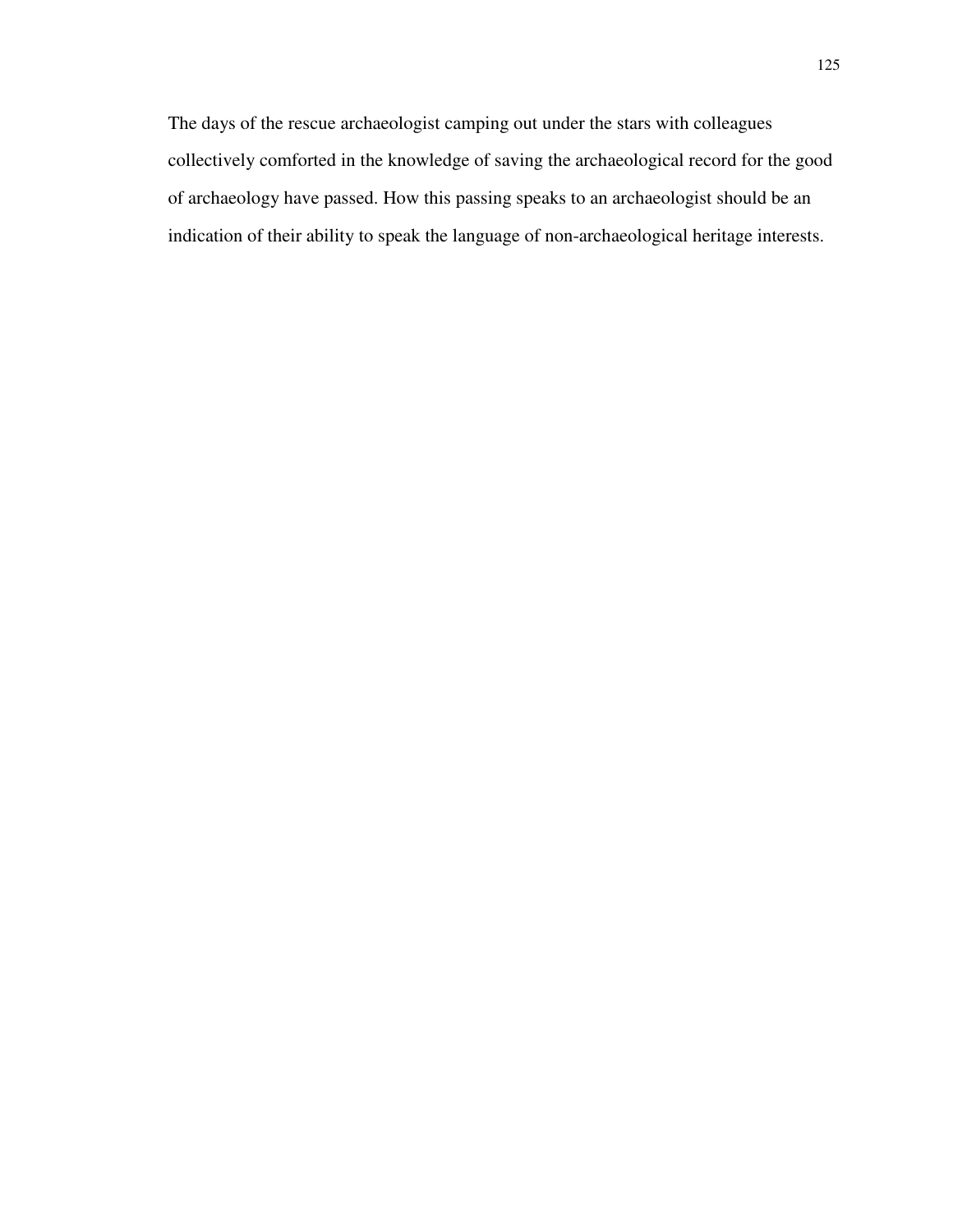The days of the rescue archaeologist camping out under the stars with colleagues collectively comforted in the knowledge of saving the archaeological record for the good of archaeology have passed. How this passing speaks to an archaeologist should be an indication of their ability to speak the language of non-archaeological heritage interests.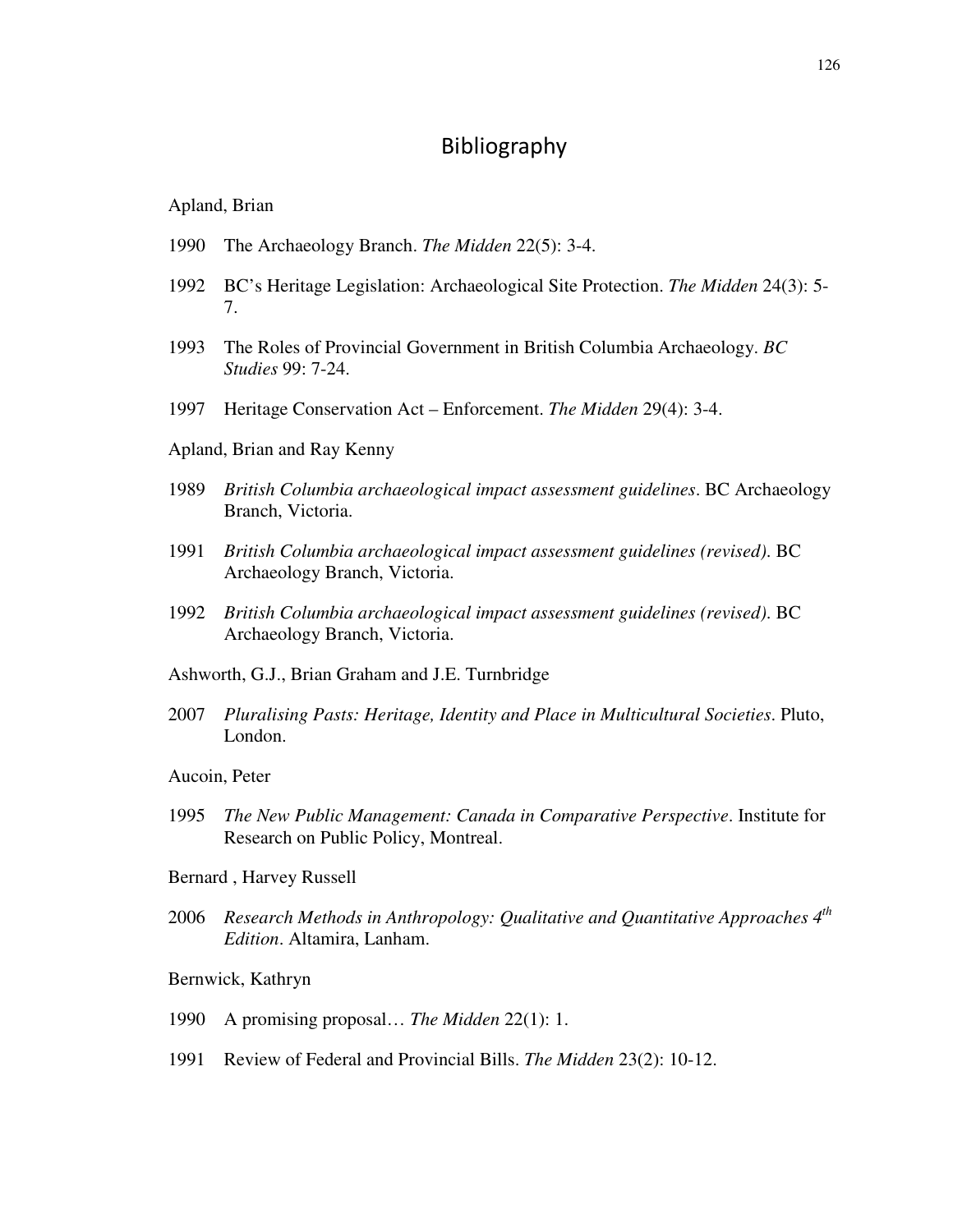# Bibliography

Apland, Brian

1990 The Archaeology Branch. *The Midden* 22(5): 3-4.

1992 BC's Heritage Legislation: Archaeological Site Protection. *The Midden* 24(3): 5-7.

1993 The Roles of Provincial Government in British Columbia Archaeology. *BC Studies* 99: 7-24.

1997 Heritage Conservation Act – Enforcement. *The Midden* 29(4): 3-4.

Apland, Brian and Ray Kenny

1989 *British Columbia archaeological impact assessment guidelines*. BC Archaeology Branch, Victoria.

1991 *British Columbia archaeological impact assessment guidelines (revised)*. BC Archaeology Branch, Victoria.

1992 *British Columbia archaeological impact assessment guidelines (revised)*. BC Archaeology Branch, Victoria.

Ashworth, G.J., Brian Graham and J.E. Turnbridge

2007 *Pluralising Pasts: Heritage, Identity and Place in Multicultural Societies*. Pluto, London.

Aucoin, Peter

1995 *The New Public Management: Canada in Comparative Perspective*. Institute for Research on Public Policy, Montreal.

Bernard , Harvey Russell

2006 *Research Methods in Anthropology: Qualitative and Quantitative Approaches 4th Edition*. Altamira, Lanham.

Bernwick, Kathryn

1990 A promising proposal… *The Midden* 22(1): 1.

1991 Review of Federal and Provincial Bills. *The Midden* 23(2): 10-12.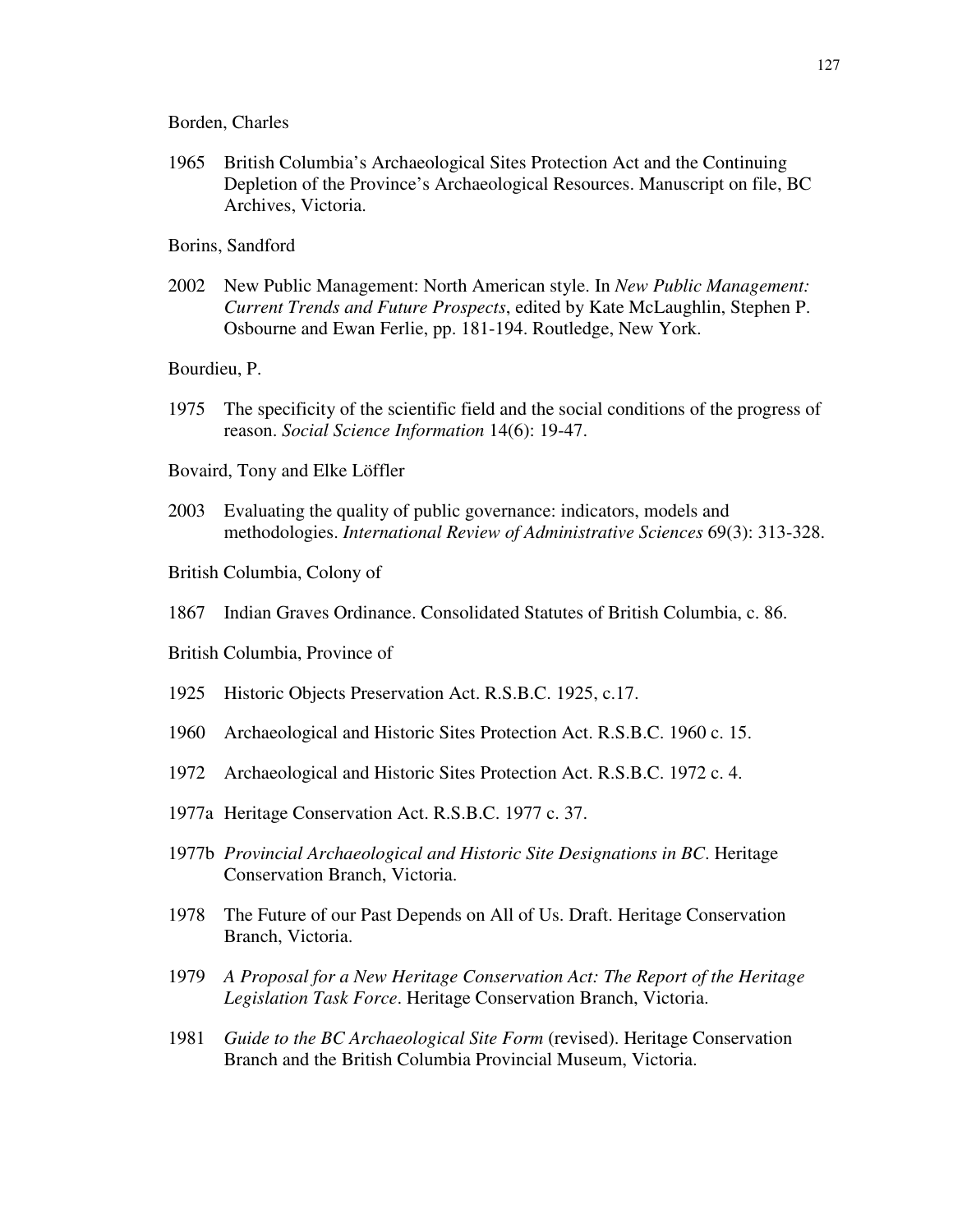Borden, Charles

1965 British Columbia's Archaeological Sites Protection Act and the Continuing Depletion of the Province's Archaeological Resources. Manuscript on file, BC Archives, Victoria.

Borins, Sandford

2002 New Public Management: North American style. In *New Public Management: Current Trends and Future Prospects*, edited by Kate McLaughlin, Stephen P. Osbourne and Ewan Ferlie, pp. 181-194. Routledge, New York.

Bourdieu, P.

1975 The specificity of the scientific field and the social conditions of the progress of reason. *Social Science Information* 14(6): 19-47.

Bovaird, Tony and Elke Löffler

2003 Evaluating the quality of public governance: indicators, models and methodologies. *International Review of Administrative Sciences* 69(3): 313-328.

British Columbia, Colony of

1867 Indian Graves Ordinance. Consolidated Statutes of British Columbia, c. 86.

British Columbia, Province of

1925 Historic Objects Preservation Act. R.S.B.C. 1925, c.17.

1960 Archaeological and Historic Sites Protection Act. R.S.B.C. 1960 c. 15.

1972 Archaeological and Historic Sites Protection Act. R.S.B.C. 1972 c. 4.

1977a Heritage Conservation Act. R.S.B.C. 1977 c. 37.

1977b *Provincial Archaeological and Historic Site Designations in BC*. Heritage Conservation Branch, Victoria.

1978 The Future of our Past Depends on All of Us. Draft. Heritage Conservation Branch, Victoria.

1979 *A Proposal for a New Heritage Conservation Act: The Report of the Heritage Legislation Task Force*. Heritage Conservation Branch, Victoria.

1981 *Guide to the BC Archaeological Site Form* (revised). Heritage Conservation Branch and the British Columbia Provincial Museum, Victoria.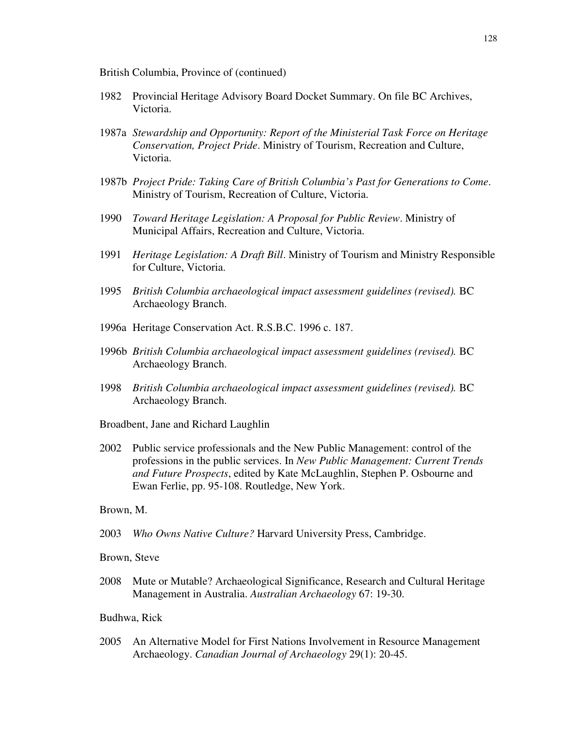British Columbia, Province of (continued)

1982 Provincial Heritage Advisory Board Docket Summary. On file BC Archives, Victoria.

1987a *Stewardship and Opportunity: Report of the Ministerial Task Force on Heritage Conservation, Project Pride*. Ministry of Tourism, Recreation and Culture, Victoria.

1987b *Project Pride: Taking Care of British Columbia's Past for Generations to Come*. Ministry of Tourism, Recreation of Culture, Victoria.

1990 *Toward Heritage Legislation: A Proposal for Public Review*. Ministry of Municipal Affairs, Recreation and Culture, Victoria.

1991 *Heritage Legislation: A Draft Bill*. Ministry of Tourism and Ministry Responsible for Culture, Victoria.

1995 *British Columbia archaeological impact assessment guidelines (revised).* BC Archaeology Branch.

1996a Heritage Conservation Act. R.S.B.C. 1996 c. 187.

1996b *British Columbia archaeological impact assessment guidelines (revised).* BC Archaeology Branch.

1998 *British Columbia archaeological impact assessment guidelines (revised).* BC Archaeology Branch.

Broadbent, Jane and Richard Laughlin

2002 Public service professionals and the New Public Management: control of the professions in the public services. In *New Public Management: Current Trends and Future Prospects*, edited by Kate McLaughlin, Stephen P. Osbourne and Ewan Ferlie, pp. 95-108. Routledge, New York.

Brown, M.

2003 *Who Owns Native Culture?* Harvard University Press, Cambridge.

Brown, Steve

2008 Mute or Mutable? Archaeological Significance, Research and Cultural Heritage Management in Australia. *Australian Archaeology* 67: 19-30.

Budhwa, Rick

2005 An Alternative Model for First Nations Involvement in Resource Management Archaeology. *Canadian Journal of Archaeology* 29(1): 20-45.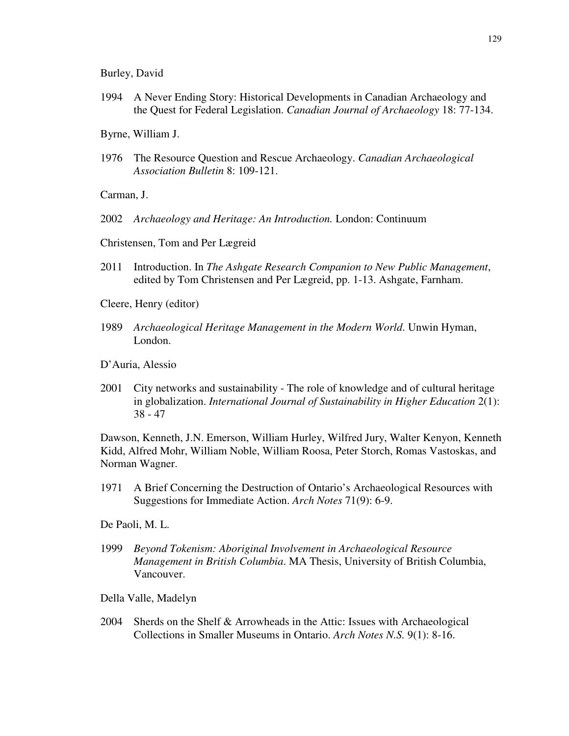Burley, David

1994 A Never Ending Story: Historical Developments in Canadian Archaeology and the Quest for Federal Legislation. *Canadian Journal of Archaeology* 18: 77-134.

Byrne, William J.

1976 The Resource Question and Rescue Archaeology. *Canadian Archaeological Association Bulletin* 8: 109-121.

Carman, J.

2002 *Archaeology and Heritage: An Introduction.* London: Continuum

Christensen, Tom and Per Lægreid

2011 Introduction. In *The Ashgate Research Companion to New Public Management*, edited by Tom Christensen and Per Lægreid, pp. 1-13. Ashgate, Farnham.

Cleere, Henry (editor)

1989 *Archaeological Heritage Management in the Modern World*. Unwin Hyman, London.

D'Auria, Alessio

2001 City networks and sustainability - The role of knowledge and of cultural heritage in globalization. *International Journal of Sustainability in Higher Education* 2(1): 38 - 47

Dawson, Kenneth, J.N. Emerson, William Hurley, Wilfred Jury, Walter Kenyon, Kenneth Kidd, Alfred Mohr, William Noble, William Roosa, Peter Storch, Romas Vastoskas, and Norman Wagner.

1971 A Brief Concerning the Destruction of Ontario's Archaeological Resources with Suggestions for Immediate Action. *Arch Notes* 71(9): 6-9.

De Paoli, M. L.

1999 *Beyond Tokenism: Aboriginal Involvement in Archaeological Resource Management in British Columbia*. MA Thesis, University of British Columbia, Vancouver.

Della Valle, Madelyn

2004 Sherds on the Shelf & Arrowheads in the Attic: Issues with Archaeological Collections in Smaller Museums in Ontario. *Arch Notes N.S.* 9(1): 8-16.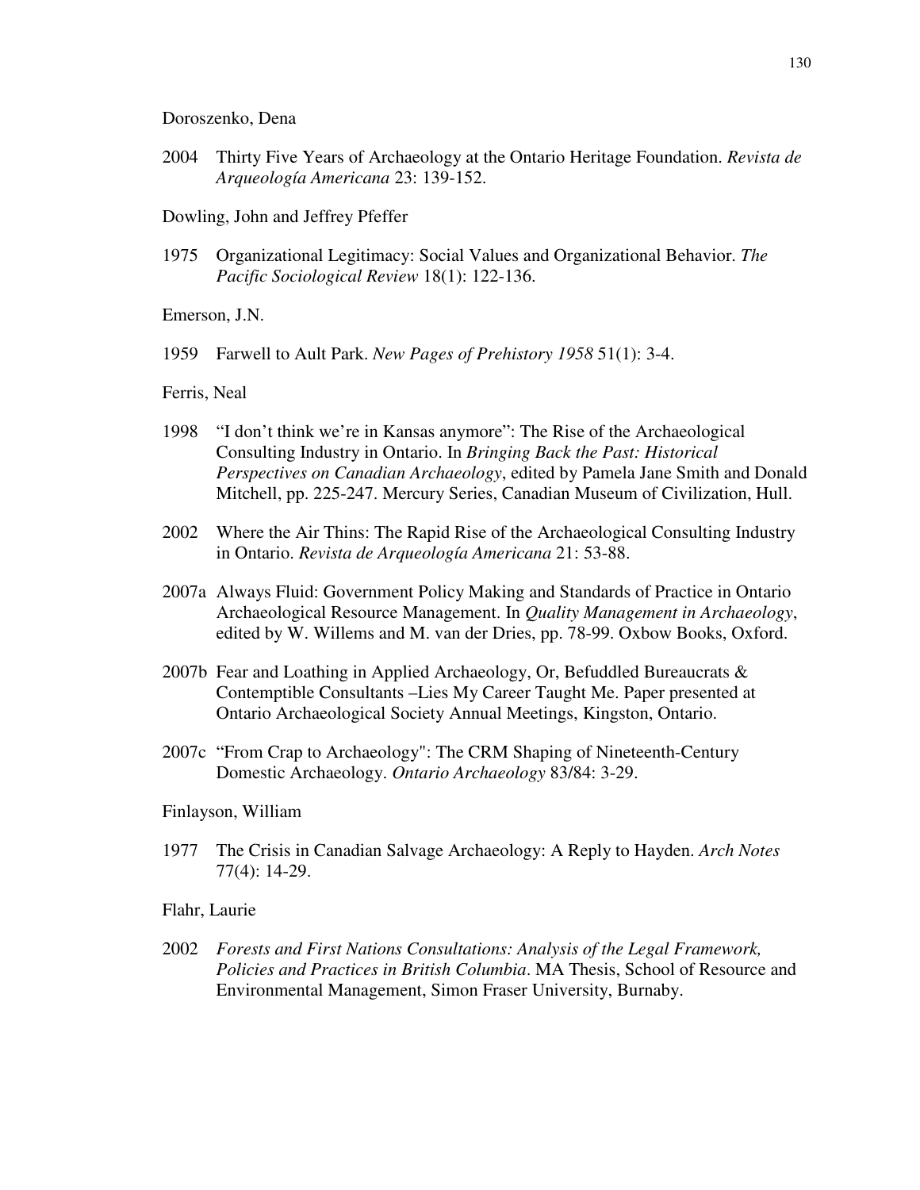Doroszenko, Dena

2004 Thirty Five Years of Archaeology at the Ontario Heritage Foundation. *Revista de Arqueología Americana* 23: 139-152.

Dowling, John and Jeffrey Pfeffer

1975 Organizational Legitimacy: Social Values and Organizational Behavior. *The Pacific Sociological Review* 18(1): 122-136.

Emerson, J.N.

1959 Farwell to Ault Park. *New Pages of Prehistory 1958* 51(1): 3-4.

Ferris, Neal

1998 "I don't think we're in Kansas anymore": The Rise of the Archaeological Consulting Industry in Ontario. In *Bringing Back the Past: Historical Perspectives on Canadian Archaeology*, edited by Pamela Jane Smith and Donald Mitchell, pp. 225-247. Mercury Series, Canadian Museum of Civilization, Hull.

2002 Where the Air Thins: The Rapid Rise of the Archaeological Consulting Industry in Ontario. *Revista de Arqueología Americana* 21: 53-88.

2007a Always Fluid: Government Policy Making and Standards of Practice in Ontario Archaeological Resource Management. In *Quality Management in Archaeology*, edited by W. Willems and M. van der Dries, pp. 78-99. Oxbow Books, Oxford.

2007b Fear and Loathing in Applied Archaeology, Or, Befuddled Bureaucrats & Contemptible Consultants –Lies My Career Taught Me. Paper presented at Ontario Archaeological Society Annual Meetings, Kingston, Ontario.

2007c "From Crap to Archaeology": The CRM Shaping of Nineteenth-Century Domestic Archaeology. *Ontario Archaeology* 83/84: 3-29.

Finlayson, William

1977 The Crisis in Canadian Salvage Archaeology: A Reply to Hayden. *Arch Notes* 77(4): 14-29.

Flahr, Laurie

2002 *Forests and First Nations Consultations: Analysis of the Legal Framework, Policies and Practices in British Columbia*. MA Thesis, School of Resource and Environmental Management, Simon Fraser University, Burnaby.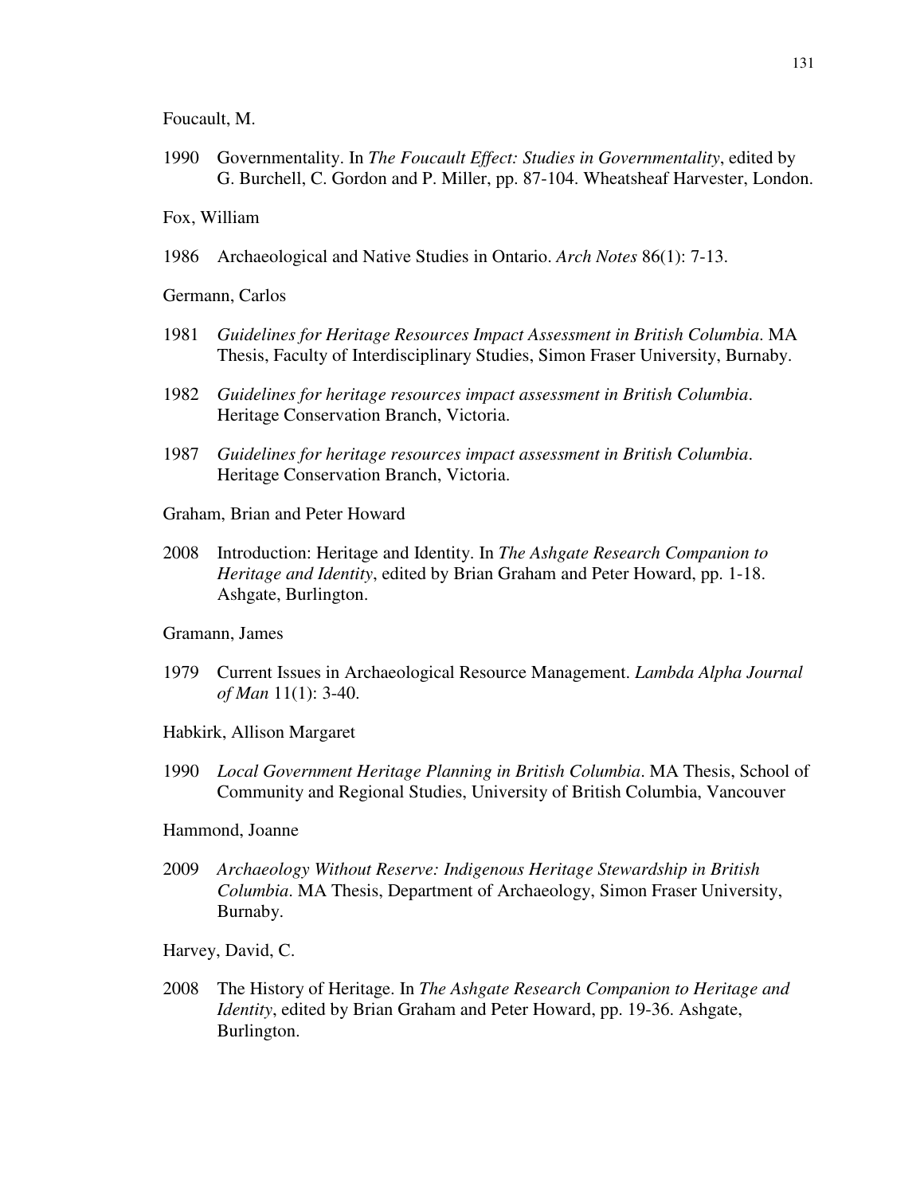Foucault, M.

1990 Governmentality. In *The Foucault Effect: Studies in Governmentality*, edited by G. Burchell, C. Gordon and P. Miller, pp. 87-104. Wheatsheaf Harvester, London.

Fox, William

1986 Archaeological and Native Studies in Ontario. *Arch Notes* 86(1): 7-13.

Germann, Carlos

1981 *Guidelines for Heritage Resources Impact Assessment in British Columbia*. MA Thesis, Faculty of Interdisciplinary Studies, Simon Fraser University, Burnaby.

1982 *Guidelines for heritage resources impact assessment in British Columbia*. Heritage Conservation Branch, Victoria.

1987 *Guidelines for heritage resources impact assessment in British Columbia*. Heritage Conservation Branch, Victoria.

Graham, Brian and Peter Howard

2008 Introduction: Heritage and Identity. In *The Ashgate Research Companion to Heritage and Identity*, edited by Brian Graham and Peter Howard, pp. 1-18. Ashgate, Burlington.

Gramann, James

1979 Current Issues in Archaeological Resource Management. *Lambda Alpha Journal of Man* 11(1): 3-40.

Habkirk, Allison Margaret

1990 *Local Government Heritage Planning in British Columbia*. MA Thesis, School of Community and Regional Studies, University of British Columbia, Vancouver

Hammond, Joanne

2009 *Archaeology Without Reserve: Indigenous Heritage Stewardship in British Columbia*. MA Thesis, Department of Archaeology, Simon Fraser University, Burnaby.

Harvey, David, C.

2008 The History of Heritage. In *The Ashgate Research Companion to Heritage and Identity*, edited by Brian Graham and Peter Howard, pp. 19-36. Ashgate, Burlington.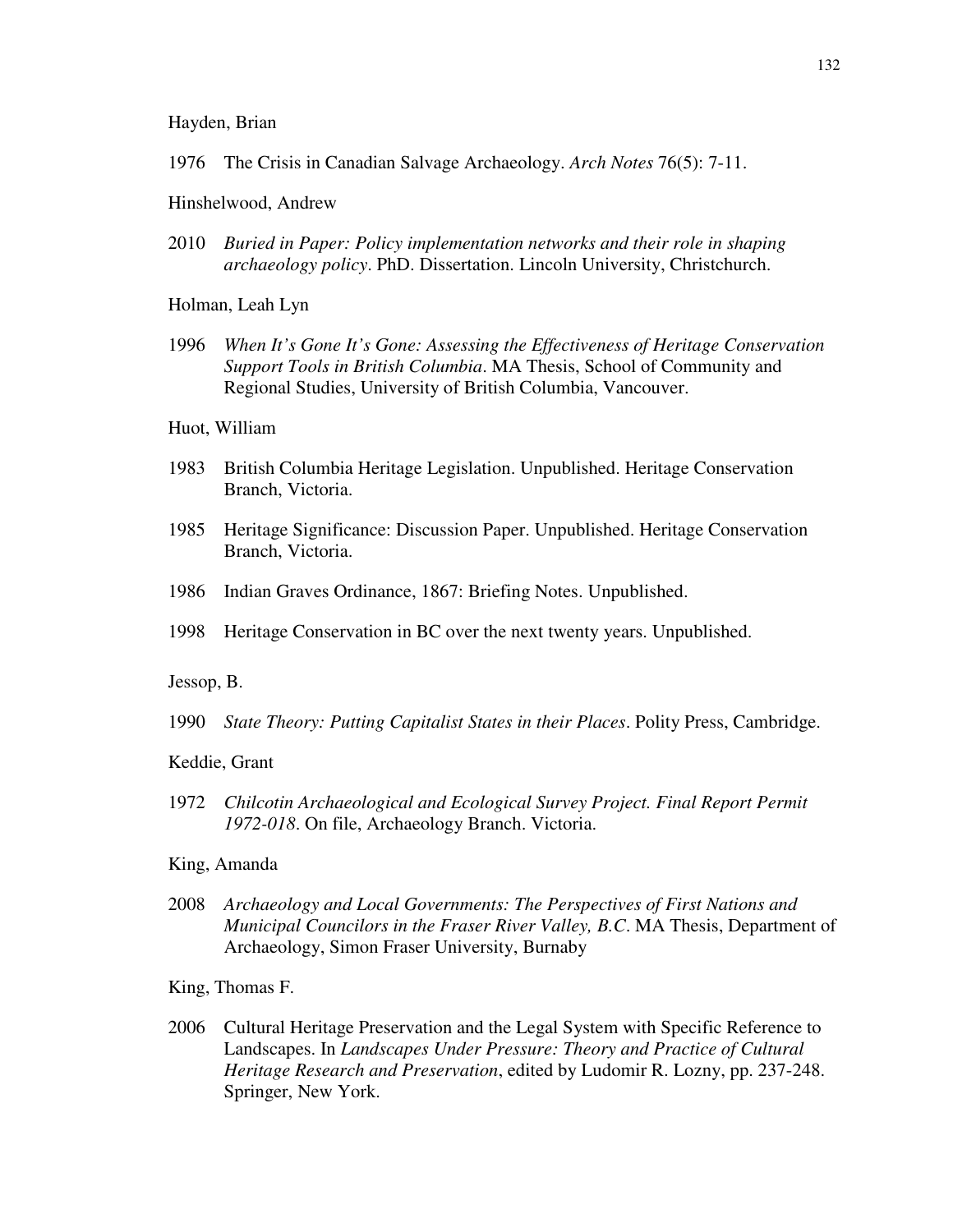Hayden, Brian

1976 The Crisis in Canadian Salvage Archaeology. *Arch Notes* 76(5): 7-11.

Hinshelwood, Andrew

2010 *Buried in Paper: Policy implementation networks and their role in shaping archaeology policy*. PhD. Dissertation. Lincoln University, Christchurch.

Holman, Leah Lyn

1996 *When It's Gone It's Gone: Assessing the Effectiveness of Heritage Conservation Support Tools in British Columbia*. MA Thesis, School of Community and Regional Studies, University of British Columbia, Vancouver.

Huot, William

1983 British Columbia Heritage Legislation. Unpublished. Heritage Conservation Branch, Victoria.

1985 Heritage Significance: Discussion Paper. Unpublished. Heritage Conservation Branch, Victoria.

1986 Indian Graves Ordinance, 1867: Briefing Notes. Unpublished.

1998 Heritage Conservation in BC over the next twenty years. Unpublished.

Jessop, B.

1990 *State Theory: Putting Capitalist States in their Places*. Polity Press, Cambridge.

Keddie, Grant

1972 *Chilcotin Archaeological and Ecological Survey Project. Final Report Permit 1972-018*. On file, Archaeology Branch. Victoria.

King, Amanda

2008 *Archaeology and Local Governments: The Perspectives of First Nations and Municipal Councilors in the Fraser River Valley, B.C*. MA Thesis, Department of Archaeology, Simon Fraser University, Burnaby

King, Thomas F.

2006 Cultural Heritage Preservation and the Legal System with Specific Reference to Landscapes. In *Landscapes Under Pressure: Theory and Practice of Cultural Heritage Research and Preservation*, edited by Ludomir R. Lozny, pp. 237-248. Springer, New York.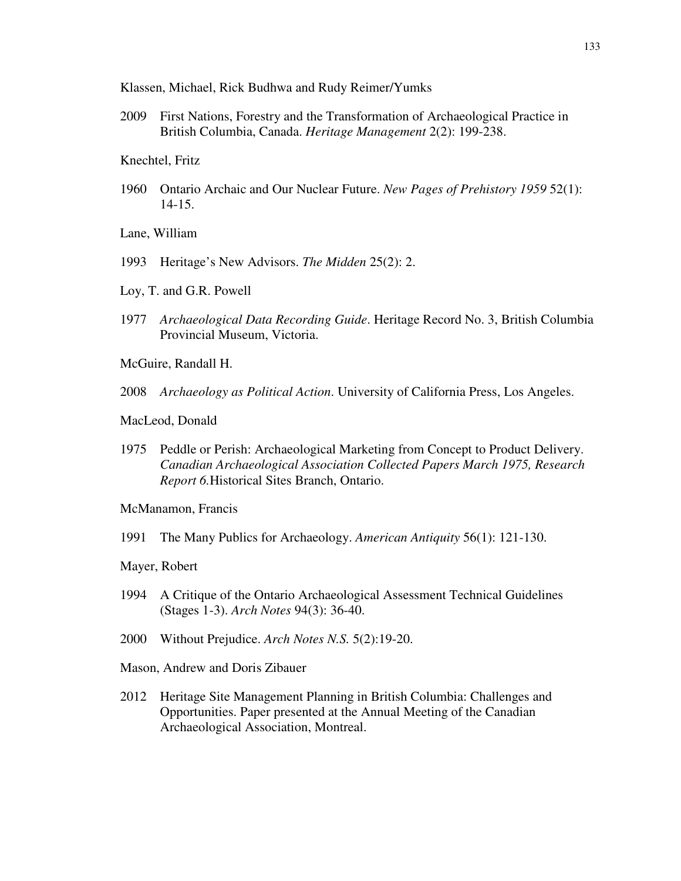Klassen, Michael, Rick Budhwa and Rudy Reimer/Yumks

2009 First Nations, Forestry and the Transformation of Archaeological Practice in British Columbia, Canada. *Heritage Management* 2(2): 199-238.

Knechtel, Fritz

1960 Ontario Archaic and Our Nuclear Future. *New Pages of Prehistory 1959* 52(1): 14-15.

Lane, William

1993 Heritage's New Advisors. *The Midden* 25(2): 2.

Loy, T. and G.R. Powell

1977 *Archaeological Data Recording Guide*. Heritage Record No. 3, British Columbia Provincial Museum, Victoria.

McGuire, Randall H.

2008 *Archaeology as Political Action*. University of California Press, Los Angeles.

MacLeod, Donald

1975 Peddle or Perish: Archaeological Marketing from Concept to Product Delivery. *Canadian Archaeological Association Collected Papers March 1975, Research Report 6.* Historical Sites Branch, Ontario.

McManamon, Francis

1991 The Many Publics for Archaeology. *American Antiquity* 56(1): 121-130.

Mayer, Robert

1994 A Critique of the Ontario Archaeological Assessment Technical Guidelines (Stages 1-3). *Arch Notes* 94(3): 36-40.

2000 Without Prejudice. *Arch Notes N.S.* 5(2):19-20.

Mason, Andrew and Doris Zibauer

2012 Heritage Site Management Planning in British Columbia: Challenges and Opportunities. Paper presented at the Annual Meeting of the Canadian Archaeological Association, Montreal.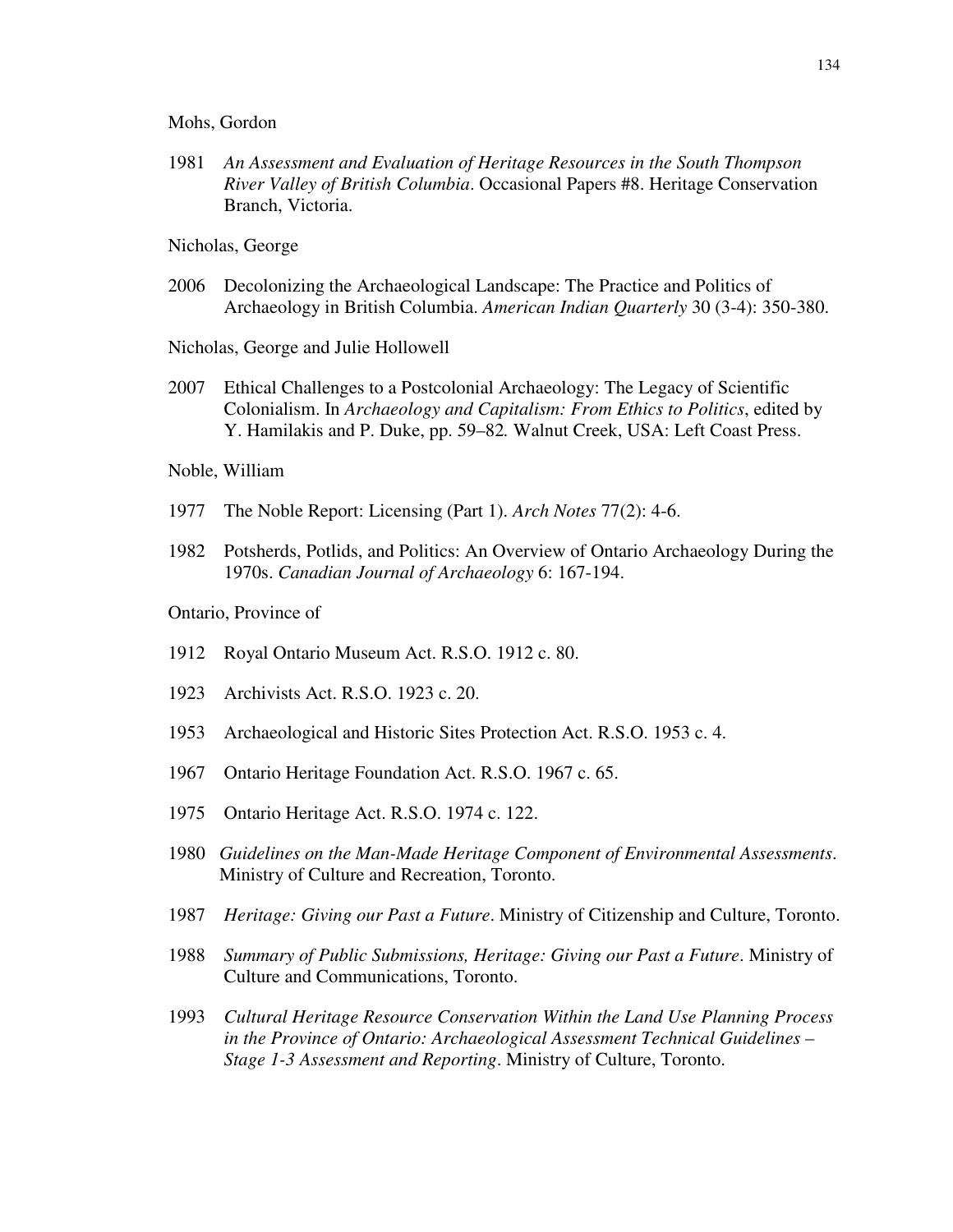Mohs, Gordon

1981 *An Assessment and Evaluation of Heritage Resources in the South Thompson River Valley of British Columbia*. Occasional Papers #8. Heritage Conservation Branch, Victoria.

Nicholas, George

2006 Decolonizing the Archaeological Landscape: The Practice and Politics of Archaeology in British Columbia. *American Indian Quarterly* 30 (3-4): 350-380.

Nicholas, George and Julie Hollowell

2007 Ethical Challenges to a Postcolonial Archaeology: The Legacy of Scientific Colonialism. In *Archaeology and Capitalism: From Ethics to Politics*, edited by Y. Hamilakis and P. Duke, pp. 59–82*.* Walnut Creek, USA: Left Coast Press.

Noble, William

1977 The Noble Report: Licensing (Part 1). *Arch Notes* 77(2): 4-6.

1982 Potsherds, Potlids, and Politics: An Overview of Ontario Archaeology During the 1970s. *Canadian Journal of Archaeology* 6: 167-194.

Ontario, Province of

1912 Royal Ontario Museum Act. R.S.O. 1912 c. 80.

1923 Archivists Act. R.S.O. 1923 c. 20.

1953 Archaeological and Historic Sites Protection Act. R.S.O. 1953 c. 4.

1967 Ontario Heritage Foundation Act. R.S.O. 1967 c. 65.

1975 Ontario Heritage Act. R.S.O. 1974 c. 122.

1980 *Guidelines on the Man-Made Heritage Component of Environmental Assessments*. Ministry of Culture and Recreation, Toronto.

1987 *Heritage: Giving our Past a Future*. Ministry of Citizenship and Culture, Toronto.

1988 *Summary of Public Submissions, Heritage: Giving our Past a Future*. Ministry of Culture and Communications, Toronto.

1993 *Cultural Heritage Resource Conservation Within the Land Use Planning Process in the Province of Ontario: Archaeological Assessment Technical Guidelines – Stage 1-3 Assessment and Reporting*. Ministry of Culture, Toronto.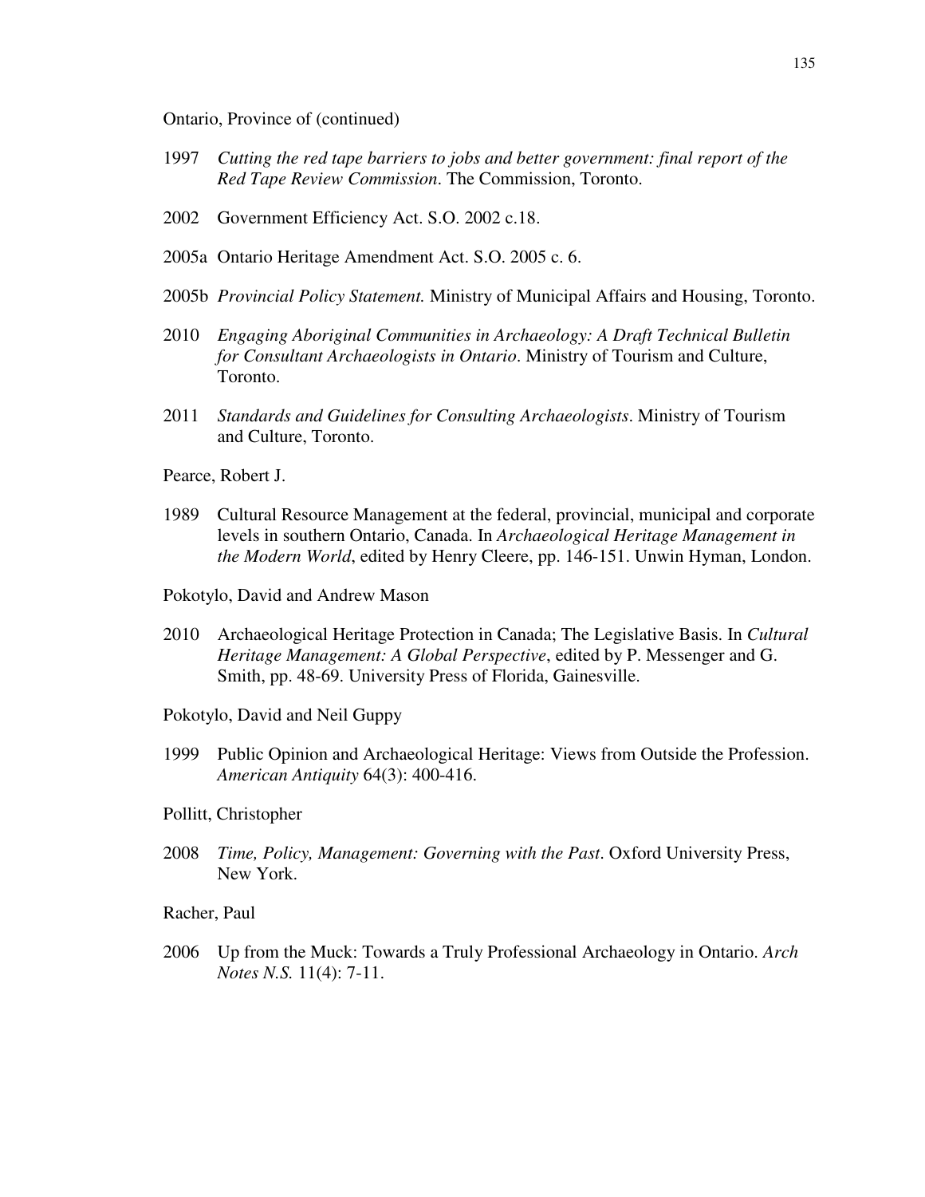Ontario, Province of (continued)

1997 *Cutting the red tape barriers to jobs and better government: final report of the Red Tape Review Commission*. The Commission, Toronto.

2002 Government Efficiency Act. S.O. 2002 c.18.

2005a Ontario Heritage Amendment Act. S.O. 2005 c. 6.

2005b *Provincial Policy Statement.* Ministry of Municipal Affairs and Housing, Toronto.

2010 *Engaging Aboriginal Communities in Archaeology: A Draft Technical Bulletin for Consultant Archaeologists in Ontario*. Ministry of Tourism and Culture, Toronto.

2011 *Standards and Guidelines for Consulting Archaeologists*. Ministry of Tourism and Culture, Toronto.

Pearce, Robert J.

1989 Cultural Resource Management at the federal, provincial, municipal and corporate levels in southern Ontario, Canada. In *Archaeological Heritage Management in the Modern World*, edited by Henry Cleere, pp. 146-151. Unwin Hyman, London.

Pokotylo, David and Andrew Mason

2010 Archaeological Heritage Protection in Canada; The Legislative Basis. In *Cultural Heritage Management: A Global Perspective*, edited by P. Messenger and G. Smith, pp. 48-69. University Press of Florida, Gainesville.

Pokotylo, David and Neil Guppy

1999 Public Opinion and Archaeological Heritage: Views from Outside the Profession. *American Antiquity* 64(3): 400-416.

Pollitt, Christopher

2008 *Time, Policy, Management: Governing with the Past*. Oxford University Press, New York.

Racher, Paul

2006 Up from the Muck: Towards a Truly Professional Archaeology in Ontario. *Arch Notes N.S.* 11(4): 7-11.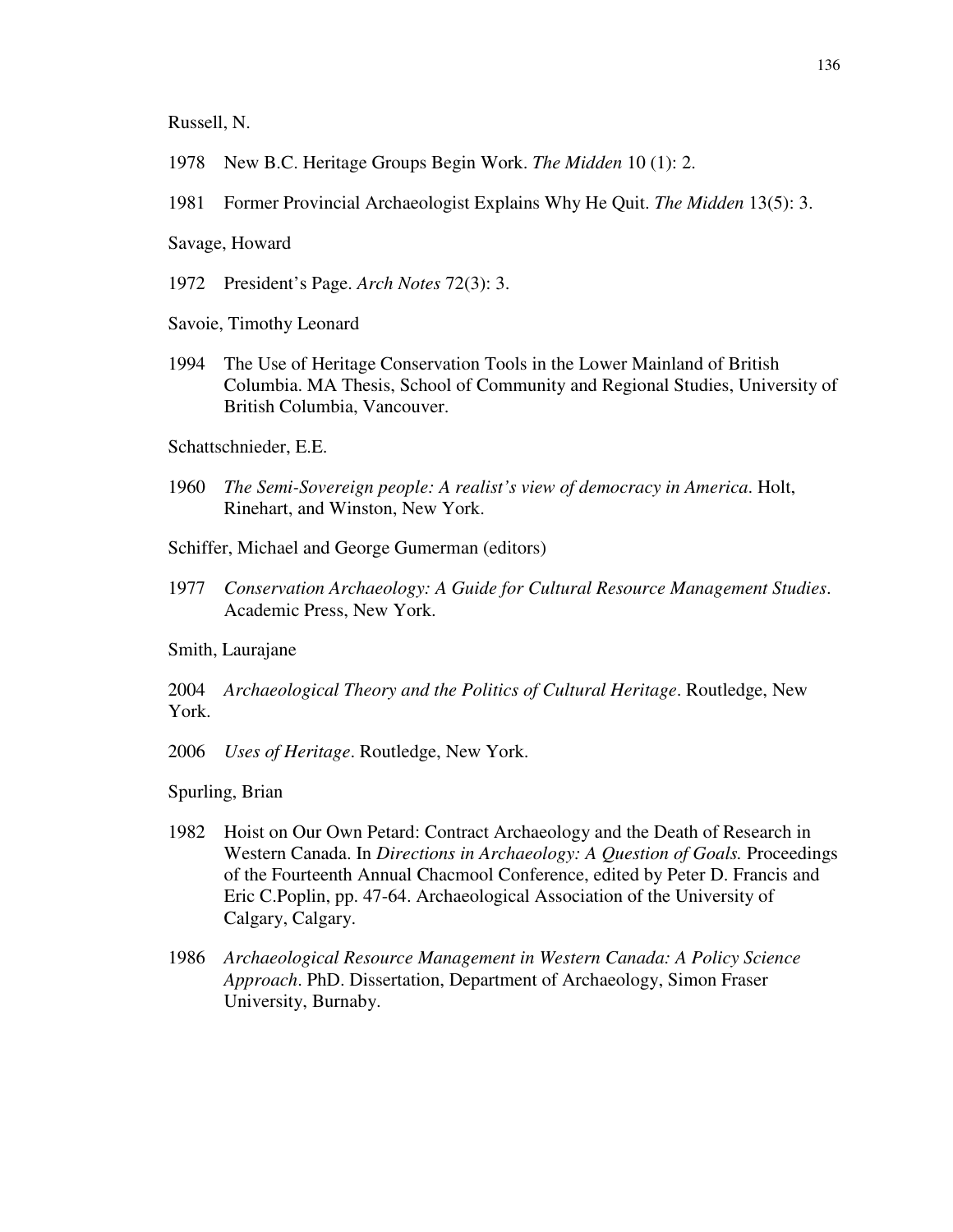Russell, N.

1978 New B.C. Heritage Groups Begin Work. *The Midden* 10 (1): 2.

1981 Former Provincial Archaeologist Explains Why He Quit. *The Midden* 13(5): 3.

Savage, Howard

1972 President's Page. *Arch Notes* 72(3): 3.

Savoie, Timothy Leonard

1994 The Use of Heritage Conservation Tools in the Lower Mainland of British Columbia. MA Thesis, School of Community and Regional Studies, University of British Columbia, Vancouver.

Schattschnieder, E.E.

1960 *The Semi-Sovereign people: A realist's view of democracy in America*. Holt, Rinehart, and Winston, New York.

Schiffer, Michael and George Gumerman (editors)

1977 *Conservation Archaeology: A Guide for Cultural Resource Management Studies*. Academic Press, New York.

Smith, Laurajane

2004 *Archaeological Theory and the Politics of Cultural Heritage*. Routledge, New York.

2006 *Uses of Heritage*. Routledge, New York.

Spurling, Brian

1982 Hoist on Our Own Petard: Contract Archaeology and the Death of Research in Western Canada. In *Directions in Archaeology: A Question of Goals.* Proceedings of the Fourteenth Annual Chacmool Conference, edited by Peter D. Francis and Eric C.Poplin, pp. 47-64. Archaeological Association of the University of Calgary, Calgary.

1986 *Archaeological Resource Management in Western Canada: A Policy Science Approach*. PhD. Dissertation, Department of Archaeology, Simon Fraser University, Burnaby.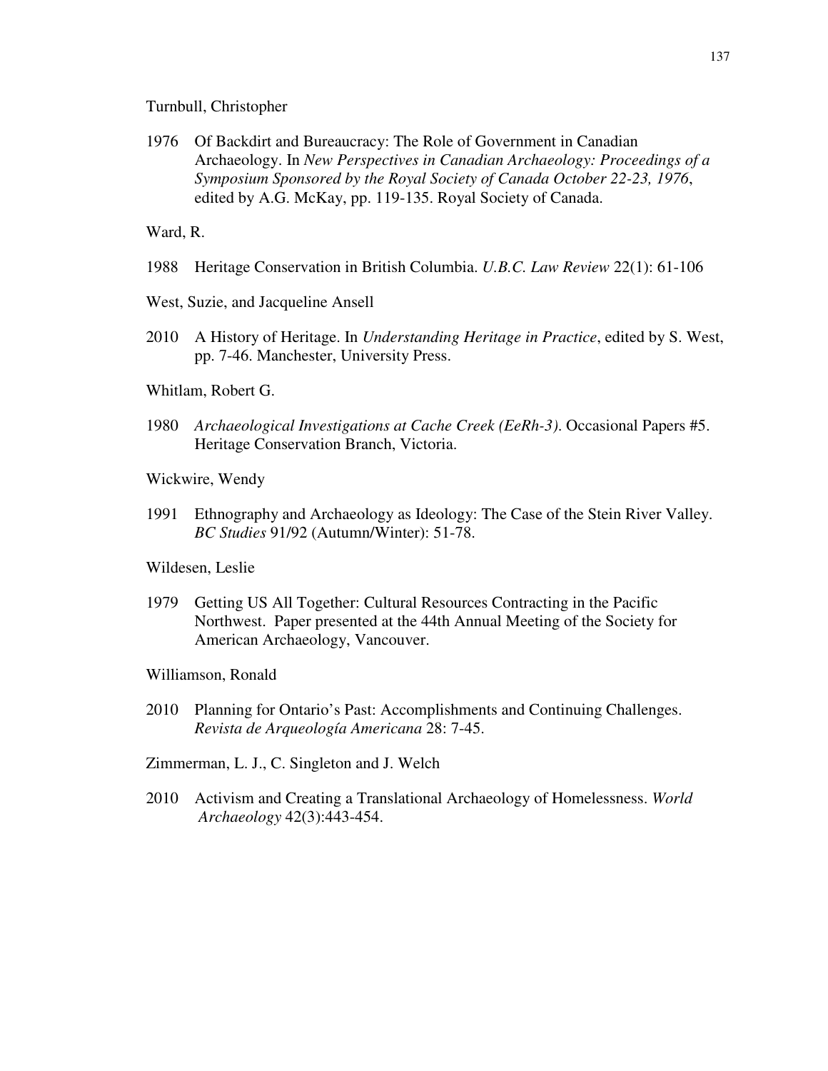Turnbull, Christopher

1976 Of Backdirt and Bureaucracy: The Role of Government in Canadian Archaeology. In *New Perspectives in Canadian Archaeology: Proceedings of a Symposium Sponsored by the Royal Society of Canada October 22-23, 1976*, edited by A.G. McKay, pp. 119-135. Royal Society of Canada.

Ward, R.

1988 Heritage Conservation in British Columbia. *U.B.C. Law Review* 22(1): 61-106

West, Suzie, and Jacqueline Ansell

2010 A History of Heritage. In *Understanding Heritage in Practice*, edited by S. West, pp. 7-46. Manchester, University Press.

Whitlam, Robert G.

1980 *Archaeological Investigations at Cache Creek (EeRh-3)*. Occasional Papers #5. Heritage Conservation Branch, Victoria.

Wickwire, Wendy

1991 Ethnography and Archaeology as Ideology: The Case of the Stein River Valley. *BC Studies* 91/92 (Autumn/Winter): 51-78.

Wildesen, Leslie

1979 Getting US All Together: Cultural Resources Contracting in the Pacific Northwest. Paper presented at the 44th Annual Meeting of the Society for American Archaeology, Vancouver.

Williamson, Ronald

2010 Planning for Ontario's Past: Accomplishments and Continuing Challenges. *Revista de Arqueología Americana* 28: 7-45.

Zimmerman, L. J., C. Singleton and J. Welch

2010 Activism and Creating a Translational Archaeology of Homelessness. *World Archaeology* 42(3):443-454.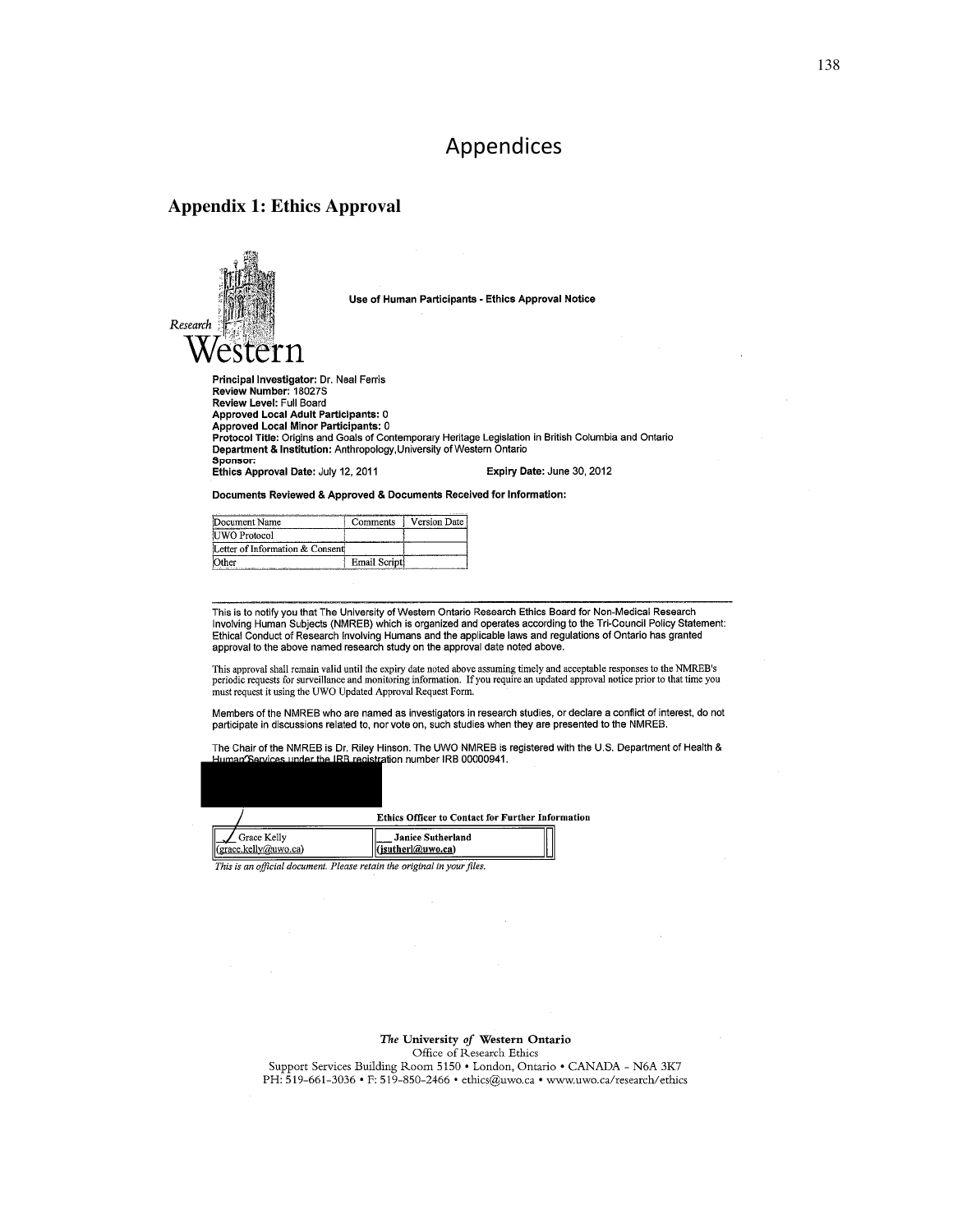# Appendices

## Appendix 1: Ethics Approval

Research Western

**Use of Human Participants - Ethics Approval Notice**

**Principal Investigator:** Dr. Neal Ferris
**Review Number:** 18027S
**Review Level:** Full Board
**Approved Local Adult Participants:** 0
**Approved Local Minor Participants:** 0
**Protocol Title:** Origins and Goals of Contemporary Heritage Legislation in British Columbia and Ontario
**Department & Institution:** Anthropology,University of Western Ontario
**Sponsor:**
**Ethics Approval Date:** July 12, 2011 **Expiry Date:** June 30, 2012

**Documents Reviewed & Approved & Documents Received for Information:**

| Document Name | Comments | Version Date |
|---|---|---|
| UWO Protocol | | |
| Letter of Information & Consent | | |
| Other | Email Script | |

This is to notify you that The University of Western Ontario Research Ethics Board for Non-Medical Research Involving Human Subjects (NMREB) which is organized and operates according to the Tri-Council Policy Statement: Ethical Conduct of Research Involving Humans and the applicable laws and regulations of Ontario has granted approval to the above named research study on the approval date noted above.

This approval shall remain valid until the expiry date noted above assuming timely and acceptable responses to the NMREB's periodic requests for surveillance and monitoring information. If you require an updated approval notice prior to that time you must request it using the UWO Updated Approval Request Form.

Members of the NMREB who are named as investigators in research studies, or declare a conflict of interest, do not participate in discussions related to, nor vote on, such studies when they are presented to the NMREB.

The Chair of the NMREB is Dr. Riley Hinson. The UWO NMREB is registered with the U.S. Department of Health & Human Services under the IRB registration number IRB 00000941.

**Ethics Officer to Contact for Further Information**

| | |
|---|---|
| ✓ Grace Kelly (grace.kelly@uwo.ca) | Janice Sutherland (jsutherl@uwo.ca) |

*This is an official document. Please retain the original in your files.*

*The* **University** *of* **Western Ontario**
Office of Research Ethics
Support Services Building Room 5150 • London, Ontario • CANADA - N6A 3K7
PH: 519-661-3036 • F: 519-850-2466 • ethics@uwo.ca • www.uwo.ca/research/ethics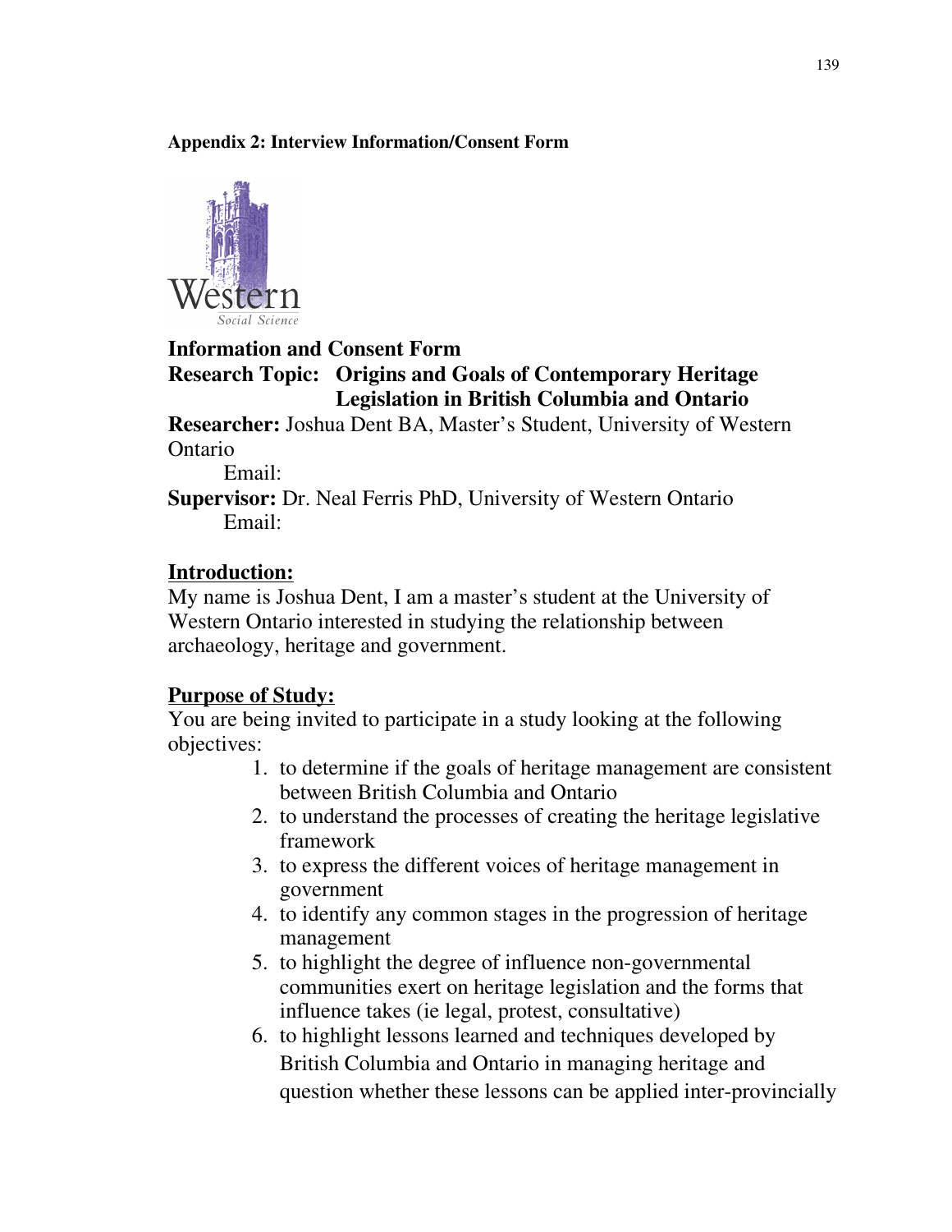**Appendix 2: Interview Information/Consent Form**

**Information and Consent Form**
**Research Topic: Origins and Goals of Contemporary Heritage Legislation in British Columbia and Ontario**
**Researcher:** Joshua Dent BA, Master's Student, University of Western Ontario
Email:
**Supervisor:** Dr. Neal Ferris PhD, University of Western Ontario
Email:

## Introduction:

My name is Joshua Dent, I am a master's student at the University of Western Ontario interested in studying the relationship between archaeology, heritage and government.

## Purpose of Study:

You are being invited to participate in a study looking at the following objectives:

1. to determine if the goals of heritage management are consistent between British Columbia and Ontario
2. to understand the processes of creating the heritage legislative framework
3. to express the different voices of heritage management in government
4. to identify any common stages in the progression of heritage management
5. to highlight the degree of influence non-governmental communities exert on heritage legislation and the forms that influence takes (ie legal, protest, consultative)
6. to highlight lessons learned and techniques developed by British Columbia and Ontario in managing heritage and question whether these lessons can be applied inter-provincially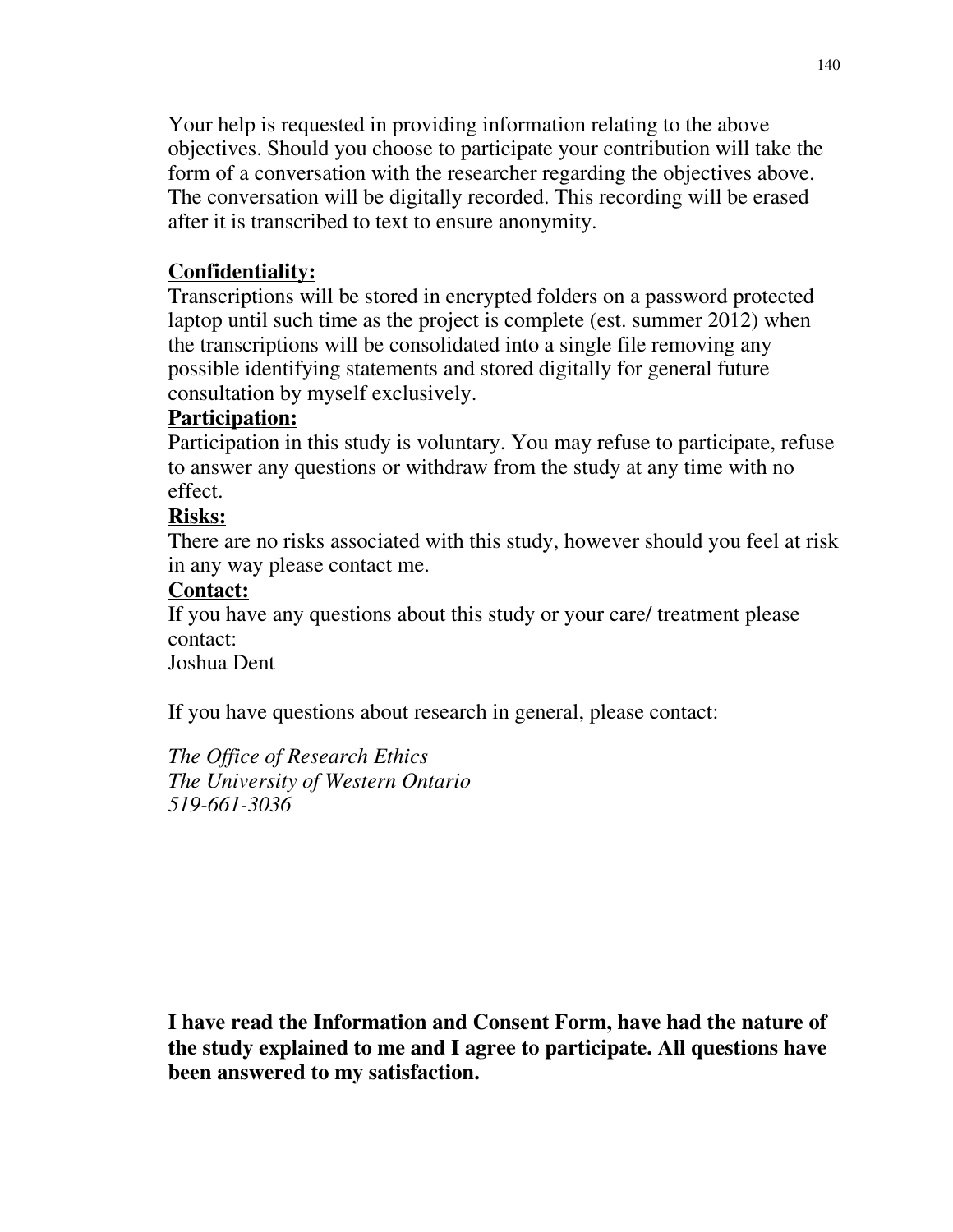Your help is requested in providing information relating to the above objectives. Should you choose to participate your contribution will take the form of a conversation with the researcher regarding the objectives above. The conversation will be digitally recorded. This recording will be erased after it is transcribed to text to ensure anonymity.

**<u>Confidentiality:</u>**
Transcriptions will be stored in encrypted folders on a password protected laptop until such time as the project is complete (est. summer 2012) when the transcriptions will be consolidated into a single file removing any possible identifying statements and stored digitally for general future consultation by myself exclusively.

**<u>Participation:</u>**
Participation in this study is voluntary. You may refuse to participate, refuse to answer any questions or withdraw from the study at any time with no effect.

**<u>Risks:</u>**
There are no risks associated with this study, however should you feel at risk in any way please contact me.

**<u>Contact:</u>**
If you have any questions about this study or your care/ treatment please contact:
Joshua Dent

If you have questions about research in general, please contact:

*The Office of Research Ethics*
*The University of Western Ontario*
*519-661-3036*

**I have read the Information and Consent Form, have had the nature of the study explained to me and I agree to participate. All questions have been answered to my satisfaction.**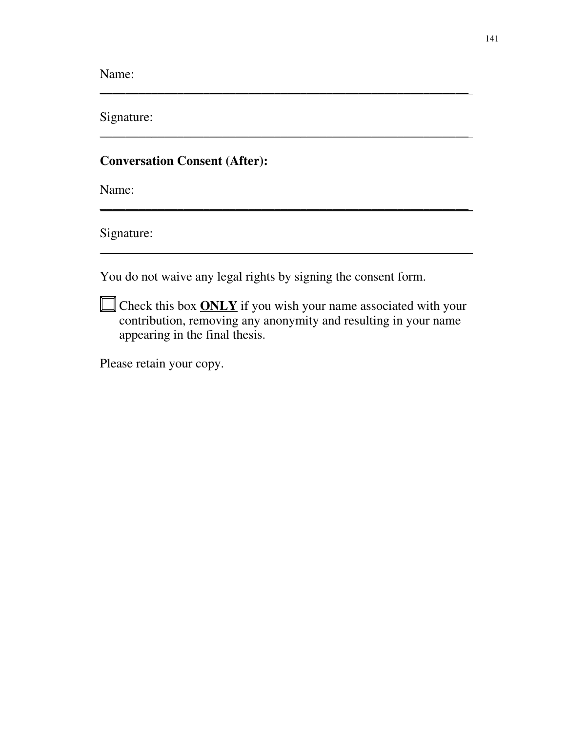Name: \_\_\_\_\_\_\_\_\_\_\_\_\_\_\_\_\_\_\_\_\_\_\_\_\_\_\_\_\_\_\_\_\_\_\_\_\_\_\_\_\_\_\_\_\_\_\_\_\_\_\_\_

Signature: \_\_\_\_\_\_\_\_\_\_\_\_\_\_\_\_\_\_\_\_\_\_\_\_\_\_\_\_\_\_\_\_\_\_\_\_\_\_\_\_\_\_\_\_\_\_\_\_\_\_\_\_

**Conversation Consent (After):**

Name: \_\_\_\_\_\_\_\_\_\_\_\_\_\_\_\_\_\_\_\_\_\_\_\_\_\_\_\_\_\_\_\_\_\_\_\_\_\_\_\_\_\_\_\_\_\_\_\_\_\_\_\_

Signature: \_\_\_\_\_\_\_\_\_\_\_\_\_\_\_\_\_\_\_\_\_\_\_\_\_\_\_\_\_\_\_\_\_\_\_\_\_\_\_\_\_\_\_\_\_\_\_\_\_\_\_\_

You do not waive any legal rights by signing the consent form.

☐ Check this box **<u>ONLY</u>** if you wish your name associated with your contribution, removing any anonymity and resulting in your name appearing in the final thesis.

Please retain your copy.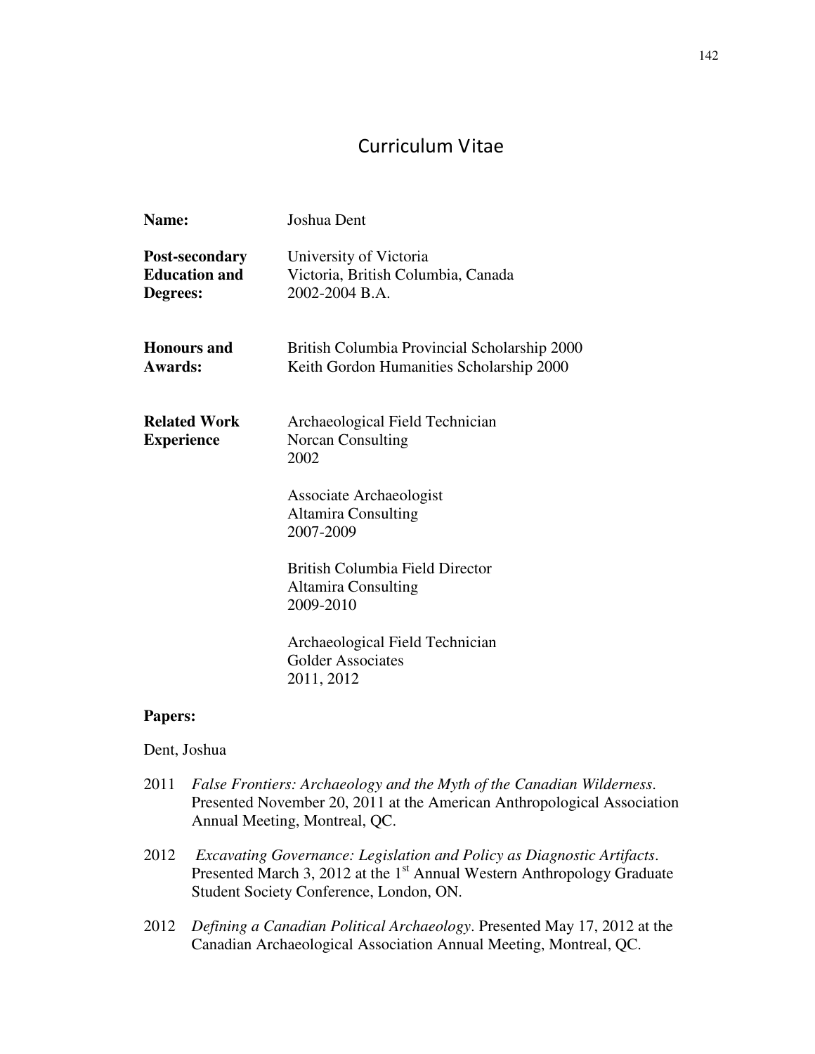# Curriculum Vitae

**Name:** Joshua Dent

**Post-secondary Education and Degrees:**
University of Victoria
Victoria, British Columbia, Canada
2002-2004 B.A.

**Honours and Awards:**
British Columbia Provincial Scholarship 2000
Keith Gordon Humanities Scholarship 2000

**Related Work Experience**

Archaeological Field Technician
Norcan Consulting
2002

Associate Archaeologist
Altamira Consulting
2007-2009

British Columbia Field Director
Altamira Consulting
2009-2010

Archaeological Field Technician
Golder Associates
2011, 2012

**Papers:**

Dent, Joshua

2011 *False Frontiers: Archaeology and the Myth of the Canadian Wilderness*. Presented November 20, 2011 at the American Anthropological Association Annual Meeting, Montreal, QC.

2012 *Excavating Governance: Legislation and Policy as Diagnostic Artifacts*. Presented March 3, 2012 at the 1st Annual Western Anthropology Graduate Student Society Conference, London, ON.

2012 *Defining a Canadian Political Archaeology*. Presented May 17, 2012 at the Canadian Archaeological Association Annual Meeting, Montreal, QC.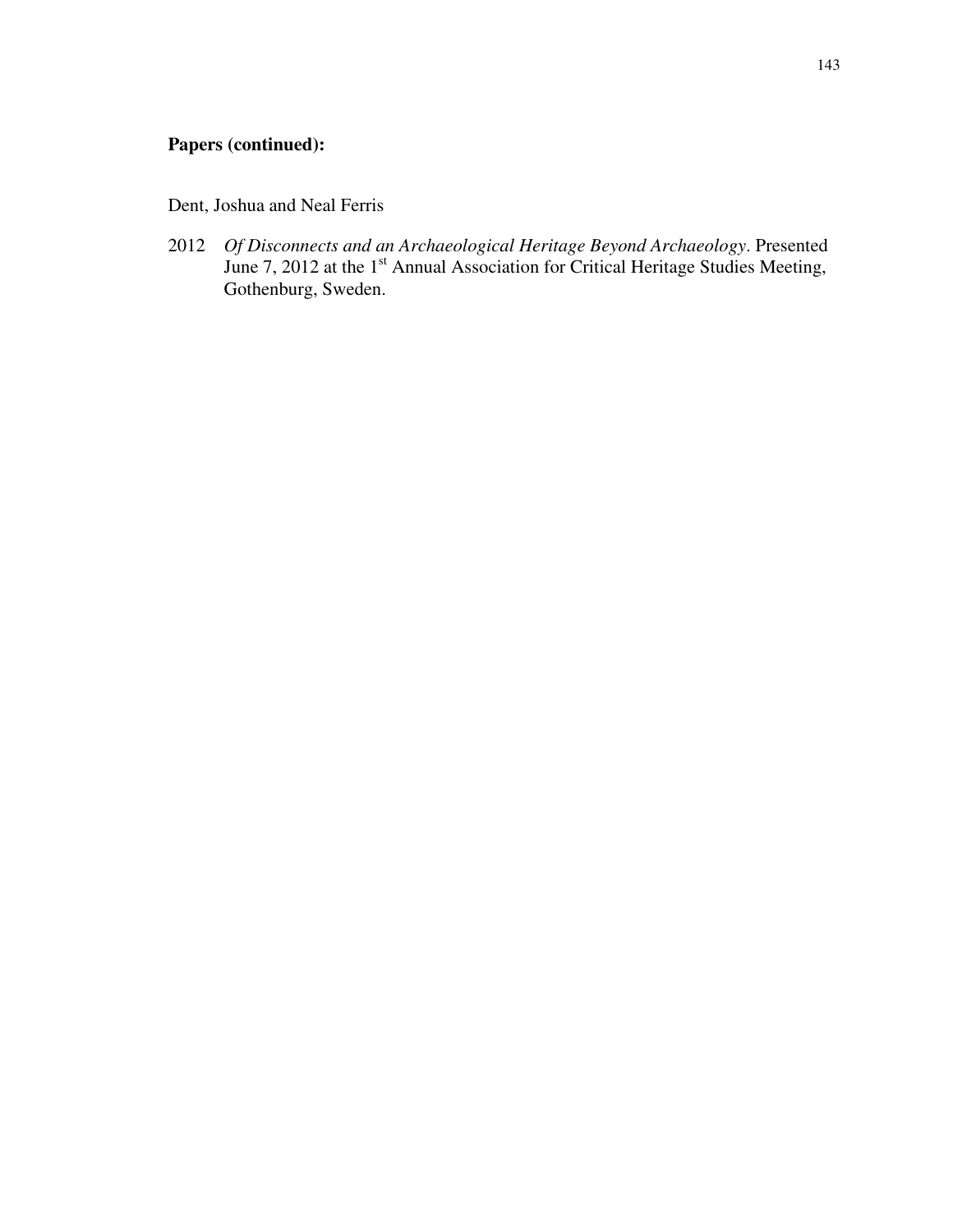**Papers (continued):**

Dent, Joshua and Neal Ferris

2012 *Of Disconnects and an Archaeological Heritage Beyond Archaeology*. Presented June 7, 2012 at the 1st Annual Association for Critical Heritage Studies Meeting, Gothenburg, Sweden.